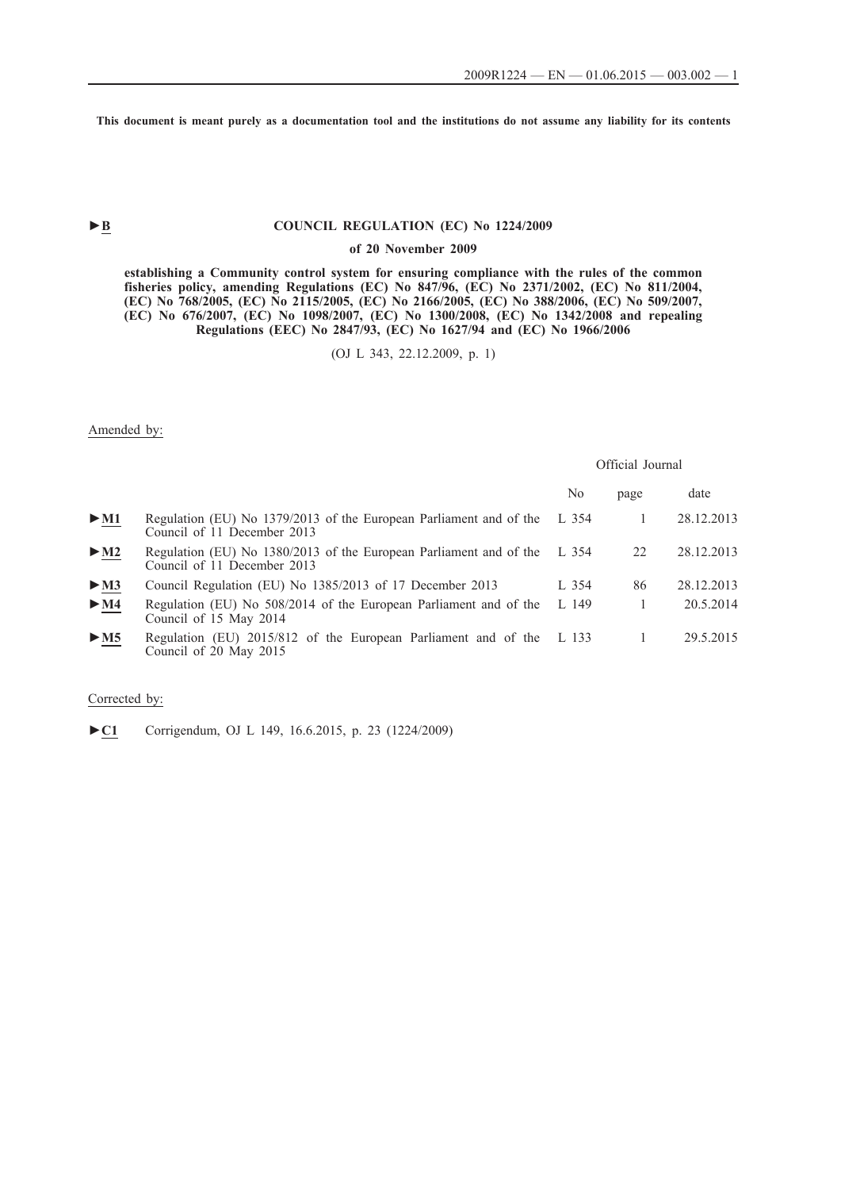This document is meant purely as a documentation tool and the institutions do not assume any liability for its contents

►B

# COUNCIL REGULATION (EC) No 1224/2009

## of 20 November 2009

**establishing a Community control system for ensuring compliance with the rules of the common fisheries policy, amending Regulations (EC) No 847/96, (EC) No 2371/2002, (EC) No 811/2004, (EC) No 768/2005, (EC) No 2115/2005, (EC) No 2166/2005, (EC) No 388/2006, (EC) No 509/2007, (EC) No 676/2007, (EC) No 1098/2007, (EC) No 1300/2008, (EC) No 1342/2008 and repealing Regulations (EEC) No 2847/93, (EC) No 1627/94 and (EC) No 1966/2006**

(OJ L 343, 22.12.2009, p. 1)

Amended by:

| | | Official Journal | | |
|---|---|---|---|---|
| | | No | page | date |
| ►M1 | Regulation (EU) No 1379/2013 of the European Parliament and of the Council of 11 December 2013 | L 354 | 1 | 28.12.2013 |
| ►M2 | Regulation (EU) No 1380/2013 of the European Parliament and of the Council of 11 December 2013 | L 354 | 22 | 28.12.2013 |
| ►M3 | Council Regulation (EU) No 1385/2013 of 17 December 2013 | L 354 | 86 | 28.12.2013 |
| ►M4 | Regulation (EU) No 508/2014 of the European Parliament and of the Council of 15 May 2014 | L 149 | 1 | 20.5.2014 |
| ►M5 | Regulation (EU) 2015/812 of the European Parliament and of the Council of 20 May 2015 | L 133 | 1 | 29.5.2015 |

Corrected by:

►C1 Corrigendum, OJ L 149, 16.6.2015, p. 23 (1224/2009)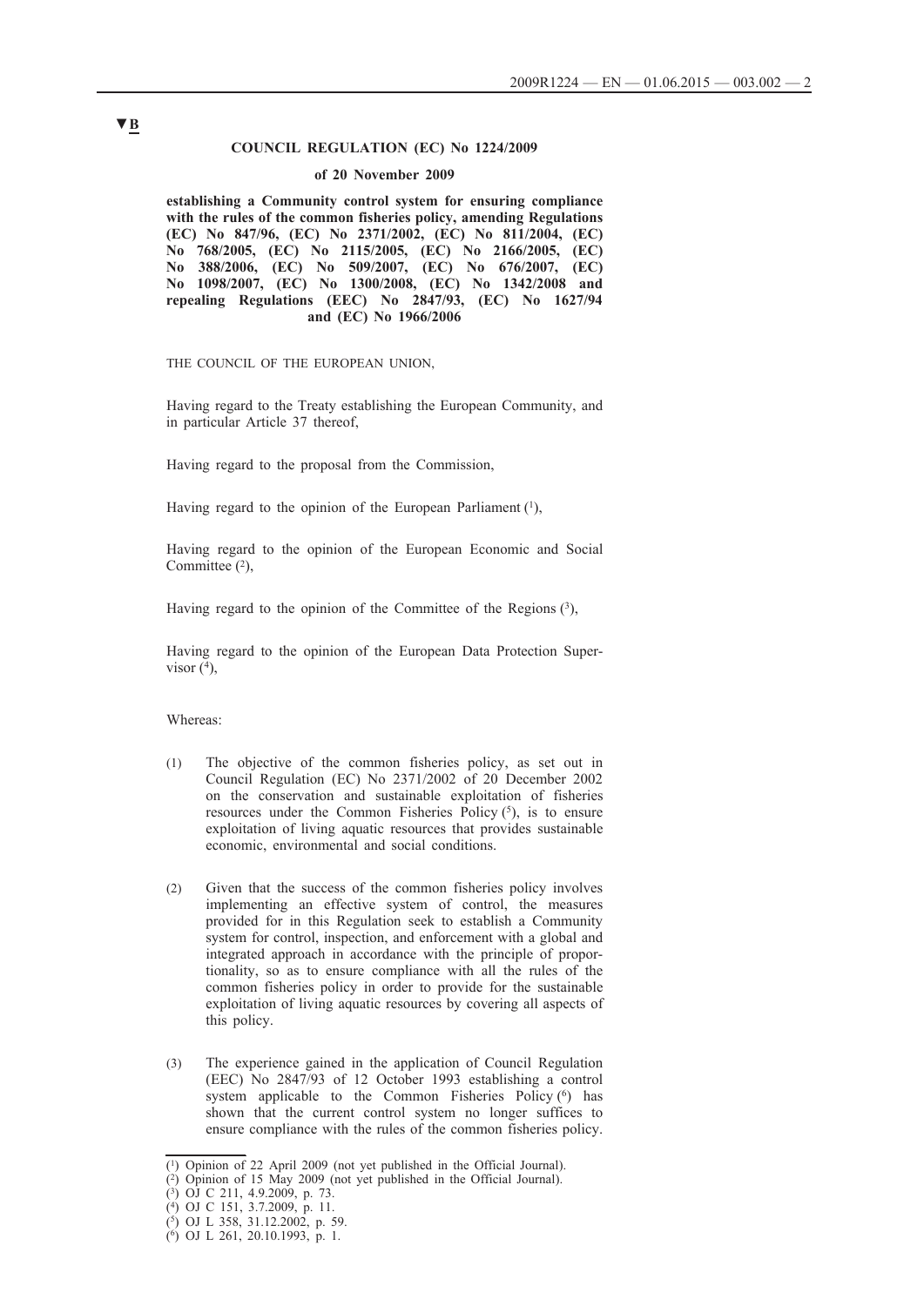▼B

**COUNCIL REGULATION (EC) No 1224/2009**

**of 20 November 2009**

**establishing a Community control system for ensuring compliance with the rules of the common fisheries policy, amending Regulations (EC) No 847/96, (EC) No 2371/2002, (EC) No 811/2004, (EC) No 768/2005, (EC) No 2115/2005, (EC) No 2166/2005, (EC) No 388/2006, (EC) No 509/2007, (EC) No 676/2007, (EC) No 1098/2007, (EC) No 1300/2008, (EC) No 1342/2008 and repealing Regulations (EEC) No 2847/93, (EC) No 1627/94 and (EC) No 1966/2006**

THE COUNCIL OF THE EUROPEAN UNION,

Having regard to the Treaty establishing the European Community, and in particular Article 37 thereof,

Having regard to the proposal from the Commission,

Having regard to the opinion of the European Parliament [1],

Having regard to the opinion of the European Economic and Social Committee [2],

Having regard to the opinion of the Committee of the Regions [3],

Having regard to the opinion of the European Data Protection Supervisor [4],

Whereas:

(1) The objective of the common fisheries policy, as set out in Council Regulation (EC) No 2371/2002 of 20 December 2002 on the conservation and sustainable exploitation of fisheries resources under the Common Fisheries Policy [5], is to ensure exploitation of living aquatic resources that provides sustainable economic, environmental and social conditions.

(2) Given that the success of the common fisheries policy involves implementing an effective system of control, the measures provided for in this Regulation seek to establish a Community system for control, inspection, and enforcement with a global and integrated approach in accordance with the principle of proportionality, so as to ensure compliance with all the rules of the common fisheries policy in order to provide for the sustainable exploitation of living aquatic resources by covering all aspects of this policy.

(3) The experience gained in the application of Council Regulation (EEC) No 2847/93 of 12 October 1993 establishing a control system applicable to the Common Fisheries Policy [6] has shown that the current control system no longer suffices to ensure compliance with the rules of the common fisheries policy.

---

[1] Opinion of 22 April 2009 (not yet published in the Official Journal).

[2] Opinion of 15 May 2009 (not yet published in the Official Journal).

[3] OJ C 211, 4.9.2009, p. 73.

[4] OJ C 151, 3.7.2009, p. 11.

[5] OJ L 358, 31.12.2002, p. 59.

[6] OJ L 261, 20.10.1993, p. 1.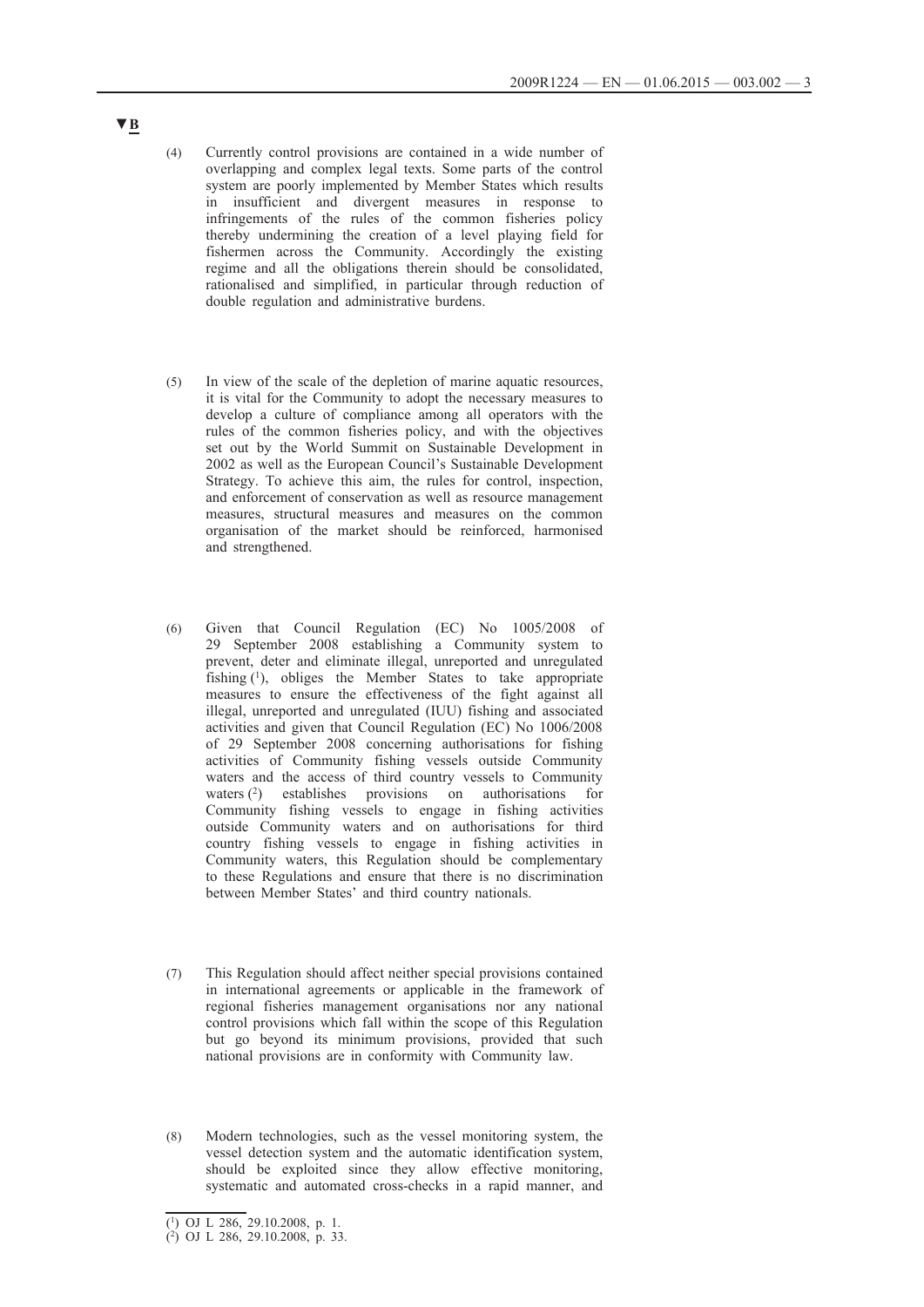▼B

(4) Currently control provisions are contained in a wide number of overlapping and complex legal texts. Some parts of the control system are poorly implemented by Member States which results in insufficient and divergent measures in response to infringements of the rules of the common fisheries policy thereby undermining the creation of a level playing field for fishermen across the Community. Accordingly the existing regime and all the obligations therein should be consolidated, rationalised and simplified, in particular through reduction of double regulation and administrative burdens.

(5) In view of the scale of the depletion of marine aquatic resources, it is vital for the Community to adopt the necessary measures to develop a culture of compliance among all operators with the rules of the common fisheries policy, and with the objectives set out by the World Summit on Sustainable Development in 2002 as well as the European Council's Sustainable Development Strategy. To achieve this aim, the rules for control, inspection, and enforcement of conservation as well as resource management measures, structural measures and measures on the common organisation of the market should be reinforced, harmonised and strengthened.

(6) Given that Council Regulation (EC) No 1005/2008 of 29 September 2008 establishing a Community system to prevent, deter and eliminate illegal, unreported and unregulated fishing [1], obliges the Member States to take appropriate measures to ensure the effectiveness of the fight against all illegal, unreported and unregulated (IUU) fishing and associated activities and given that Council Regulation (EC) No 1006/2008 of 29 September 2008 concerning authorisations for fishing activities of Community fishing vessels outside Community waters and the access of third country vessels to Community waters [2] establishes provisions on authorisations for Community fishing vessels to engage in fishing activities outside Community waters and on authorisations for third country fishing vessels to engage in fishing activities in Community waters, this Regulation should be complementary to these Regulations and ensure that there is no discrimination between Member States' and third country nationals.

(7) This Regulation should affect neither special provisions contained in international agreements or applicable in the framework of regional fisheries management organisations nor any national control provisions which fall within the scope of this Regulation but go beyond its minimum provisions, provided that such national provisions are in conformity with Community law.

(8) Modern technologies, such as the vessel monitoring system, the vessel detection system and the automatic identification system, should be exploited since they allow effective monitoring, systematic and automated cross-checks in a rapid manner, and

---

[1] OJ L 286, 29.10.2008, p. 1.

[2] OJ L 286, 29.10.2008, p. 33.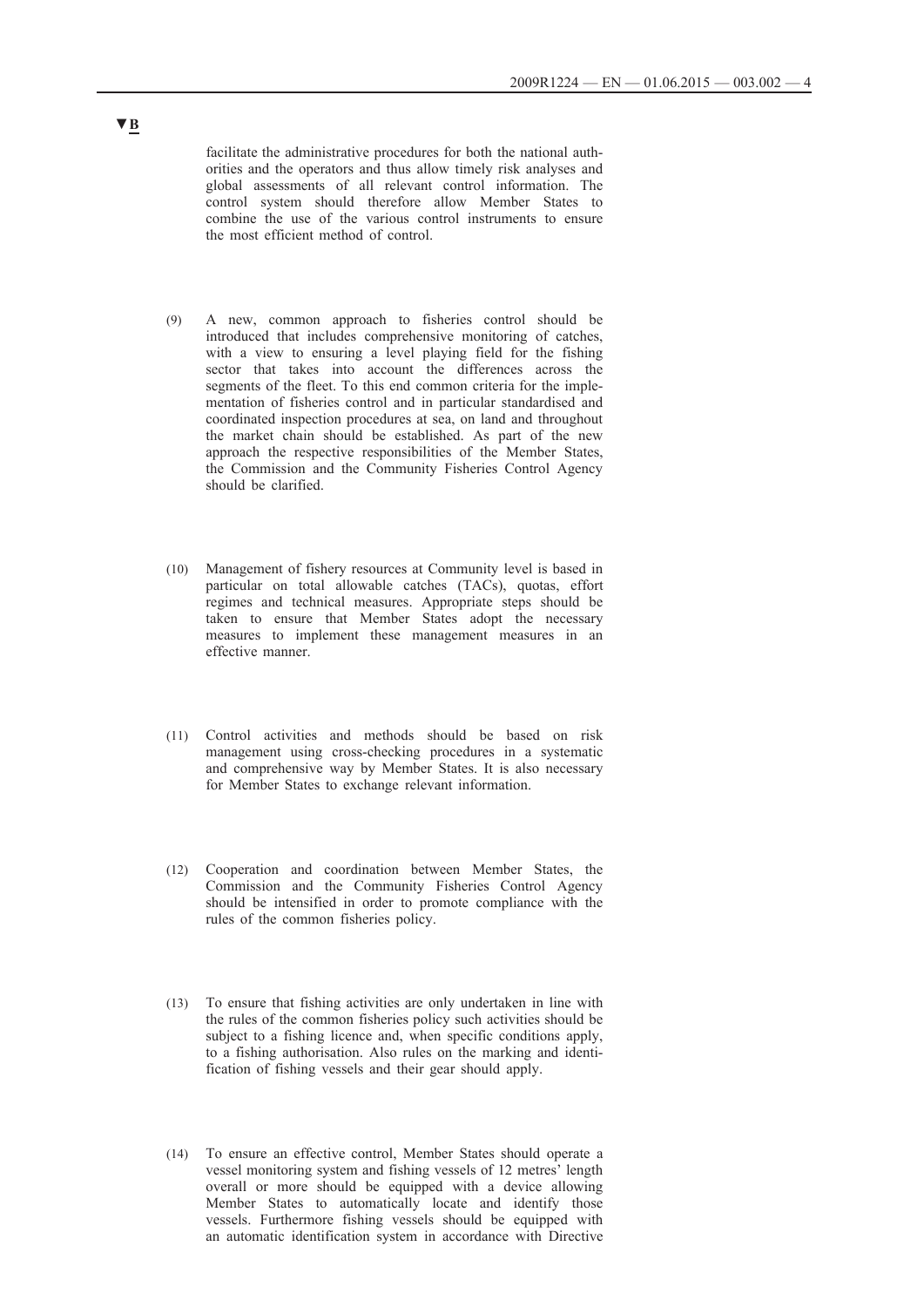▼B

facilitate the administrative procedures for both the national authorities and the operators and thus allow timely risk analyses and global assessments of all relevant control information. The control system should therefore allow Member States to combine the use of the various control instruments to ensure the most efficient method of control.

(9) A new, common approach to fisheries control should be introduced that includes comprehensive monitoring of catches, with a view to ensuring a level playing field for the fishing sector that takes into account the differences across the segments of the fleet. To this end common criteria for the implementation of fisheries control and in particular standardised and coordinated inspection procedures at sea, on land and throughout the market chain should be established. As part of the new approach the respective responsibilities of the Member States, the Commission and the Community Fisheries Control Agency should be clarified.

(10) Management of fishery resources at Community level is based in particular on total allowable catches (TACs), quotas, effort regimes and technical measures. Appropriate steps should be taken to ensure that Member States adopt the necessary measures to implement these management measures in an effective manner.

(11) Control activities and methods should be based on risk management using cross-checking procedures in a systematic and comprehensive way by Member States. It is also necessary for Member States to exchange relevant information.

(12) Cooperation and coordination between Member States, the Commission and the Community Fisheries Control Agency should be intensified in order to promote compliance with the rules of the common fisheries policy.

(13) To ensure that fishing activities are only undertaken in line with the rules of the common fisheries policy such activities should be subject to a fishing licence and, when specific conditions apply, to a fishing authorisation. Also rules on the marking and identification of fishing vessels and their gear should apply.

(14) To ensure an effective control, Member States should operate a vessel monitoring system and fishing vessels of 12 metres' length overall or more should be equipped with a device allowing Member States to automatically locate and identify those vessels. Furthermore fishing vessels should be equipped with an automatic identification system in accordance with Directive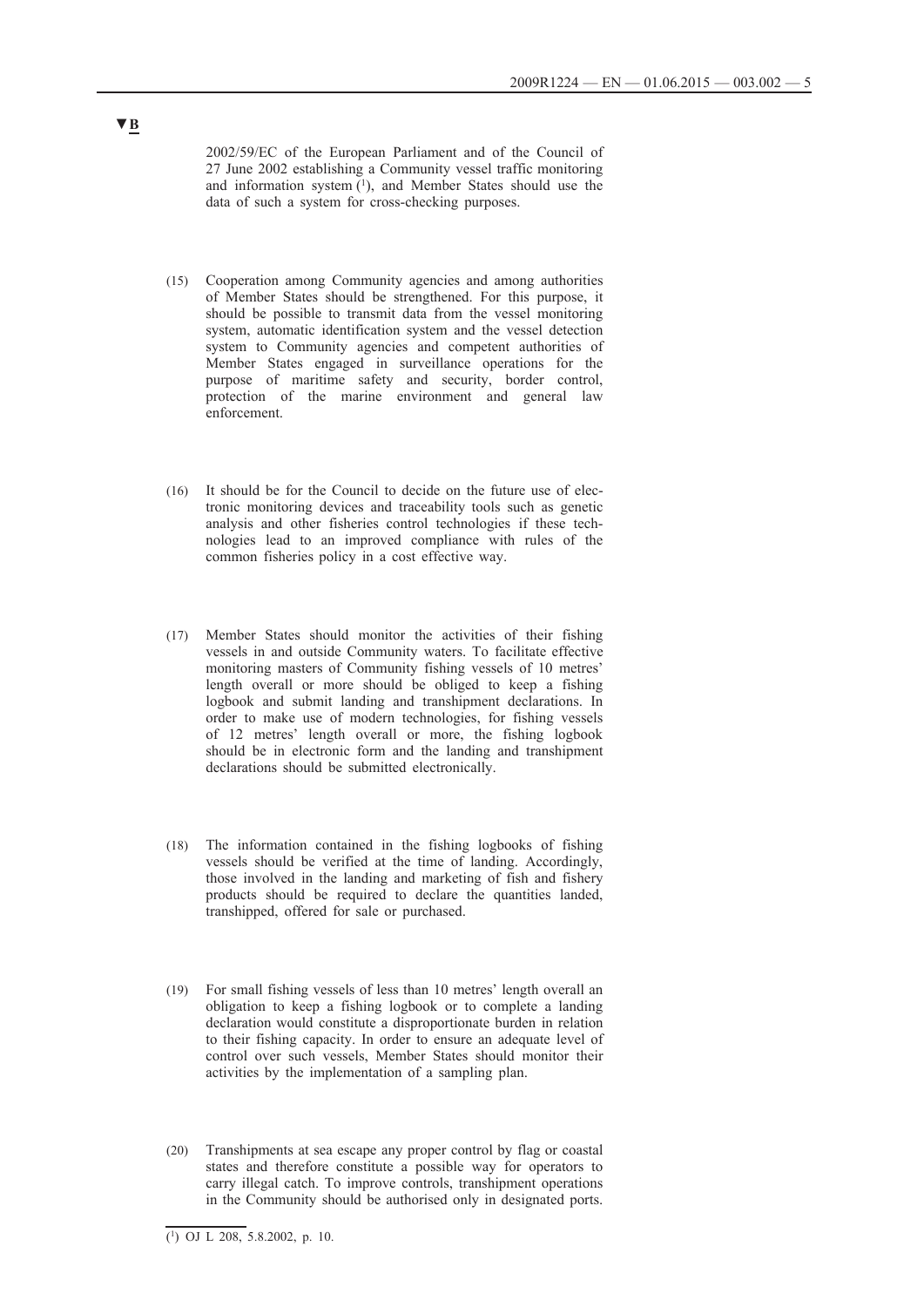▼B

2002/59/EC of the European Parliament and of the Council of 27 June 2002 establishing a Community vessel traffic monitoring and information system [1], and Member States should use the data of such a system for cross-checking purposes.

(15) Cooperation among Community agencies and among authorities of Member States should be strengthened. For this purpose, it should be possible to transmit data from the vessel monitoring system, automatic identification system and the vessel detection system to Community agencies and competent authorities of Member States engaged in surveillance operations for the purpose of maritime safety and security, border control, protection of the marine environment and general law enforcement.

(16) It should be for the Council to decide on the future use of electronic monitoring devices and traceability tools such as genetic analysis and other fisheries control technologies if these technologies lead to an improved compliance with rules of the common fisheries policy in a cost effective way.

(17) Member States should monitor the activities of their fishing vessels in and outside Community waters. To facilitate effective monitoring masters of Community fishing vessels of 10 metres' length overall or more should be obliged to keep a fishing logbook and submit landing and transhipment declarations. In order to make use of modern technologies, for fishing vessels of 12 metres' length overall or more, the fishing logbook should be in electronic form and the landing and transhipment declarations should be submitted electronically.

(18) The information contained in the fishing logbooks of fishing vessels should be verified at the time of landing. Accordingly, those involved in the landing and marketing of fish and fishery products should be required to declare the quantities landed, transhipped, offered for sale or purchased.

(19) For small fishing vessels of less than 10 metres' length overall an obligation to keep a fishing logbook or to complete a landing declaration would constitute a disproportionate burden in relation to their fishing capacity. In order to ensure an adequate level of control over such vessels, Member States should monitor their activities by the implementation of a sampling plan.

(20) Transhipments at sea escape any proper control by flag or coastal states and therefore constitute a possible way for operators to carry illegal catch. To improve controls, transhipment operations in the Community should be authorised only in designated ports.

[1] OJ L 208, 5.8.2002, p. 10.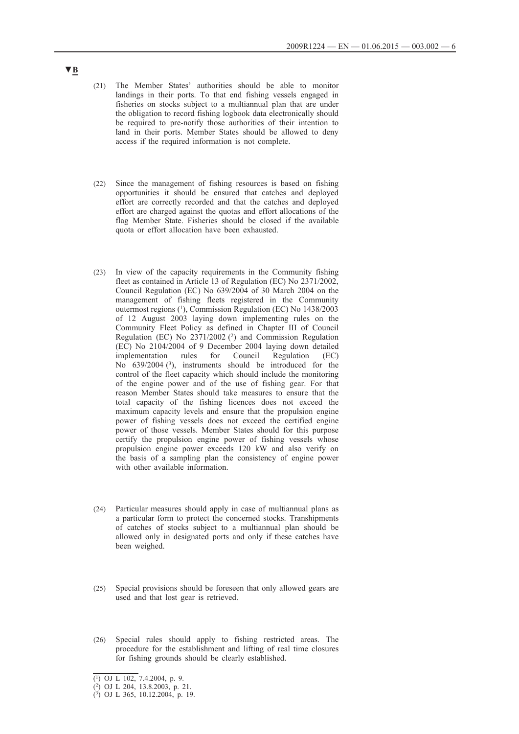▼B

(21) The Member States' authorities should be able to monitor landings in their ports. To that end fishing vessels engaged in fisheries on stocks subject to a multiannual plan that are under the obligation to record fishing logbook data electronically should be required to pre-notify those authorities of their intention to land in their ports. Member States should be allowed to deny access if the required information is not complete.

(22) Since the management of fishing resources is based on fishing opportunities it should be ensured that catches and deployed effort are correctly recorded and that the catches and deployed effort are charged against the quotas and effort allocations of the flag Member State. Fisheries should be closed if the available quota or effort allocation have been exhausted.

(23) In view of the capacity requirements in the Community fishing fleet as contained in Article 13 of Regulation (EC) No 2371/2002, Council Regulation (EC) No 639/2004 of 30 March 2004 on the management of fishing fleets registered in the Community outermost regions [1], Commission Regulation (EC) No 1438/2003 of 12 August 2003 laying down implementing rules on the Community Fleet Policy as defined in Chapter III of Council Regulation (EC) No 2371/2002 [2] and Commission Regulation (EC) No 2104/2004 of 9 December 2004 laying down detailed implementation rules for Council Regulation (EC) No 639/2004 [3], instruments should be introduced for the control of the fleet capacity which should include the monitoring of the engine power and of the use of fishing gear. For that reason Member States should take measures to ensure that the total capacity of the fishing licences does not exceed the maximum capacity levels and ensure that the propulsion engine power of fishing vessels does not exceed the certified engine power of those vessels. Member States should for this purpose certify the propulsion engine power of fishing vessels whose propulsion engine power exceeds 120 kW and also verify on the basis of a sampling plan the consistency of engine power with other available information.

(24) Particular measures should apply in case of multiannual plans as a particular form to protect the concerned stocks. Transhipments of catches of stocks subject to a multiannual plan should be allowed only in designated ports and only if these catches have been weighed.

(25) Special provisions should be foreseen that only allowed gears are used and that lost gear is retrieved.

(26) Special rules should apply to fishing restricted areas. The procedure for the establishment and lifting of real time closures for fishing grounds should be clearly established.

---

[1] OJ L 102, 7.4.2004, p. 9.

[2] OJ L 204, 13.8.2003, p. 21.

[3] OJ L 365, 10.12.2004, p. 19.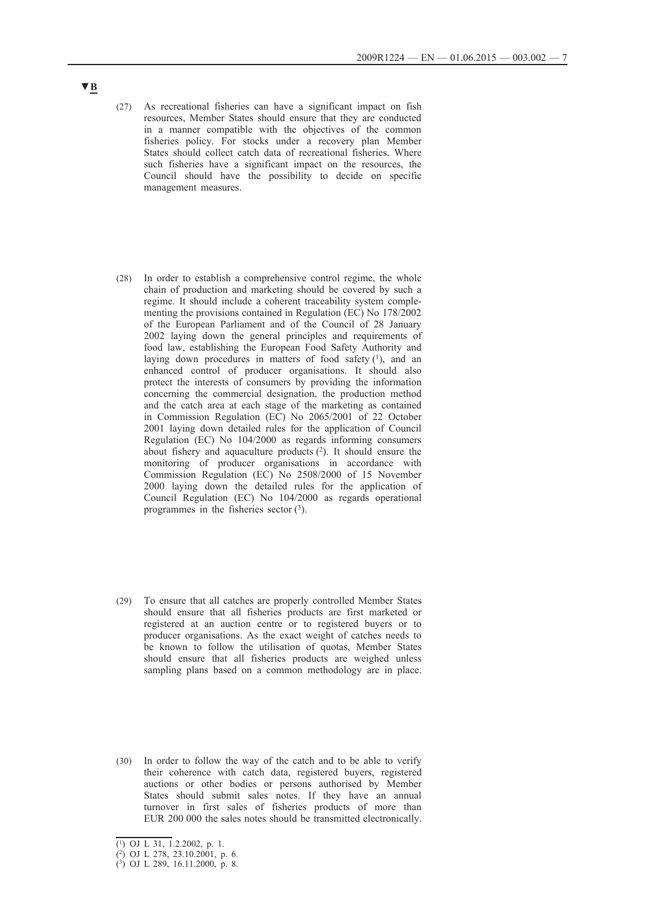**▼B**

(27) As recreational fisheries can have a significant impact on fish resources, Member States should ensure that they are conducted in a manner compatible with the objectives of the common fisheries policy. For stocks under a recovery plan Member States should collect catch data of recreational fisheries. Where such fisheries have a significant impact on the resources, the Council should have the possibility to decide on specific management measures.

(28) In order to establish a comprehensive control regime, the whole chain of production and marketing should be covered by such a regime. It should include a coherent traceability system complementing the provisions contained in Regulation (EC) No 178/2002 of the European Parliament and of the Council of 28 January 2002 laying down the general principles and requirements of food law, establishing the European Food Safety Authority and laying down procedures in matters of food safety [1], and an enhanced control of producer organisations. It should also protect the interests of consumers by providing the information concerning the commercial designation, the production method and the catch area at each stage of the marketing as contained in Commission Regulation (EC) No 2065/2001 of 22 October 2001 laying down detailed rules for the application of Council Regulation (EC) No 104/2000 as regards informing consumers about fishery and aquaculture products [2]. It should ensure the monitoring of producer organisations in accordance with Commission Regulation (EC) No 2508/2000 of 15 November 2000 laying down the detailed rules for the application of Council Regulation (EC) No 104/2000 as regards operational programmes in the fisheries sector [3].

(29) To ensure that all catches are properly controlled Member States should ensure that all fisheries products are first marketed or registered at an auction centre or to registered buyers or to producer organisations. As the exact weight of catches needs to be known to follow the utilisation of quotas, Member States should ensure that all fisheries products are weighed unless sampling plans based on a common methodology are in place.

(30) In order to follow the way of the catch and to be able to verify their coherence with catch data, registered buyers, registered auctions or other bodies or persons authorised by Member States should submit sales notes. If they have an annual turnover in first sales of fisheries products of more than EUR 200 000 the sales notes should be transmitted electronically.

---

[1] OJ L 31, 1.2.2002, p. 1.

[2] OJ L 278, 23.10.2001, p. 6.

[3] OJ L 289, 16.11.2000, p. 8.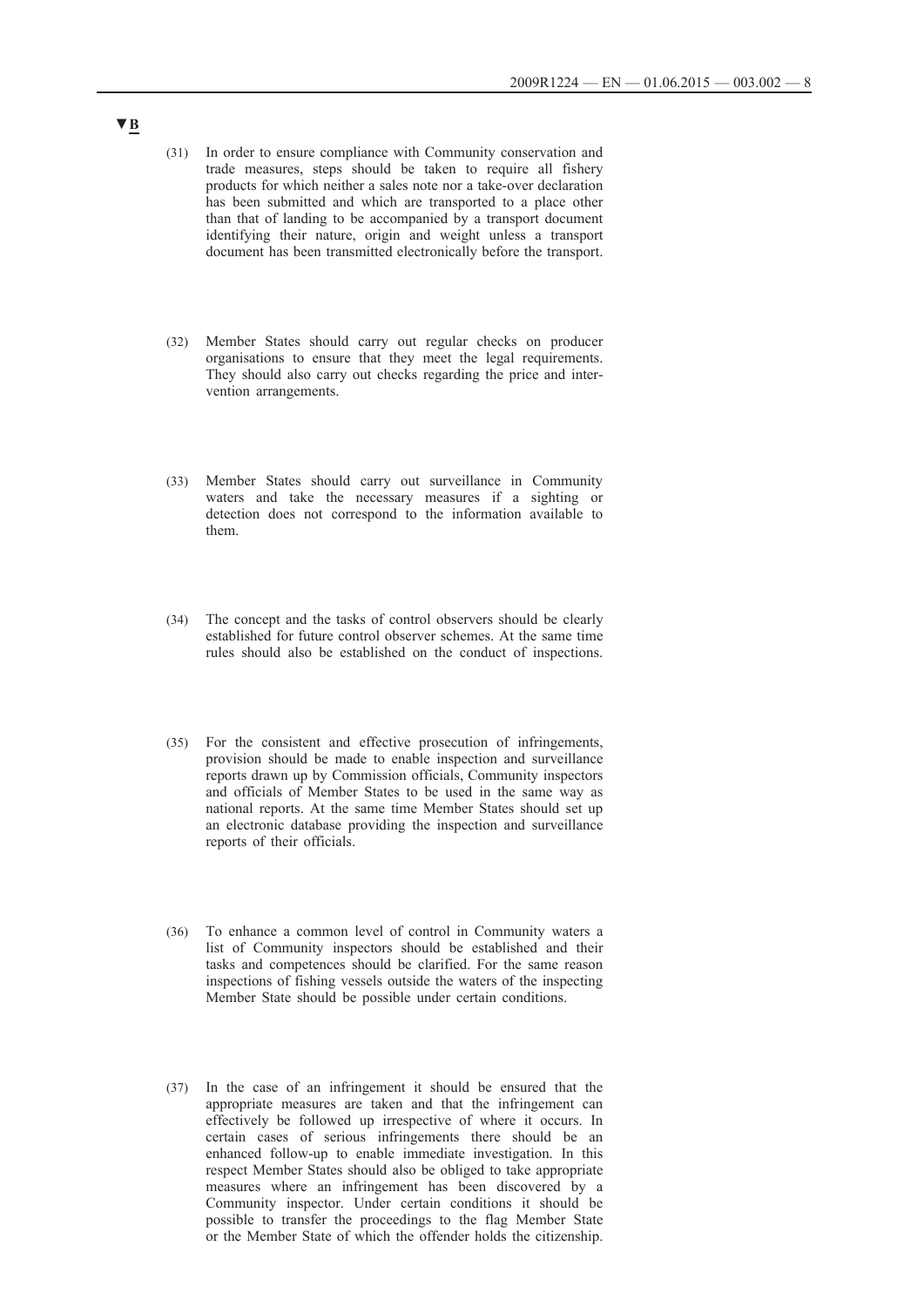▼B

(31) In order to ensure compliance with Community conservation and trade measures, steps should be taken to require all fishery products for which neither a sales note nor a take-over declaration has been submitted and which are transported to a place other than that of landing to be accompanied by a transport document identifying their nature, origin and weight unless a transport document has been transmitted electronically before the transport.

(32) Member States should carry out regular checks on producer organisations to ensure that they meet the legal requirements. They should also carry out checks regarding the price and intervention arrangements.

(33) Member States should carry out surveillance in Community waters and take the necessary measures if a sighting or detection does not correspond to the information available to them.

(34) The concept and the tasks of control observers should be clearly established for future control observer schemes. At the same time rules should also be established on the conduct of inspections.

(35) For the consistent and effective prosecution of infringements, provision should be made to enable inspection and surveillance reports drawn up by Commission officials, Community inspectors and officials of Member States to be used in the same way as national reports. At the same time Member States should set up an electronic database providing the inspection and surveillance reports of their officials.

(36) To enhance a common level of control in Community waters a list of Community inspectors should be established and their tasks and competences should be clarified. For the same reason inspections of fishing vessels outside the waters of the inspecting Member State should be possible under certain conditions.

(37) In the case of an infringement it should be ensured that the appropriate measures are taken and that the infringement can effectively be followed up irrespective of where it occurs. In certain cases of serious infringements there should be an enhanced follow-up to enable immediate investigation. In this respect Member States should also be obliged to take appropriate measures where an infringement has been discovered by a Community inspector. Under certain conditions it should be possible to transfer the proceedings to the flag Member State or the Member State of which the offender holds the citizenship.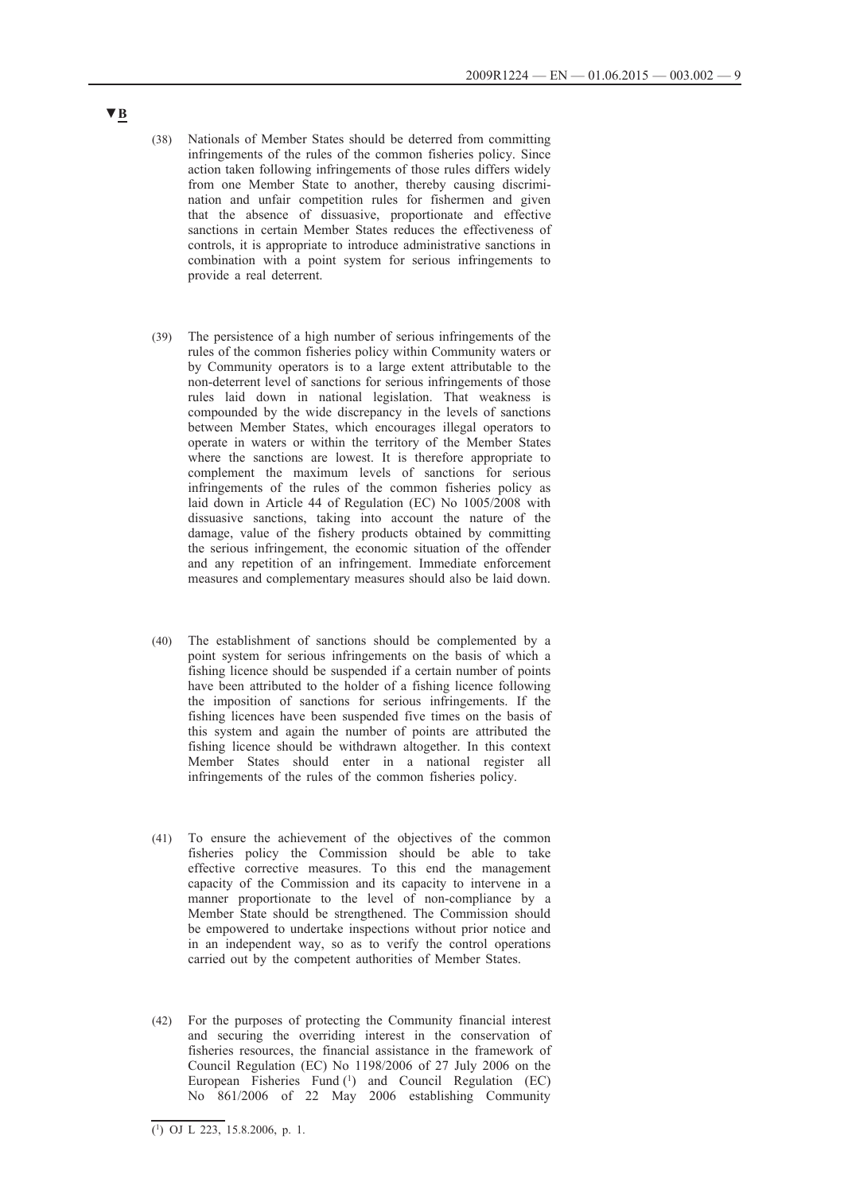▼B

(38) Nationals of Member States should be deterred from committing infringements of the rules of the common fisheries policy. Since action taken following infringements of those rules differs widely from one Member State to another, thereby causing discrimination and unfair competition rules for fishermen and given that the absence of dissuasive, proportionate and effective sanctions in certain Member States reduces the effectiveness of controls, it is appropriate to introduce administrative sanctions in combination with a point system for serious infringements to provide a real deterrent.

(39) The persistence of a high number of serious infringements of the rules of the common fisheries policy within Community waters or by Community operators is to a large extent attributable to the non-deterrent level of sanctions for serious infringements of those rules laid down in national legislation. That weakness is compounded by the wide discrepancy in the levels of sanctions between Member States, which encourages illegal operators to operate in waters or within the territory of the Member States where the sanctions are lowest. It is therefore appropriate to complement the maximum levels of sanctions for serious infringements of the rules of the common fisheries policy as laid down in Article 44 of Regulation (EC) No 1005/2008 with dissuasive sanctions, taking into account the nature of the damage, value of the fishery products obtained by committing the serious infringement, the economic situation of the offender and any repetition of an infringement. Immediate enforcement measures and complementary measures should also be laid down.

(40) The establishment of sanctions should be complemented by a point system for serious infringements on the basis of which a fishing licence should be suspended if a certain number of points have been attributed to the holder of a fishing licence following the imposition of sanctions for serious infringements. If the fishing licences have been suspended five times on the basis of this system and again the number of points are attributed the fishing licence should be withdrawn altogether. In this context Member States should enter in a national register all infringements of the rules of the common fisheries policy.

(41) To ensure the achievement of the objectives of the common fisheries policy the Commission should be able to take effective corrective measures. To this end the management capacity of the Commission and its capacity to intervene in a manner proportionate to the level of non-compliance by a Member State should be strengthened. The Commission should be empowered to undertake inspections without prior notice and in an independent way, so as to verify the control operations carried out by the competent authorities of Member States.

(42) For the purposes of protecting the Community financial interest and securing the overriding interest in the conservation of fisheries resources, the financial assistance in the framework of Council Regulation (EC) No 1198/2006 of 27 July 2006 on the European Fisheries Fund [1] and Council Regulation (EC) No 861/2006 of 22 May 2006 establishing Community

---

[1] OJ L 223, 15.8.2006, p. 1.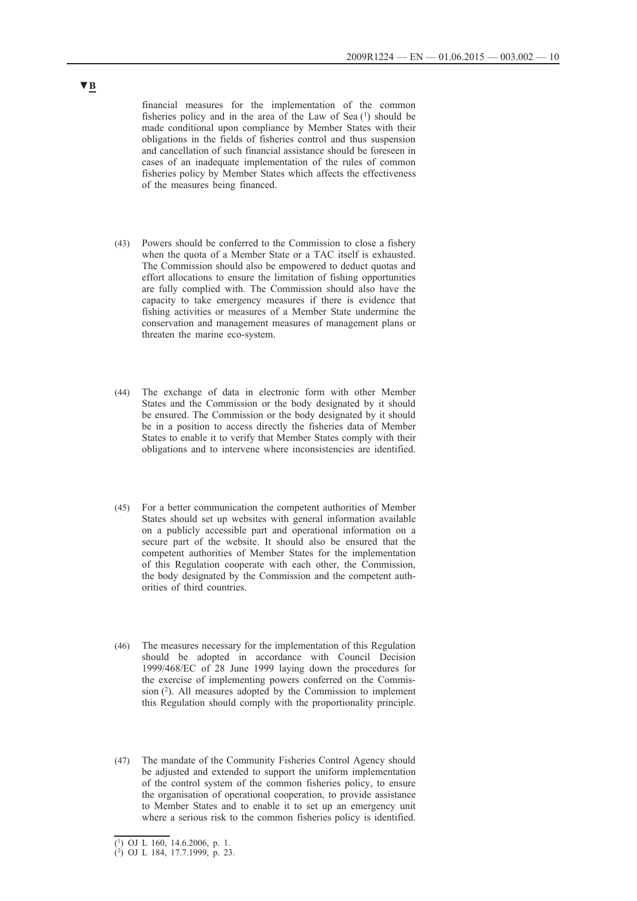▼B

financial measures for the implementation of the common fisheries policy and in the area of the Law of Sea [1] should be made conditional upon compliance by Member States with their obligations in the fields of fisheries control and thus suspension and cancellation of such financial assistance should be foreseen in cases of an inadequate implementation of the rules of common fisheries policy by Member States which affects the effectiveness of the measures being financed.

(43) Powers should be conferred to the Commission to close a fishery when the quota of a Member State or a TAC itself is exhausted. The Commission should also be empowered to deduct quotas and effort allocations to ensure the limitation of fishing opportunities are fully complied with. The Commission should also have the capacity to take emergency measures if there is evidence that fishing activities or measures of a Member State undermine the conservation and management measures of management plans or threaten the marine eco-system.

(44) The exchange of data in electronic form with other Member States and the Commission or the body designated by it should be ensured. The Commission or the body designated by it should be in a position to access directly the fisheries data of Member States to enable it to verify that Member States comply with their obligations and to intervene where inconsistencies are identified.

(45) For a better communication the competent authorities of Member States should set up websites with general information available on a publicly accessible part and operational information on a secure part of the website. It should also be ensured that the competent authorities of Member States for the implementation of this Regulation cooperate with each other, the Commission, the body designated by the Commission and the competent authorities of third countries.

(46) The measures necessary for the implementation of this Regulation should be adopted in accordance with Council Decision 1999/468/EC of 28 June 1999 laying down the procedures for the exercise of implementing powers conferred on the Commission [2]. All measures adopted by the Commission to implement this Regulation should comply with the proportionality principle.

(47) The mandate of the Community Fisheries Control Agency should be adjusted and extended to support the uniform implementation of the control system of the common fisheries policy, to ensure the organisation of operational cooperation, to provide assistance to Member States and to enable it to set up an emergency unit where a serious risk to the common fisheries policy is identified.

---

[1] OJ L 160, 14.6.2006, p. 1.

[2] OJ L 184, 17.7.1999, p. 23.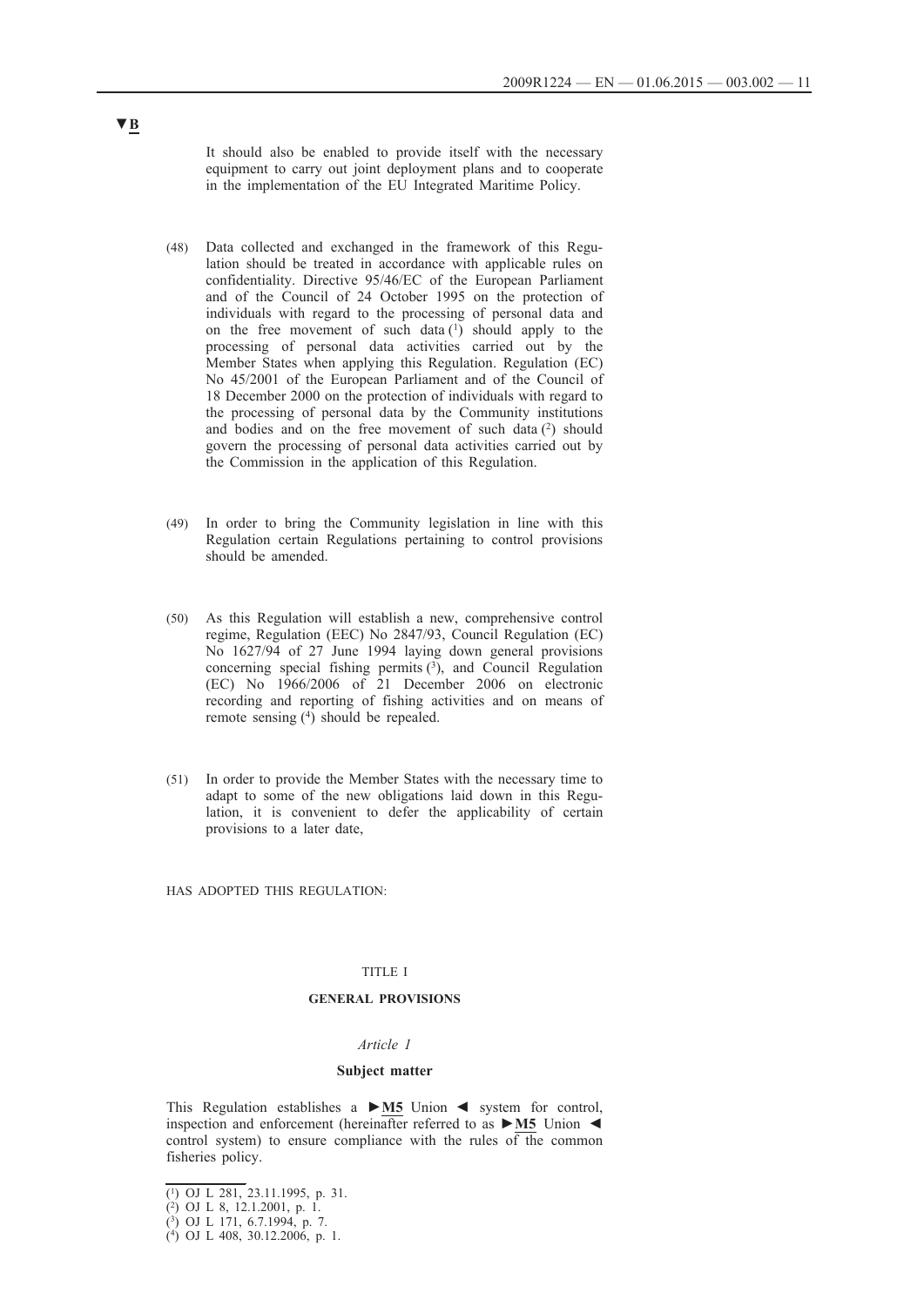▼B

It should also be enabled to provide itself with the necessary equipment to carry out joint deployment plans and to cooperate in the implementation of the EU Integrated Maritime Policy.

(48) Data collected and exchanged in the framework of this Regulation should be treated in accordance with applicable rules on confidentiality. Directive 95/46/EC of the European Parliament and of the Council of 24 October 1995 on the protection of individuals with regard to the processing of personal data and on the free movement of such data [1] should apply to the processing of personal data activities carried out by the Member States when applying this Regulation. Regulation (EC) No 45/2001 of the European Parliament and of the Council of 18 December 2000 on the protection of individuals with regard to the processing of personal data by the Community institutions and bodies and on the free movement of such data [2] should govern the processing of personal data activities carried out by the Commission in the application of this Regulation.

(49) In order to bring the Community legislation in line with this Regulation certain Regulations pertaining to control provisions should be amended.

(50) As this Regulation will establish a new, comprehensive control regime, Regulation (EEC) No 2847/93, Council Regulation (EC) No 1627/94 of 27 June 1994 laying down general provisions concerning special fishing permits [3], and Council Regulation (EC) No 1966/2006 of 21 December 2006 on electronic recording and reporting of fishing activities and on means of remote sensing [4] should be repealed.

(51) In order to provide the Member States with the necessary time to adapt to some of the new obligations laid down in this Regulation, it is convenient to defer the applicability of certain provisions to a later date,

HAS ADOPTED THIS REGULATION:

## TITLE I

## GENERAL PROVISIONS

### *Article 1*

### Subject matter

This Regulation establishes a ►**M5** Union ◄ system for control, inspection and enforcement (hereinafter referred to as ►**M5** Union ◄ control system) to ensure compliance with the rules of the common fisheries policy.

---

[1] OJ L 281, 23.11.1995, p. 31.
[2] OJ L 8, 12.1.2001, p. 1.
[3] OJ L 171, 6.7.1994, p. 7.
[4] OJ L 408, 30.12.2006, p. 1.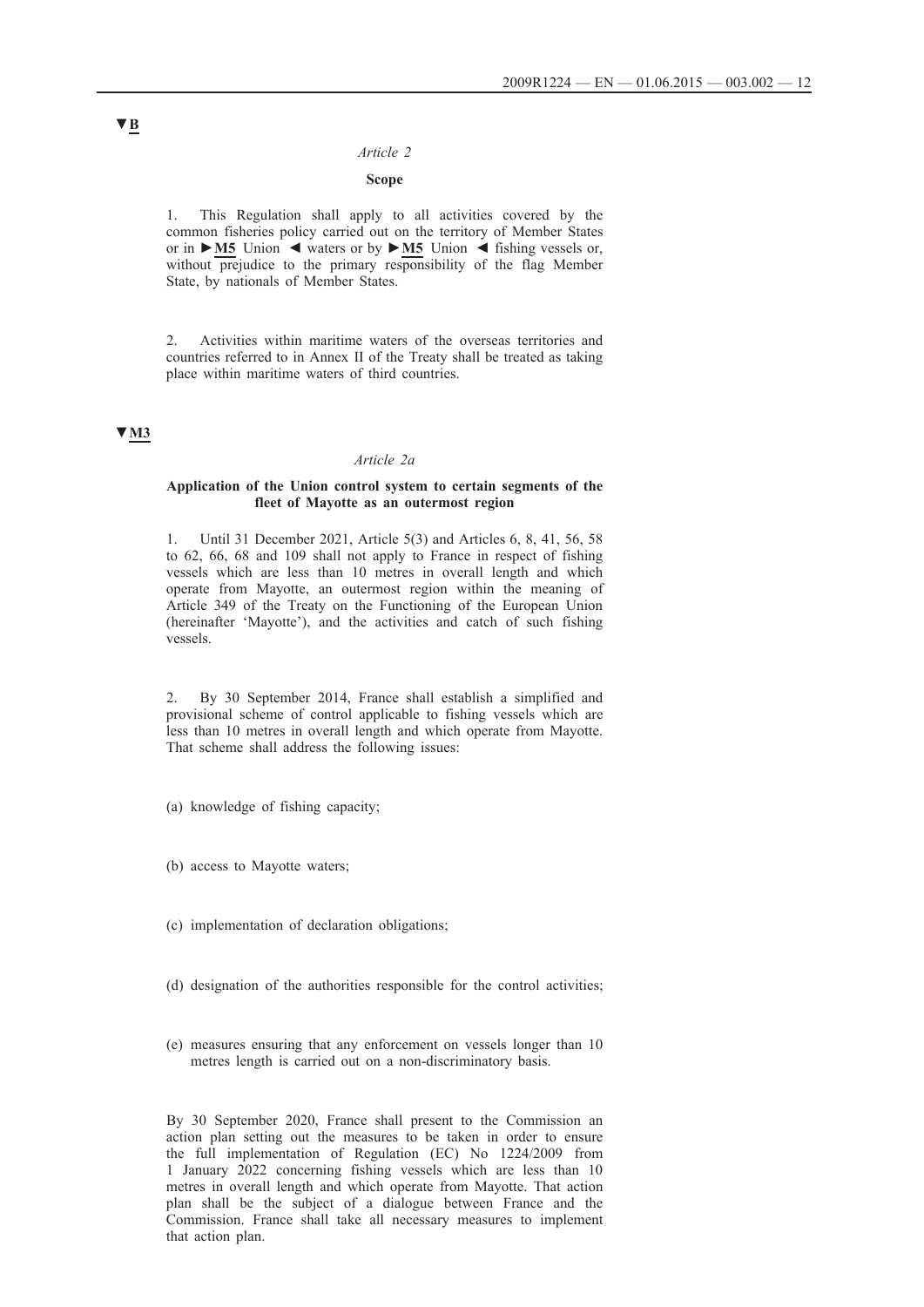▼B

*Article 2*

**Scope**

1. This Regulation shall apply to all activities covered by the common fisheries policy carried out on the territory of Member States or in ►M5 Union ◄ waters or by ►M5 Union ◄ fishing vessels or, without prejudice to the primary responsibility of the flag Member State, by nationals of Member States.

2. Activities within maritime waters of the overseas territories and countries referred to in Annex II of the Treaty shall be treated as taking place within maritime waters of third countries.

▼M3

*Article 2a*

**Application of the Union control system to certain segments of the fleet of Mayotte as an outermost region**

1. Until 31 December 2021, Article 5(3) and Articles 6, 8, 41, 56, 58 to 62, 66, 68 and 109 shall not apply to France in respect of fishing vessels which are less than 10 metres in overall length and which operate from Mayotte, an outermost region within the meaning of Article 349 of the Treaty on the Functioning of the European Union (hereinafter 'Mayotte'), and the activities and catch of such fishing vessels.

2. By 30 September 2014, France shall establish a simplified and provisional scheme of control applicable to fishing vessels which are less than 10 metres in overall length and which operate from Mayotte. That scheme shall address the following issues:

(a) knowledge of fishing capacity;

(b) access to Mayotte waters;

(c) implementation of declaration obligations;

(d) designation of the authorities responsible for the control activities;

(e) measures ensuring that any enforcement on vessels longer than 10 metres length is carried out on a non-discriminatory basis.

By 30 September 2020, France shall present to the Commission an action plan setting out the measures to be taken in order to ensure the full implementation of Regulation (EC) No 1224/2009 from 1 January 2022 concerning fishing vessels which are less than 10 metres in overall length and which operate from Mayotte. That action plan shall be the subject of a dialogue between France and the Commission. France shall take all necessary measures to implement that action plan.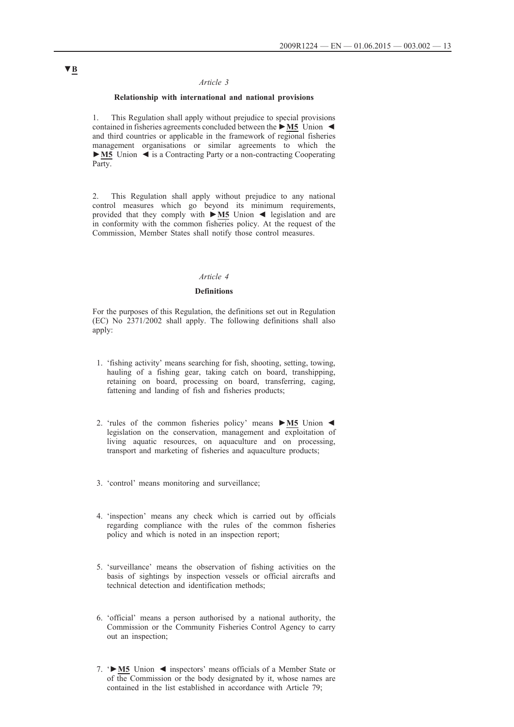▼B

*Article 3*

**Relationship with international and national provisions**

1. This Regulation shall apply without prejudice to special provisions contained in fisheries agreements concluded between the ►M5 Union ◄ and third countries or applicable in the framework of regional fisheries management organisations or similar agreements to which the ►M5 Union ◄ is a Contracting Party or a non-contracting Cooperating Party.

2. This Regulation shall apply without prejudice to any national control measures which go beyond its minimum requirements, provided that they comply with ►M5 Union ◄ legislation and are in conformity with the common fisheries policy. At the request of the Commission, Member States shall notify those control measures.

*Article 4*

**Definitions**

For the purposes of this Regulation, the definitions set out in Regulation (EC) No 2371/2002 shall apply. The following definitions shall also apply:

1. 'fishing activity' means searching for fish, shooting, setting, towing, hauling of a fishing gear, taking catch on board, transhipping, retaining on board, processing on board, transferring, caging, fattening and landing of fish and fisheries products;

2. 'rules of the common fisheries policy' means ►M5 Union ◄ legislation on the conservation, management and exploitation of living aquatic resources, on aquaculture and on processing, transport and marketing of fisheries and aquaculture products;

3. 'control' means monitoring and surveillance;

4. 'inspection' means any check which is carried out by officials regarding compliance with the rules of the common fisheries policy and which is noted in an inspection report;

5. 'surveillance' means the observation of fishing activities on the basis of sightings by inspection vessels or official aircrafts and technical detection and identification methods;

6. 'official' means a person authorised by a national authority, the Commission or the Community Fisheries Control Agency to carry out an inspection;

7. '►M5 Union ◄ inspectors' means officials of a Member State or of the Commission or the body designated by it, whose names are contained in the list established in accordance with Article 79;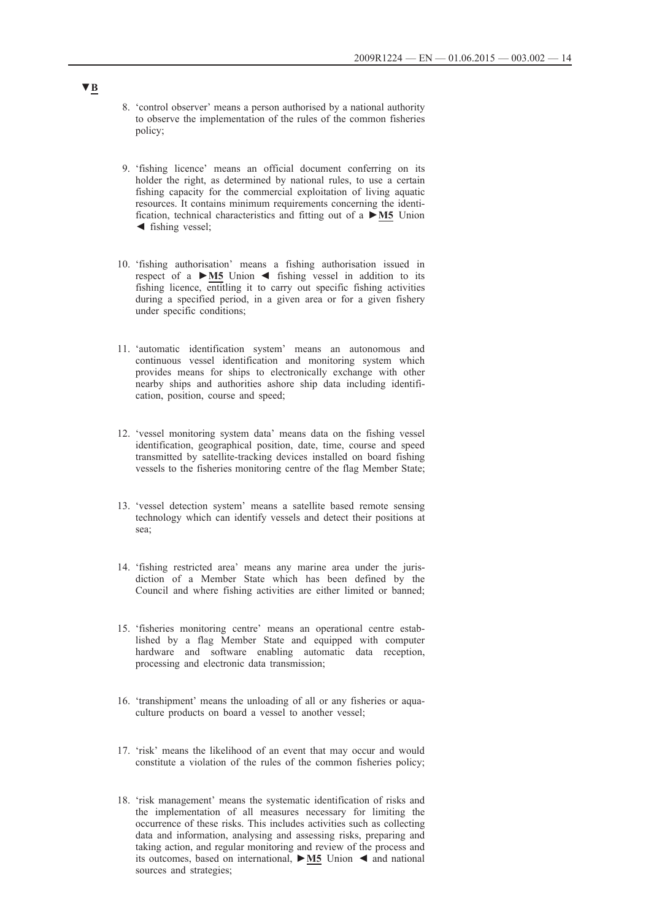▼B

8. 'control observer' means a person authorised by a national authority to observe the implementation of the rules of the common fisheries policy;

9. 'fishing licence' means an official document conferring on its holder the right, as determined by national rules, to use a certain fishing capacity for the commercial exploitation of living aquatic resources. It contains minimum requirements concerning the identification, technical characteristics and fitting out of a ►M5 Union ◄ fishing vessel;

10. 'fishing authorisation' means a fishing authorisation issued in respect of a ►M5 Union ◄ fishing vessel in addition to its fishing licence, entitling it to carry out specific fishing activities during a specified period, in a given area or for a given fishery under specific conditions;

11. 'automatic identification system' means an autonomous and continuous vessel identification and monitoring system which provides means for ships to electronically exchange with other nearby ships and authorities ashore ship data including identification, position, course and speed;

12. 'vessel monitoring system data' means data on the fishing vessel identification, geographical position, date, time, course and speed transmitted by satellite-tracking devices installed on board fishing vessels to the fisheries monitoring centre of the flag Member State;

13. 'vessel detection system' means a satellite based remote sensing technology which can identify vessels and detect their positions at sea;

14. 'fishing restricted area' means any marine area under the jurisdiction of a Member State which has been defined by the Council and where fishing activities are either limited or banned;

15. 'fisheries monitoring centre' means an operational centre established by a flag Member State and equipped with computer hardware and software enabling automatic data reception, processing and electronic data transmission;

16. 'transhipment' means the unloading of all or any fisheries or aquaculture products on board a vessel to another vessel;

17. 'risk' means the likelihood of an event that may occur and would constitute a violation of the rules of the common fisheries policy;

18. 'risk management' means the systematic identification of risks and the implementation of all measures necessary for limiting the occurrence of these risks. This includes activities such as collecting data and information, analysing and assessing risks, preparing and taking action, and regular monitoring and review of the process and its outcomes, based on international, ►M5 Union ◄ and national sources and strategies;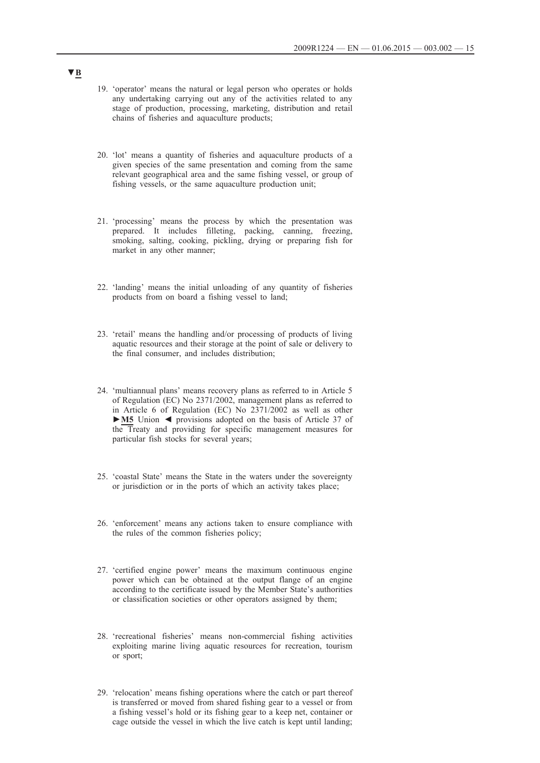▼B

19. 'operator' means the natural or legal person who operates or holds any undertaking carrying out any of the activities related to any stage of production, processing, marketing, distribution and retail chains of fisheries and aquaculture products;

20. 'lot' means a quantity of fisheries and aquaculture products of a given species of the same presentation and coming from the same relevant geographical area and the same fishing vessel, or group of fishing vessels, or the same aquaculture production unit;

21. 'processing' means the process by which the presentation was prepared. It includes filleting, packing, canning, freezing, smoking, salting, cooking, pickling, drying or preparing fish for market in any other manner;

22. 'landing' means the initial unloading of any quantity of fisheries products from on board a fishing vessel to land;

23. 'retail' means the handling and/or processing of products of living aquatic resources and their storage at the point of sale or delivery to the final consumer, and includes distribution;

24. 'multiannual plans' means recovery plans as referred to in Article 5 of Regulation (EC) No 2371/2002, management plans as referred to in Article 6 of Regulation (EC) No 2371/2002 as well as other ►M5 Union ◄ provisions adopted on the basis of Article 37 of the Treaty and providing for specific management measures for particular fish stocks for several years;

25. 'coastal State' means the State in the waters under the sovereignty or jurisdiction or in the ports of which an activity takes place;

26. 'enforcement' means any actions taken to ensure compliance with the rules of the common fisheries policy;

27. 'certified engine power' means the maximum continuous engine power which can be obtained at the output flange of an engine according to the certificate issued by the Member State's authorities or classification societies or other operators assigned by them;

28. 'recreational fisheries' means non-commercial fishing activities exploiting marine living aquatic resources for recreation, tourism or sport;

29. 'relocation' means fishing operations where the catch or part thereof is transferred or moved from shared fishing gear to a vessel or from a fishing vessel's hold or its fishing gear to a keep net, container or cage outside the vessel in which the live catch is kept until landing;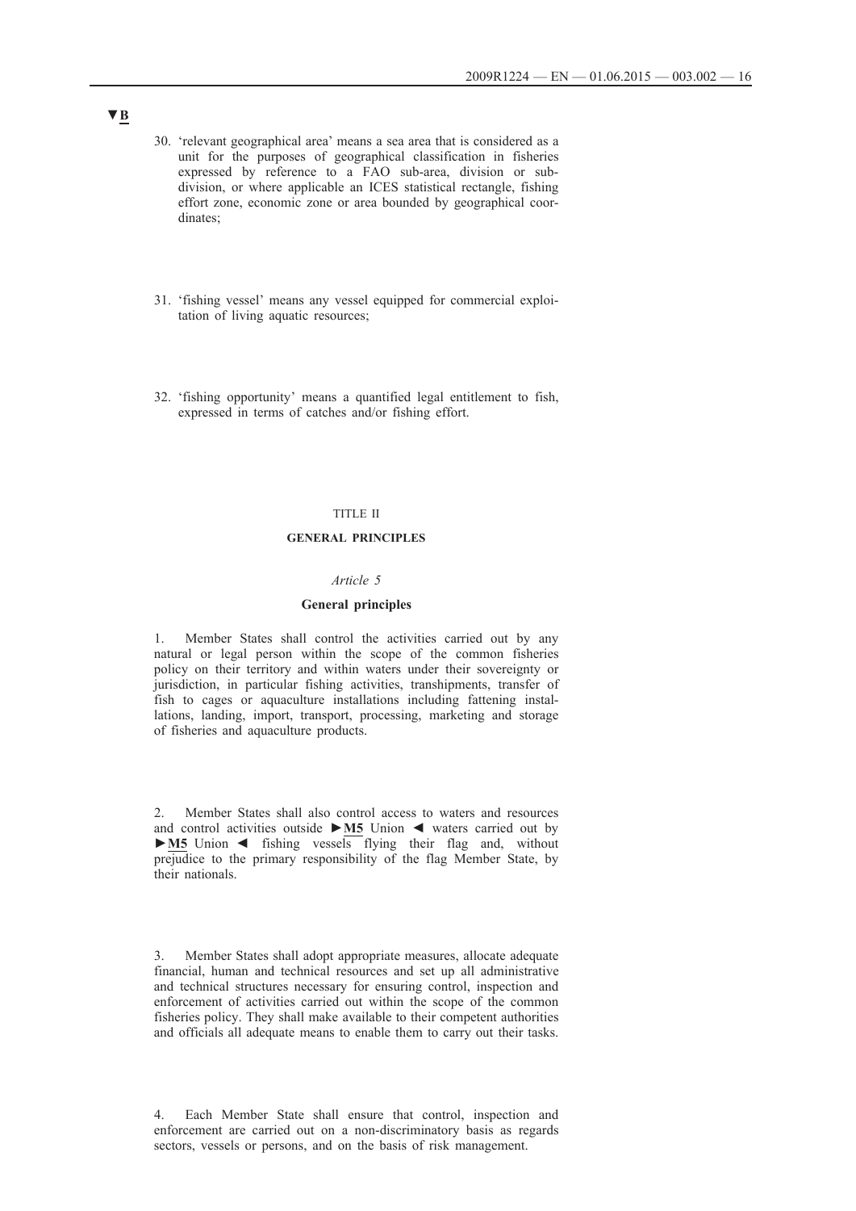▼B

30. 'relevant geographical area' means a sea area that is considered as a unit for the purposes of geographical classification in fisheries expressed by reference to a FAO sub-area, division or sub-division, or where applicable an ICES statistical rectangle, fishing effort zone, economic zone or area bounded by geographical coordinates;

31. 'fishing vessel' means any vessel equipped for commercial exploitation of living aquatic resources;

32. 'fishing opportunity' means a quantified legal entitlement to fish, expressed in terms of catches and/or fishing effort.

## TITLE II

## GENERAL PRINCIPLES

### *Article 5*

### General principles

1. Member States shall control the activities carried out by any natural or legal person within the scope of the common fisheries policy on their territory and within waters under their sovereignty or jurisdiction, in particular fishing activities, transhipments, transfer of fish to cages or aquaculture installations including fattening installations, landing, import, transport, processing, marketing and storage of fisheries and aquaculture products.

2. Member States shall also control access to waters and resources and control activities outside ►M5 Union ◄ waters carried out by ►M5 Union ◄ fishing vessels flying their flag and, without prejudice to the primary responsibility of the flag Member State, by their nationals.

3. Member States shall adopt appropriate measures, allocate adequate financial, human and technical resources and set up all administrative and technical structures necessary for ensuring control, inspection and enforcement of activities carried out within the scope of the common fisheries policy. They shall make available to their competent authorities and officials all adequate means to enable them to carry out their tasks.

4. Each Member State shall ensure that control, inspection and enforcement are carried out on a non-discriminatory basis as regards sectors, vessels or persons, and on the basis of risk management.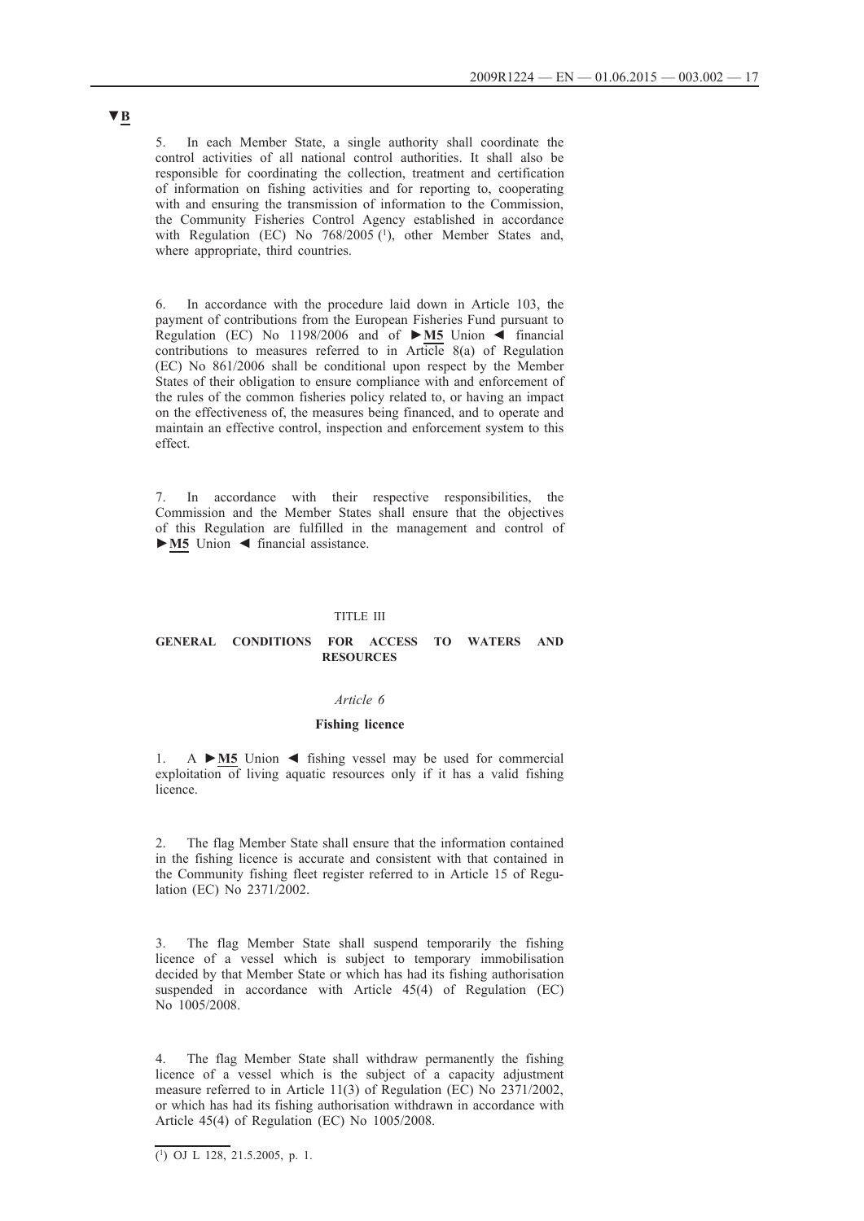▼B

5. In each Member State, a single authority shall coordinate the control activities of all national control authorities. It shall also be responsible for coordinating the collection, treatment and certification of information on fishing activities and for reporting to, cooperating with and ensuring the transmission of information to the Commission, the Community Fisheries Control Agency established in accordance with Regulation (EC) No 768/2005 [1], other Member States and, where appropriate, third countries.

6. In accordance with the procedure laid down in Article 103, the payment of contributions from the European Fisheries Fund pursuant to Regulation (EC) No 1198/2006 and of ►M5 Union ◄ financial contributions to measures referred to in Article 8(a) of Regulation (EC) No 861/2006 shall be conditional upon respect by the Member States of their obligation to ensure compliance with and enforcement of the rules of the common fisheries policy related to, or having an impact on the effectiveness of, the measures being financed, and to operate and maintain an effective control, inspection and enforcement system to this effect.

7. In accordance with their respective responsibilities, the Commission and the Member States shall ensure that the objectives of this Regulation are fulfilled in the management and control of ►M5 Union ◄ financial assistance.

TITLE III

**GENERAL CONDITIONS FOR ACCESS TO WATERS AND RESOURCES**

*Article 6*

**Fishing licence**

1. A ►M5 Union ◄ fishing vessel may be used for commercial exploitation of living aquatic resources only if it has a valid fishing licence.

2. The flag Member State shall ensure that the information contained in the fishing licence is accurate and consistent with that contained in the Community fishing fleet register referred to in Article 15 of Regulation (EC) No 2371/2002.

3. The flag Member State shall suspend temporarily the fishing licence of a vessel which is subject to temporary immobilisation decided by that Member State or which has had its fishing authorisation suspended in accordance with Article 45(4) of Regulation (EC) No 1005/2008.

4. The flag Member State shall withdraw permanently the fishing licence of a vessel which is the subject of a capacity adjustment measure referred to in Article 11(3) of Regulation (EC) No 2371/2002, or which has had its fishing authorisation withdrawn in accordance with Article 45(4) of Regulation (EC) No 1005/2008.

(1) OJ L 128, 21.5.2005, p. 1.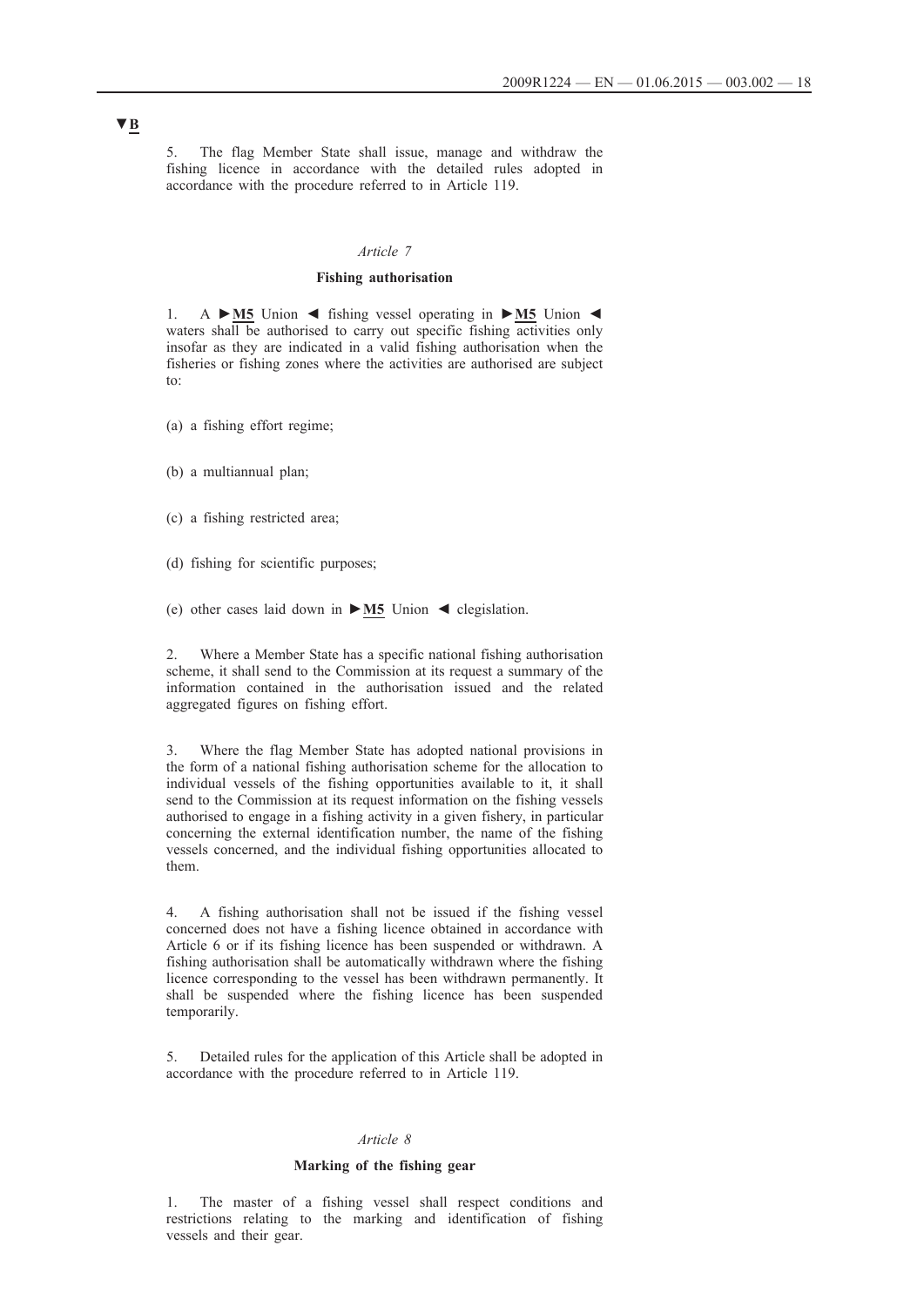▼B

5. The flag Member State shall issue, manage and withdraw the fishing licence in accordance with the detailed rules adopted in accordance with the procedure referred to in Article 119.

*Article 7*

**Fishing authorisation**

1. A ►M5 Union ◄ fishing vessel operating in ►M5 Union ◄ waters shall be authorised to carry out specific fishing activities only insofar as they are indicated in a valid fishing authorisation when the fisheries or fishing zones where the activities are authorised are subject to:

(a) a fishing effort regime;

(b) a multiannual plan;

(c) a fishing restricted area;

(d) fishing for scientific purposes;

(e) other cases laid down in ►M5 Union ◄ clegislation.

2. Where a Member State has a specific national fishing authorisation scheme, it shall send to the Commission at its request a summary of the information contained in the authorisation issued and the related aggregated figures on fishing effort.

3. Where the flag Member State has adopted national provisions in the form of a national fishing authorisation scheme for the allocation to individual vessels of the fishing opportunities available to it, it shall send to the Commission at its request information on the fishing vessels authorised to engage in a fishing activity in a given fishery, in particular concerning the external identification number, the name of the fishing vessels concerned, and the individual fishing opportunities allocated to them.

4. A fishing authorisation shall not be issued if the fishing vessel concerned does not have a fishing licence obtained in accordance with Article 6 or if its fishing licence has been suspended or withdrawn. A fishing authorisation shall be automatically withdrawn where the fishing licence corresponding to the vessel has been withdrawn permanently. It shall be suspended where the fishing licence has been suspended temporarily.

5. Detailed rules for the application of this Article shall be adopted in accordance with the procedure referred to in Article 119.

*Article 8*

**Marking of the fishing gear**

1. The master of a fishing vessel shall respect conditions and restrictions relating to the marking and identification of fishing vessels and their gear.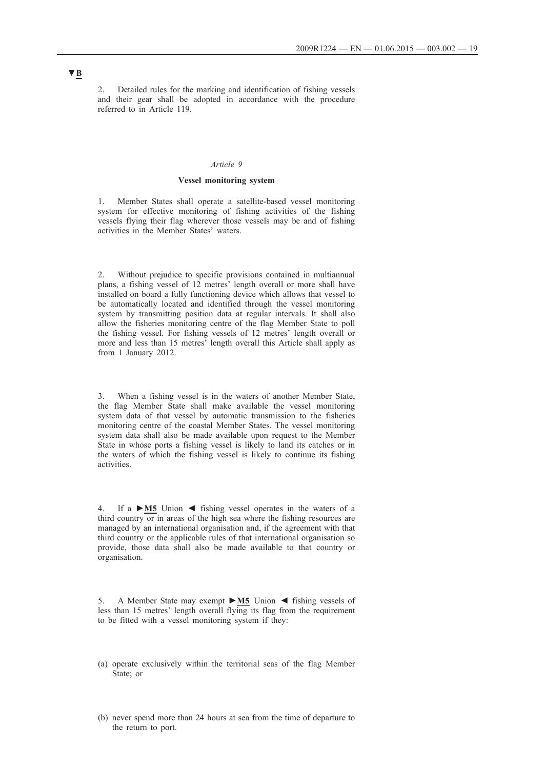▼B

2. Detailed rules for the marking and identification of fishing vessels and their gear shall be adopted in accordance with the procedure referred to in Article 119.

*Article 9*

**Vessel monitoring system**

1. Member States shall operate a satellite-based vessel monitoring system for effective monitoring of fishing activities of the fishing vessels flying their flag wherever those vessels may be and of fishing activities in the Member States' waters.

2. Without prejudice to specific provisions contained in multiannual plans, a fishing vessel of 12 metres' length overall or more shall have installed on board a fully functioning device which allows that vessel to be automatically located and identified through the vessel monitoring system by transmitting position data at regular intervals. It shall also allow the fisheries monitoring centre of the flag Member State to poll the fishing vessel. For fishing vessels of 12 metres' length overall or more and less than 15 metres' length overall this Article shall apply as from 1 January 2012.

3. When a fishing vessel is in the waters of another Member State, the flag Member State shall make available the vessel monitoring system data of that vessel by automatic transmission to the fisheries monitoring centre of the coastal Member States. The vessel monitoring system data shall also be made available upon request to the Member State in whose ports a fishing vessel is likely to land its catches or in the waters of which the fishing vessel is likely to continue its fishing activities.

4. If a ►M5 Union ◄ fishing vessel operates in the waters of a third country or in areas of the high sea where the fishing resources are managed by an international organisation and, if the agreement with that third country or the applicable rules of that international organisation so provide, those data shall also be made available to that country or organisation.

5. A Member State may exempt ►M5 Union ◄ fishing vessels of less than 15 metres' length overall flying its flag from the requirement to be fitted with a vessel monitoring system if they:

(a) operate exclusively within the territorial seas of the flag Member State; or

(b) never spend more than 24 hours at sea from the time of departure to the return to port.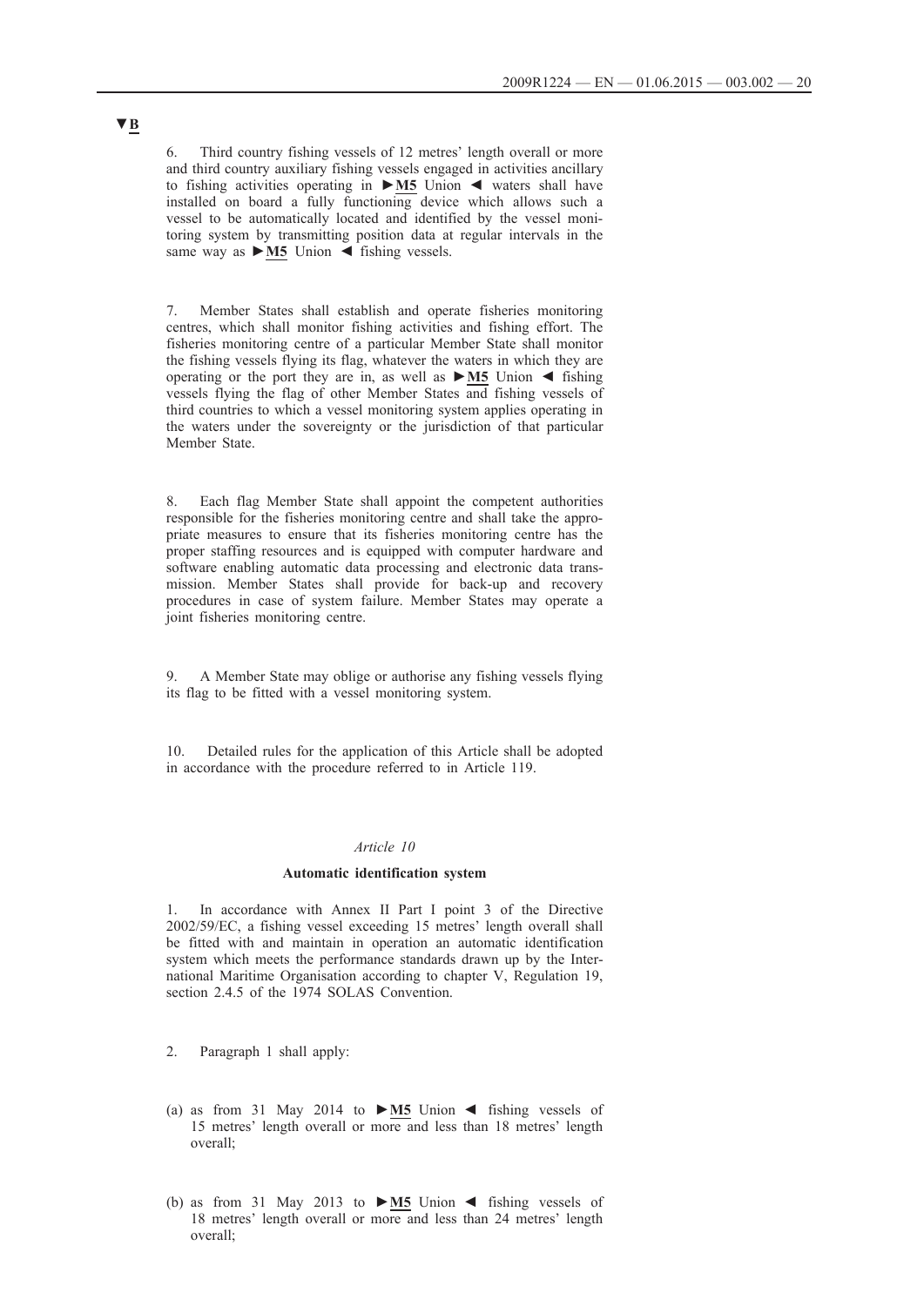▼B

6. Third country fishing vessels of 12 metres' length overall or more and third country auxiliary fishing vessels engaged in activities ancillary to fishing activities operating in ►M5 Union ◄ waters shall have installed on board a fully functioning device which allows such a vessel to be automatically located and identified by the vessel monitoring system by transmitting position data at regular intervals in the same way as ►M5 Union ◄ fishing vessels.

7. Member States shall establish and operate fisheries monitoring centres, which shall monitor fishing activities and fishing effort. The fisheries monitoring centre of a particular Member State shall monitor the fishing vessels flying its flag, whatever the waters in which they are operating or the port they are in, as well as ►M5 Union ◄ fishing vessels flying the flag of other Member States and fishing vessels of third countries to which a vessel monitoring system applies operating in the waters under the sovereignty or the jurisdiction of that particular Member State.

8. Each flag Member State shall appoint the competent authorities responsible for the fisheries monitoring centre and shall take the appropriate measures to ensure that its fisheries monitoring centre has the proper staffing resources and is equipped with computer hardware and software enabling automatic data processing and electronic data transmission. Member States shall provide for back-up and recovery procedures in case of system failure. Member States may operate a joint fisheries monitoring centre.

9. A Member State may oblige or authorise any fishing vessels flying its flag to be fitted with a vessel monitoring system.

10. Detailed rules for the application of this Article shall be adopted in accordance with the procedure referred to in Article 119.

*Article 10*

**Automatic identification system**

1. In accordance with Annex II Part I point 3 of the Directive 2002/59/EC, a fishing vessel exceeding 15 metres' length overall shall be fitted with and maintain in operation an automatic identification system which meets the performance standards drawn up by the International Maritime Organisation according to chapter V, Regulation 19, section 2.4.5 of the 1974 SOLAS Convention.

2. Paragraph 1 shall apply:

(a) as from 31 May 2014 to ►M5 Union ◄ fishing vessels of 15 metres' length overall or more and less than 18 metres' length overall;

(b) as from 31 May 2013 to ►M5 Union ◄ fishing vessels of 18 metres' length overall or more and less than 24 metres' length overall;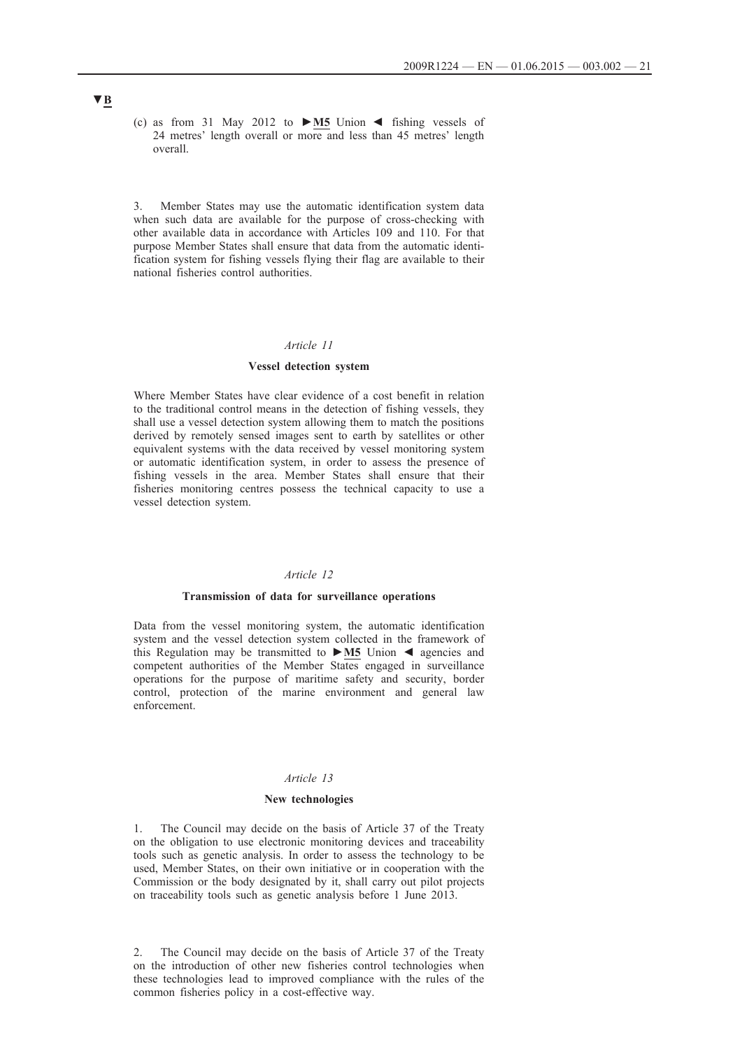▼B

(c) as from 31 May 2012 to ►M5 Union ◄ fishing vessels of 24 metres' length overall or more and less than 45 metres' length overall.

3. Member States may use the automatic identification system data when such data are available for the purpose of cross-checking with other available data in accordance with Articles 109 and 110. For that purpose Member States shall ensure that data from the automatic identification system for fishing vessels flying their flag are available to their national fisheries control authorities.

*Article 11*

**Vessel detection system**

Where Member States have clear evidence of a cost benefit in relation to the traditional control means in the detection of fishing vessels, they shall use a vessel detection system allowing them to match the positions derived by remotely sensed images sent to earth by satellites or other equivalent systems with the data received by vessel monitoring system or automatic identification system, in order to assess the presence of fishing vessels in the area. Member States shall ensure that their fisheries monitoring centres possess the technical capacity to use a vessel detection system.

*Article 12*

**Transmission of data for surveillance operations**

Data from the vessel monitoring system, the automatic identification system and the vessel detection system collected in the framework of this Regulation may be transmitted to ►M5 Union ◄ agencies and competent authorities of the Member States engaged in surveillance operations for the purpose of maritime safety and security, border control, protection of the marine environment and general law enforcement.

*Article 13*

**New technologies**

1. The Council may decide on the basis of Article 37 of the Treaty on the obligation to use electronic monitoring devices and traceability tools such as genetic analysis. In order to assess the technology to be used, Member States, on their own initiative or in cooperation with the Commission or the body designated by it, shall carry out pilot projects on traceability tools such as genetic analysis before 1 June 2013.

2. The Council may decide on the basis of Article 37 of the Treaty on the introduction of other new fisheries control technologies when these technologies lead to improved compliance with the rules of the common fisheries policy in a cost-effective way.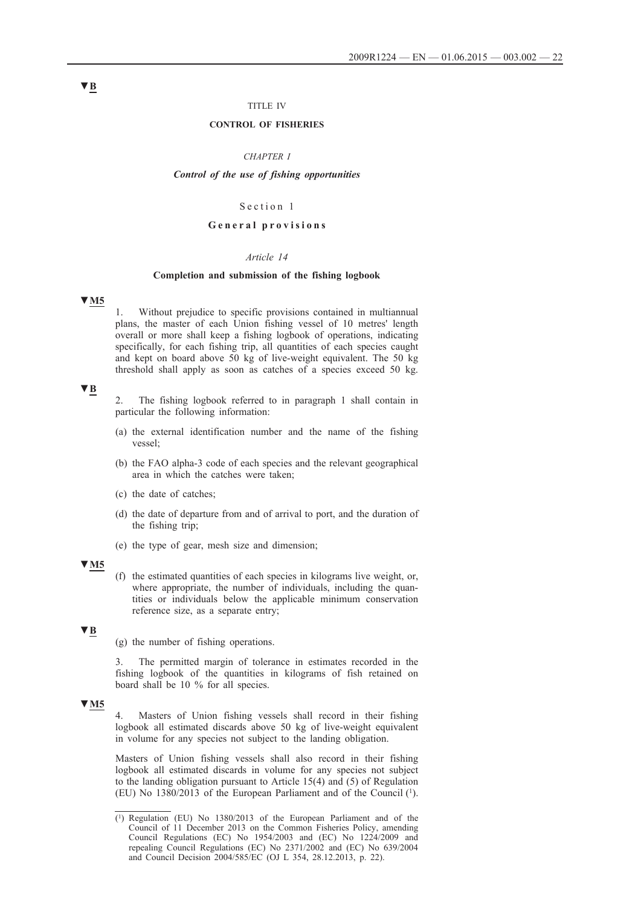▼B

# TITLE IV

## CONTROL OF FISHERIES

### *CHAPTER I*

### *Control of the use of fishing opportunities*

#### Section 1

#### General provisions

##### *Article 14*

##### Completion and submission of the fishing logbook

▼M5

1. Without prejudice to specific provisions contained in multiannual plans, the master of each Union fishing vessel of 10 metres' length overall or more shall keep a fishing logbook of operations, indicating specifically, for each fishing trip, all quantities of each species caught and kept on board above 50 kg of live-weight equivalent. The 50 kg threshold shall apply as soon as catches of a species exceed 50 kg.

▼B

2. The fishing logbook referred to in paragraph 1 shall contain in particular the following information:

(a) the external identification number and the name of the fishing vessel;

(b) the FAO alpha-3 code of each species and the relevant geographical area in which the catches were taken;

(c) the date of catches;

(d) the date of departure from and of arrival to port, and the duration of the fishing trip;

(e) the type of gear, mesh size and dimension;

▼M5

(f) the estimated quantities of each species in kilograms live weight, or, where appropriate, the number of individuals, including the quantities or individuals below the applicable minimum conservation reference size, as a separate entry;

▼B

(g) the number of fishing operations.

3. The permitted margin of tolerance in estimates recorded in the fishing logbook of the quantities in kilograms of fish retained on board shall be 10 % for all species.

▼M5

4. Masters of Union fishing vessels shall record in their fishing logbook all estimated discards above 50 kg of live-weight equivalent in volume for any species not subject to the landing obligation.

Masters of Union fishing vessels shall also record in their fishing logbook all estimated discards in volume for any species not subject to the landing obligation pursuant to Article 15(4) and (5) of Regulation (EU) No 1380/2013 of the European Parliament and of the Council [1].

---

[1] Regulation (EU) No 1380/2013 of the European Parliament and of the Council of 11 December 2013 on the Common Fisheries Policy, amending Council Regulations (EC) No 1954/2003 and (EC) No 1224/2009 and repealing Council Regulations (EC) No 2371/2002 and (EC) No 639/2004 and Council Decision 2004/585/EC (OJ L 354, 28.12.2013, p. 22).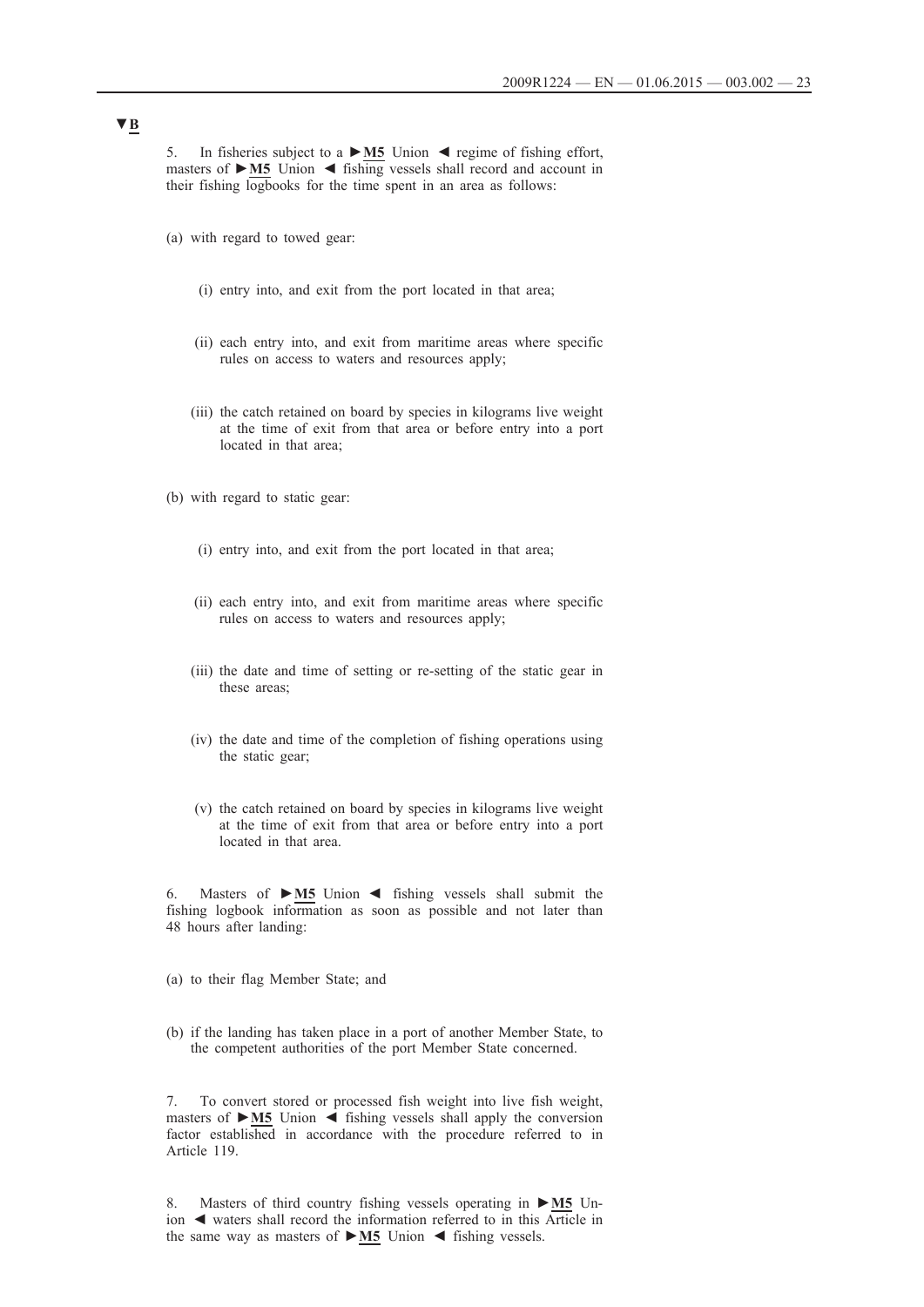▼B

5. In fisheries subject to a ►M5 Union ◄ regime of fishing effort, masters of ►M5 Union ◄ fishing vessels shall record and account in their fishing logbooks for the time spent in an area as follows:

(a) with regard to towed gear:

(i) entry into, and exit from the port located in that area;

(ii) each entry into, and exit from maritime areas where specific rules on access to waters and resources apply;

(iii) the catch retained on board by species in kilograms live weight at the time of exit from that area or before entry into a port located in that area;

(b) with regard to static gear:

(i) entry into, and exit from the port located in that area;

(ii) each entry into, and exit from maritime areas where specific rules on access to waters and resources apply;

(iii) the date and time of setting or re-setting of the static gear in these areas;

(iv) the date and time of the completion of fishing operations using the static gear;

(v) the catch retained on board by species in kilograms live weight at the time of exit from that area or before entry into a port located in that area.

6. Masters of ►M5 Union ◄ fishing vessels shall submit the fishing logbook information as soon as possible and not later than 48 hours after landing:

(a) to their flag Member State; and

(b) if the landing has taken place in a port of another Member State, to the competent authorities of the port Member State concerned.

7. To convert stored or processed fish weight into live fish weight, masters of ►M5 Union ◄ fishing vessels shall apply the conversion factor established in accordance with the procedure referred to in Article 119.

8. Masters of third country fishing vessels operating in ►M5 Union ◄ waters shall record the information referred to in this Article in the same way as masters of ►M5 Union ◄ fishing vessels.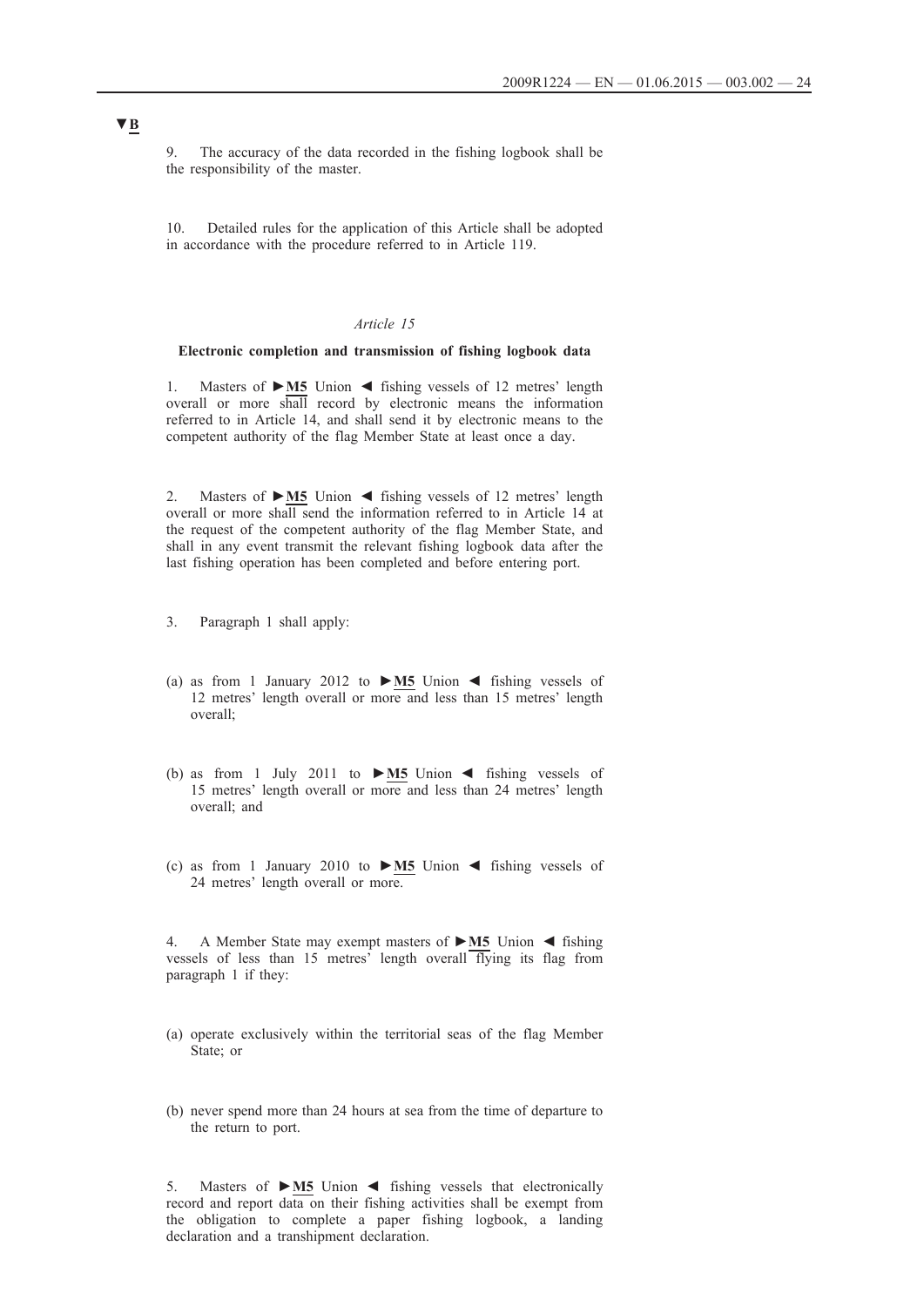▼B

9. The accuracy of the data recorded in the fishing logbook shall be the responsibility of the master.

10. Detailed rules for the application of this Article shall be adopted in accordance with the procedure referred to in Article 119.

*Article 15*

**Electronic completion and transmission of fishing logbook data**

1. Masters of ►M5 Union ◄ fishing vessels of 12 metres' length overall or more shall record by electronic means the information referred to in Article 14, and shall send it by electronic means to the competent authority of the flag Member State at least once a day.

2. Masters of ►M5 Union ◄ fishing vessels of 12 metres' length overall or more shall send the information referred to in Article 14 at the request of the competent authority of the flag Member State, and shall in any event transmit the relevant fishing logbook data after the last fishing operation has been completed and before entering port.

3. Paragraph 1 shall apply:

(a) as from 1 January 2012 to ►M5 Union ◄ fishing vessels of 12 metres' length overall or more and less than 15 metres' length overall;

(b) as from 1 July 2011 to ►M5 Union ◄ fishing vessels of 15 metres' length overall or more and less than 24 metres' length overall; and

(c) as from 1 January 2010 to ►M5 Union ◄ fishing vessels of 24 metres' length overall or more.

4. A Member State may exempt masters of ►M5 Union ◄ fishing vessels of less than 15 metres' length overall flying its flag from paragraph 1 if they:

(a) operate exclusively within the territorial seas of the flag Member State; or

(b) never spend more than 24 hours at sea from the time of departure to the return to port.

5. Masters of ►M5 Union ◄ fishing vessels that electronically record and report data on their fishing activities shall be exempt from the obligation to complete a paper fishing logbook, a landing declaration and a transhipment declaration.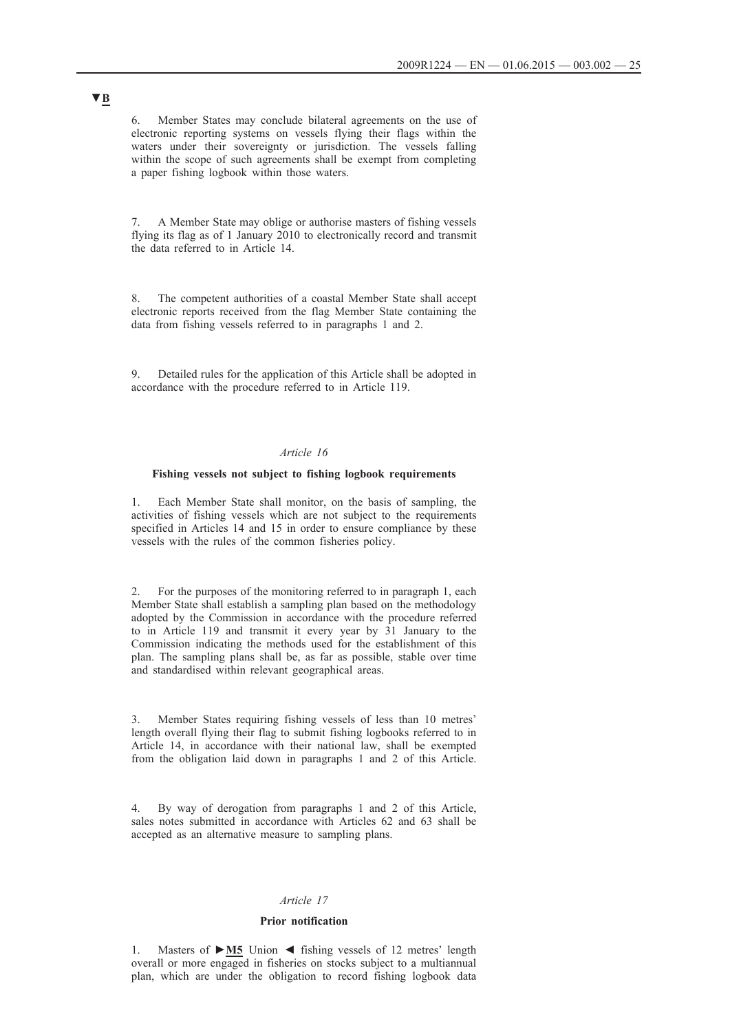▼B

6. Member States may conclude bilateral agreements on the use of electronic reporting systems on vessels flying their flags within the waters under their sovereignty or jurisdiction. The vessels falling within the scope of such agreements shall be exempt from completing a paper fishing logbook within those waters.

7. A Member State may oblige or authorise masters of fishing vessels flying its flag as of 1 January 2010 to electronically record and transmit the data referred to in Article 14.

8. The competent authorities of a coastal Member State shall accept electronic reports received from the flag Member State containing the data from fishing vessels referred to in paragraphs 1 and 2.

9. Detailed rules for the application of this Article shall be adopted in accordance with the procedure referred to in Article 119.

*Article 16*

**Fishing vessels not subject to fishing logbook requirements**

1. Each Member State shall monitor, on the basis of sampling, the activities of fishing vessels which are not subject to the requirements specified in Articles 14 and 15 in order to ensure compliance by these vessels with the rules of the common fisheries policy.

2. For the purposes of the monitoring referred to in paragraph 1, each Member State shall establish a sampling plan based on the methodology adopted by the Commission in accordance with the procedure referred to in Article 119 and transmit it every year by 31 January to the Commission indicating the methods used for the establishment of this plan. The sampling plans shall be, as far as possible, stable over time and standardised within relevant geographical areas.

3. Member States requiring fishing vessels of less than 10 metres' length overall flying their flag to submit fishing logbooks referred to in Article 14, in accordance with their national law, shall be exempted from the obligation laid down in paragraphs 1 and 2 of this Article.

4. By way of derogation from paragraphs 1 and 2 of this Article, sales notes submitted in accordance with Articles 62 and 63 shall be accepted as an alternative measure to sampling plans.

*Article 17*

**Prior notification**

1. Masters of ►M5 Union ◄ fishing vessels of 12 metres' length overall or more engaged in fisheries on stocks subject to a multiannual plan, which are under the obligation to record fishing logbook data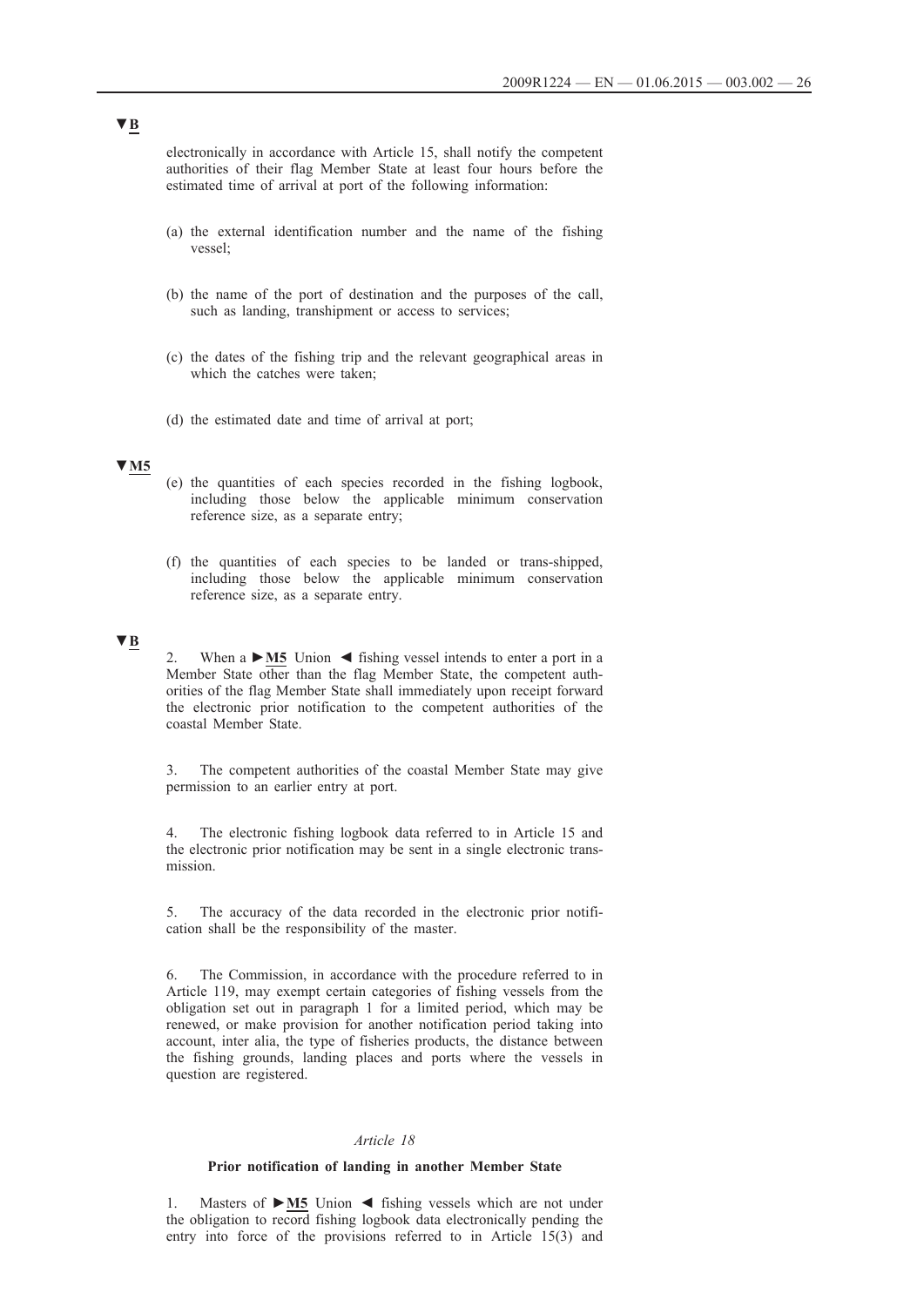▼B

electronically in accordance with Article 15, shall notify the competent authorities of their flag Member State at least four hours before the estimated time of arrival at port of the following information:

(a) the external identification number and the name of the fishing vessel;

(b) the name of the port of destination and the purposes of the call, such as landing, transhipment or access to services;

(c) the dates of the fishing trip and the relevant geographical areas in which the catches were taken;

(d) the estimated date and time of arrival at port;

▼M5

(e) the quantities of each species recorded in the fishing logbook, including those below the applicable minimum conservation reference size, as a separate entry;

(f) the quantities of each species to be landed or trans-shipped, including those below the applicable minimum conservation reference size, as a separate entry.

▼B

2. When a ►M5 Union ◄ fishing vessel intends to enter a port in a Member State other than the flag Member State, the competent authorities of the flag Member State shall immediately upon receipt forward the electronic prior notification to the competent authorities of the coastal Member State.

3. The competent authorities of the coastal Member State may give permission to an earlier entry at port.

4. The electronic fishing logbook data referred to in Article 15 and the electronic prior notification may be sent in a single electronic transmission.

5. The accuracy of the data recorded in the electronic prior notification shall be the responsibility of the master.

6. The Commission, in accordance with the procedure referred to in Article 119, may exempt certain categories of fishing vessels from the obligation set out in paragraph 1 for a limited period, which may be renewed, or make provision for another notification period taking into account, inter alia, the type of fisheries products, the distance between the fishing grounds, landing places and ports where the vessels in question are registered.

*Article 18*

**Prior notification of landing in another Member State**

1. Masters of ►M5 Union ◄ fishing vessels which are not under the obligation to record fishing logbook data electronically pending the entry into force of the provisions referred to in Article 15(3) and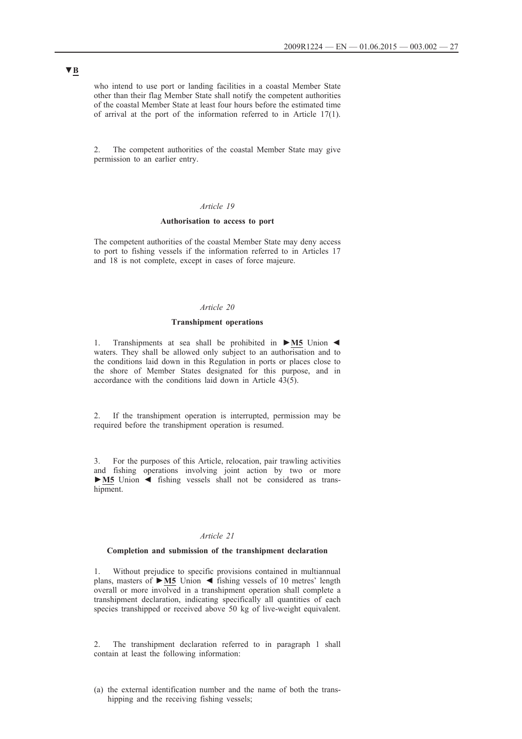▼B

who intend to use port or landing facilities in a coastal Member State other than their flag Member State shall notify the competent authorities of the coastal Member State at least four hours before the estimated time of arrival at the port of the information referred to in Article 17(1).

2. The competent authorities of the coastal Member State may give permission to an earlier entry.

*Article 19*

**Authorisation to access to port**

The competent authorities of the coastal Member State may deny access to port to fishing vessels if the information referred to in Articles 17 and 18 is not complete, except in cases of force majeure.

*Article 20*

**Transhipment operations**

1. Transhipments at sea shall be prohibited in ►M5 Union ◄ waters. They shall be allowed only subject to an authorisation and to the conditions laid down in this Regulation in ports or places close to the shore of Member States designated for this purpose, and in accordance with the conditions laid down in Article 43(5).

2. If the transhipment operation is interrupted, permission may be required before the transhipment operation is resumed.

3. For the purposes of this Article, relocation, pair trawling activities and fishing operations involving joint action by two or more ►M5 Union ◄ fishing vessels shall not be considered as transhipment.

*Article 21*

**Completion and submission of the transhipment declaration**

1. Without prejudice to specific provisions contained in multiannual plans, masters of ►M5 Union ◄ fishing vessels of 10 metres' length overall or more involved in a transhipment operation shall complete a transhipment declaration, indicating specifically all quantities of each species transhipped or received above 50 kg of live-weight equivalent.

2. The transhipment declaration referred to in paragraph 1 shall contain at least the following information:

(a) the external identification number and the name of both the transhipping and the receiving fishing vessels;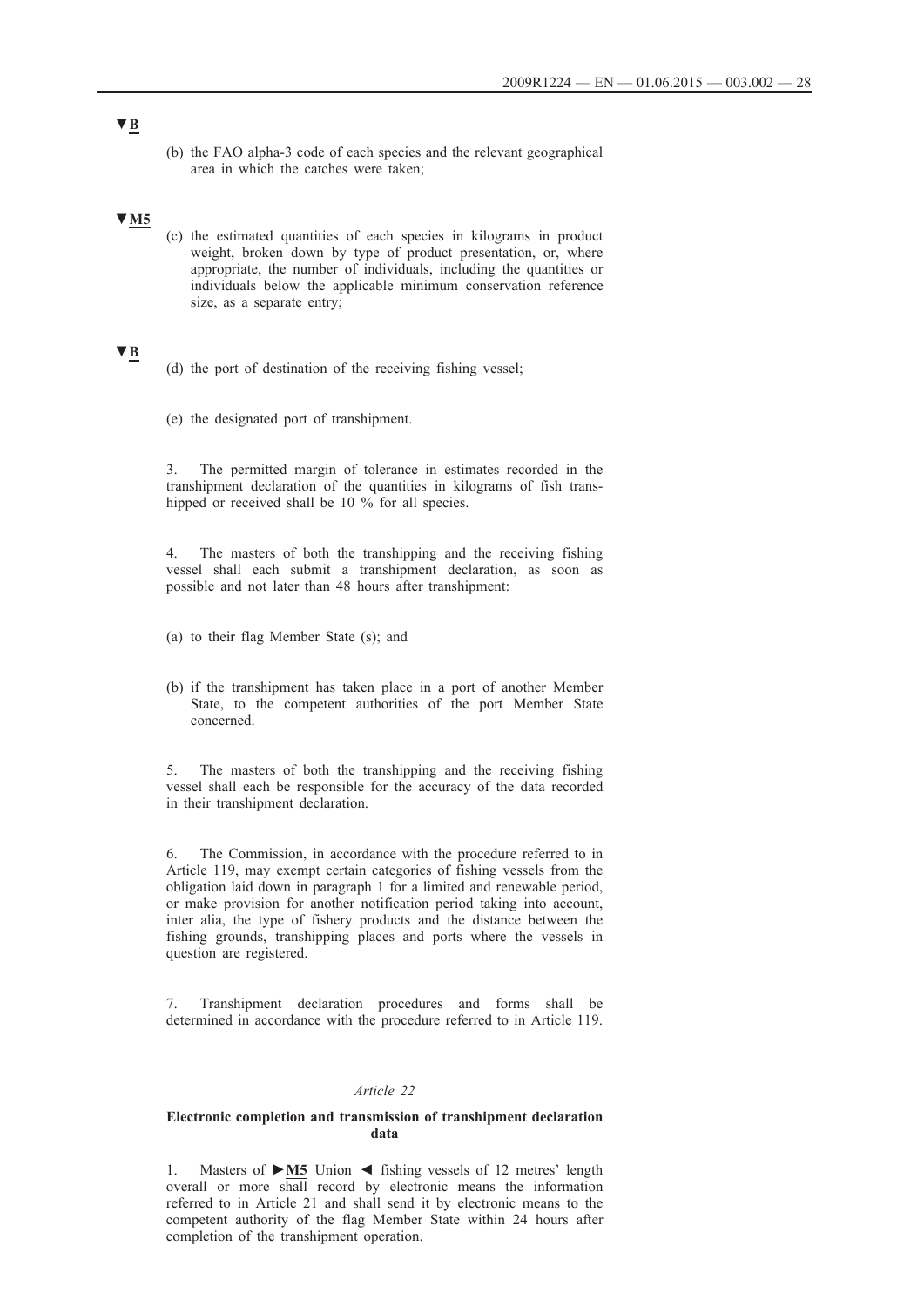▼B

(b) the FAO alpha-3 code of each species and the relevant geographical area in which the catches were taken;

▼M5

(c) the estimated quantities of each species in kilograms in product weight, broken down by type of product presentation, or, where appropriate, the number of individuals, including the quantities or individuals below the applicable minimum conservation reference size, as a separate entry;

▼B

(d) the port of destination of the receiving fishing vessel;

(e) the designated port of transhipment.

3. The permitted margin of tolerance in estimates recorded in the transhipment declaration of the quantities in kilograms of fish transhipped or received shall be 10 % for all species.

4. The masters of both the transhipping and the receiving fishing vessel shall each submit a transhipment declaration, as soon as possible and not later than 48 hours after transhipment:

(a) to their flag Member State (s); and

(b) if the transhipment has taken place in a port of another Member State, to the competent authorities of the port Member State concerned.

5. The masters of both the transhipping and the receiving fishing vessel shall each be responsible for the accuracy of the data recorded in their transhipment declaration.

6. The Commission, in accordance with the procedure referred to in Article 119, may exempt certain categories of fishing vessels from the obligation laid down in paragraph 1 for a limited and renewable period, or make provision for another notification period taking into account, inter alia, the type of fishery products and the distance between the fishing grounds, transhipping places and ports where the vessels in question are registered.

7. Transhipment declaration procedures and forms shall be determined in accordance with the procedure referred to in Article 119.

*Article 22*

**Electronic completion and transmission of transhipment declaration data**

1. Masters of ►M5 Union ◄ fishing vessels of 12 metres' length overall or more shall record by electronic means the information referred to in Article 21 and shall send it by electronic means to the competent authority of the flag Member State within 24 hours after completion of the transhipment operation.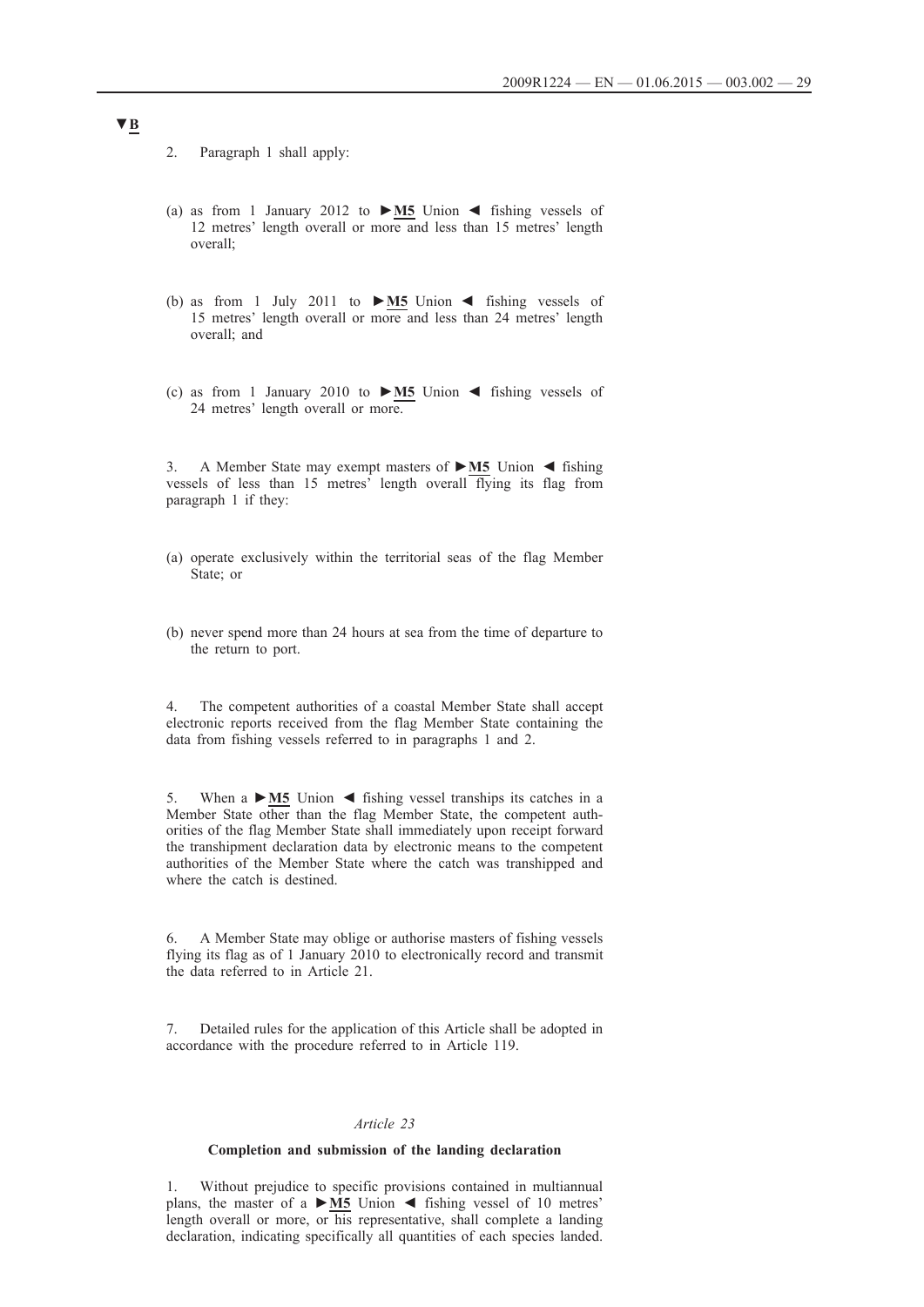▼B

2. Paragraph 1 shall apply:

(a) as from 1 January 2012 to ►M5 Union ◄ fishing vessels of 12 metres' length overall or more and less than 15 metres' length overall;

(b) as from 1 July 2011 to ►M5 Union ◄ fishing vessels of 15 metres' length overall or more and less than 24 metres' length overall; and

(c) as from 1 January 2010 to ►M5 Union ◄ fishing vessels of 24 metres' length overall or more.

3. A Member State may exempt masters of ►M5 Union ◄ fishing vessels of less than 15 metres' length overall flying its flag from paragraph 1 if they:

(a) operate exclusively within the territorial seas of the flag Member State; or

(b) never spend more than 24 hours at sea from the time of departure to the return to port.

4. The competent authorities of a coastal Member State shall accept electronic reports received from the flag Member State containing the data from fishing vessels referred to in paragraphs 1 and 2.

5. When a ►M5 Union ◄ fishing vessel tranships its catches in a Member State other than the flag Member State, the competent authorities of the flag Member State shall immediately upon receipt forward the transhipment declaration data by electronic means to the competent authorities of the Member State where the catch was transhipped and where the catch is destined.

6. A Member State may oblige or authorise masters of fishing vessels flying its flag as of 1 January 2010 to electronically record and transmit the data referred to in Article 21.

7. Detailed rules for the application of this Article shall be adopted in accordance with the procedure referred to in Article 119.

*Article 23*

**Completion and submission of the landing declaration**

1. Without prejudice to specific provisions contained in multiannual plans, the master of a ►M5 Union ◄ fishing vessel of 10 metres' length overall or more, or his representative, shall complete a landing declaration, indicating specifically all quantities of each species landed.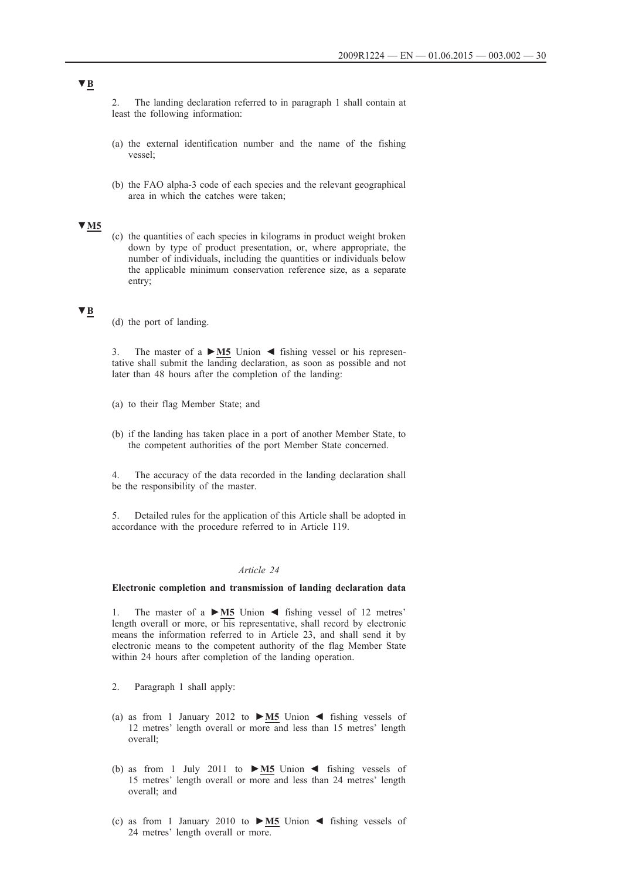▼B

2. The landing declaration referred to in paragraph 1 shall contain at least the following information:

(a) the external identification number and the name of the fishing vessel;

(b) the FAO alpha-3 code of each species and the relevant geographical area in which the catches were taken;

▼M5

(c) the quantities of each species in kilograms in product weight broken down by type of product presentation, or, where appropriate, the number of individuals, including the quantities or individuals below the applicable minimum conservation reference size, as a separate entry;

▼B

(d) the port of landing.

3. The master of a ►M5 Union ◄ fishing vessel or his representative shall submit the landing declaration, as soon as possible and not later than 48 hours after the completion of the landing:

(a) to their flag Member State; and

(b) if the landing has taken place in a port of another Member State, to the competent authorities of the port Member State concerned.

4. The accuracy of the data recorded in the landing declaration shall be the responsibility of the master.

5. Detailed rules for the application of this Article shall be adopted in accordance with the procedure referred to in Article 119.

*Article 24*

**Electronic completion and transmission of landing declaration data**

1. The master of a ►M5 Union ◄ fishing vessel of 12 metres' length overall or more, or his representative, shall record by electronic means the information referred to in Article 23, and shall send it by electronic means to the competent authority of the flag Member State within 24 hours after completion of the landing operation.

2. Paragraph 1 shall apply:

(a) as from 1 January 2012 to ►M5 Union ◄ fishing vessels of 12 metres' length overall or more and less than 15 metres' length overall;

(b) as from 1 July 2011 to ►M5 Union ◄ fishing vessels of 15 metres' length overall or more and less than 24 metres' length overall; and

(c) as from 1 January 2010 to ►M5 Union ◄ fishing vessels of 24 metres' length overall or more.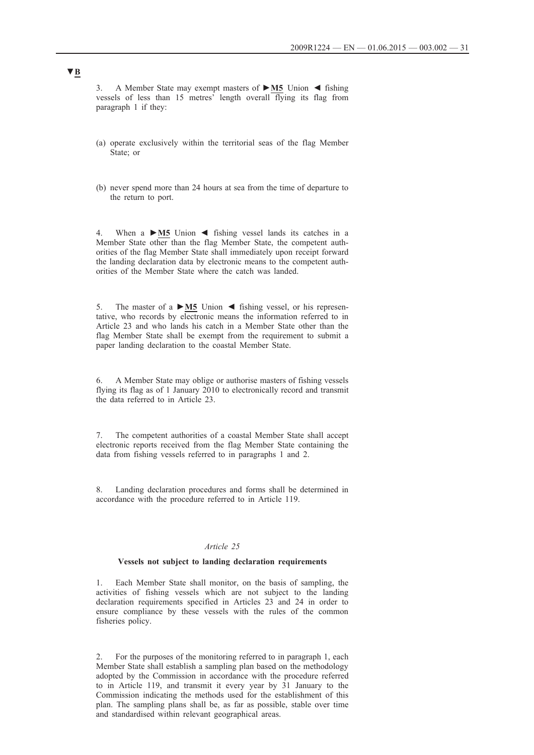▼B

3. A Member State may exempt masters of ►M5 Union ◄ fishing vessels of less than 15 metres' length overall flying its flag from paragraph 1 if they:

(a) operate exclusively within the territorial seas of the flag Member State; or

(b) never spend more than 24 hours at sea from the time of departure to the return to port.

4. When a ►M5 Union ◄ fishing vessel lands its catches in a Member State other than the flag Member State, the competent authorities of the flag Member State shall immediately upon receipt forward the landing declaration data by electronic means to the competent authorities of the Member State where the catch was landed.

5. The master of a ►M5 Union ◄ fishing vessel, or his representative, who records by electronic means the information referred to in Article 23 and who lands his catch in a Member State other than the flag Member State shall be exempt from the requirement to submit a paper landing declaration to the coastal Member State.

6. A Member State may oblige or authorise masters of fishing vessels flying its flag as of 1 January 2010 to electronically record and transmit the data referred to in Article 23.

7. The competent authorities of a coastal Member State shall accept electronic reports received from the flag Member State containing the data from fishing vessels referred to in paragraphs 1 and 2.

8. Landing declaration procedures and forms shall be determined in accordance with the procedure referred to in Article 119.

*Article 25*

**Vessels not subject to landing declaration requirements**

1. Each Member State shall monitor, on the basis of sampling, the activities of fishing vessels which are not subject to the landing declaration requirements specified in Articles 23 and 24 in order to ensure compliance by these vessels with the rules of the common fisheries policy.

2. For the purposes of the monitoring referred to in paragraph 1, each Member State shall establish a sampling plan based on the methodology adopted by the Commission in accordance with the procedure referred to in Article 119, and transmit it every year by 31 January to the Commission indicating the methods used for the establishment of this plan. The sampling plans shall be, as far as possible, stable over time and standardised within relevant geographical areas.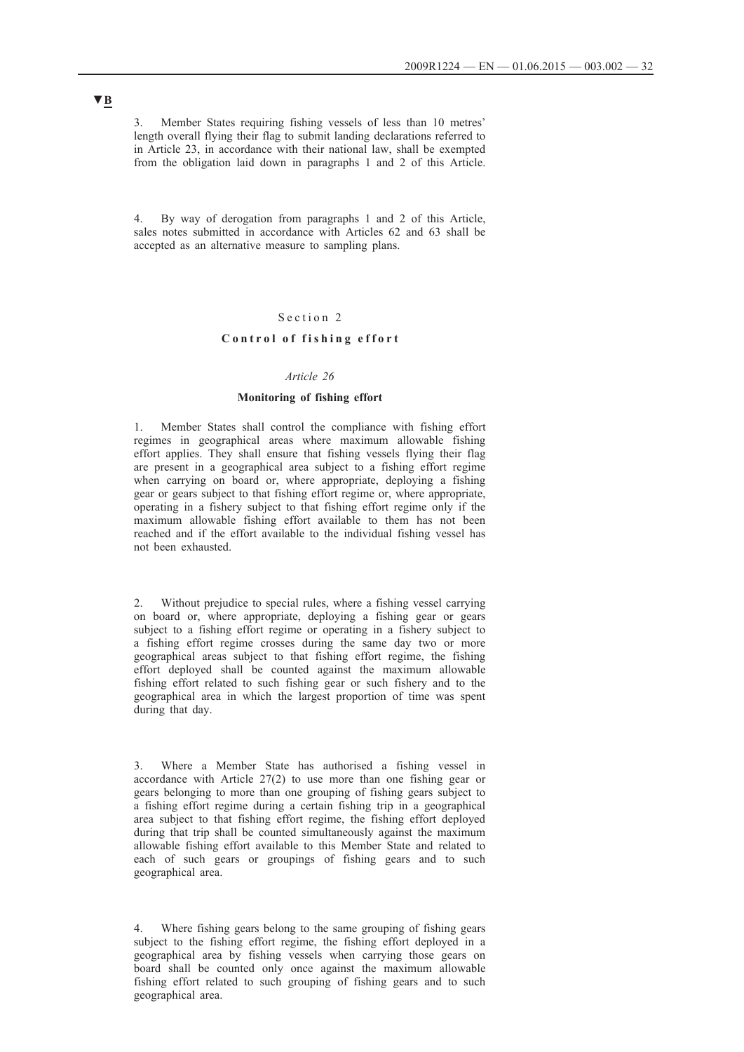▼B

3. Member States requiring fishing vessels of less than 10 metres' length overall flying their flag to submit landing declarations referred to in Article 23, in accordance with their national law, shall be exempted from the obligation laid down in paragraphs 1 and 2 of this Article.

4. By way of derogation from paragraphs 1 and 2 of this Article, sales notes submitted in accordance with Articles 62 and 63 shall be accepted as an alternative measure to sampling plans.

## Section 2

## Control of fishing effort

### *Article 26*

### Monitoring of fishing effort

1. Member States shall control the compliance with fishing effort regimes in geographical areas where maximum allowable fishing effort applies. They shall ensure that fishing vessels flying their flag are present in a geographical area subject to a fishing effort regime when carrying on board or, where appropriate, deploying a fishing gear or gears subject to that fishing effort regime or, where appropriate, operating in a fishery subject to that fishing effort regime only if the maximum allowable fishing effort available to them has not been reached and if the effort available to the individual fishing vessel has not been exhausted.

2. Without prejudice to special rules, where a fishing vessel carrying on board or, where appropriate, deploying a fishing gear or gears subject to a fishing effort regime or operating in a fishery subject to a fishing effort regime crosses during the same day two or more geographical areas subject to that fishing effort regime, the fishing effort deployed shall be counted against the maximum allowable fishing effort related to such fishing gear or such fishery and to the geographical area in which the largest proportion of time was spent during that day.

3. Where a Member State has authorised a fishing vessel in accordance with Article 27(2) to use more than one fishing gear or gears belonging to more than one grouping of fishing gears subject to a fishing effort regime during a certain fishing trip in a geographical area subject to that fishing effort regime, the fishing effort deployed during that trip shall be counted simultaneously against the maximum allowable fishing effort available to this Member State and related to each of such gears or groupings of fishing gears and to such geographical area.

4. Where fishing gears belong to the same grouping of fishing gears subject to the fishing effort regime, the fishing effort deployed in a geographical area by fishing vessels when carrying those gears on board shall be counted only once against the maximum allowable fishing effort related to such grouping of fishing gears and to such geographical area.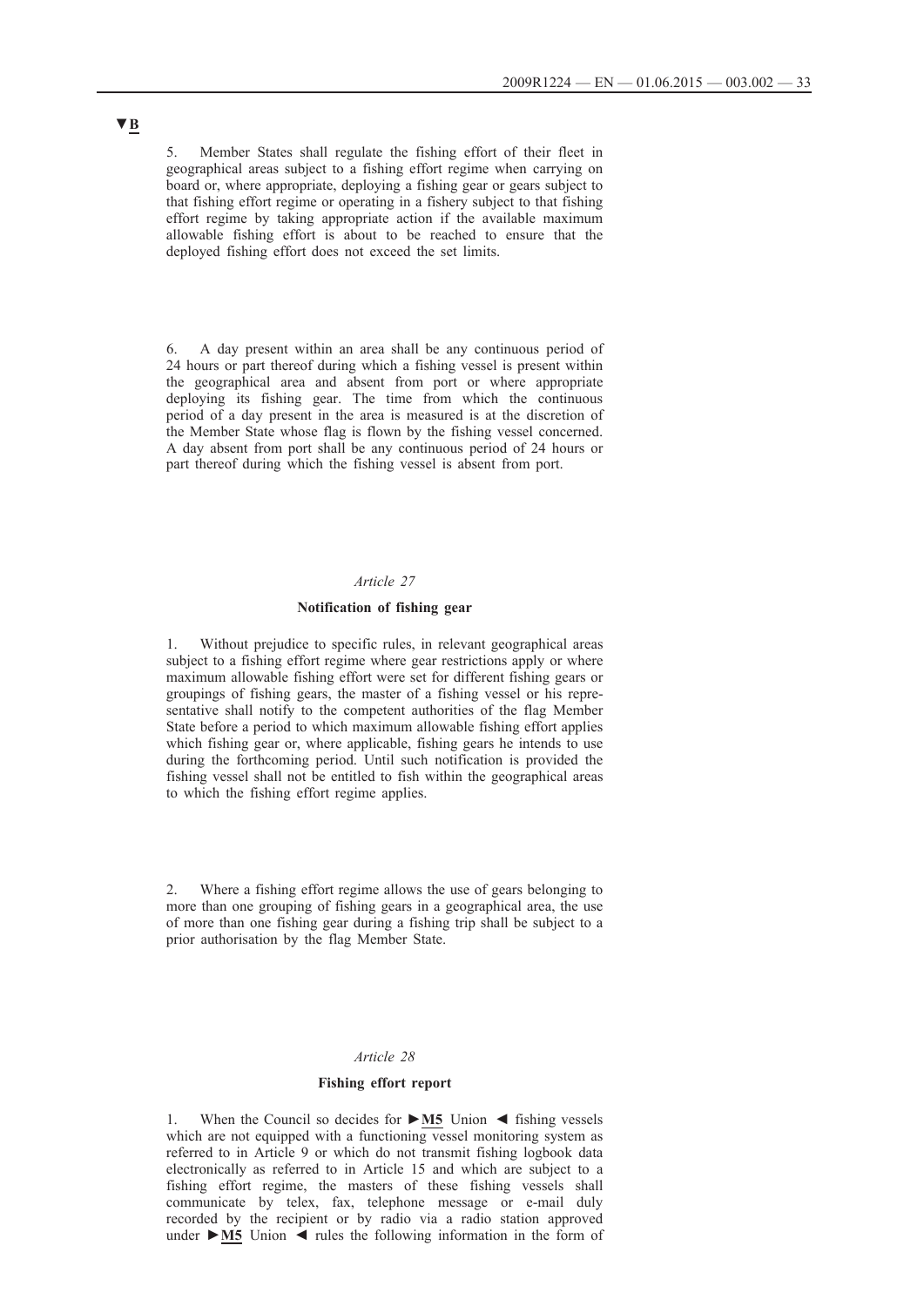▼B

5. Member States shall regulate the fishing effort of their fleet in geographical areas subject to a fishing effort regime when carrying on board or, where appropriate, deploying a fishing gear or gears subject to that fishing effort regime or operating in a fishery subject to that fishing effort regime by taking appropriate action if the available maximum allowable fishing effort is about to be reached to ensure that the deployed fishing effort does not exceed the set limits.

6. A day present within an area shall be any continuous period of 24 hours or part thereof during which a fishing vessel is present within the geographical area and absent from port or where appropriate deploying its fishing gear. The time from which the continuous period of a day present in the area is measured is at the discretion of the Member State whose flag is flown by the fishing vessel concerned. A day absent from port shall be any continuous period of 24 hours or part thereof during which the fishing vessel is absent from port.

*Article 27*

**Notification of fishing gear**

1. Without prejudice to specific rules, in relevant geographical areas subject to a fishing effort regime where gear restrictions apply or where maximum allowable fishing effort were set for different fishing gears or groupings of fishing gears, the master of a fishing vessel or his representative shall notify to the competent authorities of the flag Member State before a period to which maximum allowable fishing effort applies which fishing gear or, where applicable, fishing gears he intends to use during the forthcoming period. Until such notification is provided the fishing vessel shall not be entitled to fish within the geographical areas to which the fishing effort regime applies.

2. Where a fishing effort regime allows the use of gears belonging to more than one grouping of fishing gears in a geographical area, the use of more than one fishing gear during a fishing trip shall be subject to a prior authorisation by the flag Member State.

*Article 28*

**Fishing effort report**

1. When the Council so decides for ►M5 Union ◄ fishing vessels which are not equipped with a functioning vessel monitoring system as referred to in Article 9 or which do not transmit fishing logbook data electronically as referred to in Article 15 and which are subject to a fishing effort regime, the masters of these fishing vessels shall communicate by telex, fax, telephone message or e-mail duly recorded by the recipient or by radio via a radio station approved under ►M5 Union ◄ rules the following information in the form of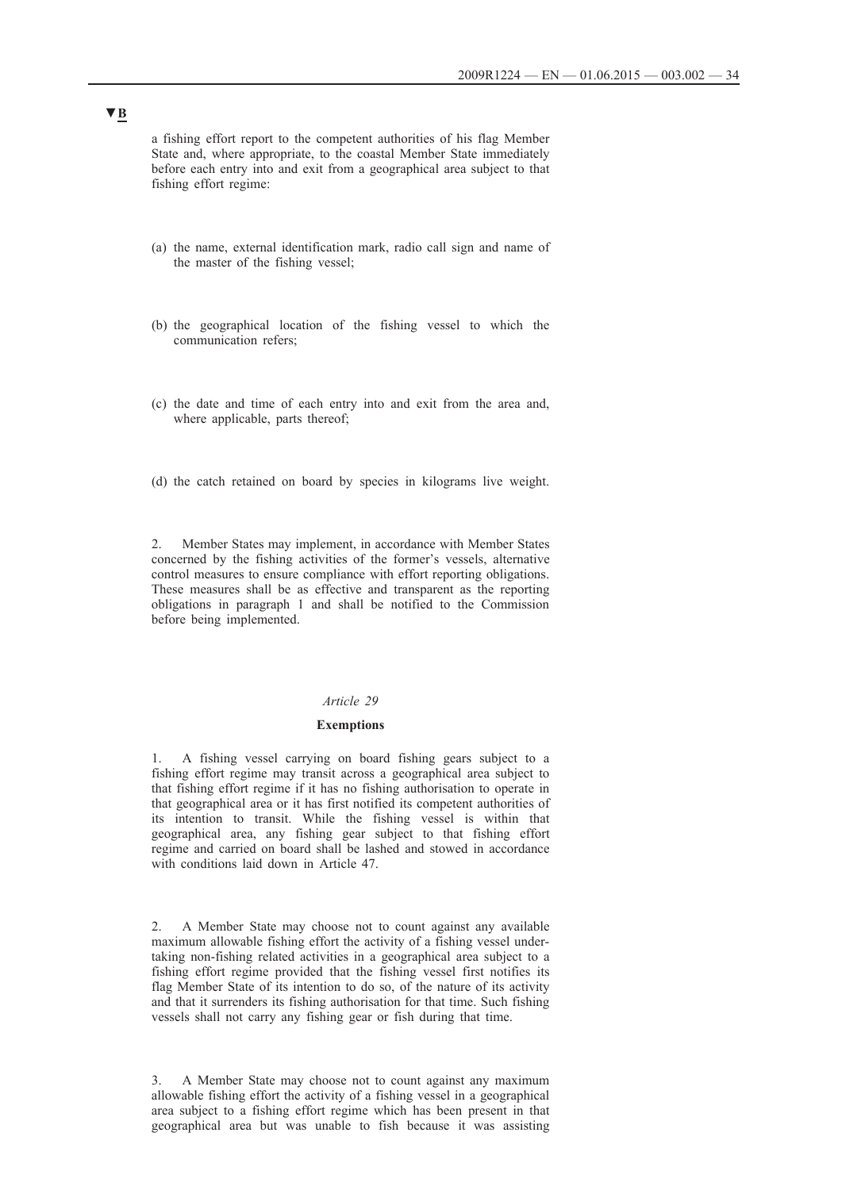▼B

a fishing effort report to the competent authorities of his flag Member State and, where appropriate, to the coastal Member State immediately before each entry into and exit from a geographical area subject to that fishing effort regime:

(a) the name, external identification mark, radio call sign and name of the master of the fishing vessel;

(b) the geographical location of the fishing vessel to which the communication refers;

(c) the date and time of each entry into and exit from the area and, where applicable, parts thereof;

(d) the catch retained on board by species in kilograms live weight.

2. Member States may implement, in accordance with Member States concerned by the fishing activities of the former's vessels, alternative control measures to ensure compliance with effort reporting obligations. These measures shall be as effective and transparent as the reporting obligations in paragraph 1 and shall be notified to the Commission before being implemented.

*Article 29*

**Exemptions**

1. A fishing vessel carrying on board fishing gears subject to a fishing effort regime may transit across a geographical area subject to that fishing effort regime if it has no fishing authorisation to operate in that geographical area or it has first notified its competent authorities of its intention to transit. While the fishing vessel is within that geographical area, any fishing gear subject to that fishing effort regime and carried on board shall be lashed and stowed in accordance with conditions laid down in Article 47.

2. A Member State may choose not to count against any available maximum allowable fishing effort the activity of a fishing vessel undertaking non-fishing related activities in a geographical area subject to a fishing effort regime provided that the fishing vessel first notifies its flag Member State of its intention to do so, of the nature of its activity and that it surrenders its fishing authorisation for that time. Such fishing vessels shall not carry any fishing gear or fish during that time.

3. A Member State may choose not to count against any maximum allowable fishing effort the activity of a fishing vessel in a geographical area subject to a fishing effort regime which has been present in that geographical area but was unable to fish because it was assisting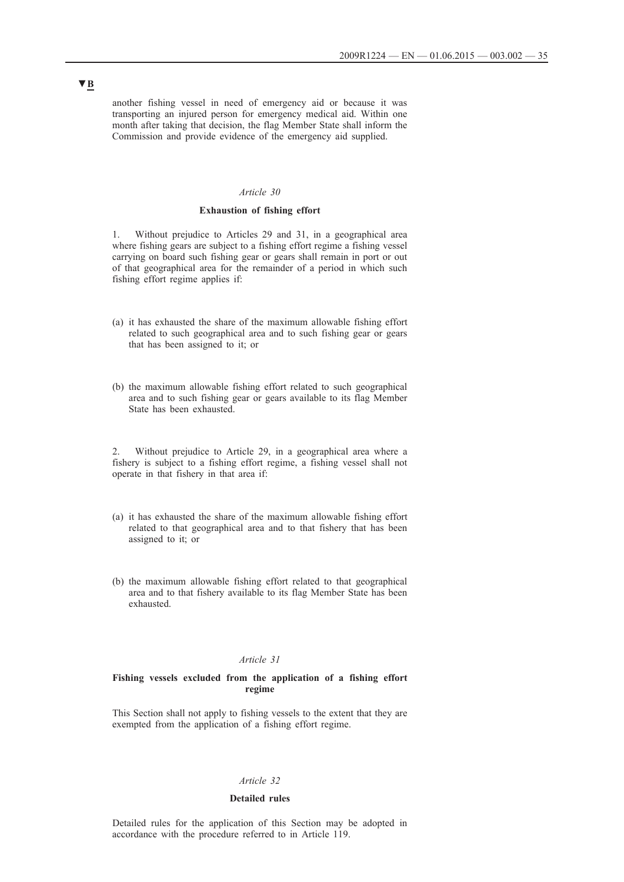▼B

another fishing vessel in need of emergency aid or because it was transporting an injured person for emergency medical aid. Within one month after taking that decision, the flag Member State shall inform the Commission and provide evidence of the emergency aid supplied.

*Article 30*

**Exhaustion of fishing effort**

1. Without prejudice to Articles 29 and 31, in a geographical area where fishing gears are subject to a fishing effort regime a fishing vessel carrying on board such fishing gear or gears shall remain in port or out of that geographical area for the remainder of a period in which such fishing effort regime applies if:

(a) it has exhausted the share of the maximum allowable fishing effort related to such geographical area and to such fishing gear or gears that has been assigned to it; or

(b) the maximum allowable fishing effort related to such geographical area and to such fishing gear or gears available to its flag Member State has been exhausted.

2. Without prejudice to Article 29, in a geographical area where a fishery is subject to a fishing effort regime, a fishing vessel shall not operate in that fishery in that area if:

(a) it has exhausted the share of the maximum allowable fishing effort related to that geographical area and to that fishery that has been assigned to it; or

(b) the maximum allowable fishing effort related to that geographical area and to that fishery available to its flag Member State has been exhausted.

*Article 31*

**Fishing vessels excluded from the application of a fishing effort regime**

This Section shall not apply to fishing vessels to the extent that they are exempted from the application of a fishing effort regime.

*Article 32*

**Detailed rules**

Detailed rules for the application of this Section may be adopted in accordance with the procedure referred to in Article 119.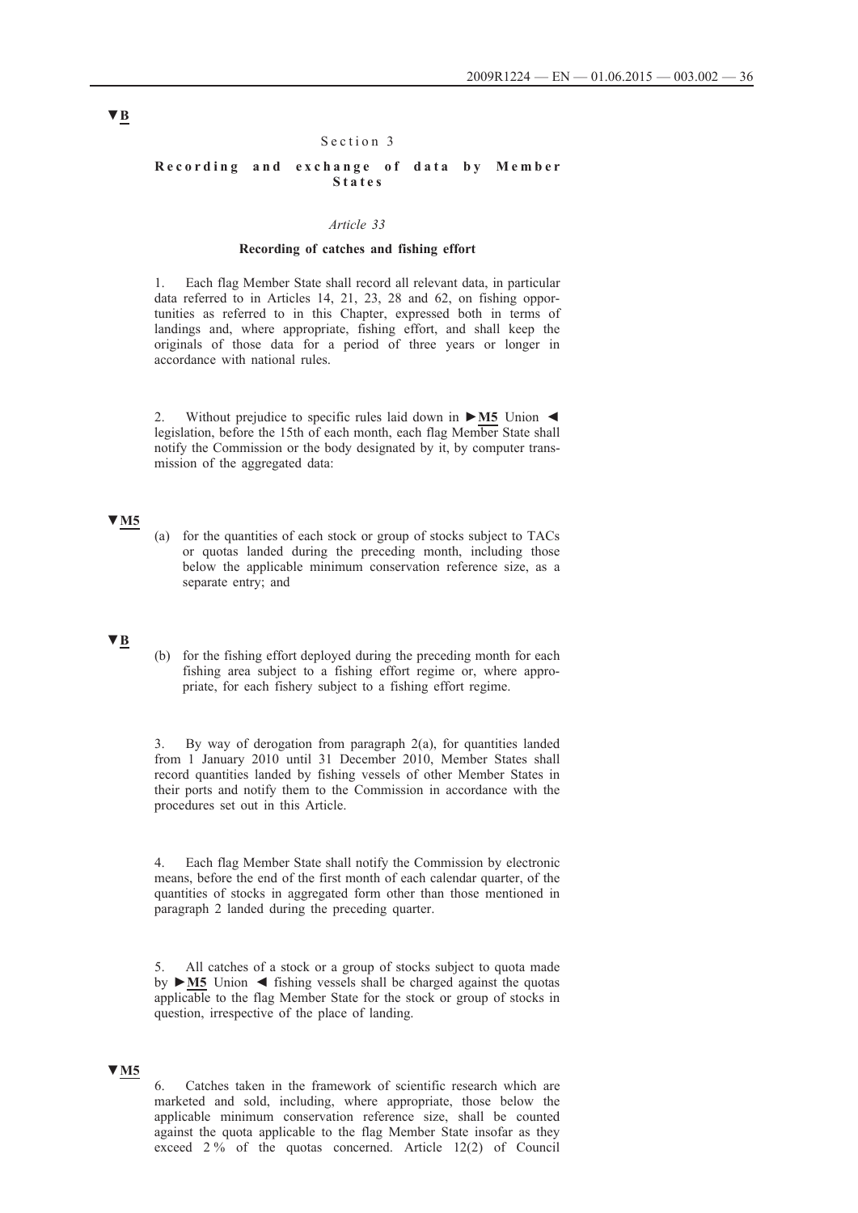▼B

Section 3

**Recording and exchange of data by Member States**

*Article 33*

**Recording of catches and fishing effort**

1. Each flag Member State shall record all relevant data, in particular data referred to in Articles 14, 21, 23, 28 and 62, on fishing opportunities as referred to in this Chapter, expressed both in terms of landings and, where appropriate, fishing effort, and shall keep the originals of those data for a period of three years or longer in accordance with national rules.

2. Without prejudice to specific rules laid down in ►M5 Union ◄ legislation, before the 15th of each month, each flag Member State shall notify the Commission or the body designated by it, by computer transmission of the aggregated data:

▼M5

(a) for the quantities of each stock or group of stocks subject to TACs or quotas landed during the preceding month, including those below the applicable minimum conservation reference size, as a separate entry; and

▼B

(b) for the fishing effort deployed during the preceding month for each fishing area subject to a fishing effort regime or, where appropriate, for each fishery subject to a fishing effort regime.

3. By way of derogation from paragraph 2(a), for quantities landed from 1 January 2010 until 31 December 2010, Member States shall record quantities landed by fishing vessels of other Member States in their ports and notify them to the Commission in accordance with the procedures set out in this Article.

4. Each flag Member State shall notify the Commission by electronic means, before the end of the first month of each calendar quarter, of the quantities of stocks in aggregated form other than those mentioned in paragraph 2 landed during the preceding quarter.

5. All catches of a stock or a group of stocks subject to quota made by ►M5 Union ◄ fishing vessels shall be charged against the quotas applicable to the flag Member State for the stock or group of stocks in question, irrespective of the place of landing.

▼M5

6. Catches taken in the framework of scientific research which are marketed and sold, including, where appropriate, those below the applicable minimum conservation reference size, shall be counted against the quota applicable to the flag Member State insofar as they exceed 2 % of the quotas concerned. Article 12(2) of Council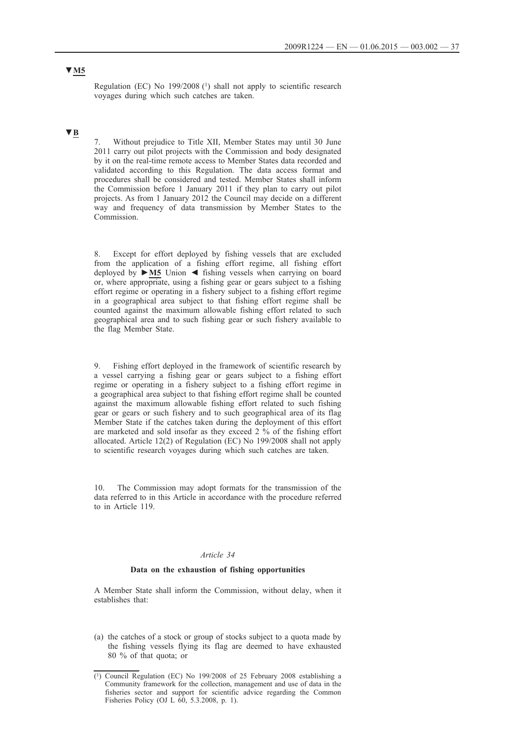▼M5

Regulation (EC) No 199/2008 [1] shall not apply to scientific research voyages during which such catches are taken.

▼B

7. Without prejudice to Title XII, Member States may until 30 June 2011 carry out pilot projects with the Commission and body designated by it on the real-time remote access to Member States data recorded and validated according to this Regulation. The data access format and procedures shall be considered and tested. Member States shall inform the Commission before 1 January 2011 if they plan to carry out pilot projects. As from 1 January 2012 the Council may decide on a different way and frequency of data transmission by Member States to the Commission.

8. Except for effort deployed by fishing vessels that are excluded from the application of a fishing effort regime, all fishing effort deployed by ►M5 Union ◄ fishing vessels when carrying on board or, where appropriate, using a fishing gear or gears subject to a fishing effort regime or operating in a fishery subject to a fishing effort regime in a geographical area subject to that fishing effort regime shall be counted against the maximum allowable fishing effort related to such geographical area and to such fishing gear or such fishery available to the flag Member State.

9. Fishing effort deployed in the framework of scientific research by a vessel carrying a fishing gear or gears subject to a fishing effort regime or operating in a fishery subject to a fishing effort regime in a geographical area subject to that fishing effort regime shall be counted against the maximum allowable fishing effort related to such fishing gear or gears or such fishery and to such geographical area of its flag Member State if the catches taken during the deployment of this effort are marketed and sold insofar as they exceed 2 % of the fishing effort allocated. Article 12(2) of Regulation (EC) No 199/2008 shall not apply to scientific research voyages during which such catches are taken.

10. The Commission may adopt formats for the transmission of the data referred to in this Article in accordance with the procedure referred to in Article 119.

*Article 34*

**Data on the exhaustion of fishing opportunities**

A Member State shall inform the Commission, without delay, when it establishes that:

(a) the catches of a stock or group of stocks subject to a quota made by the fishing vessels flying its flag are deemed to have exhausted 80 % of that quota; or

[1] Council Regulation (EC) No 199/2008 of 25 February 2008 establishing a Community framework for the collection, management and use of data in the fisheries sector and support for scientific advice regarding the Common Fisheries Policy (OJ L 60, 5.3.2008, p. 1).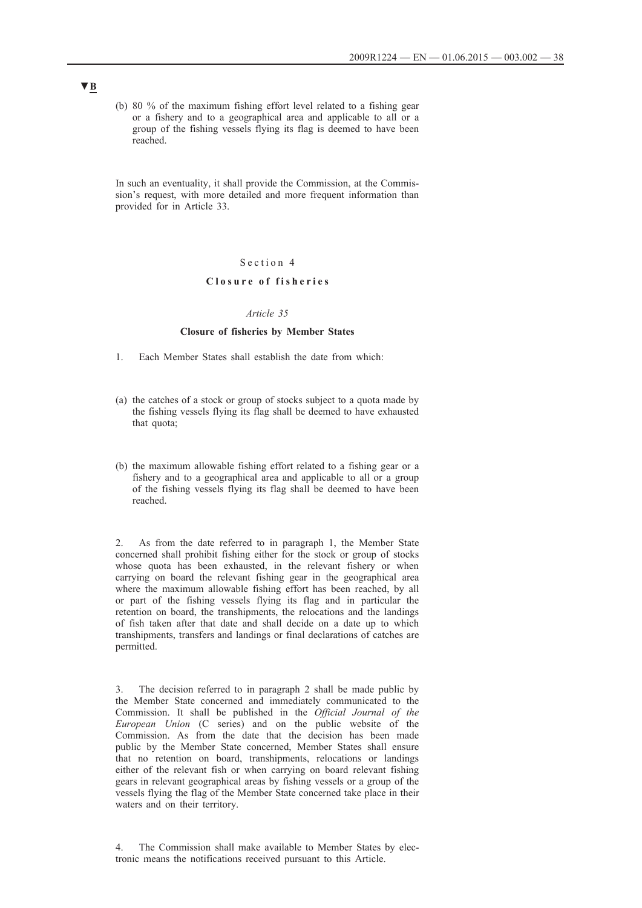▼B

(b) 80 % of the maximum fishing effort level related to a fishing gear or a fishery and to a geographical area and applicable to all or a group of the fishing vessels flying its flag is deemed to have been reached.

In such an eventuality, it shall provide the Commission, at the Commission's request, with more detailed and more frequent information than provided for in Article 33.

Section 4

**Closure of fisheries**

*Article 35*

**Closure of fisheries by Member States**

1. Each Member States shall establish the date from which:

(a) the catches of a stock or group of stocks subject to a quota made by the fishing vessels flying its flag shall be deemed to have exhausted that quota;

(b) the maximum allowable fishing effort related to a fishing gear or a fishery and to a geographical area and applicable to all or a group of the fishing vessels flying its flag shall be deemed to have been reached.

2. As from the date referred to in paragraph 1, the Member State concerned shall prohibit fishing either for the stock or group of stocks whose quota has been exhausted, in the relevant fishery or when carrying on board the relevant fishing gear in the geographical area where the maximum allowable fishing effort has been reached, by all or part of the fishing vessels flying its flag and in particular the retention on board, the transhipments, the relocations and the landings of fish taken after that date and shall decide on a date up to which transhipments, transfers and landings or final declarations of catches are permitted.

3. The decision referred to in paragraph 2 shall be made public by the Member State concerned and immediately communicated to the Commission. It shall be published in the *Official Journal of the European Union* (C series) and on the public website of the Commission. As from the date that the decision has been made public by the Member State concerned, Member States shall ensure that no retention on board, transhipments, relocations or landings either of the relevant fish or when carrying on board relevant fishing gears in relevant geographical areas by fishing vessels or a group of the vessels flying the flag of the Member State concerned take place in their waters and on their territory.

4. The Commission shall make available to Member States by electronic means the notifications received pursuant to this Article.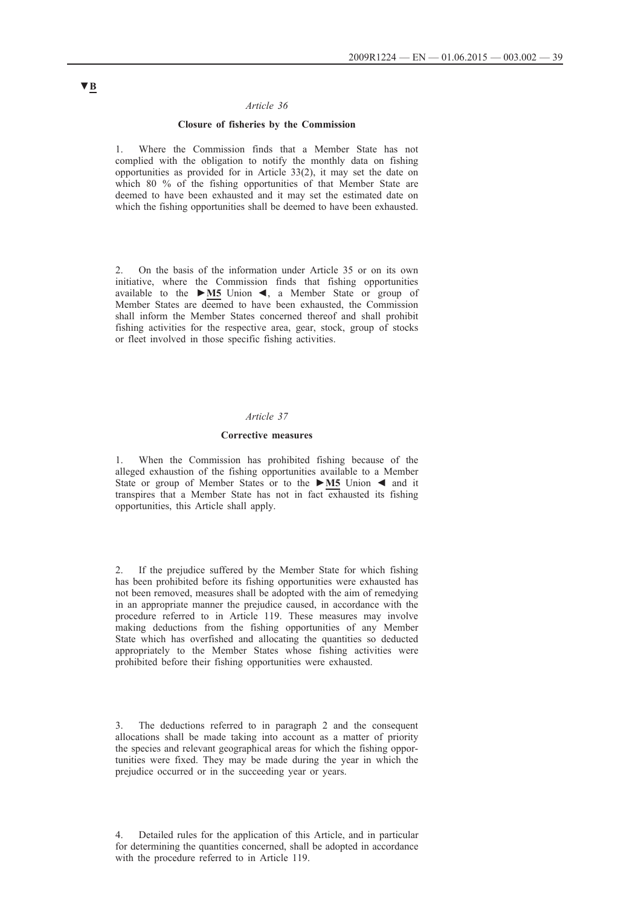▼B

*Article 36*

**Closure of fisheries by the Commission**

1. Where the Commission finds that a Member State has not complied with the obligation to notify the monthly data on fishing opportunities as provided for in Article 33(2), it may set the date on which 80 % of the fishing opportunities of that Member State are deemed to have been exhausted and it may set the estimated date on which the fishing opportunities shall be deemed to have been exhausted.

2. On the basis of the information under Article 35 or on its own initiative, where the Commission finds that fishing opportunities available to the ►M5 Union ◄, a Member State or group of Member States are deemed to have been exhausted, the Commission shall inform the Member States concerned thereof and shall prohibit fishing activities for the respective area, gear, stock, group of stocks or fleet involved in those specific fishing activities.

*Article 37*

**Corrective measures**

1. When the Commission has prohibited fishing because of the alleged exhaustion of the fishing opportunities available to a Member State or group of Member States or to the ►M5 Union ◄ and it transpires that a Member State has not in fact exhausted its fishing opportunities, this Article shall apply.

2. If the prejudice suffered by the Member State for which fishing has been prohibited before its fishing opportunities were exhausted has not been removed, measures shall be adopted with the aim of remedying in an appropriate manner the prejudice caused, in accordance with the procedure referred to in Article 119. These measures may involve making deductions from the fishing opportunities of any Member State which has overfished and allocating the quantities so deducted appropriately to the Member States whose fishing activities were prohibited before their fishing opportunities were exhausted.

3. The deductions referred to in paragraph 2 and the consequent allocations shall be made taking into account as a matter of priority the species and relevant geographical areas for which the fishing opportunities were fixed. They may be made during the year in which the prejudice occurred or in the succeeding year or years.

4. Detailed rules for the application of this Article, and in particular for determining the quantities concerned, shall be adopted in accordance with the procedure referred to in Article 119.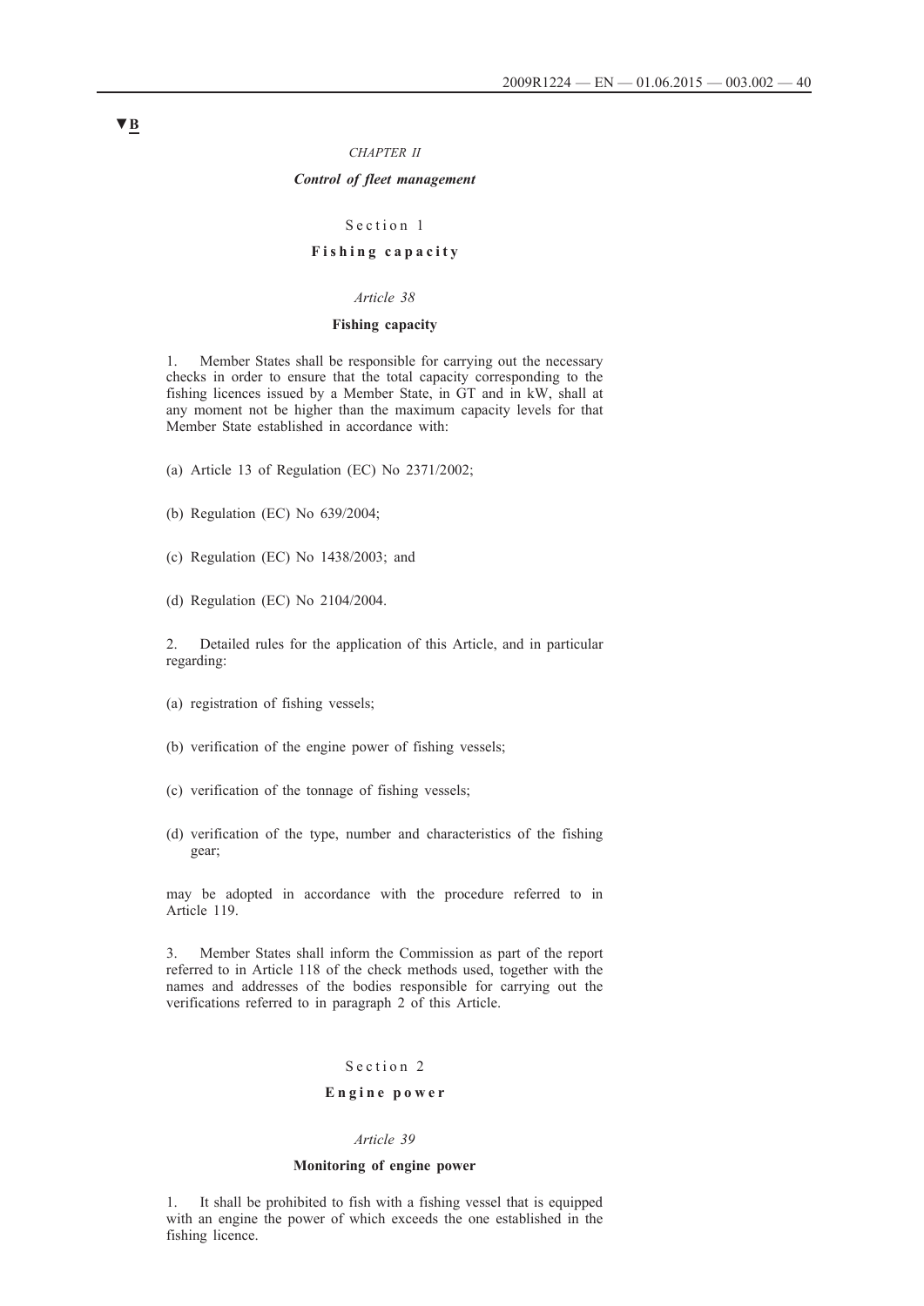▼B

*CHAPTER II*

***Control of fleet management***

Section 1

**Fishing capacity**

*Article 38*

**Fishing capacity**

1. Member States shall be responsible for carrying out the necessary checks in order to ensure that the total capacity corresponding to the fishing licences issued by a Member State, in GT and in kW, shall at any moment not be higher than the maximum capacity levels for that Member State established in accordance with:

(a) Article 13 of Regulation (EC) No 2371/2002;

(b) Regulation (EC) No 639/2004;

(c) Regulation (EC) No 1438/2003; and

(d) Regulation (EC) No 2104/2004.

2. Detailed rules for the application of this Article, and in particular regarding:

(a) registration of fishing vessels;

(b) verification of the engine power of fishing vessels;

(c) verification of the tonnage of fishing vessels;

(d) verification of the type, number and characteristics of the fishing gear;

may be adopted in accordance with the procedure referred to in Article 119.

3. Member States shall inform the Commission as part of the report referred to in Article 118 of the check methods used, together with the names and addresses of the bodies responsible for carrying out the verifications referred to in paragraph 2 of this Article.

Section 2

**Engine power**

*Article 39*

**Monitoring of engine power**

1. It shall be prohibited to fish with a fishing vessel that is equipped with an engine the power of which exceeds the one established in the fishing licence.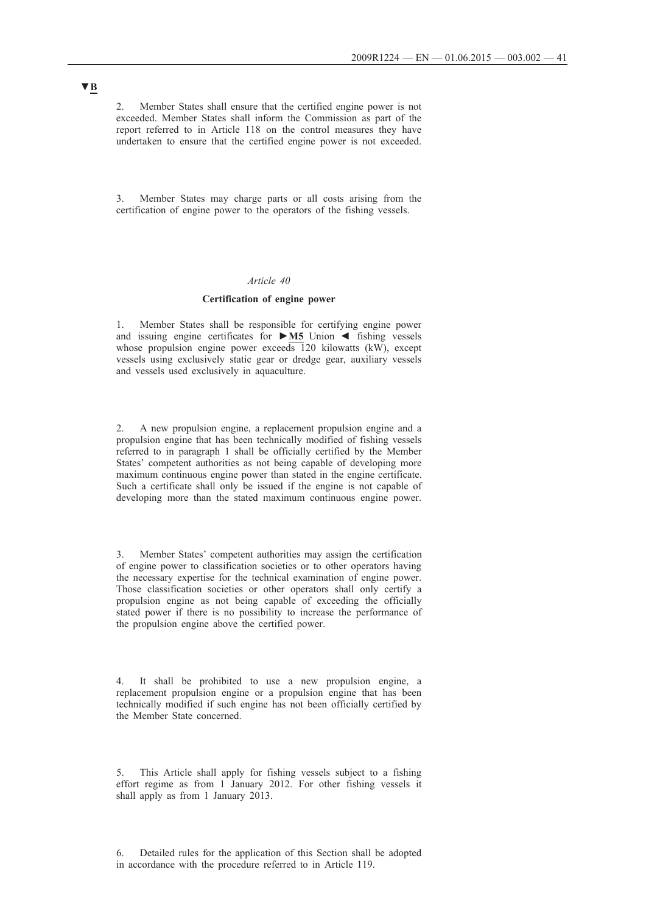▼B

2. Member States shall ensure that the certified engine power is not exceeded. Member States shall inform the Commission as part of the report referred to in Article 118 on the control measures they have undertaken to ensure that the certified engine power is not exceeded.

3. Member States may charge parts or all costs arising from the certification of engine power to the operators of the fishing vessels.

*Article 40*

**Certification of engine power**

1. Member States shall be responsible for certifying engine power and issuing engine certificates for ►M5 Union ◄ fishing vessels whose propulsion engine power exceeds 120 kilowatts (kW), except vessels using exclusively static gear or dredge gear, auxiliary vessels and vessels used exclusively in aquaculture.

2. A new propulsion engine, a replacement propulsion engine and a propulsion engine that has been technically modified of fishing vessels referred to in paragraph 1 shall be officially certified by the Member States' competent authorities as not being capable of developing more maximum continuous engine power than stated in the engine certificate. Such a certificate shall only be issued if the engine is not capable of developing more than the stated maximum continuous engine power.

3. Member States' competent authorities may assign the certification of engine power to classification societies or to other operators having the necessary expertise for the technical examination of engine power. Those classification societies or other operators shall only certify a propulsion engine as not being capable of exceeding the officially stated power if there is no possibility to increase the performance of the propulsion engine above the certified power.

4. It shall be prohibited to use a new propulsion engine, a replacement propulsion engine or a propulsion engine that has been technically modified if such engine has not been officially certified by the Member State concerned.

5. This Article shall apply for fishing vessels subject to a fishing effort regime as from 1 January 2012. For other fishing vessels it shall apply as from 1 January 2013.

6. Detailed rules for the application of this Section shall be adopted in accordance with the procedure referred to in Article 119.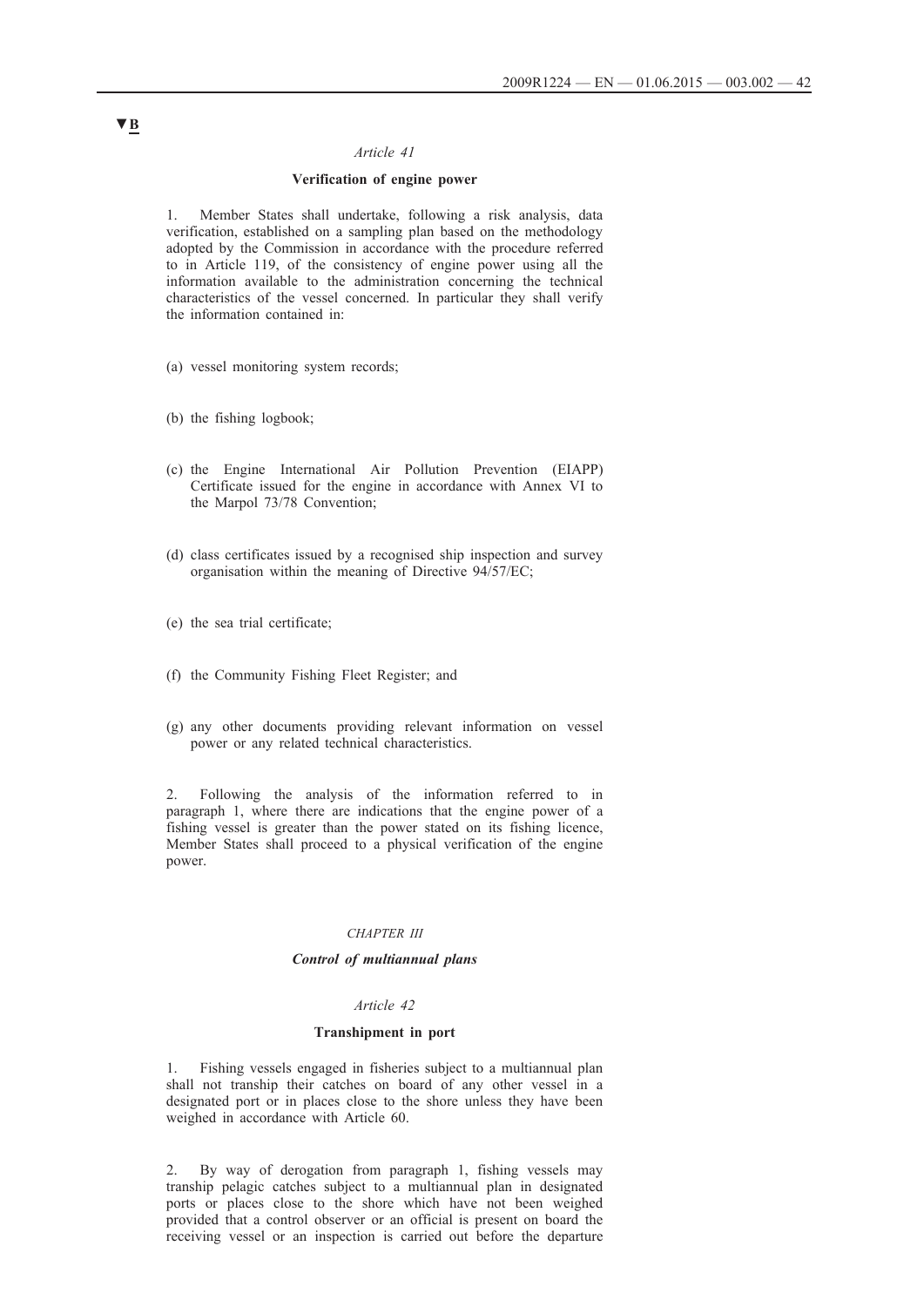▼B

*Article 41*

**Verification of engine power**

1. Member States shall undertake, following a risk analysis, data verification, established on a sampling plan based on the methodology adopted by the Commission in accordance with the procedure referred to in Article 119, of the consistency of engine power using all the information available to the administration concerning the technical characteristics of the vessel concerned. In particular they shall verify the information contained in:

(a) vessel monitoring system records;

(b) the fishing logbook;

(c) the Engine International Air Pollution Prevention (EIAPP) Certificate issued for the engine in accordance with Annex VI to the Marpol 73/78 Convention;

(d) class certificates issued by a recognised ship inspection and survey organisation within the meaning of Directive 94/57/EC;

(e) the sea trial certificate;

(f) the Community Fishing Fleet Register; and

(g) any other documents providing relevant information on vessel power or any related technical characteristics.

2. Following the analysis of the information referred to in paragraph 1, where there are indications that the engine power of a fishing vessel is greater than the power stated on its fishing licence, Member States shall proceed to a physical verification of the engine power.

*CHAPTER III*

***Control of multiannual plans***

*Article 42*

**Transhipment in port**

1. Fishing vessels engaged in fisheries subject to a multiannual plan shall not tranship their catches on board of any other vessel in a designated port or in places close to the shore unless they have been weighed in accordance with Article 60.

2. By way of derogation from paragraph 1, fishing vessels may tranship pelagic catches subject to a multiannual plan in designated ports or places close to the shore which have not been weighed provided that a control observer or an official is present on board the receiving vessel or an inspection is carried out before the departure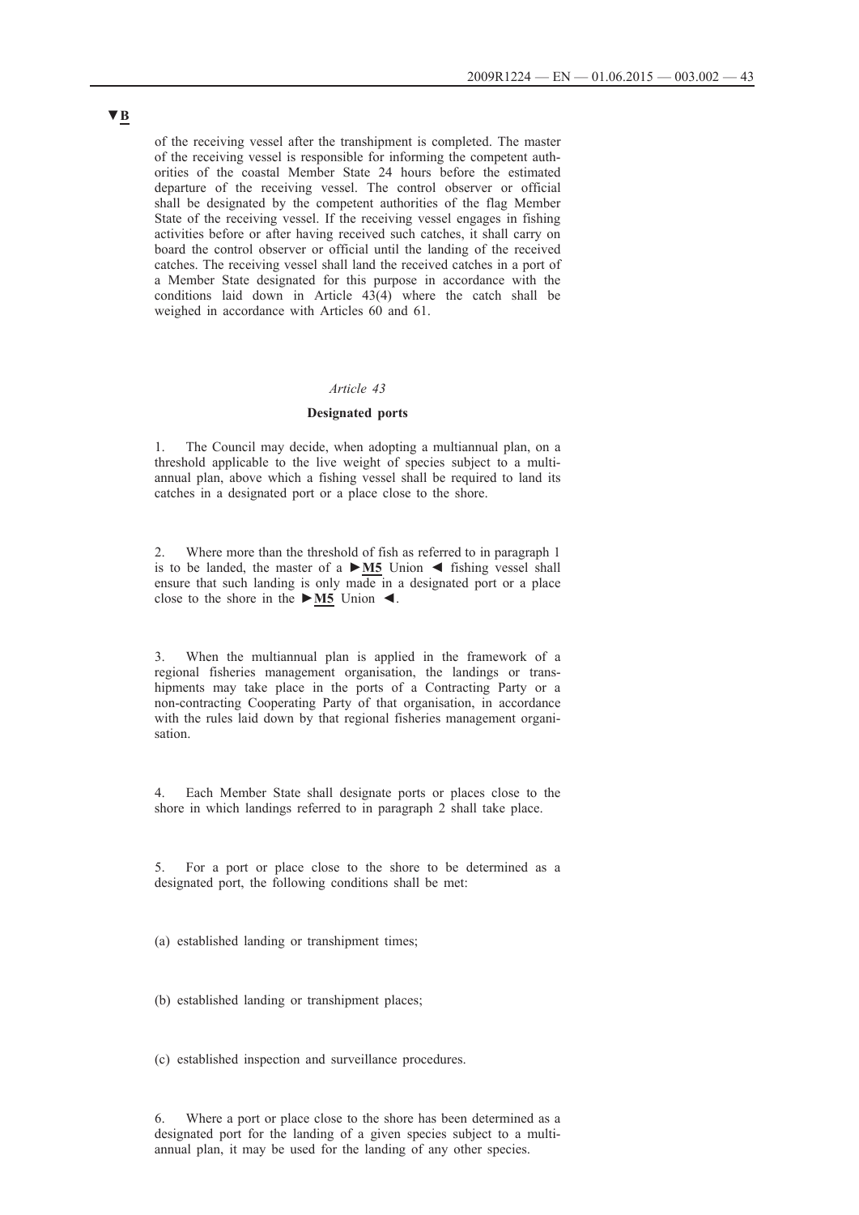▼B

of the receiving vessel after the transhipment is completed. The master of the receiving vessel is responsible for informing the competent authorities of the coastal Member State 24 hours before the estimated departure of the receiving vessel. The control observer or official shall be designated by the competent authorities of the flag Member State of the receiving vessel. If the receiving vessel engages in fishing activities before or after having received such catches, it shall carry on board the control observer or official until the landing of the received catches. The receiving vessel shall land the received catches in a port of a Member State designated for this purpose in accordance with the conditions laid down in Article 43(4) where the catch shall be weighed in accordance with Articles 60 and 61.

*Article 43*

**Designated ports**

1. The Council may decide, when adopting a multiannual plan, on a threshold applicable to the live weight of species subject to a multiannual plan, above which a fishing vessel shall be required to land its catches in a designated port or a place close to the shore.

2. Where more than the threshold of fish as referred to in paragraph 1 is to be landed, the master of a ►M5 Union ◄ fishing vessel shall ensure that such landing is only made in a designated port or a place close to the shore in the ►M5 Union ◄.

3. When the multiannual plan is applied in the framework of a regional fisheries management organisation, the landings or transhipments may take place in the ports of a Contracting Party or a non-contracting Cooperating Party of that organisation, in accordance with the rules laid down by that regional fisheries management organisation.

4. Each Member State shall designate ports or places close to the shore in which landings referred to in paragraph 2 shall take place.

5. For a port or place close to the shore to be determined as a designated port, the following conditions shall be met:

(a) established landing or transhipment times;

(b) established landing or transhipment places;

(c) established inspection and surveillance procedures.

6. Where a port or place close to the shore has been determined as a designated port for the landing of a given species subject to a multiannual plan, it may be used for the landing of any other species.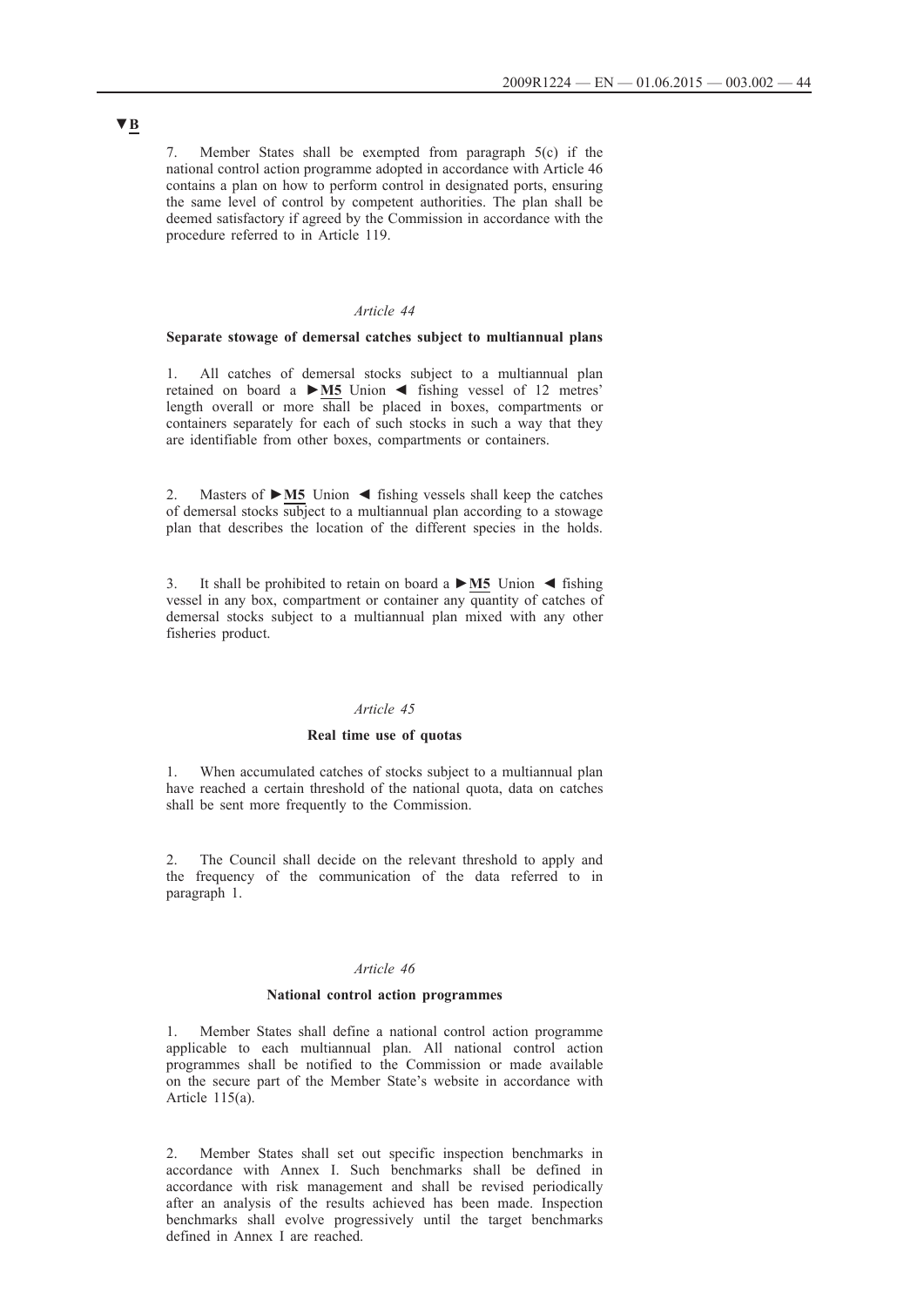▼B

7. Member States shall be exempted from paragraph 5(c) if the national control action programme adopted in accordance with Article 46 contains a plan on how to perform control in designated ports, ensuring the same level of control by competent authorities. The plan shall be deemed satisfactory if agreed by the Commission in accordance with the procedure referred to in Article 119.

*Article 44*

**Separate stowage of demersal catches subject to multiannual plans**

1. All catches of demersal stocks subject to a multiannual plan retained on board a ►M5 Union ◄ fishing vessel of 12 metres' length overall or more shall be placed in boxes, compartments or containers separately for each of such stocks in such a way that they are identifiable from other boxes, compartments or containers.

2. Masters of ►M5 Union ◄ fishing vessels shall keep the catches of demersal stocks subject to a multiannual plan according to a stowage plan that describes the location of the different species in the holds.

3. It shall be prohibited to retain on board a ►M5 Union ◄ fishing vessel in any box, compartment or container any quantity of catches of demersal stocks subject to a multiannual plan mixed with any other fisheries product.

*Article 45*

**Real time use of quotas**

1. When accumulated catches of stocks subject to a multiannual plan have reached a certain threshold of the national quota, data on catches shall be sent more frequently to the Commission.

2. The Council shall decide on the relevant threshold to apply and the frequency of the communication of the data referred to in paragraph 1.

*Article 46*

**National control action programmes**

1. Member States shall define a national control action programme applicable to each multiannual plan. All national control action programmes shall be notified to the Commission or made available on the secure part of the Member State's website in accordance with Article 115(a).

2. Member States shall set out specific inspection benchmarks in accordance with Annex I. Such benchmarks shall be defined in accordance with risk management and shall be revised periodically after an analysis of the results achieved has been made. Inspection benchmarks shall evolve progressively until the target benchmarks defined in Annex I are reached.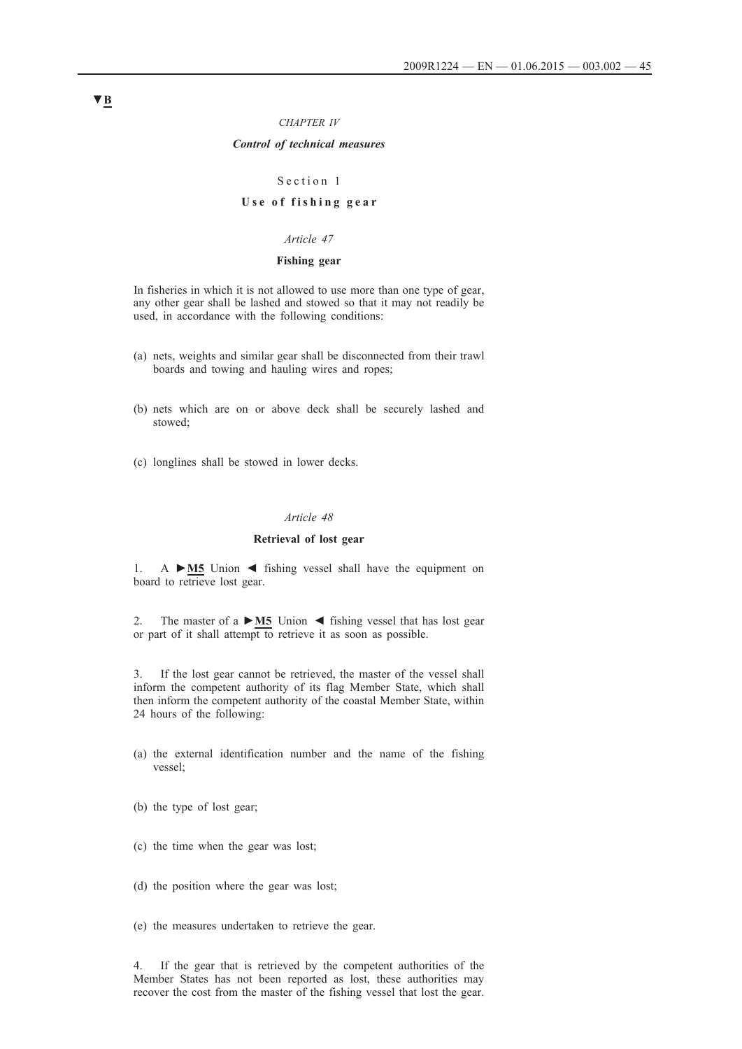▼B

*CHAPTER IV*

***Control of technical measures***

Section 1

**Use of fishing gear**

*Article 47*

**Fishing gear**

In fisheries in which it is not allowed to use more than one type of gear, any other gear shall be lashed and stowed so that it may not readily be used, in accordance with the following conditions:

(a) nets, weights and similar gear shall be disconnected from their trawl boards and towing and hauling wires and ropes;

(b) nets which are on or above deck shall be securely lashed and stowed;

(c) longlines shall be stowed in lower decks.

*Article 48*

**Retrieval of lost gear**

1. A ►M5 Union ◄ fishing vessel shall have the equipment on board to retrieve lost gear.

2. The master of a ►M5 Union ◄ fishing vessel that has lost gear or part of it shall attempt to retrieve it as soon as possible.

3. If the lost gear cannot be retrieved, the master of the vessel shall inform the competent authority of its flag Member State, which shall then inform the competent authority of the coastal Member State, within 24 hours of the following:

(a) the external identification number and the name of the fishing vessel;

(b) the type of lost gear;

(c) the time when the gear was lost;

(d) the position where the gear was lost;

(e) the measures undertaken to retrieve the gear.

4. If the gear that is retrieved by the competent authorities of the Member States has not been reported as lost, these authorities may recover the cost from the master of the fishing vessel that lost the gear.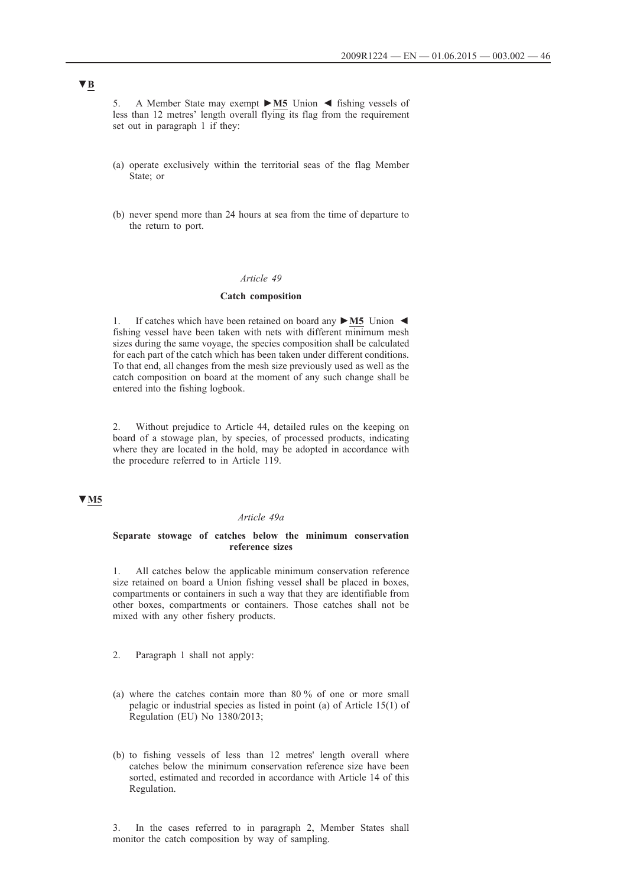▼B

5. A Member State may exempt ►M5 Union ◄ fishing vessels of less than 12 metres' length overall flying its flag from the requirement set out in paragraph 1 if they:

(a) operate exclusively within the territorial seas of the flag Member State; or

(b) never spend more than 24 hours at sea from the time of departure to the return to port.

*Article 49*

**Catch composition**

1. If catches which have been retained on board any ►M5 Union ◄ fishing vessel have been taken with nets with different minimum mesh sizes during the same voyage, the species composition shall be calculated for each part of the catch which has been taken under different conditions. To that end, all changes from the mesh size previously used as well as the catch composition on board at the moment of any such change shall be entered into the fishing logbook.

2. Without prejudice to Article 44, detailed rules on the keeping on board of a stowage plan, by species, of processed products, indicating where they are located in the hold, may be adopted in accordance with the procedure referred to in Article 119.

▼M5

*Article 49a*

**Separate stowage of catches below the minimum conservation reference sizes**

1. All catches below the applicable minimum conservation reference size retained on board a Union fishing vessel shall be placed in boxes, compartments or containers in such a way that they are identifiable from other boxes, compartments or containers. Those catches shall not be mixed with any other fishery products.

2. Paragraph 1 shall not apply:

(a) where the catches contain more than 80 % of one or more small pelagic or industrial species as listed in point (a) of Article 15(1) of Regulation (EU) No 1380/2013;

(b) to fishing vessels of less than 12 metres' length overall where catches below the minimum conservation reference size have been sorted, estimated and recorded in accordance with Article 14 of this Regulation.

3. In the cases referred to in paragraph 2, Member States shall monitor the catch composition by way of sampling.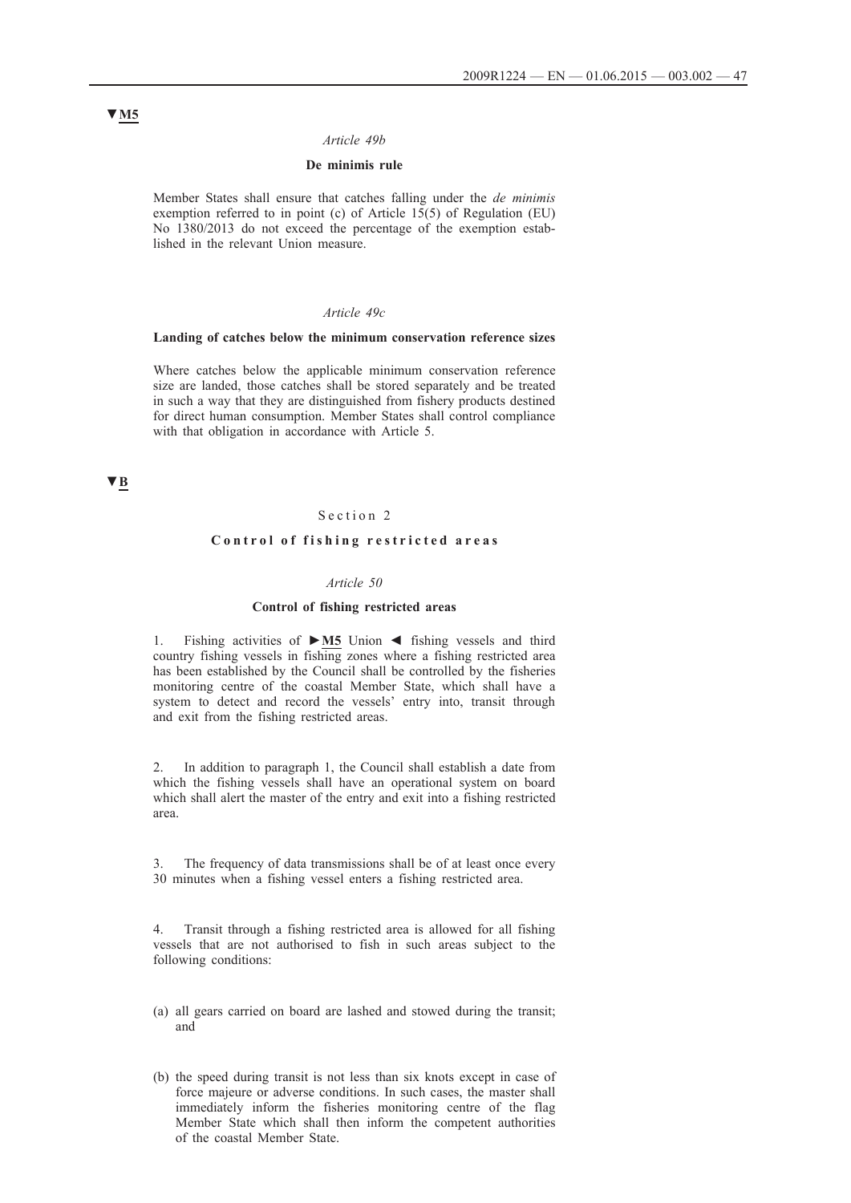▼M5

*Article 49b*

**De minimis rule**

Member States shall ensure that catches falling under the *de minimis* exemption referred to in point (c) of Article 15(5) of Regulation (EU) No 1380/2013 do not exceed the percentage of the exemption established in the relevant Union measure.

*Article 49c*

**Landing of catches below the minimum conservation reference sizes**

Where catches below the applicable minimum conservation reference size are landed, those catches shall be stored separately and be treated in such a way that they are distinguished from fishery products destined for direct human consumption. Member States shall control compliance with that obligation in accordance with Article 5.

▼B

Section 2

**Control of fishing restricted areas**

*Article 50*

**Control of fishing restricted areas**

1. Fishing activities of ►M5 Union ◄ fishing vessels and third country fishing vessels in fishing zones where a fishing restricted area has been established by the Council shall be controlled by the fisheries monitoring centre of the coastal Member State, which shall have a system to detect and record the vessels' entry into, transit through and exit from the fishing restricted areas.

2. In addition to paragraph 1, the Council shall establish a date from which the fishing vessels shall have an operational system on board which shall alert the master of the entry and exit into a fishing restricted area.

3. The frequency of data transmissions shall be of at least once every 30 minutes when a fishing vessel enters a fishing restricted area.

4. Transit through a fishing restricted area is allowed for all fishing vessels that are not authorised to fish in such areas subject to the following conditions:

(a) all gears carried on board are lashed and stowed during the transit; and

(b) the speed during transit is not less than six knots except in case of force majeure or adverse conditions. In such cases, the master shall immediately inform the fisheries monitoring centre of the flag Member State which shall then inform the competent authorities of the coastal Member State.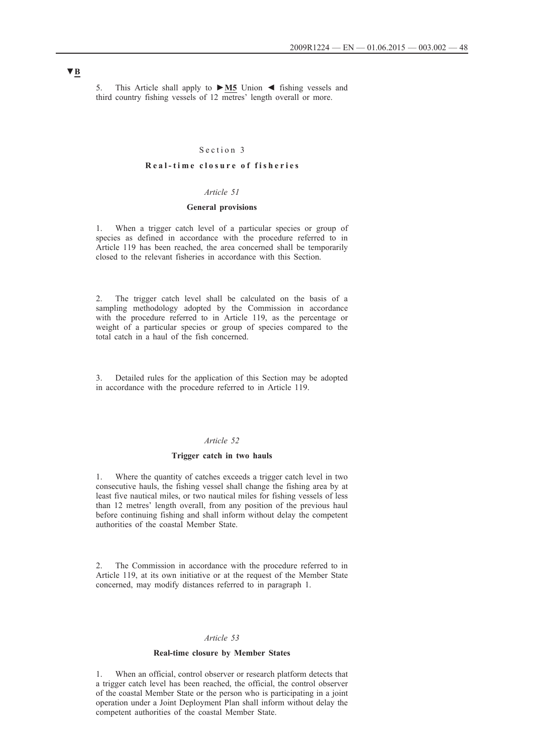▼B

5. This Article shall apply to ►M5 Union ◄ fishing vessels and third country fishing vessels of 12 metres' length overall or more.

## Section 3

### Real-time closure of fisheries

*Article 51*

**General provisions**

1. When a trigger catch level of a particular species or group of species as defined in accordance with the procedure referred to in Article 119 has been reached, the area concerned shall be temporarily closed to the relevant fisheries in accordance with this Section.

2. The trigger catch level shall be calculated on the basis of a sampling methodology adopted by the Commission in accordance with the procedure referred to in Article 119, as the percentage or weight of a particular species or group of species compared to the total catch in a haul of the fish concerned.

3. Detailed rules for the application of this Section may be adopted in accordance with the procedure referred to in Article 119.

*Article 52*

**Trigger catch in two hauls**

1. Where the quantity of catches exceeds a trigger catch level in two consecutive hauls, the fishing vessel shall change the fishing area by at least five nautical miles, or two nautical miles for fishing vessels of less than 12 metres' length overall, from any position of the previous haul before continuing fishing and shall inform without delay the competent authorities of the coastal Member State.

2. The Commission in accordance with the procedure referred to in Article 119, at its own initiative or at the request of the Member State concerned, may modify distances referred to in paragraph 1.

*Article 53*

**Real-time closure by Member States**

1. When an official, control observer or research platform detects that a trigger catch level has been reached, the official, the control observer of the coastal Member State or the person who is participating in a joint operation under a Joint Deployment Plan shall inform without delay the competent authorities of the coastal Member State.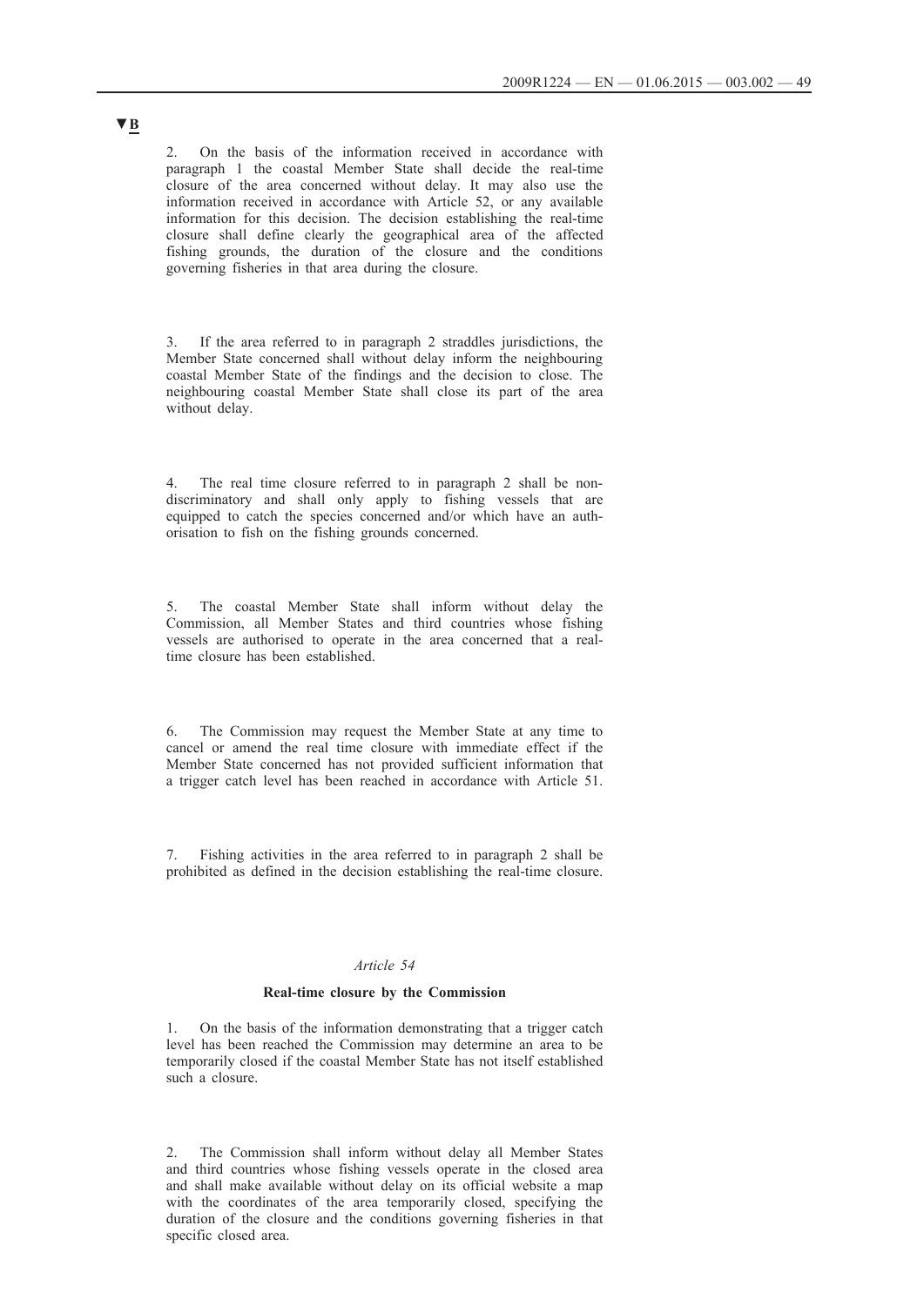▼B

2. On the basis of the information received in accordance with paragraph 1 the coastal Member State shall decide the real-time closure of the area concerned without delay. It may also use the information received in accordance with Article 52, or any available information for this decision. The decision establishing the real-time closure shall define clearly the geographical area of the affected fishing grounds, the duration of the closure and the conditions governing fisheries in that area during the closure.

3. If the area referred to in paragraph 2 straddles jurisdictions, the Member State concerned shall without delay inform the neighbouring coastal Member State of the findings and the decision to close. The neighbouring coastal Member State shall close its part of the area without delay.

4. The real time closure referred to in paragraph 2 shall be non-discriminatory and shall only apply to fishing vessels that are equipped to catch the species concerned and/or which have an authorisation to fish on the fishing grounds concerned.

5. The coastal Member State shall inform without delay the Commission, all Member States and third countries whose fishing vessels are authorised to operate in the area concerned that a real-time closure has been established.

6. The Commission may request the Member State at any time to cancel or amend the real time closure with immediate effect if the Member State concerned has not provided sufficient information that a trigger catch level has been reached in accordance with Article 51.

7. Fishing activities in the area referred to in paragraph 2 shall be prohibited as defined in the decision establishing the real-time closure.

*Article 54*

**Real-time closure by the Commission**

1. On the basis of the information demonstrating that a trigger catch level has been reached the Commission may determine an area to be temporarily closed if the coastal Member State has not itself established such a closure.

2. The Commission shall inform without delay all Member States and third countries whose fishing vessels operate in the closed area and shall make available without delay on its official website a map with the coordinates of the area temporarily closed, specifying the duration of the closure and the conditions governing fisheries in that specific closed area.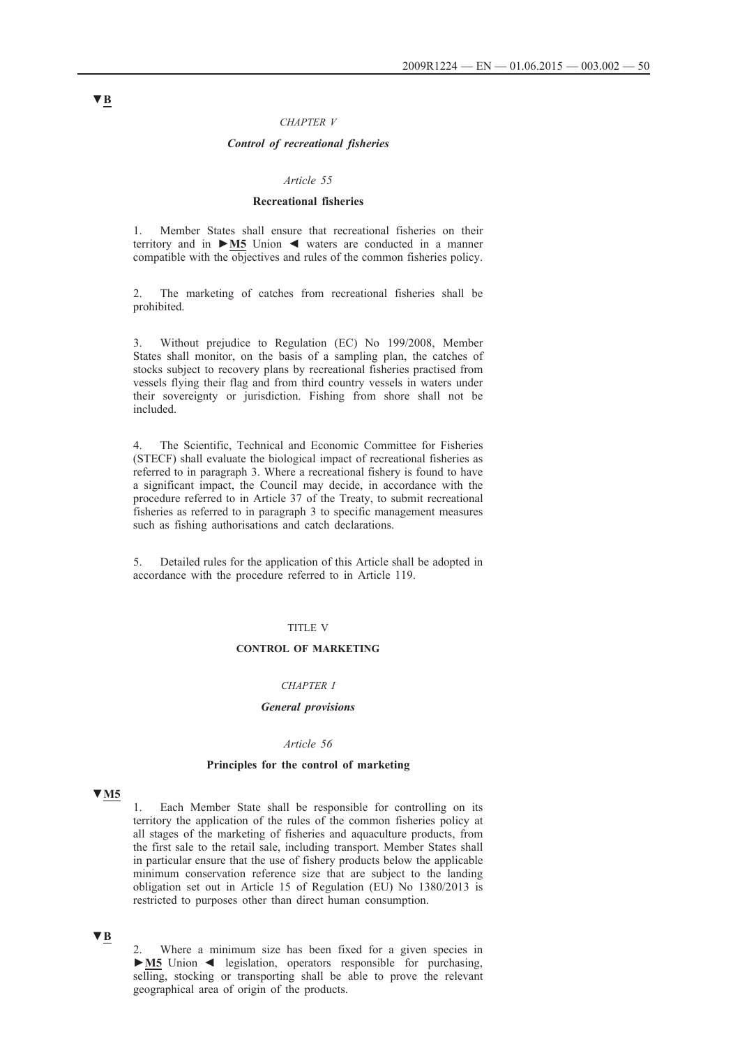▼B

*CHAPTER V*

***Control of recreational fisheries***

*Article 55*

**Recreational fisheries**

1. Member States shall ensure that recreational fisheries on their territory and in ►M5 Union ◄ waters are conducted in a manner compatible with the objectives and rules of the common fisheries policy.

2. The marketing of catches from recreational fisheries shall be prohibited.

3. Without prejudice to Regulation (EC) No 199/2008, Member States shall monitor, on the basis of a sampling plan, the catches of stocks subject to recovery plans by recreational fisheries practised from vessels flying their flag and from third country vessels in waters under their sovereignty or jurisdiction. Fishing from shore shall not be included.

4. The Scientific, Technical and Economic Committee for Fisheries (STECF) shall evaluate the biological impact of recreational fisheries as referred to in paragraph 3. Where a recreational fishery is found to have a significant impact, the Council may decide, in accordance with the procedure referred to in Article 37 of the Treaty, to submit recreational fisheries as referred to in paragraph 3 to specific management measures such as fishing authorisations and catch declarations.

5. Detailed rules for the application of this Article shall be adopted in accordance with the procedure referred to in Article 119.

TITLE V

**CONTROL OF MARKETING**

*CHAPTER I*

***General provisions***

*Article 56*

**Principles for the control of marketing**

▼M5

1. Each Member State shall be responsible for controlling on its territory the application of the rules of the common fisheries policy at all stages of the marketing of fisheries and aquaculture products, from the first sale to the retail sale, including transport. Member States shall in particular ensure that the use of fishery products below the applicable minimum conservation reference size that are subject to the landing obligation set out in Article 15 of Regulation (EU) No 1380/2013 is restricted to purposes other than direct human consumption.

▼B

2. Where a minimum size has been fixed for a given species in ►M5 Union ◄ legislation, operators responsible for purchasing, selling, stocking or transporting shall be able to prove the relevant geographical area of origin of the products.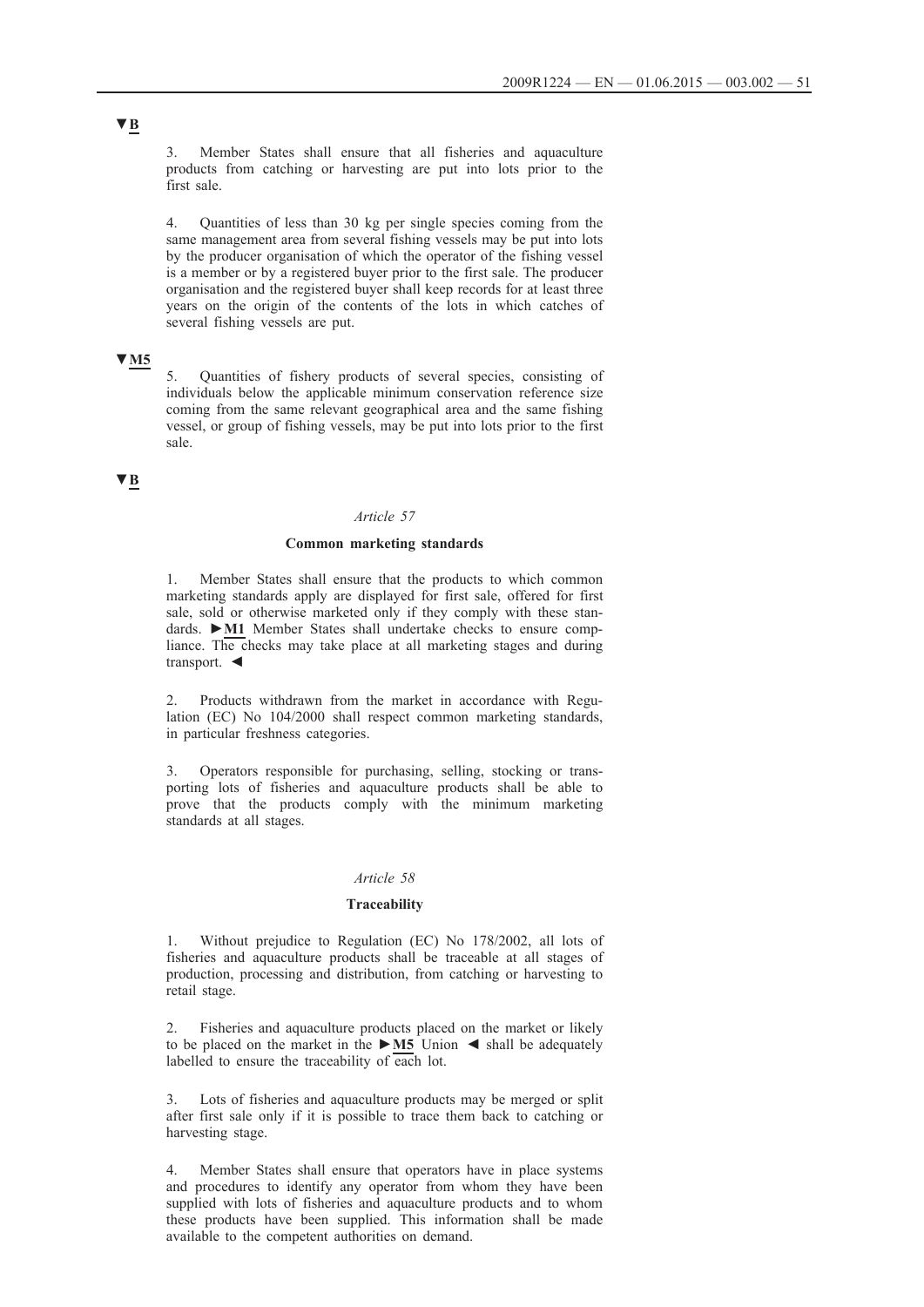▼B

3. Member States shall ensure that all fisheries and aquaculture products from catching or harvesting are put into lots prior to the first sale.

4. Quantities of less than 30 kg per single species coming from the same management area from several fishing vessels may be put into lots by the producer organisation of which the operator of the fishing vessel is a member or by a registered buyer prior to the first sale. The producer organisation and the registered buyer shall keep records for at least three years on the origin of the contents of the lots in which catches of several fishing vessels are put.

▼M5

5. Quantities of fishery products of several species, consisting of individuals below the applicable minimum conservation reference size coming from the same relevant geographical area and the same fishing vessel, or group of fishing vessels, may be put into lots prior to the first sale.

▼B

*Article 57*

**Common marketing standards**

1. Member States shall ensure that the products to which common marketing standards apply are displayed for first sale, offered for first sale, sold or otherwise marketed only if they comply with these standards. ►M1 Member States shall undertake checks to ensure compliance. The checks may take place at all marketing stages and during transport. ◄

2. Products withdrawn from the market in accordance with Regulation (EC) No 104/2000 shall respect common marketing standards, in particular freshness categories.

3. Operators responsible for purchasing, selling, stocking or transporting lots of fisheries and aquaculture products shall be able to prove that the products comply with the minimum marketing standards at all stages.

*Article 58*

**Traceability**

1. Without prejudice to Regulation (EC) No 178/2002, all lots of fisheries and aquaculture products shall be traceable at all stages of production, processing and distribution, from catching or harvesting to retail stage.

2. Fisheries and aquaculture products placed on the market or likely to be placed on the market in the ►M5 Union ◄ shall be adequately labelled to ensure the traceability of each lot.

3. Lots of fisheries and aquaculture products may be merged or split after first sale only if it is possible to trace them back to catching or harvesting stage.

4. Member States shall ensure that operators have in place systems and procedures to identify any operator from whom they have been supplied with lots of fisheries and aquaculture products and to whom these products have been supplied. This information shall be made available to the competent authorities on demand.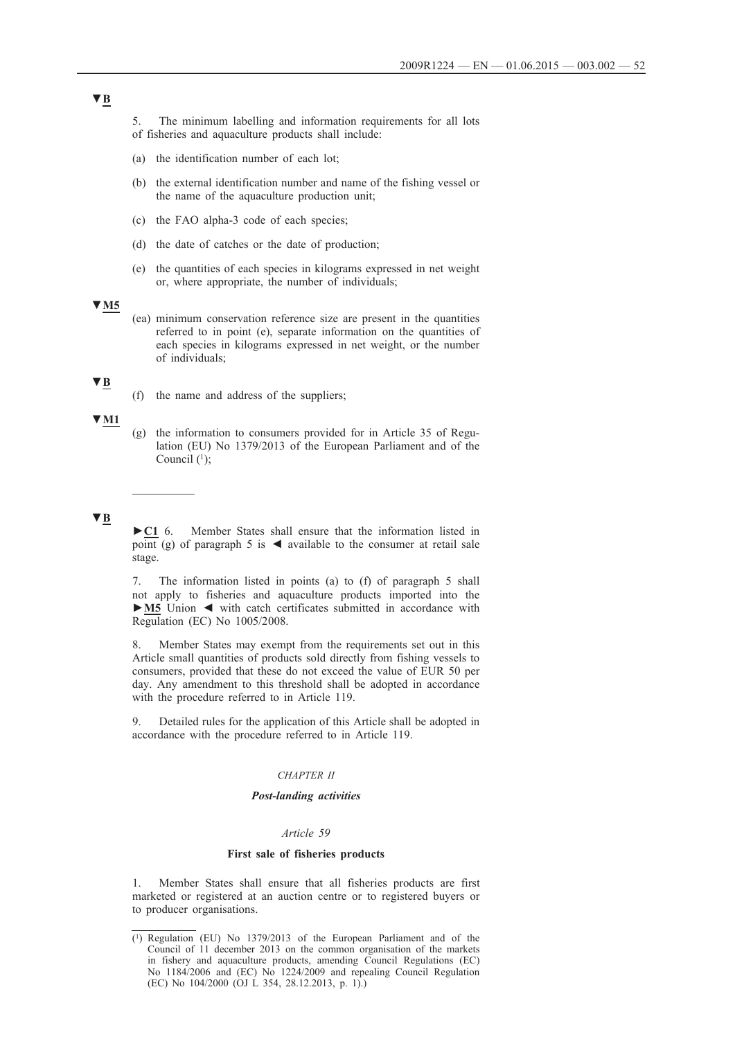▼B

5. The minimum labelling and information requirements for all lots of fisheries and aquaculture products shall include:

(a) the identification number of each lot;

(b) the external identification number and name of the fishing vessel or the name of the aquaculture production unit;

(c) the FAO alpha-3 code of each species;

(d) the date of catches or the date of production;

(e) the quantities of each species in kilograms expressed in net weight or, where appropriate, the number of individuals;

▼M5

(ea) minimum conservation reference size are present in the quantities referred to in point (e), separate information on the quantities of each species in kilograms expressed in net weight, or the number of individuals;

▼B

(f) the name and address of the suppliers;

▼M1

(g) the information to consumers provided for in Article 35 of Regulation (EU) No 1379/2013 of the European Parliament and of the Council [1];

---

▼B

►C1 6. Member States shall ensure that the information listed in point (g) of paragraph 5 is ◄ available to the consumer at retail sale stage.

7. The information listed in points (a) to (f) of paragraph 5 shall not apply to fisheries and aquaculture products imported into the ►M5 Union ◄ with catch certificates submitted in accordance with Regulation (EC) No 1005/2008.

8. Member States may exempt from the requirements set out in this Article small quantities of products sold directly from fishing vessels to consumers, provided that these do not exceed the value of EUR 50 per day. Any amendment to this threshold shall be adopted in accordance with the procedure referred to in Article 119.

9. Detailed rules for the application of this Article shall be adopted in accordance with the procedure referred to in Article 119.

*CHAPTER II*

***Post-landing activities***

*Article 59*

**First sale of fisheries products**

1. Member States shall ensure that all fisheries products are first marketed or registered at an auction centre or to registered buyers or to producer organisations.

---

[1] Regulation (EU) No 1379/2013 of the European Parliament and of the Council of 11 december 2013 on the common organisation of the markets in fishery and aquaculture products, amending Council Regulations (EC) No 1184/2006 and (EC) No 1224/2009 and repealing Council Regulation (EC) No 104/2000 (OJ L 354, 28.12.2013, p. 1).)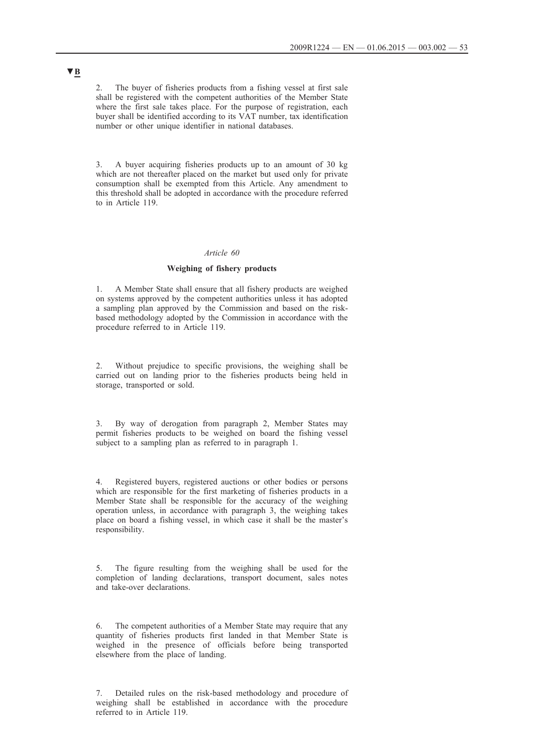▼B

2. The buyer of fisheries products from a fishing vessel at first sale shall be registered with the competent authorities of the Member State where the first sale takes place. For the purpose of registration, each buyer shall be identified according to its VAT number, tax identification number or other unique identifier in national databases.

3. A buyer acquiring fisheries products up to an amount of 30 kg which are not thereafter placed on the market but used only for private consumption shall be exempted from this Article. Any amendment to this threshold shall be adopted in accordance with the procedure referred to in Article 119.

*Article 60*

**Weighing of fishery products**

1. A Member State shall ensure that all fishery products are weighed on systems approved by the competent authorities unless it has adopted a sampling plan approved by the Commission and based on the risk-based methodology adopted by the Commission in accordance with the procedure referred to in Article 119.

2. Without prejudice to specific provisions, the weighing shall be carried out on landing prior to the fisheries products being held in storage, transported or sold.

3. By way of derogation from paragraph 2, Member States may permit fisheries products to be weighed on board the fishing vessel subject to a sampling plan as referred to in paragraph 1.

4. Registered buyers, registered auctions or other bodies or persons which are responsible for the first marketing of fisheries products in a Member State shall be responsible for the accuracy of the weighing operation unless, in accordance with paragraph 3, the weighing takes place on board a fishing vessel, in which case it shall be the master's responsibility.

5. The figure resulting from the weighing shall be used for the completion of landing declarations, transport document, sales notes and take-over declarations.

6. The competent authorities of a Member State may require that any quantity of fisheries products first landed in that Member State is weighed in the presence of officials before being transported elsewhere from the place of landing.

7. Detailed rules on the risk-based methodology and procedure of weighing shall be established in accordance with the procedure referred to in Article 119.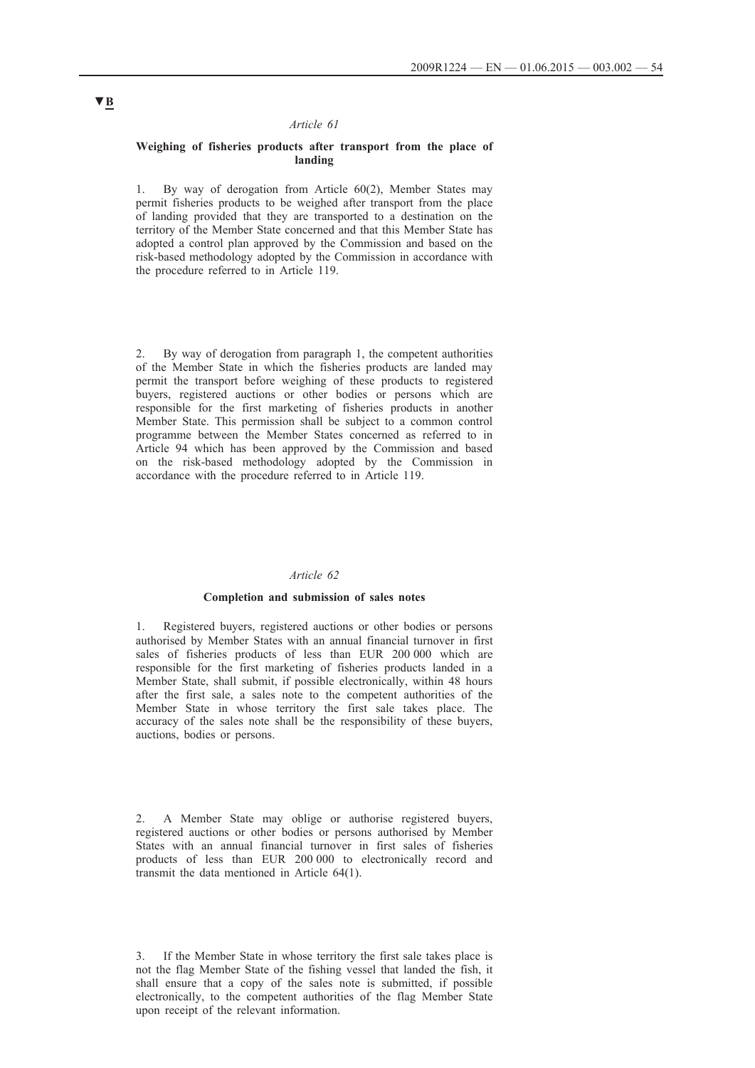▼B

*Article 61*

**Weighing of fisheries products after transport from the place of landing**

1. By way of derogation from Article 60(2), Member States may permit fisheries products to be weighed after transport from the place of landing provided that they are transported to a destination on the territory of the Member State concerned and that this Member State has adopted a control plan approved by the Commission and based on the risk-based methodology adopted by the Commission in accordance with the procedure referred to in Article 119.

2. By way of derogation from paragraph 1, the competent authorities of the Member State in which the fisheries products are landed may permit the transport before weighing of these products to registered buyers, registered auctions or other bodies or persons which are responsible for the first marketing of fisheries products in another Member State. This permission shall be subject to a common control programme between the Member States concerned as referred to in Article 94 which has been approved by the Commission and based on the risk-based methodology adopted by the Commission in accordance with the procedure referred to in Article 119.

*Article 62*

**Completion and submission of sales notes**

1. Registered buyers, registered auctions or other bodies or persons authorised by Member States with an annual financial turnover in first sales of fisheries products of less than EUR 200 000 which are responsible for the first marketing of fisheries products landed in a Member State, shall submit, if possible electronically, within 48 hours after the first sale, a sales note to the competent authorities of the Member State in whose territory the first sale takes place. The accuracy of the sales note shall be the responsibility of these buyers, auctions, bodies or persons.

2. A Member State may oblige or authorise registered buyers, registered auctions or other bodies or persons authorised by Member States with an annual financial turnover in first sales of fisheries products of less than EUR 200 000 to electronically record and transmit the data mentioned in Article 64(1).

3. If the Member State in whose territory the first sale takes place is not the flag Member State of the fishing vessel that landed the fish, it shall ensure that a copy of the sales note is submitted, if possible electronically, to the competent authorities of the flag Member State upon receipt of the relevant information.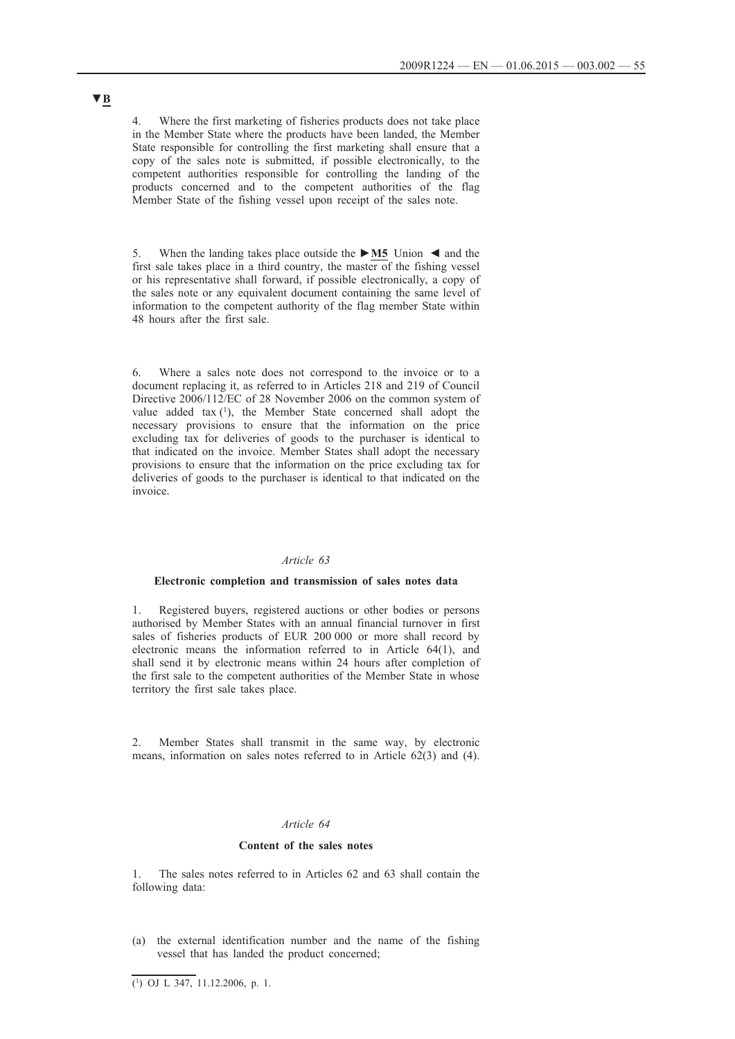**▼B**

4. Where the first marketing of fisheries products does not take place in the Member State where the products have been landed, the Member State responsible for controlling the first marketing shall ensure that a copy of the sales note is submitted, if possible electronically, to the competent authorities responsible for controlling the landing of the products concerned and to the competent authorities of the flag Member State of the fishing vessel upon receipt of the sales note.

5. When the landing takes place outside the ►**M5** Union ◄ and the first sale takes place in a third country, the master of the fishing vessel or his representative shall forward, if possible electronically, a copy of the sales note or any equivalent document containing the same level of information to the competent authority of the flag member State within 48 hours after the first sale.

6. Where a sales note does not correspond to the invoice or to a document replacing it, as referred to in Articles 218 and 219 of Council Directive 2006/112/EC of 28 November 2006 on the common system of value added tax [1], the Member State concerned shall adopt the necessary provisions to ensure that the information on the price excluding tax for deliveries of goods to the purchaser is identical to that indicated on the invoice. Member States shall adopt the necessary provisions to ensure that the information on the price excluding tax for deliveries of goods to the purchaser is identical to that indicated on the invoice.

*Article 63*

**Electronic completion and transmission of sales notes data**

1. Registered buyers, registered auctions or other bodies or persons authorised by Member States with an annual financial turnover in first sales of fisheries products of EUR 200 000 or more shall record by electronic means the information referred to in Article 64(1), and shall send it by electronic means within 24 hours after completion of the first sale to the competent authorities of the Member State in whose territory the first sale takes place.

2. Member States shall transmit in the same way, by electronic means, information on sales notes referred to in Article 62(3) and (4).

*Article 64*

**Content of the sales notes**

1. The sales notes referred to in Articles 62 and 63 shall contain the following data:

(a) the external identification number and the name of the fishing vessel that has landed the product concerned;

---

[1] OJ L 347, 11.12.2006, p. 1.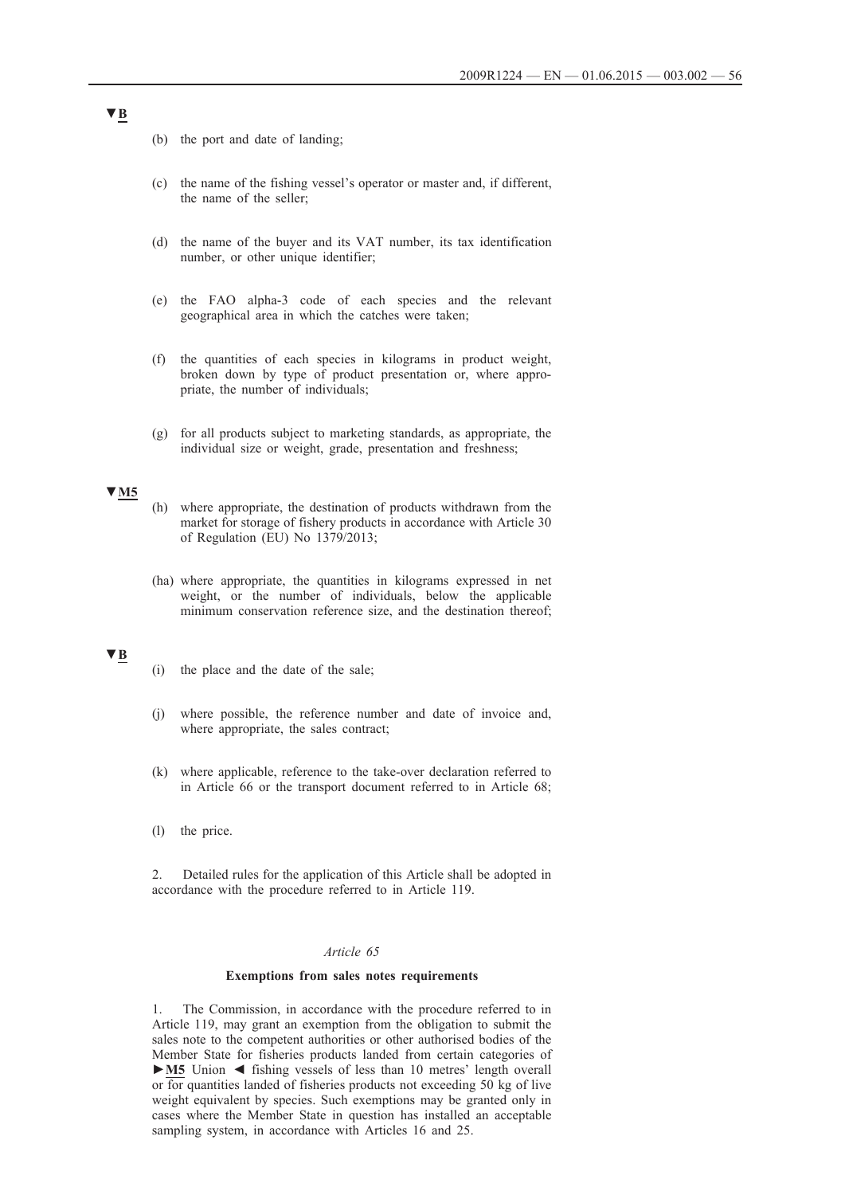▼B

(b) the port and date of landing;

(c) the name of the fishing vessel's operator or master and, if different, the name of the seller;

(d) the name of the buyer and its VAT number, its tax identification number, or other unique identifier;

(e) the FAO alpha-3 code of each species and the relevant geographical area in which the catches were taken;

(f) the quantities of each species in kilograms in product weight, broken down by type of product presentation or, where appropriate, the number of individuals;

(g) for all products subject to marketing standards, as appropriate, the individual size or weight, grade, presentation and freshness;

▼M5

(h) where appropriate, the destination of products withdrawn from the market for storage of fishery products in accordance with Article 30 of Regulation (EU) No 1379/2013;

(ha) where appropriate, the quantities in kilograms expressed in net weight, or the number of individuals, below the applicable minimum conservation reference size, and the destination thereof;

▼B

(i) the place and the date of the sale;

(j) where possible, the reference number and date of invoice and, where appropriate, the sales contract;

(k) where applicable, reference to the take-over declaration referred to in Article 66 or the transport document referred to in Article 68;

(l) the price.

2. Detailed rules for the application of this Article shall be adopted in accordance with the procedure referred to in Article 119.

*Article 65*

**Exemptions from sales notes requirements**

1. The Commission, in accordance with the procedure referred to in Article 119, may grant an exemption from the obligation to submit the sales note to the competent authorities or other authorised bodies of the Member State for fisheries products landed from certain categories of ►M5 Union ◄ fishing vessels of less than 10 metres' length overall or for quantities landed of fisheries products not exceeding 50 kg of live weight equivalent by species. Such exemptions may be granted only in cases where the Member State in question has installed an acceptable sampling system, in accordance with Articles 16 and 25.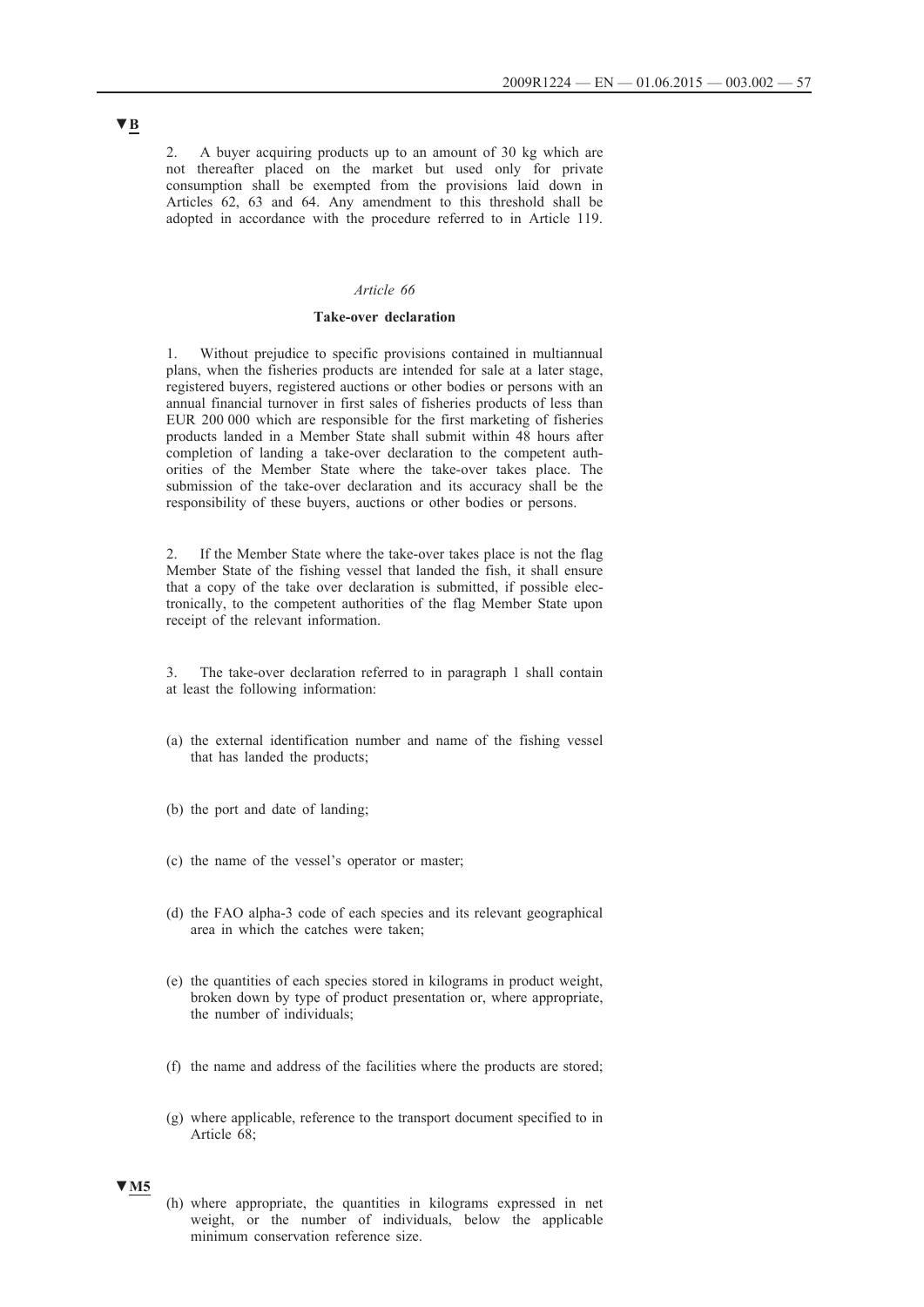▼B

2. A buyer acquiring products up to an amount of 30 kg which are not thereafter placed on the market but used only for private consumption shall be exempted from the provisions laid down in Articles 62, 63 and 64. Any amendment to this threshold shall be adopted in accordance with the procedure referred to in Article 119.

*Article 66*

**Take-over declaration**

1. Without prejudice to specific provisions contained in multiannual plans, when the fisheries products are intended for sale at a later stage, registered buyers, registered auctions or other bodies or persons with an annual financial turnover in first sales of fisheries products of less than EUR 200 000 which are responsible for the first marketing of fisheries products landed in a Member State shall submit within 48 hours after completion of landing a take-over declaration to the competent authorities of the Member State where the take-over takes place. The submission of the take-over declaration and its accuracy shall be the responsibility of these buyers, auctions or other bodies or persons.

2. If the Member State where the take-over takes place is not the flag Member State of the fishing vessel that landed the fish, it shall ensure that a copy of the take over declaration is submitted, if possible electronically, to the competent authorities of the flag Member State upon receipt of the relevant information.

3. The take-over declaration referred to in paragraph 1 shall contain at least the following information:

(a) the external identification number and name of the fishing vessel that has landed the products;

(b) the port and date of landing;

(c) the name of the vessel's operator or master;

(d) the FAO alpha-3 code of each species and its relevant geographical area in which the catches were taken;

(e) the quantities of each species stored in kilograms in product weight, broken down by type of product presentation or, where appropriate, the number of individuals;

(f) the name and address of the facilities where the products are stored;

(g) where applicable, reference to the transport document specified to in Article 68;

▼M5

(h) where appropriate, the quantities in kilograms expressed in net weight, or the number of individuals, below the applicable minimum conservation reference size.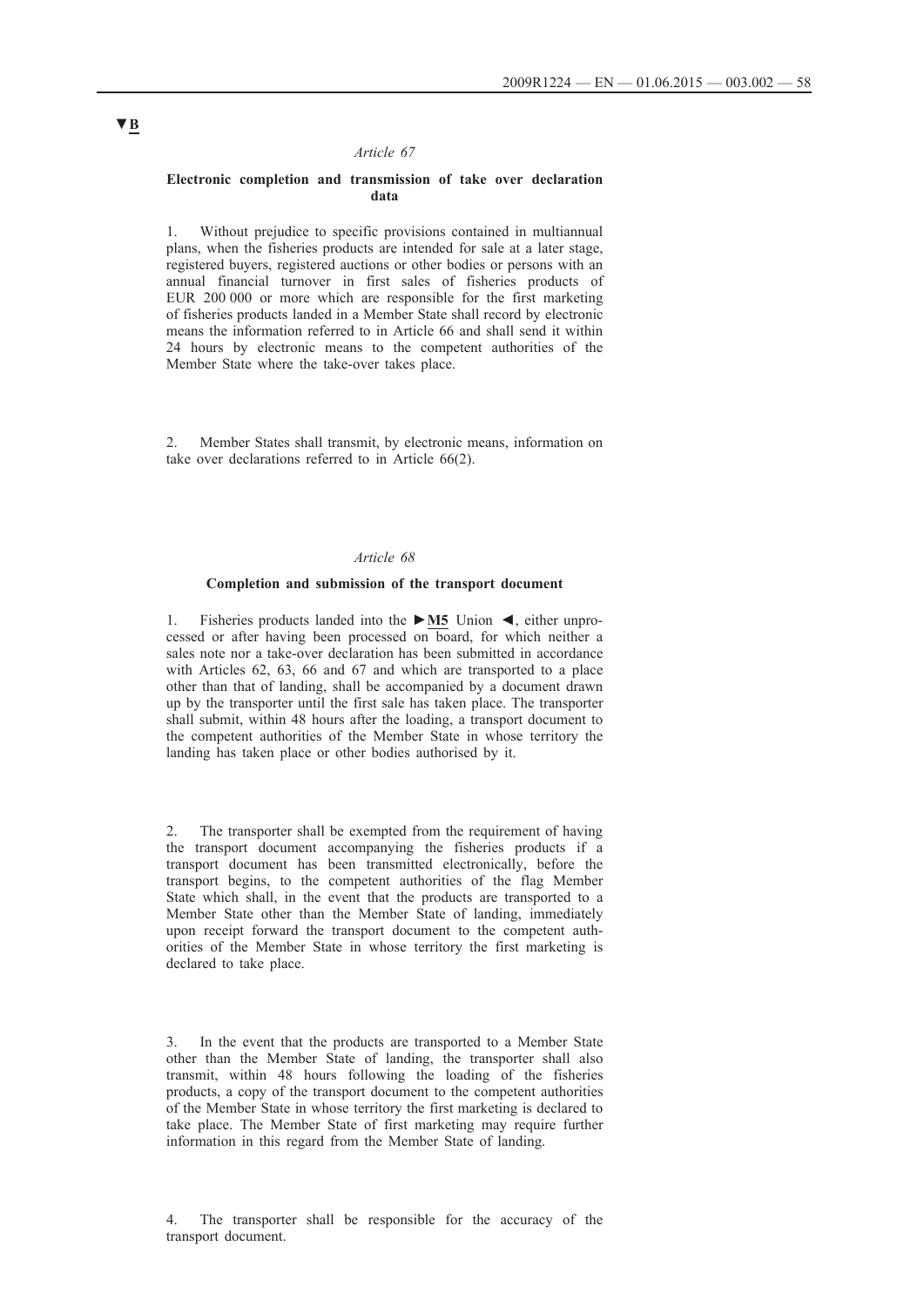▼B

*Article 67*

**Electronic completion and transmission of take over declaration data**

1. Without prejudice to specific provisions contained in multiannual plans, when the fisheries products are intended for sale at a later stage, registered buyers, registered auctions or other bodies or persons with an annual financial turnover in first sales of fisheries products of EUR 200 000 or more which are responsible for the first marketing of fisheries products landed in a Member State shall record by electronic means the information referred to in Article 66 and shall send it within 24 hours by electronic means to the competent authorities of the Member State where the take-over takes place.

2. Member States shall transmit, by electronic means, information on take over declarations referred to in Article 66(2).

*Article 68*

**Completion and submission of the transport document**

1. Fisheries products landed into the ►M5 Union ◄, either unprocessed or after having been processed on board, for which neither a sales note nor a take-over declaration has been submitted in accordance with Articles 62, 63, 66 and 67 and which are transported to a place other than that of landing, shall be accompanied by a document drawn up by the transporter until the first sale has taken place. The transporter shall submit, within 48 hours after the loading, a transport document to the competent authorities of the Member State in whose territory the landing has taken place or other bodies authorised by it.

2. The transporter shall be exempted from the requirement of having the transport document accompanying the fisheries products if a transport document has been transmitted electronically, before the transport begins, to the competent authorities of the flag Member State which shall, in the event that the products are transported to a Member State other than the Member State of landing, immediately upon receipt forward the transport document to the competent authorities of the Member State in whose territory the first marketing is declared to take place.

3. In the event that the products are transported to a Member State other than the Member State of landing, the transporter shall also transmit, within 48 hours following the loading of the fisheries products, a copy of the transport document to the competent authorities of the Member State in whose territory the first marketing is declared to take place. The Member State of first marketing may require further information in this regard from the Member State of landing.

4. The transporter shall be responsible for the accuracy of the transport document.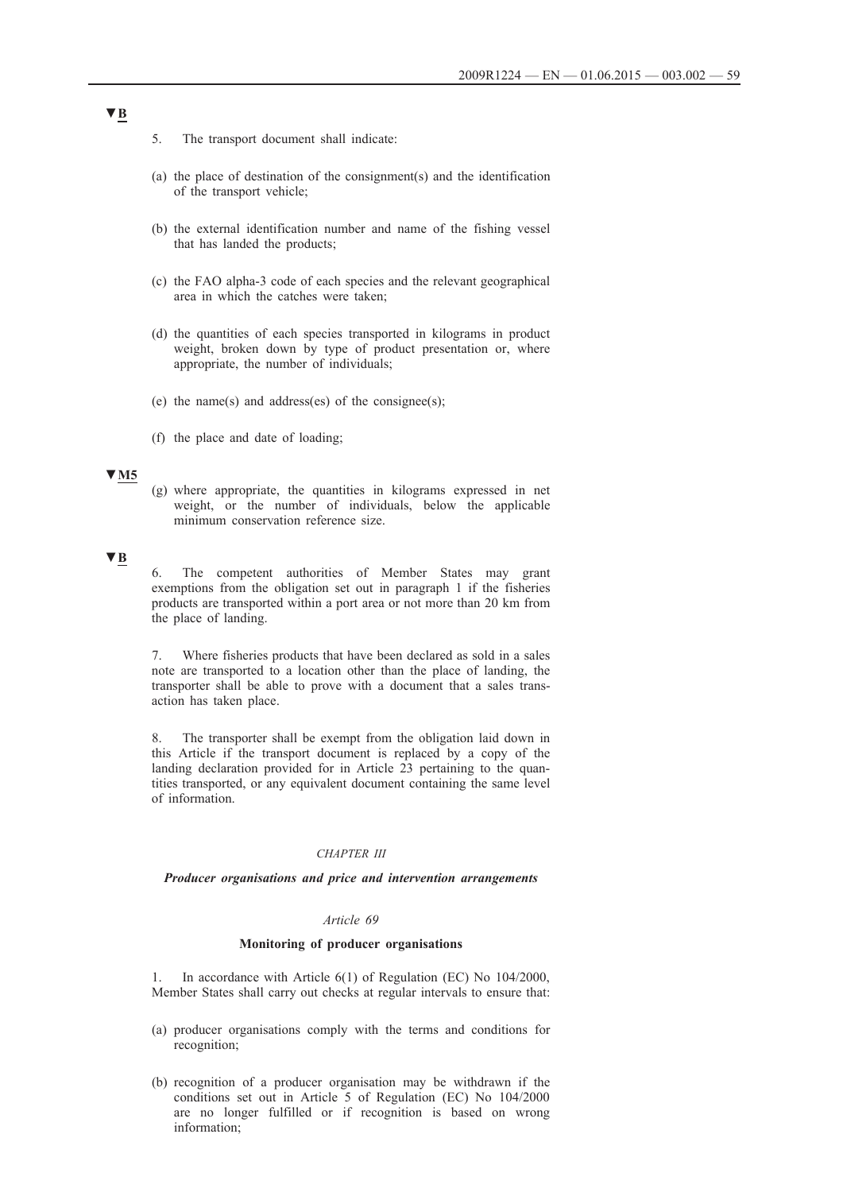▼B

5. The transport document shall indicate:

(a) the place of destination of the consignment(s) and the identification of the transport vehicle;

(b) the external identification number and name of the fishing vessel that has landed the products;

(c) the FAO alpha-3 code of each species and the relevant geographical area in which the catches were taken;

(d) the quantities of each species transported in kilograms in product weight, broken down by type of product presentation or, where appropriate, the number of individuals;

(e) the name(s) and address(es) of the consignee(s);

(f) the place and date of loading;

▼M5

(g) where appropriate, the quantities in kilograms expressed in net weight, or the number of individuals, below the applicable minimum conservation reference size.

▼B

6. The competent authorities of Member States may grant exemptions from the obligation set out in paragraph 1 if the fisheries products are transported within a port area or not more than 20 km from the place of landing.

7. Where fisheries products that have been declared as sold in a sales note are transported to a location other than the place of landing, the transporter shall be able to prove with a document that a sales transaction has taken place.

8. The transporter shall be exempt from the obligation laid down in this Article if the transport document is replaced by a copy of the landing declaration provided for in Article 23 pertaining to the quantities transported, or any equivalent document containing the same level of information.

*CHAPTER III*

***Producer organisations and price and intervention arrangements***

*Article 69*

**Monitoring of producer organisations**

1. In accordance with Article 6(1) of Regulation (EC) No 104/2000, Member States shall carry out checks at regular intervals to ensure that:

(a) producer organisations comply with the terms and conditions for recognition;

(b) recognition of a producer organisation may be withdrawn if the conditions set out in Article 5 of Regulation (EC) No 104/2000 are no longer fulfilled or if recognition is based on wrong information;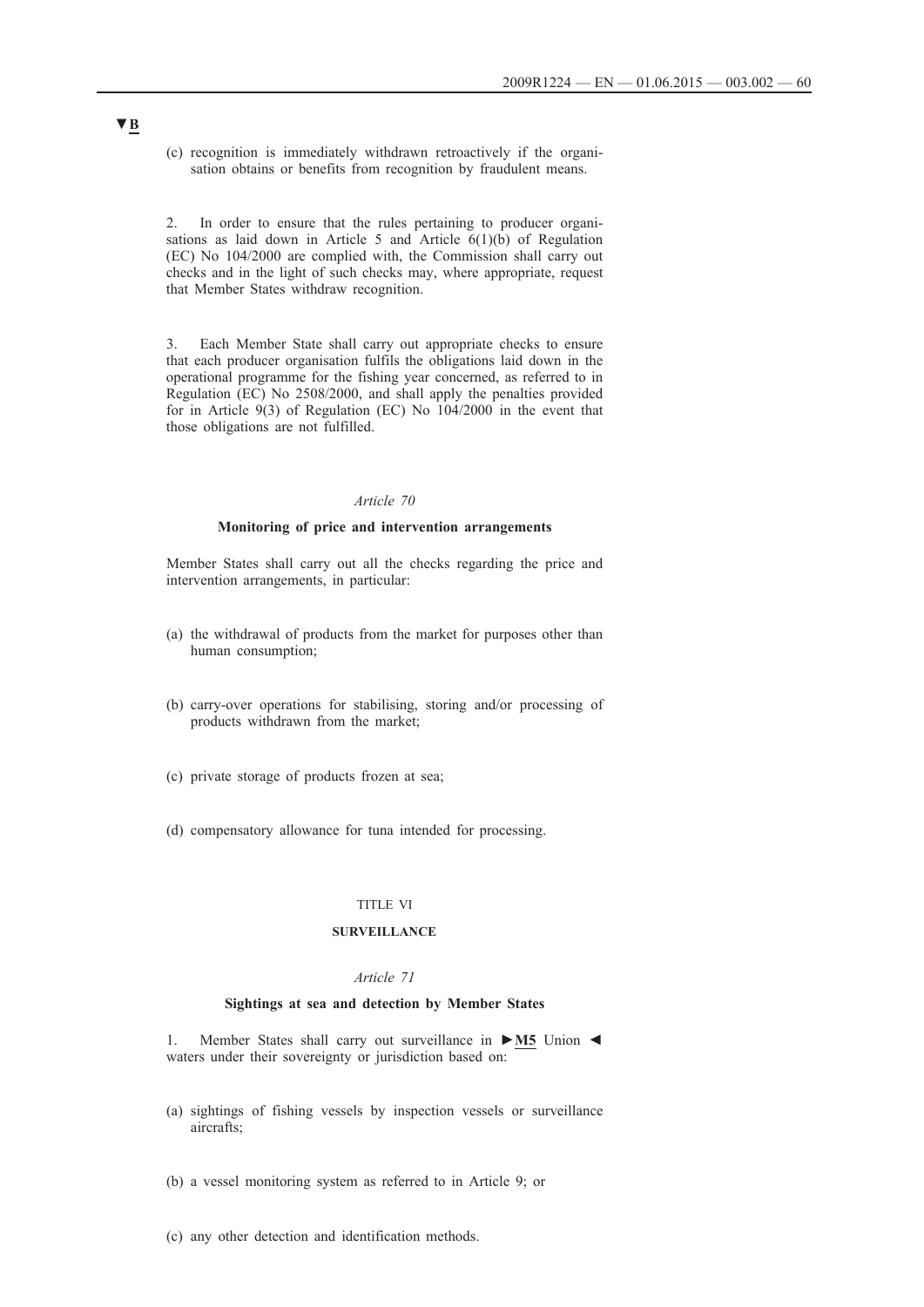▼B

(c) recognition is immediately withdrawn retroactively if the organisation obtains or benefits from recognition by fraudulent means.

2. In order to ensure that the rules pertaining to producer organisations as laid down in Article 5 and Article 6(1)(b) of Regulation (EC) No 104/2000 are complied with, the Commission shall carry out checks and in the light of such checks may, where appropriate, request that Member States withdraw recognition.

3. Each Member State shall carry out appropriate checks to ensure that each producer organisation fulfils the obligations laid down in the operational programme for the fishing year concerned, as referred to in Regulation (EC) No 2508/2000, and shall apply the penalties provided for in Article 9(3) of Regulation (EC) No 104/2000 in the event that those obligations are not fulfilled.

*Article 70*

**Monitoring of price and intervention arrangements**

Member States shall carry out all the checks regarding the price and intervention arrangements, in particular:

(a) the withdrawal of products from the market for purposes other than human consumption;

(b) carry-over operations for stabilising, storing and/or processing of products withdrawn from the market;

(c) private storage of products frozen at sea;

(d) compensatory allowance for tuna intended for processing.

TITLE VI

**SURVEILLANCE**

*Article 71*

**Sightings at sea and detection by Member States**

1. Member States shall carry out surveillance in ►M5 Union ◄ waters under their sovereignty or jurisdiction based on:

(a) sightings of fishing vessels by inspection vessels or surveillance aircrafts;

(b) a vessel monitoring system as referred to in Article 9; or

(c) any other detection and identification methods.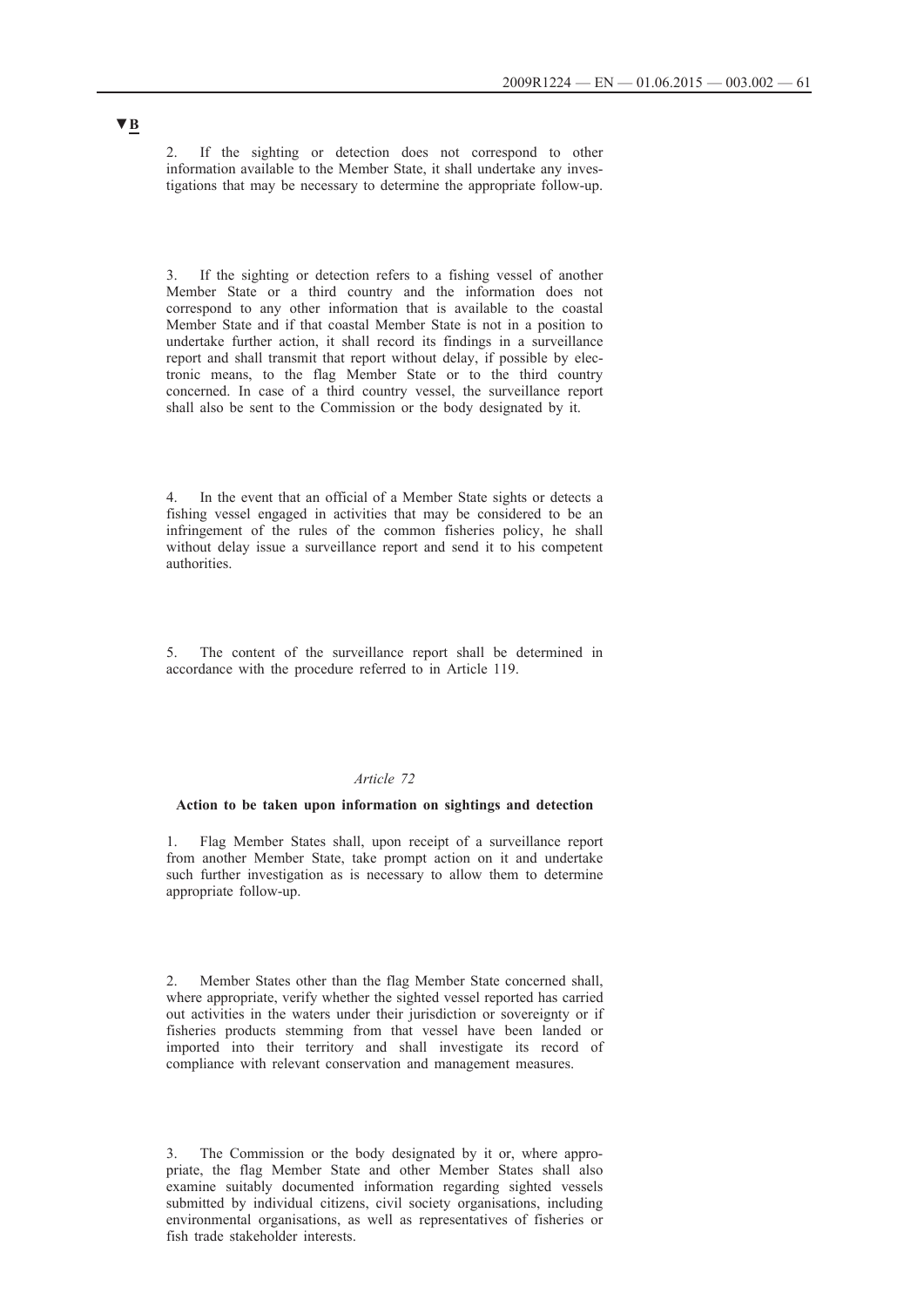▼B

2. If the sighting or detection does not correspond to other information available to the Member State, it shall undertake any investigations that may be necessary to determine the appropriate follow-up.

3. If the sighting or detection refers to a fishing vessel of another Member State or a third country and the information does not correspond to any other information that is available to the coastal Member State and if that coastal Member State is not in a position to undertake further action, it shall record its findings in a surveillance report and shall transmit that report without delay, if possible by electronic means, to the flag Member State or to the third country concerned. In case of a third country vessel, the surveillance report shall also be sent to the Commission or the body designated by it.

4. In the event that an official of a Member State sights or detects a fishing vessel engaged in activities that may be considered to be an infringement of the rules of the common fisheries policy, he shall without delay issue a surveillance report and send it to his competent authorities.

5. The content of the surveillance report shall be determined in accordance with the procedure referred to in Article 119.

*Article 72*

**Action to be taken upon information on sightings and detection**

1. Flag Member States shall, upon receipt of a surveillance report from another Member State, take prompt action on it and undertake such further investigation as is necessary to allow them to determine appropriate follow-up.

2. Member States other than the flag Member State concerned shall, where appropriate, verify whether the sighted vessel reported has carried out activities in the waters under their jurisdiction or sovereignty or if fisheries products stemming from that vessel have been landed or imported into their territory and shall investigate its record of compliance with relevant conservation and management measures.

3. The Commission or the body designated by it or, where appropriate, the flag Member State and other Member States shall also examine suitably documented information regarding sighted vessels submitted by individual citizens, civil society organisations, including environmental organisations, as well as representatives of fisheries or fish trade stakeholder interests.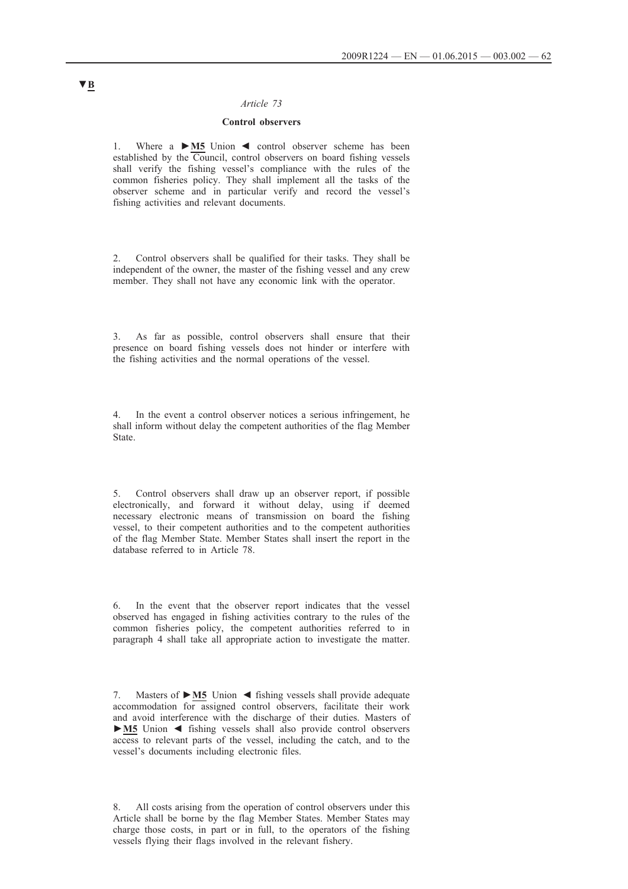▼B

*Article 73*

**Control observers**

1. Where a ►M5 Union ◄ control observer scheme has been established by the Council, control observers on board fishing vessels shall verify the fishing vessel's compliance with the rules of the common fisheries policy. They shall implement all the tasks of the observer scheme and in particular verify and record the vessel's fishing activities and relevant documents.

2. Control observers shall be qualified for their tasks. They shall be independent of the owner, the master of the fishing vessel and any crew member. They shall not have any economic link with the operator.

3. As far as possible, control observers shall ensure that their presence on board fishing vessels does not hinder or interfere with the fishing activities and the normal operations of the vessel.

4. In the event a control observer notices a serious infringement, he shall inform without delay the competent authorities of the flag Member State.

5. Control observers shall draw up an observer report, if possible electronically, and forward it without delay, using if deemed necessary electronic means of transmission on board the fishing vessel, to their competent authorities and to the competent authorities of the flag Member State. Member States shall insert the report in the database referred to in Article 78.

6. In the event that the observer report indicates that the vessel observed has engaged in fishing activities contrary to the rules of the common fisheries policy, the competent authorities referred to in paragraph 4 shall take all appropriate action to investigate the matter.

7. Masters of ►M5 Union ◄ fishing vessels shall provide adequate accommodation for assigned control observers, facilitate their work and avoid interference with the discharge of their duties. Masters of ►M5 Union ◄ fishing vessels shall also provide control observers access to relevant parts of the vessel, including the catch, and to the vessel's documents including electronic files.

8. All costs arising from the operation of control observers under this Article shall be borne by the flag Member States. Member States may charge those costs, in part or in full, to the operators of the fishing vessels flying their flags involved in the relevant fishery.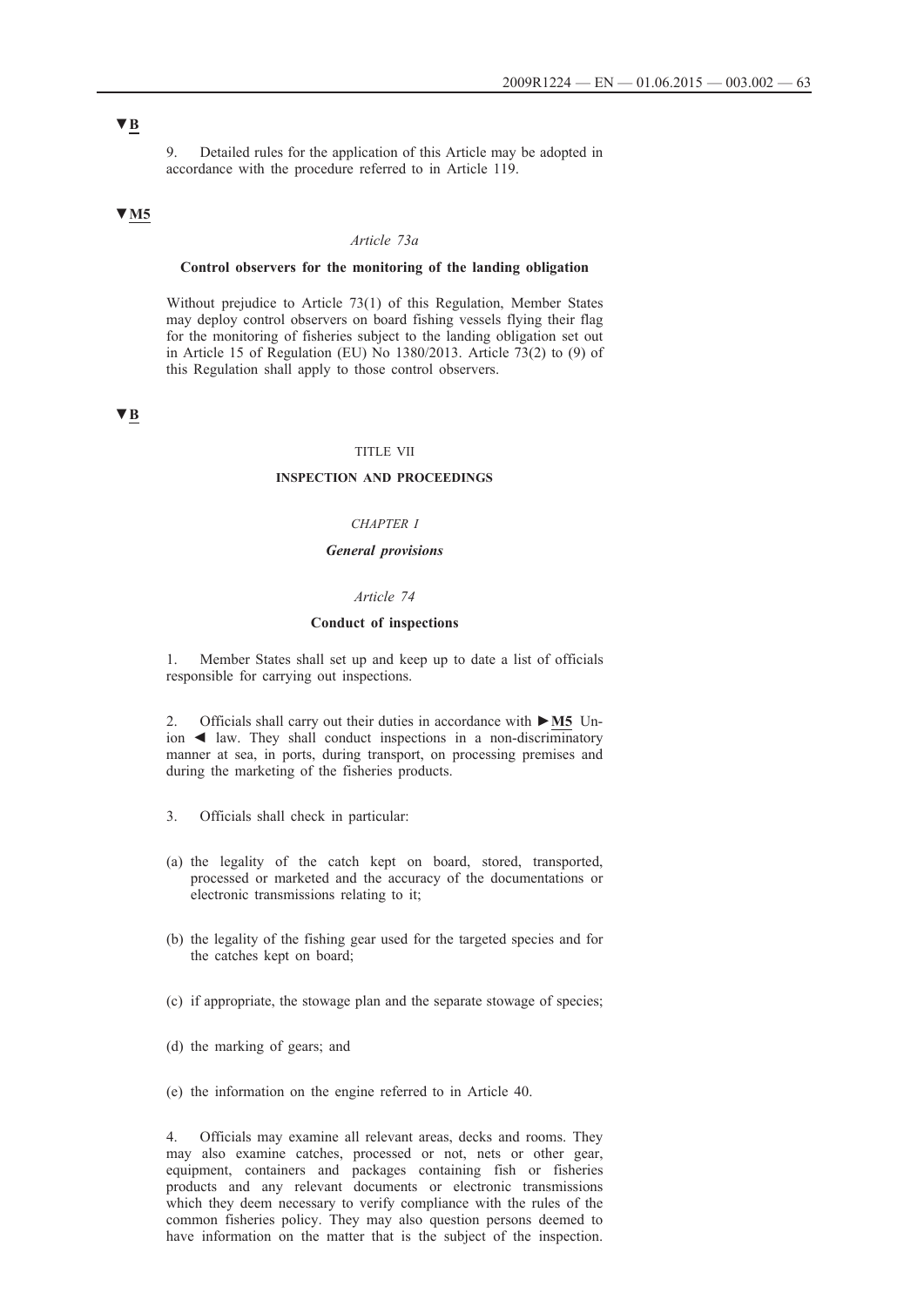▼B

9. Detailed rules for the application of this Article may be adopted in accordance with the procedure referred to in Article 119.

▼M5

*Article 73a*

**Control observers for the monitoring of the landing obligation**

Without prejudice to Article 73(1) of this Regulation, Member States may deploy control observers on board fishing vessels flying their flag for the monitoring of fisheries subject to the landing obligation set out in Article 15 of Regulation (EU) No 1380/2013. Article 73(2) to (9) of this Regulation shall apply to those control observers.

▼B

TITLE VII

**INSPECTION AND PROCEEDINGS**

*CHAPTER I*

***General provisions***

*Article 74*

**Conduct of inspections**

1. Member States shall set up and keep up to date a list of officials responsible for carrying out inspections.

2. Officials shall carry out their duties in accordance with ►M5 Union ◄ law. They shall conduct inspections in a non-discriminatory manner at sea, in ports, during transport, on processing premises and during the marketing of the fisheries products.

3. Officials shall check in particular:

(a) the legality of the catch kept on board, stored, transported, processed or marketed and the accuracy of the documentations or electronic transmissions relating to it;

(b) the legality of the fishing gear used for the targeted species and for the catches kept on board;

(c) if appropriate, the stowage plan and the separate stowage of species;

(d) the marking of gears; and

(e) the information on the engine referred to in Article 40.

4. Officials may examine all relevant areas, decks and rooms. They may also examine catches, processed or not, nets or other gear, equipment, containers and packages containing fish or fisheries products and any relevant documents or electronic transmissions which they deem necessary to verify compliance with the rules of the common fisheries policy. They may also question persons deemed to have information on the matter that is the subject of the inspection.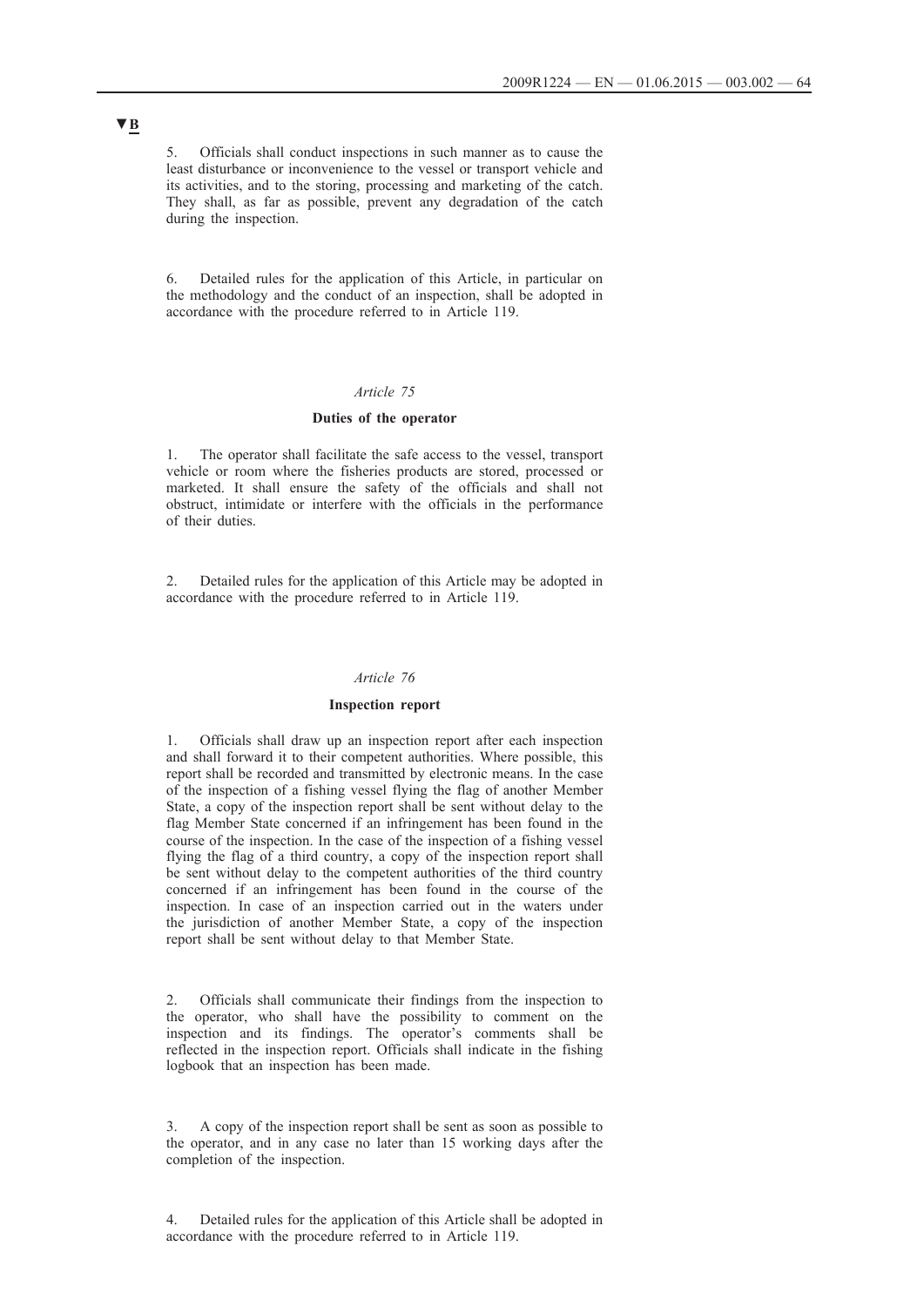▼B

5. Officials shall conduct inspections in such manner as to cause the least disturbance or inconvenience to the vessel or transport vehicle and its activities, and to the storing, processing and marketing of the catch. They shall, as far as possible, prevent any degradation of the catch during the inspection.

6. Detailed rules for the application of this Article, in particular on the methodology and the conduct of an inspection, shall be adopted in accordance with the procedure referred to in Article 119.

*Article 75*

**Duties of the operator**

1. The operator shall facilitate the safe access to the vessel, transport vehicle or room where the fisheries products are stored, processed or marketed. It shall ensure the safety of the officials and shall not obstruct, intimidate or interfere with the officials in the performance of their duties.

2. Detailed rules for the application of this Article may be adopted in accordance with the procedure referred to in Article 119.

*Article 76*

**Inspection report**

1. Officials shall draw up an inspection report after each inspection and shall forward it to their competent authorities. Where possible, this report shall be recorded and transmitted by electronic means. In the case of the inspection of a fishing vessel flying the flag of another Member State, a copy of the inspection report shall be sent without delay to the flag Member State concerned if an infringement has been found in the course of the inspection. In the case of the inspection of a fishing vessel flying the flag of a third country, a copy of the inspection report shall be sent without delay to the competent authorities of the third country concerned if an infringement has been found in the course of the inspection. In case of an inspection carried out in the waters under the jurisdiction of another Member State, a copy of the inspection report shall be sent without delay to that Member State.

2. Officials shall communicate their findings from the inspection to the operator, who shall have the possibility to comment on the inspection and its findings. The operator's comments shall be reflected in the inspection report. Officials shall indicate in the fishing logbook that an inspection has been made.

3. A copy of the inspection report shall be sent as soon as possible to the operator, and in any case no later than 15 working days after the completion of the inspection.

4. Detailed rules for the application of this Article shall be adopted in accordance with the procedure referred to in Article 119.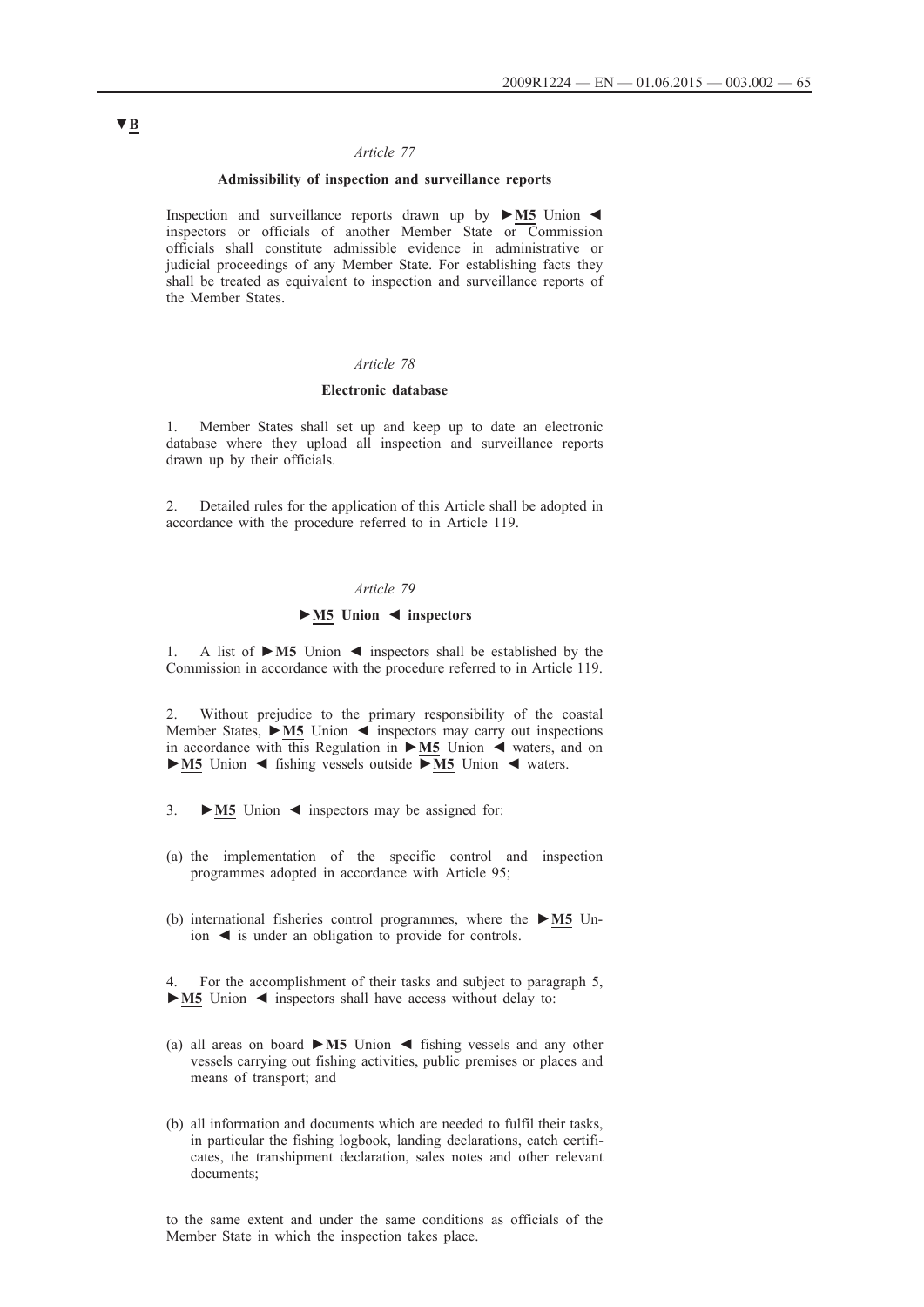▼B

*Article 77*

**Admissibility of inspection and surveillance reports**

Inspection and surveillance reports drawn up by ►M5 Union ◄ inspectors or officials of another Member State or Commission officials shall constitute admissible evidence in administrative or judicial proceedings of any Member State. For establishing facts they shall be treated as equivalent to inspection and surveillance reports of the Member States.

*Article 78*

**Electronic database**

1. Member States shall set up and keep up to date an electronic database where they upload all inspection and surveillance reports drawn up by their officials.

2. Detailed rules for the application of this Article shall be adopted in accordance with the procedure referred to in Article 119.

*Article 79*

**►M5 Union ◄ inspectors**

1. A list of ►M5 Union ◄ inspectors shall be established by the Commission in accordance with the procedure referred to in Article 119.

2. Without prejudice to the primary responsibility of the coastal Member States, ►M5 Union ◄ inspectors may carry out inspections in accordance with this Regulation in ►M5 Union ◄ waters, and on ►M5 Union ◄ fishing vessels outside ►M5 Union ◄ waters.

3. ►M5 Union ◄ inspectors may be assigned for:

(a) the implementation of the specific control and inspection programmes adopted in accordance with Article 95;

(b) international fisheries control programmes, where the ►M5 Union ◄ is under an obligation to provide for controls.

4. For the accomplishment of their tasks and subject to paragraph 5, ►M5 Union ◄ inspectors shall have access without delay to:

(a) all areas on board ►M5 Union ◄ fishing vessels and any other vessels carrying out fishing activities, public premises or places and means of transport; and

(b) all information and documents which are needed to fulfil their tasks, in particular the fishing logbook, landing declarations, catch certificates, the transhipment declaration, sales notes and other relevant documents;

to the same extent and under the same conditions as officials of the Member State in which the inspection takes place.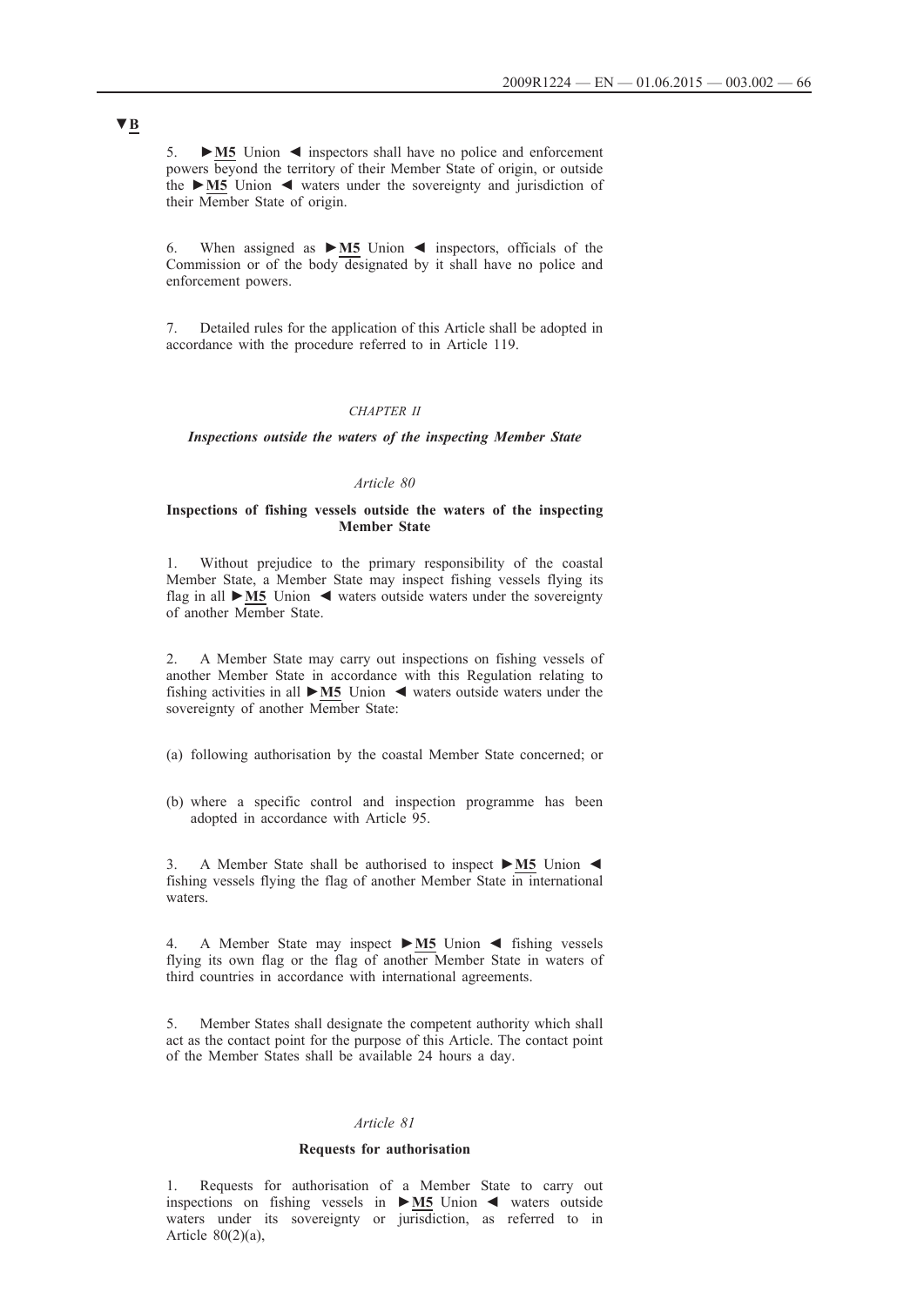▼B

5. ►M5 Union ◄ inspectors shall have no police and enforcement powers beyond the territory of their Member State of origin, or outside the ►M5 Union ◄ waters under the sovereignty and jurisdiction of their Member State of origin.

6. When assigned as ►M5 Union ◄ inspectors, officials of the Commission or of the body designated by it shall have no police and enforcement powers.

7. Detailed rules for the application of this Article shall be adopted in accordance with the procedure referred to in Article 119.

*CHAPTER II*

***Inspections outside the waters of the inspecting Member State***

*Article 80*

**Inspections of fishing vessels outside the waters of the inspecting Member State**

1. Without prejudice to the primary responsibility of the coastal Member State, a Member State may inspect fishing vessels flying its flag in all ►M5 Union ◄ waters outside waters under the sovereignty of another Member State.

2. A Member State may carry out inspections on fishing vessels of another Member State in accordance with this Regulation relating to fishing activities in all ►M5 Union ◄ waters outside waters under the sovereignty of another Member State:

(a) following authorisation by the coastal Member State concerned; or

(b) where a specific control and inspection programme has been adopted in accordance with Article 95.

3. A Member State shall be authorised to inspect ►M5 Union ◄ fishing vessels flying the flag of another Member State in international waters.

4. A Member State may inspect ►M5 Union ◄ fishing vessels flying its own flag or the flag of another Member State in waters of third countries in accordance with international agreements.

5. Member States shall designate the competent authority which shall act as the contact point for the purpose of this Article. The contact point of the Member States shall be available 24 hours a day.

*Article 81*

**Requests for authorisation**

1. Requests for authorisation of a Member State to carry out inspections on fishing vessels in ►M5 Union ◄ waters outside waters under its sovereignty or jurisdiction, as referred to in Article 80(2)(a),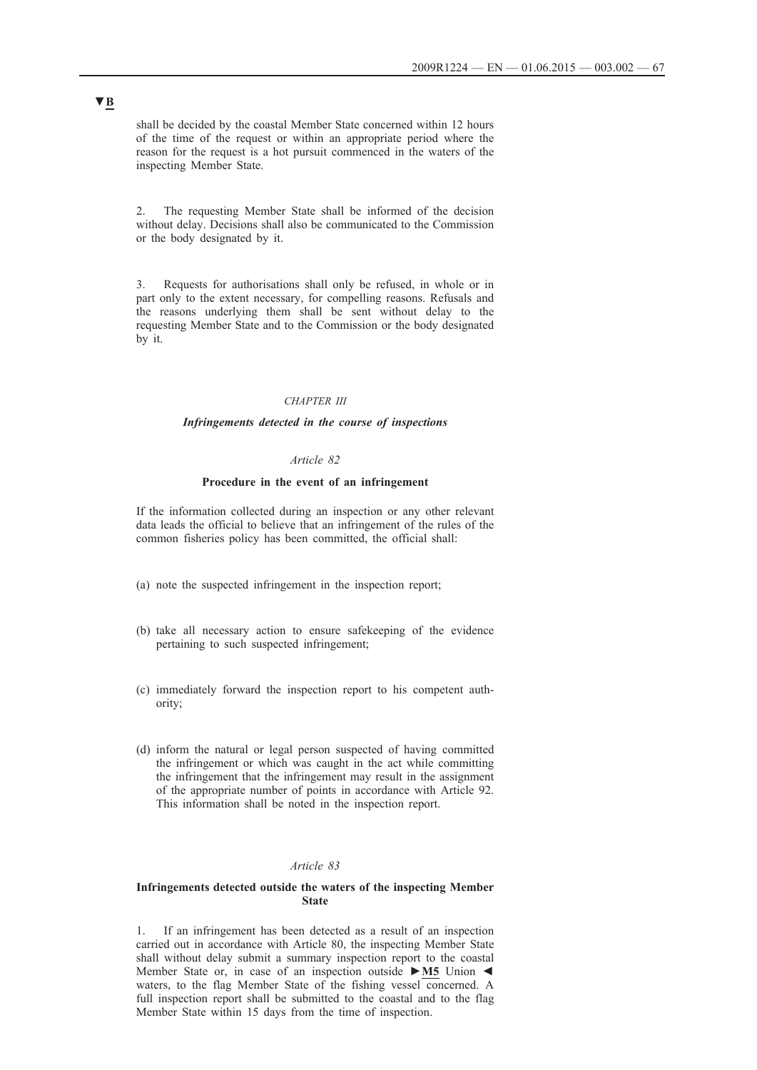▼B

shall be decided by the coastal Member State concerned within 12 hours of the time of the request or within an appropriate period where the reason for the request is a hot pursuit commenced in the waters of the inspecting Member State.

2. The requesting Member State shall be informed of the decision without delay. Decisions shall also be communicated to the Commission or the body designated by it.

3. Requests for authorisations shall only be refused, in whole or in part only to the extent necessary, for compelling reasons. Refusals and the reasons underlying them shall be sent without delay to the requesting Member State and to the Commission or the body designated by it.

## *CHAPTER III*

## ***Infringements detected in the course of inspections***

### *Article 82*

### **Procedure in the event of an infringement**

If the information collected during an inspection or any other relevant data leads the official to believe that an infringement of the rules of the common fisheries policy has been committed, the official shall:

(a) note the suspected infringement in the inspection report;

(b) take all necessary action to ensure safekeeping of the evidence pertaining to such suspected infringement;

(c) immediately forward the inspection report to his competent authority;

(d) inform the natural or legal person suspected of having committed the infringement or which was caught in the act while committing the infringement that the infringement may result in the assignment of the appropriate number of points in accordance with Article 92. This information shall be noted in the inspection report.

### *Article 83*

### **Infringements detected outside the waters of the inspecting Member State**

1. If an infringement has been detected as a result of an inspection carried out in accordance with Article 80, the inspecting Member State shall without delay submit a summary inspection report to the coastal Member State or, in case of an inspection outside ►M5 Union ◄ waters, to the flag Member State of the fishing vessel concerned. A full inspection report shall be submitted to the coastal and to the flag Member State within 15 days from the time of inspection.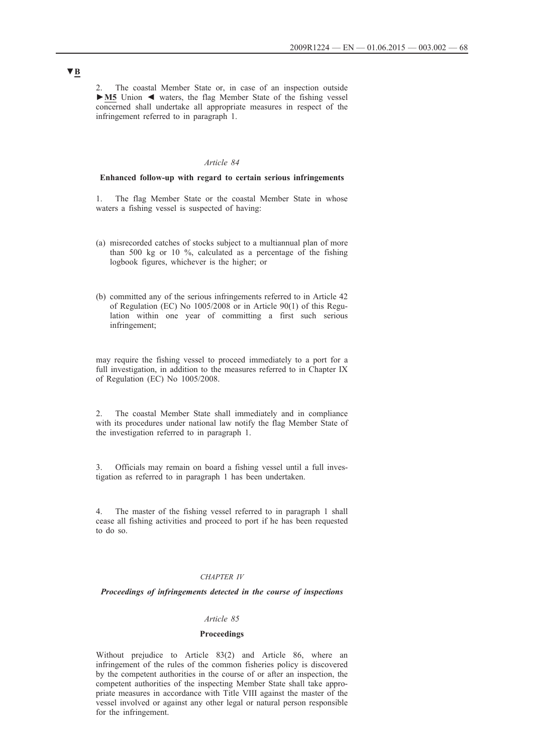▼B

2. The coastal Member State or, in case of an inspection outside ►M5 Union ◄ waters, the flag Member State of the fishing vessel concerned shall undertake all appropriate measures in respect of the infringement referred to in paragraph 1.

*Article 84*

**Enhanced follow-up with regard to certain serious infringements**

1. The flag Member State or the coastal Member State in whose waters a fishing vessel is suspected of having:

(a) misrecorded catches of stocks subject to a multiannual plan of more than 500 kg or 10 %, calculated as a percentage of the fishing logbook figures, whichever is the higher; or

(b) committed any of the serious infringements referred to in Article 42 of Regulation (EC) No 1005/2008 or in Article 90(1) of this Regulation within one year of committing a first such serious infringement;

may require the fishing vessel to proceed immediately to a port for a full investigation, in addition to the measures referred to in Chapter IX of Regulation (EC) No 1005/2008.

2. The coastal Member State shall immediately and in compliance with its procedures under national law notify the flag Member State of the investigation referred to in paragraph 1.

3. Officials may remain on board a fishing vessel until a full investigation as referred to in paragraph 1 has been undertaken.

4. The master of the fishing vessel referred to in paragraph 1 shall cease all fishing activities and proceed to port if he has been requested to do so.

*CHAPTER IV*

***Proceedings of infringements detected in the course of inspections***

*Article 85*

**Proceedings**

Without prejudice to Article 83(2) and Article 86, where an infringement of the rules of the common fisheries policy is discovered by the competent authorities in the course of or after an inspection, the competent authorities of the inspecting Member State shall take appropriate measures in accordance with Title VIII against the master of the vessel involved or against any other legal or natural person responsible for the infringement.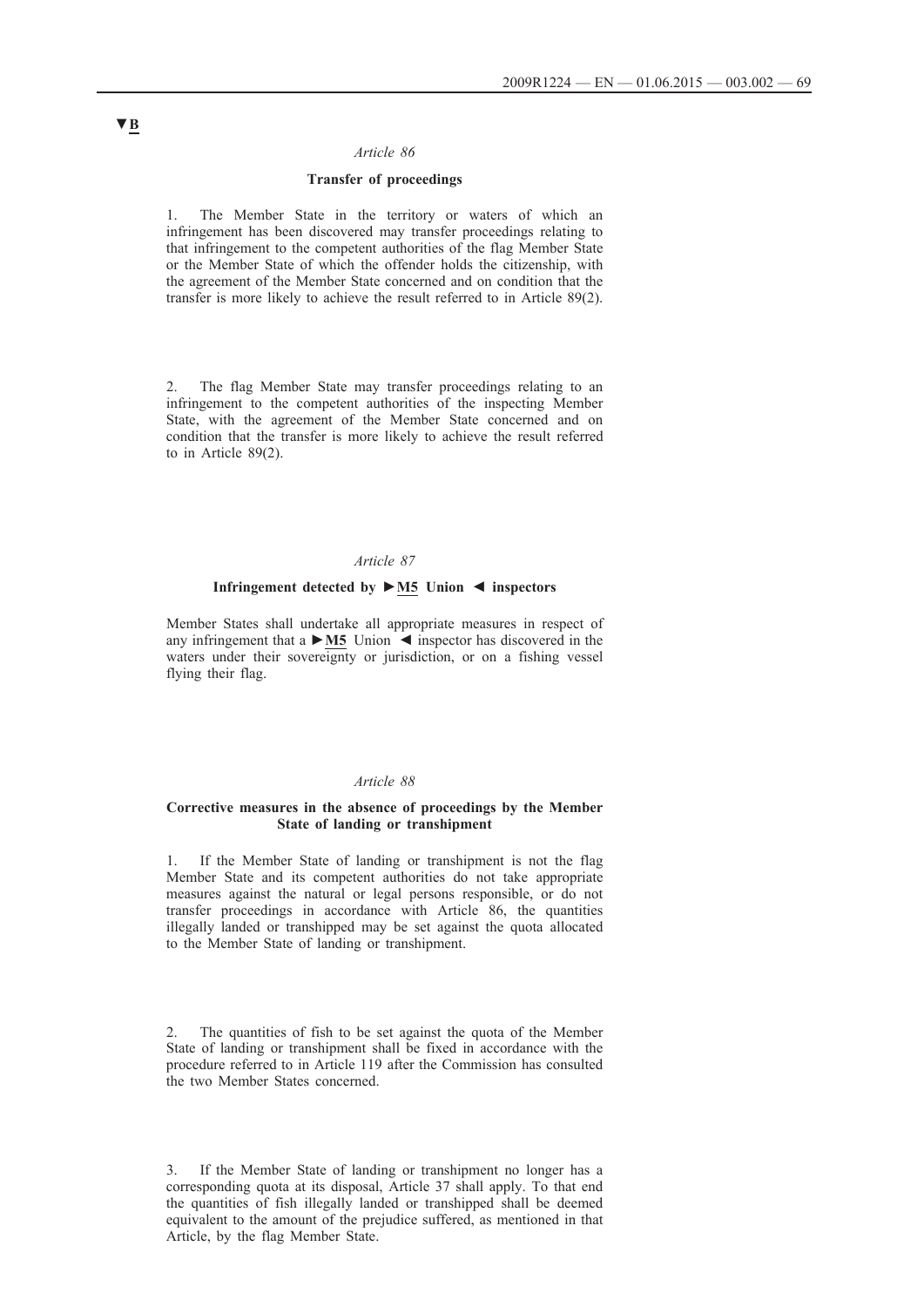▼B

*Article 86*

**Transfer of proceedings**

1. The Member State in the territory or waters of which an infringement has been discovered may transfer proceedings relating to that infringement to the competent authorities of the flag Member State or the Member State of which the offender holds the citizenship, with the agreement of the Member State concerned and on condition that the transfer is more likely to achieve the result referred to in Article 89(2).

2. The flag Member State may transfer proceedings relating to an infringement to the competent authorities of the inspecting Member State, with the agreement of the Member State concerned and on condition that the transfer is more likely to achieve the result referred to in Article 89(2).

*Article 87*

**Infringement detected by ►M5 Union ◄ inspectors**

Member States shall undertake all appropriate measures in respect of any infringement that a ►M5 Union ◄ inspector has discovered in the waters under their sovereignty or jurisdiction, or on a fishing vessel flying their flag.

*Article 88*

**Corrective measures in the absence of proceedings by the Member State of landing or transhipment**

1. If the Member State of landing or transhipment is not the flag Member State and its competent authorities do not take appropriate measures against the natural or legal persons responsible, or do not transfer proceedings in accordance with Article 86, the quantities illegally landed or transhipped may be set against the quota allocated to the Member State of landing or transhipment.

2. The quantities of fish to be set against the quota of the Member State of landing or transhipment shall be fixed in accordance with the procedure referred to in Article 119 after the Commission has consulted the two Member States concerned.

3. If the Member State of landing or transhipment no longer has a corresponding quota at its disposal, Article 37 shall apply. To that end the quantities of fish illegally landed or transhipped shall be deemed equivalent to the amount of the prejudice suffered, as mentioned in that Article, by the flag Member State.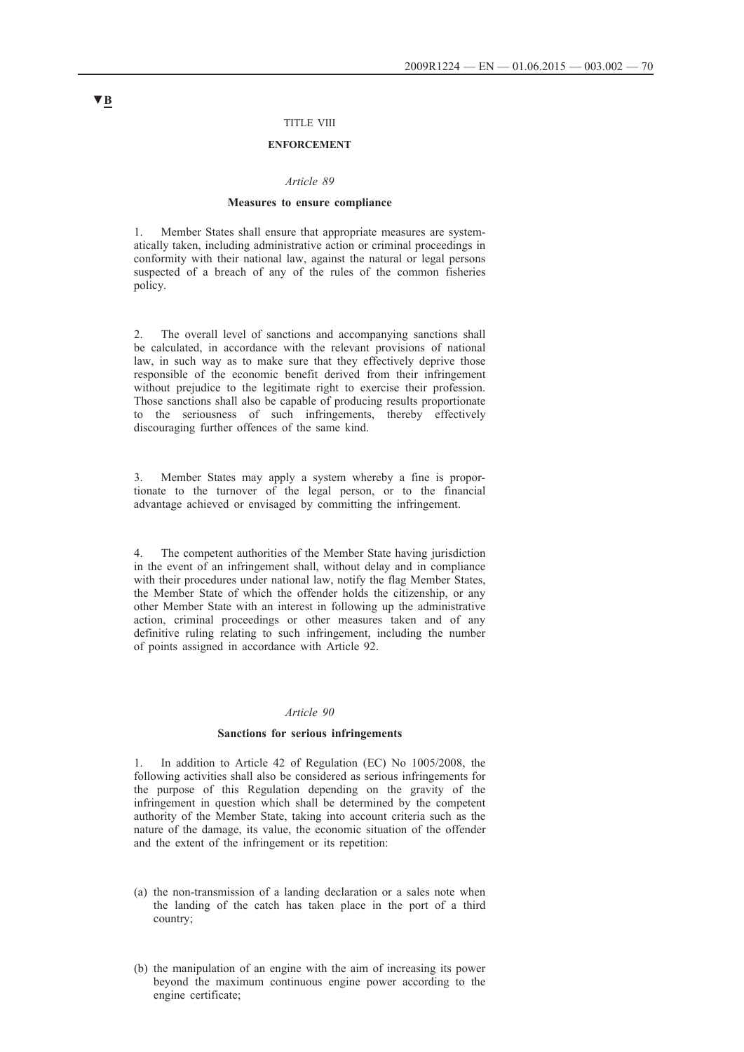▼B

TITLE VIII

**ENFORCEMENT**

*Article 89*

**Measures to ensure compliance**

1. Member States shall ensure that appropriate measures are systematically taken, including administrative action or criminal proceedings in conformity with their national law, against the natural or legal persons suspected of a breach of any of the rules of the common fisheries policy.

2. The overall level of sanctions and accompanying sanctions shall be calculated, in accordance with the relevant provisions of national law, in such way as to make sure that they effectively deprive those responsible of the economic benefit derived from their infringement without prejudice to the legitimate right to exercise their profession. Those sanctions shall also be capable of producing results proportionate to the seriousness of such infringements, thereby effectively discouraging further offences of the same kind.

3. Member States may apply a system whereby a fine is proportionate to the turnover of the legal person, or to the financial advantage achieved or envisaged by committing the infringement.

4. The competent authorities of the Member State having jurisdiction in the event of an infringement shall, without delay and in compliance with their procedures under national law, notify the flag Member States, the Member State of which the offender holds the citizenship, or any other Member State with an interest in following up the administrative action, criminal proceedings or other measures taken and of any definitive ruling relating to such infringement, including the number of points assigned in accordance with Article 92.

*Article 90*

**Sanctions for serious infringements**

1. In addition to Article 42 of Regulation (EC) No 1005/2008, the following activities shall also be considered as serious infringements for the purpose of this Regulation depending on the gravity of the infringement in question which shall be determined by the competent authority of the Member State, taking into account criteria such as the nature of the damage, its value, the economic situation of the offender and the extent of the infringement or its repetition:

(a) the non-transmission of a landing declaration or a sales note when the landing of the catch has taken place in the port of a third country;

(b) the manipulation of an engine with the aim of increasing its power beyond the maximum continuous engine power according to the engine certificate;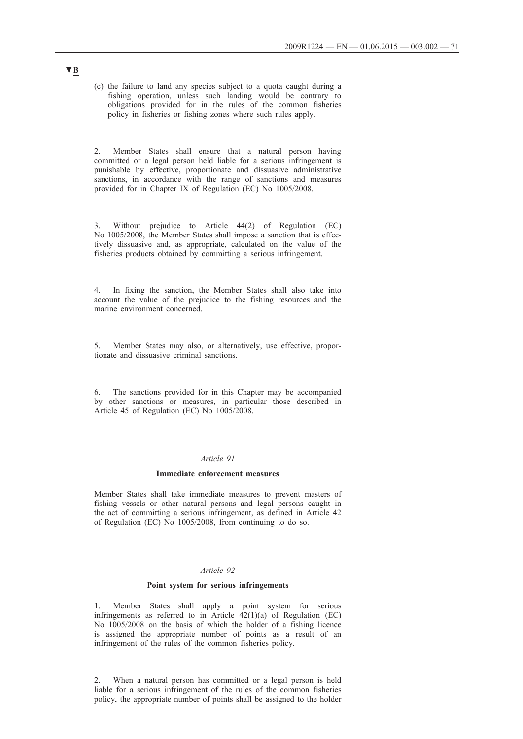▼B

(c) the failure to land any species subject to a quota caught during a fishing operation, unless such landing would be contrary to obligations provided for in the rules of the common fisheries policy in fisheries or fishing zones where such rules apply.

2. Member States shall ensure that a natural person having committed or a legal person held liable for a serious infringement is punishable by effective, proportionate and dissuasive administrative sanctions, in accordance with the range of sanctions and measures provided for in Chapter IX of Regulation (EC) No 1005/2008.

3. Without prejudice to Article 44(2) of Regulation (EC) No 1005/2008, the Member States shall impose a sanction that is effectively dissuasive and, as appropriate, calculated on the value of the fisheries products obtained by committing a serious infringement.

4. In fixing the sanction, the Member States shall also take into account the value of the prejudice to the fishing resources and the marine environment concerned.

5. Member States may also, or alternatively, use effective, proportionate and dissuasive criminal sanctions.

6. The sanctions provided for in this Chapter may be accompanied by other sanctions or measures, in particular those described in Article 45 of Regulation (EC) No 1005/2008.

*Article 91*

**Immediate enforcement measures**

Member States shall take immediate measures to prevent masters of fishing vessels or other natural persons and legal persons caught in the act of committing a serious infringement, as defined in Article 42 of Regulation (EC) No 1005/2008, from continuing to do so.

*Article 92*

**Point system for serious infringements**

1. Member States shall apply a point system for serious infringements as referred to in Article 42(1)(a) of Regulation (EC) No 1005/2008 on the basis of which the holder of a fishing licence is assigned the appropriate number of points as a result of an infringement of the rules of the common fisheries policy.

2. When a natural person has committed or a legal person is held liable for a serious infringement of the rules of the common fisheries policy, the appropriate number of points shall be assigned to the holder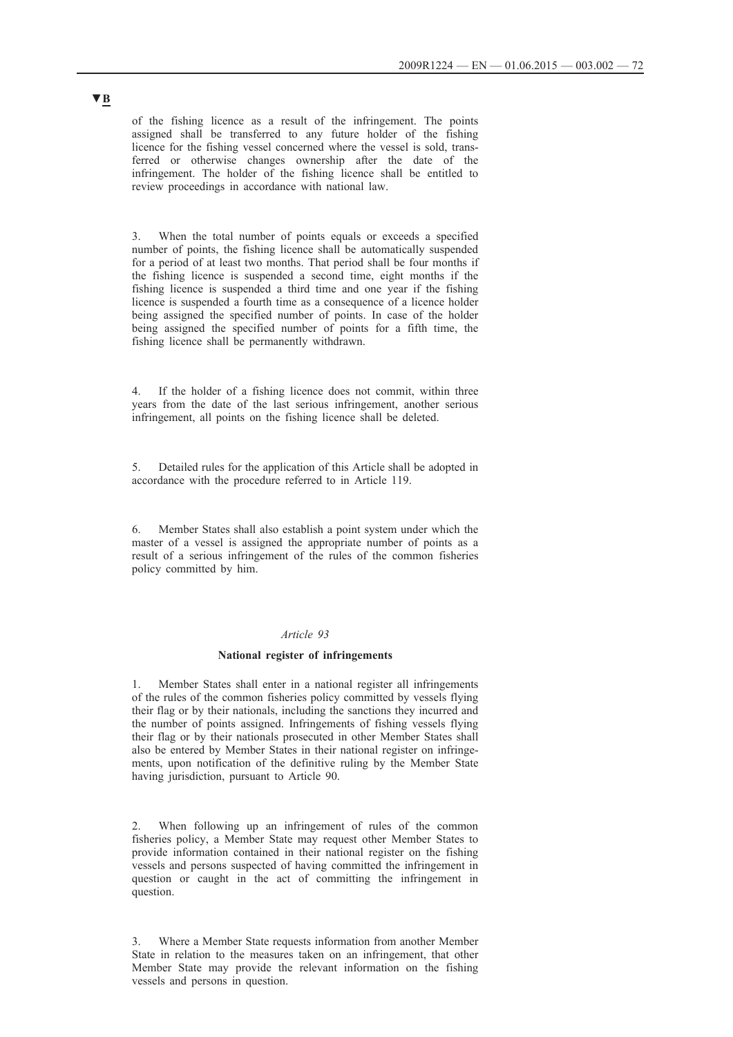▼B

of the fishing licence as a result of the infringement. The points assigned shall be transferred to any future holder of the fishing licence for the fishing vessel concerned where the vessel is sold, transferred or otherwise changes ownership after the date of the infringement. The holder of the fishing licence shall be entitled to review proceedings in accordance with national law.

3. When the total number of points equals or exceeds a specified number of points, the fishing licence shall be automatically suspended for a period of at least two months. That period shall be four months if the fishing licence is suspended a second time, eight months if the fishing licence is suspended a third time and one year if the fishing licence is suspended a fourth time as a consequence of a licence holder being assigned the specified number of points. In case of the holder being assigned the specified number of points for a fifth time, the fishing licence shall be permanently withdrawn.

4. If the holder of a fishing licence does not commit, within three years from the date of the last serious infringement, another serious infringement, all points on the fishing licence shall be deleted.

5. Detailed rules for the application of this Article shall be adopted in accordance with the procedure referred to in Article 119.

6. Member States shall also establish a point system under which the master of a vessel is assigned the appropriate number of points as a result of a serious infringement of the rules of the common fisheries policy committed by him.

*Article 93*

**National register of infringements**

1. Member States shall enter in a national register all infringements of the rules of the common fisheries policy committed by vessels flying their flag or by their nationals, including the sanctions they incurred and the number of points assigned. Infringements of fishing vessels flying their flag or by their nationals prosecuted in other Member States shall also be entered by Member States in their national register on infringements, upon notification of the definitive ruling by the Member State having jurisdiction, pursuant to Article 90.

2. When following up an infringement of rules of the common fisheries policy, a Member State may request other Member States to provide information contained in their national register on the fishing vessels and persons suspected of having committed the infringement in question or caught in the act of committing the infringement in question.

3. Where a Member State requests information from another Member State in relation to the measures taken on an infringement, that other Member State may provide the relevant information on the fishing vessels and persons in question.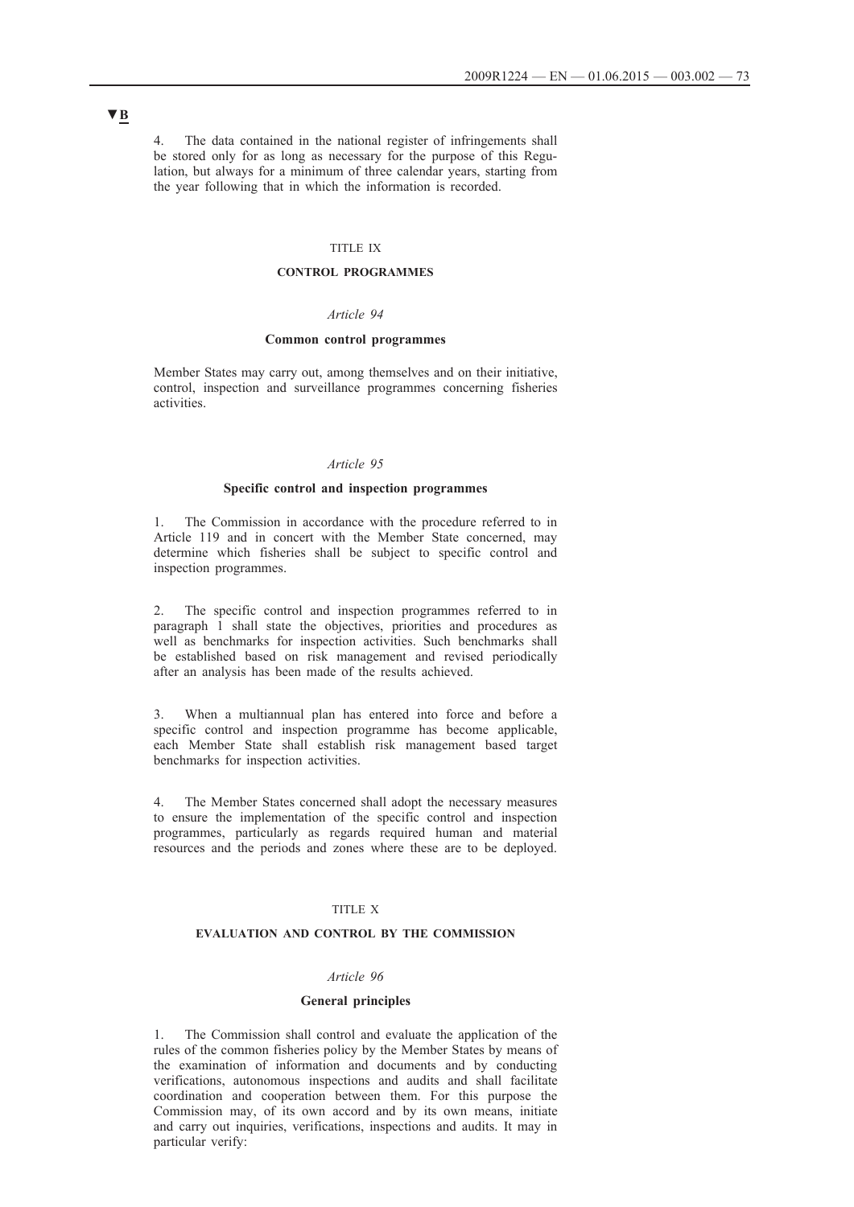**▼B**

4. The data contained in the national register of infringements shall be stored only for as long as necessary for the purpose of this Regulation, but always for a minimum of three calendar years, starting from the year following that in which the information is recorded.

TITLE IX

## CONTROL PROGRAMMES

*Article 94*

### Common control programmes

Member States may carry out, among themselves and on their initiative, control, inspection and surveillance programmes concerning fisheries activities.

*Article 95*

### Specific control and inspection programmes

1. The Commission in accordance with the procedure referred to in Article 119 and in concert with the Member State concerned, may determine which fisheries shall be subject to specific control and inspection programmes.

2. The specific control and inspection programmes referred to in paragraph 1 shall state the objectives, priorities and procedures as well as benchmarks for inspection activities. Such benchmarks shall be established based on risk management and revised periodically after an analysis has been made of the results achieved.

3. When a multiannual plan has entered into force and before a specific control and inspection programme has become applicable, each Member State shall establish risk management based target benchmarks for inspection activities.

4. The Member States concerned shall adopt the necessary measures to ensure the implementation of the specific control and inspection programmes, particularly as regards required human and material resources and the periods and zones where these are to be deployed.

TITLE X

## EVALUATION AND CONTROL BY THE COMMISSION

*Article 96*

### General principles

1. The Commission shall control and evaluate the application of the rules of the common fisheries policy by the Member States by means of the examination of information and documents and by conducting verifications, autonomous inspections and audits and shall facilitate coordination and cooperation between them. For this purpose the Commission may, of its own accord and by its own means, initiate and carry out inquiries, verifications, inspections and audits. It may in particular verify: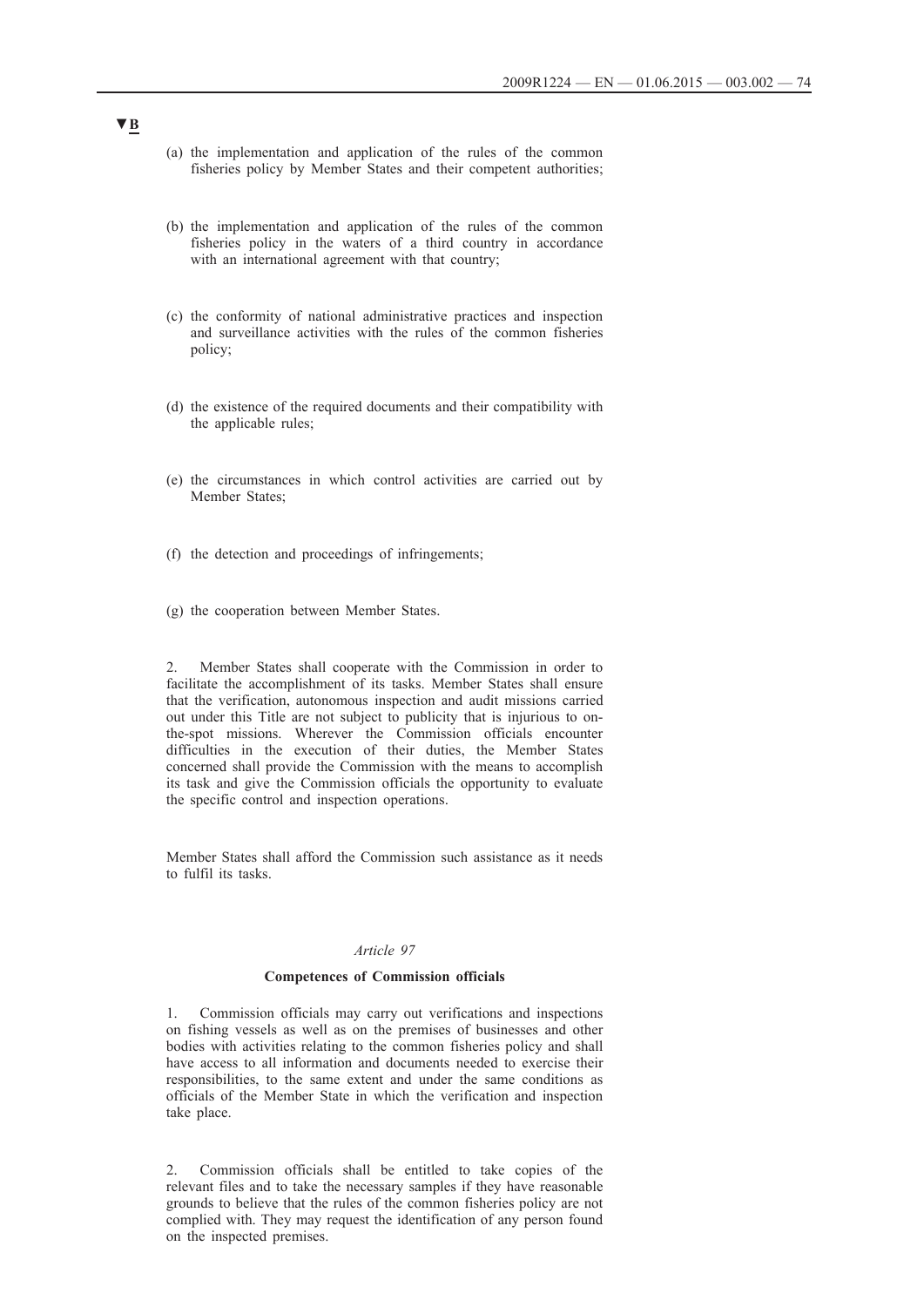▼B

(a) the implementation and application of the rules of the common fisheries policy by Member States and their competent authorities;

(b) the implementation and application of the rules of the common fisheries policy in the waters of a third country in accordance with an international agreement with that country;

(c) the conformity of national administrative practices and inspection and surveillance activities with the rules of the common fisheries policy;

(d) the existence of the required documents and their compatibility with the applicable rules;

(e) the circumstances in which control activities are carried out by Member States;

(f) the detection and proceedings of infringements;

(g) the cooperation between Member States.

2. Member States shall cooperate with the Commission in order to facilitate the accomplishment of its tasks. Member States shall ensure that the verification, autonomous inspection and audit missions carried out under this Title are not subject to publicity that is injurious to on-the-spot missions. Wherever the Commission officials encounter difficulties in the execution of their duties, the Member States concerned shall provide the Commission with the means to accomplish its task and give the Commission officials the opportunity to evaluate the specific control and inspection operations.

Member States shall afford the Commission such assistance as it needs to fulfil its tasks.

*Article 97*

**Competences of Commission officials**

1. Commission officials may carry out verifications and inspections on fishing vessels as well as on the premises of businesses and other bodies with activities relating to the common fisheries policy and shall have access to all information and documents needed to exercise their responsibilities, to the same extent and under the same conditions as officials of the Member State in which the verification and inspection take place.

2. Commission officials shall be entitled to take copies of the relevant files and to take the necessary samples if they have reasonable grounds to believe that the rules of the common fisheries policy are not complied with. They may request the identification of any person found on the inspected premises.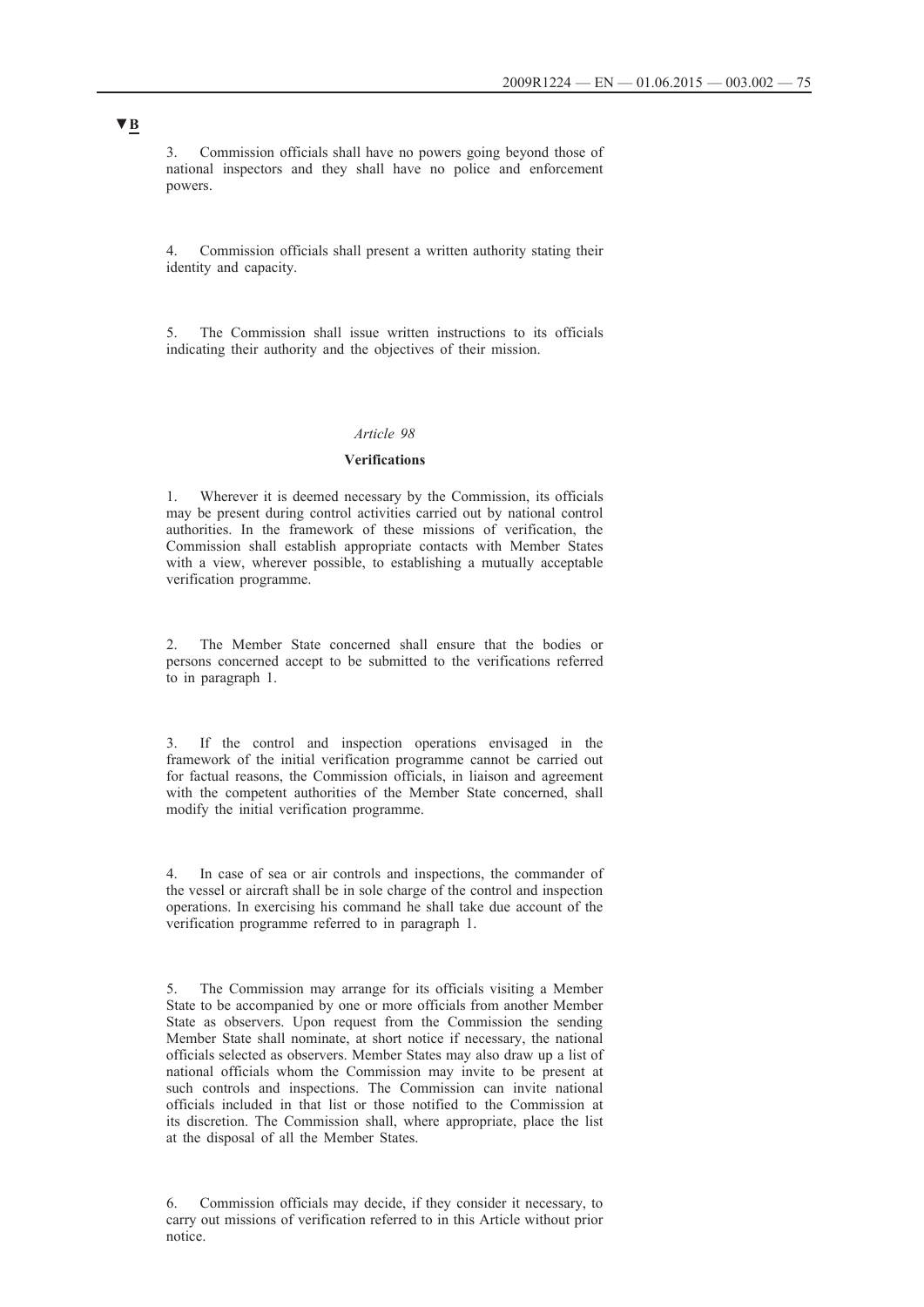▼B

3. Commission officials shall have no powers going beyond those of national inspectors and they shall have no police and enforcement powers.

4. Commission officials shall present a written authority stating their identity and capacity.

5. The Commission shall issue written instructions to its officials indicating their authority and the objectives of their mission.

*Article 98*

**Verifications**

1. Wherever it is deemed necessary by the Commission, its officials may be present during control activities carried out by national control authorities. In the framework of these missions of verification, the Commission shall establish appropriate contacts with Member States with a view, wherever possible, to establishing a mutually acceptable verification programme.

2. The Member State concerned shall ensure that the bodies or persons concerned accept to be submitted to the verifications referred to in paragraph 1.

3. If the control and inspection operations envisaged in the framework of the initial verification programme cannot be carried out for factual reasons, the Commission officials, in liaison and agreement with the competent authorities of the Member State concerned, shall modify the initial verification programme.

4. In case of sea or air controls and inspections, the commander of the vessel or aircraft shall be in sole charge of the control and inspection operations. In exercising his command he shall take due account of the verification programme referred to in paragraph 1.

5. The Commission may arrange for its officials visiting a Member State to be accompanied by one or more officials from another Member State as observers. Upon request from the Commission the sending Member State shall nominate, at short notice if necessary, the national officials selected as observers. Member States may also draw up a list of national officials whom the Commission may invite to be present at such controls and inspections. The Commission can invite national officials included in that list or those notified to the Commission at its discretion. The Commission shall, where appropriate, place the list at the disposal of all the Member States.

6. Commission officials may decide, if they consider it necessary, to carry out missions of verification referred to in this Article without prior notice.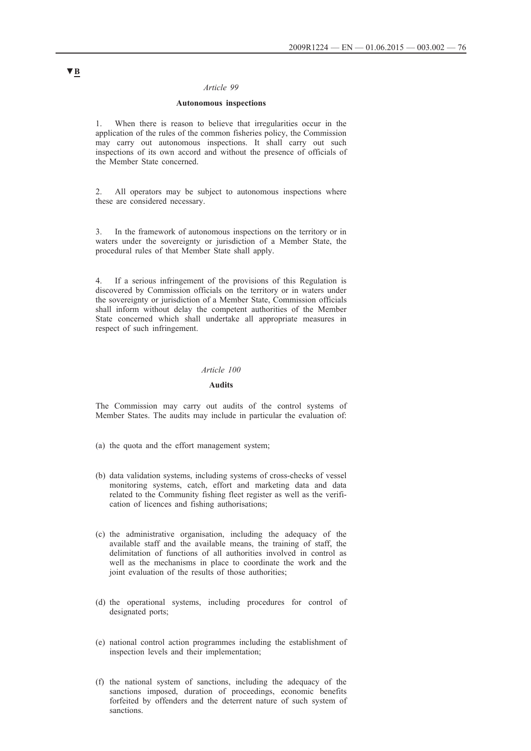▼B

*Article 99*

**Autonomous inspections**

1. When there is reason to believe that irregularities occur in the application of the rules of the common fisheries policy, the Commission may carry out autonomous inspections. It shall carry out such inspections of its own accord and without the presence of officials of the Member State concerned.

2. All operators may be subject to autonomous inspections where these are considered necessary.

3. In the framework of autonomous inspections on the territory or in waters under the sovereignty or jurisdiction of a Member State, the procedural rules of that Member State shall apply.

4. If a serious infringement of the provisions of this Regulation is discovered by Commission officials on the territory or in waters under the sovereignty or jurisdiction of a Member State, Commission officials shall inform without delay the competent authorities of the Member State concerned which shall undertake all appropriate measures in respect of such infringement.

*Article 100*

**Audits**

The Commission may carry out audits of the control systems of Member States. The audits may include in particular the evaluation of:

(a) the quota and the effort management system;

(b) data validation systems, including systems of cross-checks of vessel monitoring systems, catch, effort and marketing data and data related to the Community fishing fleet register as well as the verification of licences and fishing authorisations;

(c) the administrative organisation, including the adequacy of the available staff and the available means, the training of staff, the delimitation of functions of all authorities involved in control as well as the mechanisms in place to coordinate the work and the joint evaluation of the results of those authorities;

(d) the operational systems, including procedures for control of designated ports;

(e) national control action programmes including the establishment of inspection levels and their implementation;

(f) the national system of sanctions, including the adequacy of the sanctions imposed, duration of proceedings, economic benefits forfeited by offenders and the deterrent nature of such system of sanctions.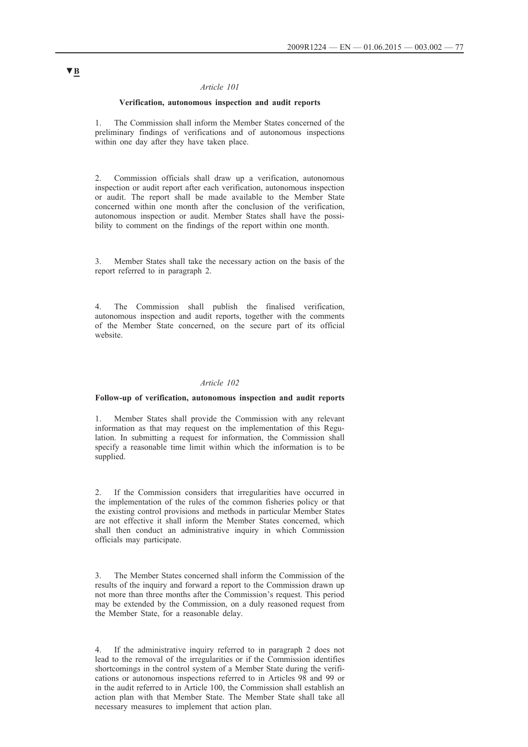▼B

*Article 101*

**Verification, autonomous inspection and audit reports**

1. The Commission shall inform the Member States concerned of the preliminary findings of verifications and of autonomous inspections within one day after they have taken place.

2. Commission officials shall draw up a verification, autonomous inspection or audit report after each verification, autonomous inspection or audit. The report shall be made available to the Member State concerned within one month after the conclusion of the verification, autonomous inspection or audit. Member States shall have the possibility to comment on the findings of the report within one month.

3. Member States shall take the necessary action on the basis of the report referred to in paragraph 2.

4. The Commission shall publish the finalised verification, autonomous inspection and audit reports, together with the comments of the Member State concerned, on the secure part of its official website.

*Article 102*

**Follow-up of verification, autonomous inspection and audit reports**

1. Member States shall provide the Commission with any relevant information as that may request on the implementation of this Regulation. In submitting a request for information, the Commission shall specify a reasonable time limit within which the information is to be supplied.

2. If the Commission considers that irregularities have occurred in the implementation of the rules of the common fisheries policy or that the existing control provisions and methods in particular Member States are not effective it shall inform the Member States concerned, which shall then conduct an administrative inquiry in which Commission officials may participate.

3. The Member States concerned shall inform the Commission of the results of the inquiry and forward a report to the Commission drawn up not more than three months after the Commission's request. This period may be extended by the Commission, on a duly reasoned request from the Member State, for a reasonable delay.

4. If the administrative inquiry referred to in paragraph 2 does not lead to the removal of the irregularities or if the Commission identifies shortcomings in the control system of a Member State during the verifications or autonomous inspections referred to in Articles 98 and 99 or in the audit referred to in Article 100, the Commission shall establish an action plan with that Member State. The Member State shall take all necessary measures to implement that action plan.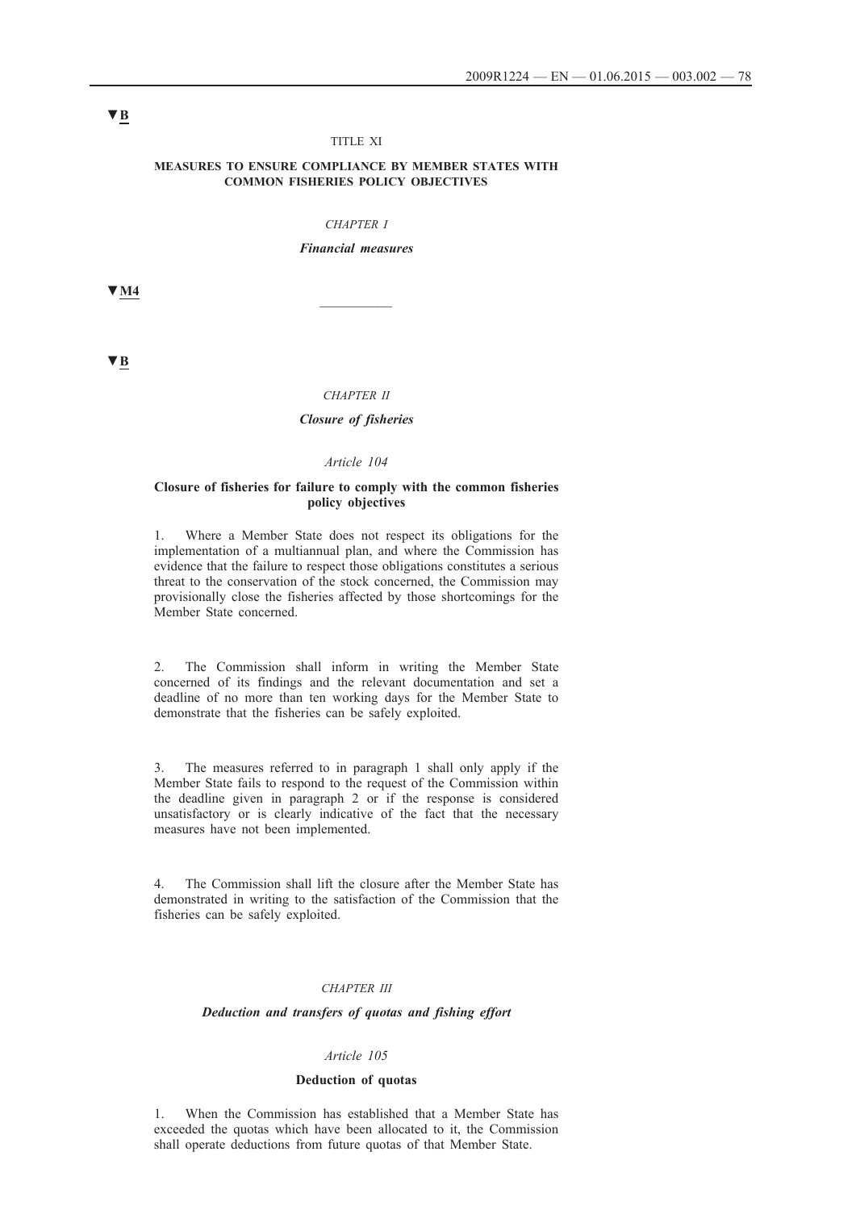▼B

TITLE XI

**MEASURES TO ENSURE COMPLIANCE BY MEMBER STATES WITH COMMON FISHERIES POLICY OBJECTIVES**

*CHAPTER I*

***Financial measures***

▼M4

__________

▼B

*CHAPTER II*

***Closure of fisheries***

*Article 104*

**Closure of fisheries for failure to comply with the common fisheries policy objectives**

1. Where a Member State does not respect its obligations for the implementation of a multiannual plan, and where the Commission has evidence that the failure to respect those obligations constitutes a serious threat to the conservation of the stock concerned, the Commission may provisionally close the fisheries affected by those shortcomings for the Member State concerned.

2. The Commission shall inform in writing the Member State concerned of its findings and the relevant documentation and set a deadline of no more than ten working days for the Member State to demonstrate that the fisheries can be safely exploited.

3. The measures referred to in paragraph 1 shall only apply if the Member State fails to respond to the request of the Commission within the deadline given in paragraph 2 or if the response is considered unsatisfactory or is clearly indicative of the fact that the necessary measures have not been implemented.

4. The Commission shall lift the closure after the Member State has demonstrated in writing to the satisfaction of the Commission that the fisheries can be safely exploited.

*CHAPTER III*

***Deduction and transfers of quotas and fishing effort***

*Article 105*

**Deduction of quotas**

1. When the Commission has established that a Member State has exceeded the quotas which have been allocated to it, the Commission shall operate deductions from future quotas of that Member State.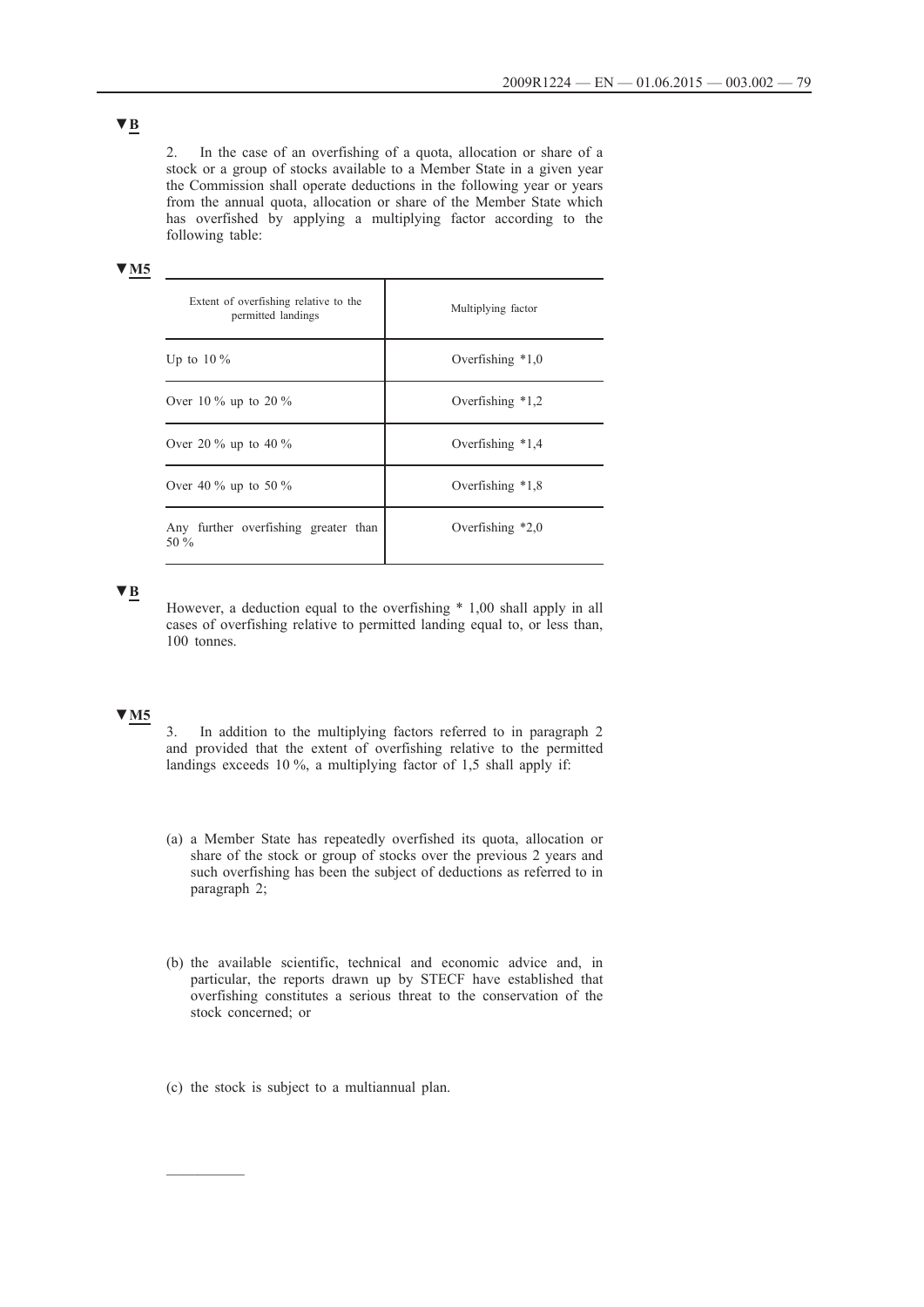▼B

2. In the case of an overfishing of a quota, allocation or share of a stock or a group of stocks available to a Member State in a given year the Commission shall operate deductions in the following year or years from the annual quota, allocation or share of the Member State which has overfished by applying a multiplying factor according to the following table:

▼M5

| Extent of overfishing relative to the permitted landings | Multiplying factor |
|---|---|
| Up to 10 % | Overfishing *1,0 |
| Over 10 % up to 20 % | Overfishing *1,2 |
| Over 20 % up to 40 % | Overfishing *1,4 |
| Over 40 % up to 50 % | Overfishing *1,8 |
| Any further overfishing greater than 50 % | Overfishing *2,0 |

▼B

However, a deduction equal to the overfishing * 1,00 shall apply in all cases of overfishing relative to permitted landing equal to, or less than, 100 tonnes.

▼M5

3. In addition to the multiplying factors referred to in paragraph 2 and provided that the extent of overfishing relative to the permitted landings exceeds 10 %, a multiplying factor of 1,5 shall apply if:

(a) a Member State has repeatedly overfished its quota, allocation or share of the stock or group of stocks over the previous 2 years and such overfishing has been the subject of deductions as referred to in paragraph 2;

(b) the available scientific, technical and economic advice and, in particular, the reports drawn up by STECF have established that overfishing constitutes a serious threat to the conservation of the stock concerned; or

(c) the stock is subject to a multiannual plan.

---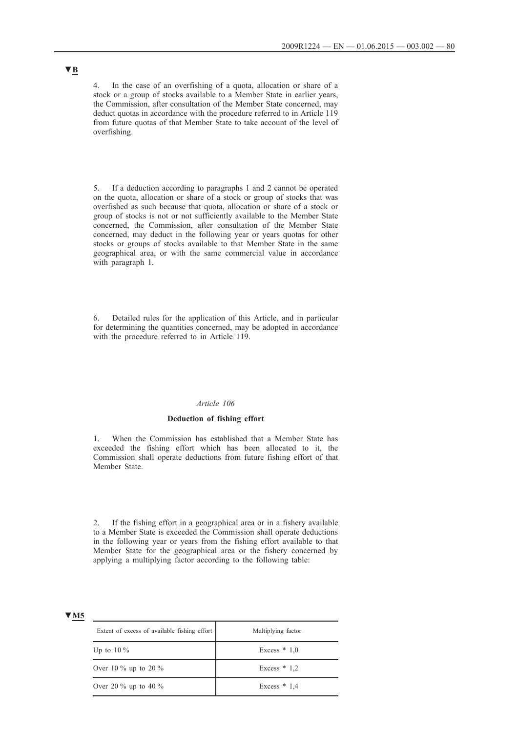▼B

4. In the case of an overfishing of a quota, allocation or share of a stock or a group of stocks available to a Member State in earlier years, the Commission, after consultation of the Member State concerned, may deduct quotas in accordance with the procedure referred to in Article 119 from future quotas of that Member State to take account of the level of overfishing.

5. If a deduction according to paragraphs 1 and 2 cannot be operated on the quota, allocation or share of a stock or group of stocks that was overfished as such because that quota, allocation or share of a stock or group of stocks is not or not sufficiently available to the Member State concerned, the Commission, after consultation of the Member State concerned, may deduct in the following year or years quotas for other stocks or groups of stocks available to that Member State in the same geographical area, or with the same commercial value in accordance with paragraph 1.

6. Detailed rules for the application of this Article, and in particular for determining the quantities concerned, may be adopted in accordance with the procedure referred to in Article 119.

*Article 106*

**Deduction of fishing effort**

1. When the Commission has established that a Member State has exceeded the fishing effort which has been allocated to it, the Commission shall operate deductions from future fishing effort of that Member State.

2. If the fishing effort in a geographical area or in a fishery available to a Member State is exceeded the Commission shall operate deductions in the following year or years from the fishing effort available to that Member State for the geographical area or the fishery concerned by applying a multiplying factor according to the following table:

▼M5

| Extent of excess of available fishing effort | Multiplying factor |
|---|---|
| Up to 10 % | Excess * 1,0 |
| Over 10 % up to 20 % | Excess * 1,2 |
| Over 20 % up to 40 % | Excess * 1,4 |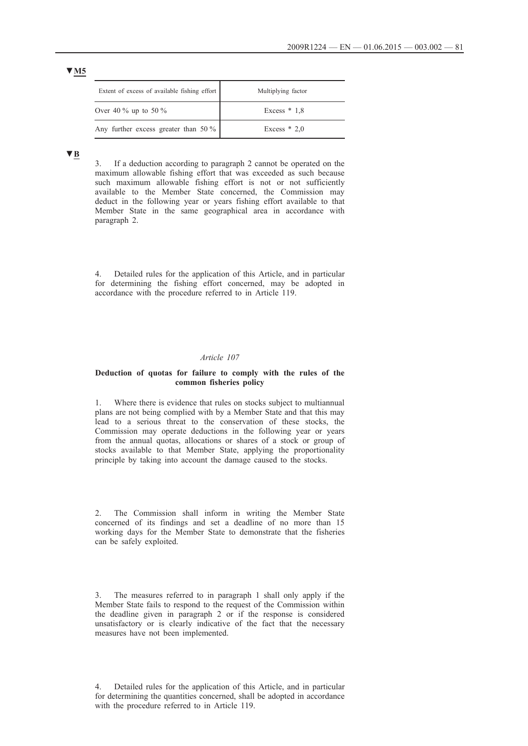▼M5

| Extent of excess of available fishing effort | Multiplying factor |
| --- | --- |
| Over 40 % up to 50 % | Excess * 1,8 |
| Any further excess greater than 50 % | Excess * 2,0 |

▼B

3. If a deduction according to paragraph 2 cannot be operated on the maximum allowable fishing effort that was exceeded as such because such maximum allowable fishing effort is not or not sufficiently available to the Member State concerned, the Commission may deduct in the following year or years fishing effort available to that Member State in the same geographical area in accordance with paragraph 2.

4. Detailed rules for the application of this Article, and in particular for determining the fishing effort concerned, may be adopted in accordance with the procedure referred to in Article 119.

*Article 107*

**Deduction of quotas for failure to comply with the rules of the common fisheries policy**

1. Where there is evidence that rules on stocks subject to multiannual plans are not being complied with by a Member State and that this may lead to a serious threat to the conservation of these stocks, the Commission may operate deductions in the following year or years from the annual quotas, allocations or shares of a stock or group of stocks available to that Member State, applying the proportionality principle by taking into account the damage caused to the stocks.

2. The Commission shall inform in writing the Member State concerned of its findings and set a deadline of no more than 15 working days for the Member State to demonstrate that the fisheries can be safely exploited.

3. The measures referred to in paragraph 1 shall only apply if the Member State fails to respond to the request of the Commission within the deadline given in paragraph 2 or if the response is considered unsatisfactory or is clearly indicative of the fact that the necessary measures have not been implemented.

4. Detailed rules for the application of this Article, and in particular for determining the quantities concerned, shall be adopted in accordance with the procedure referred to in Article 119.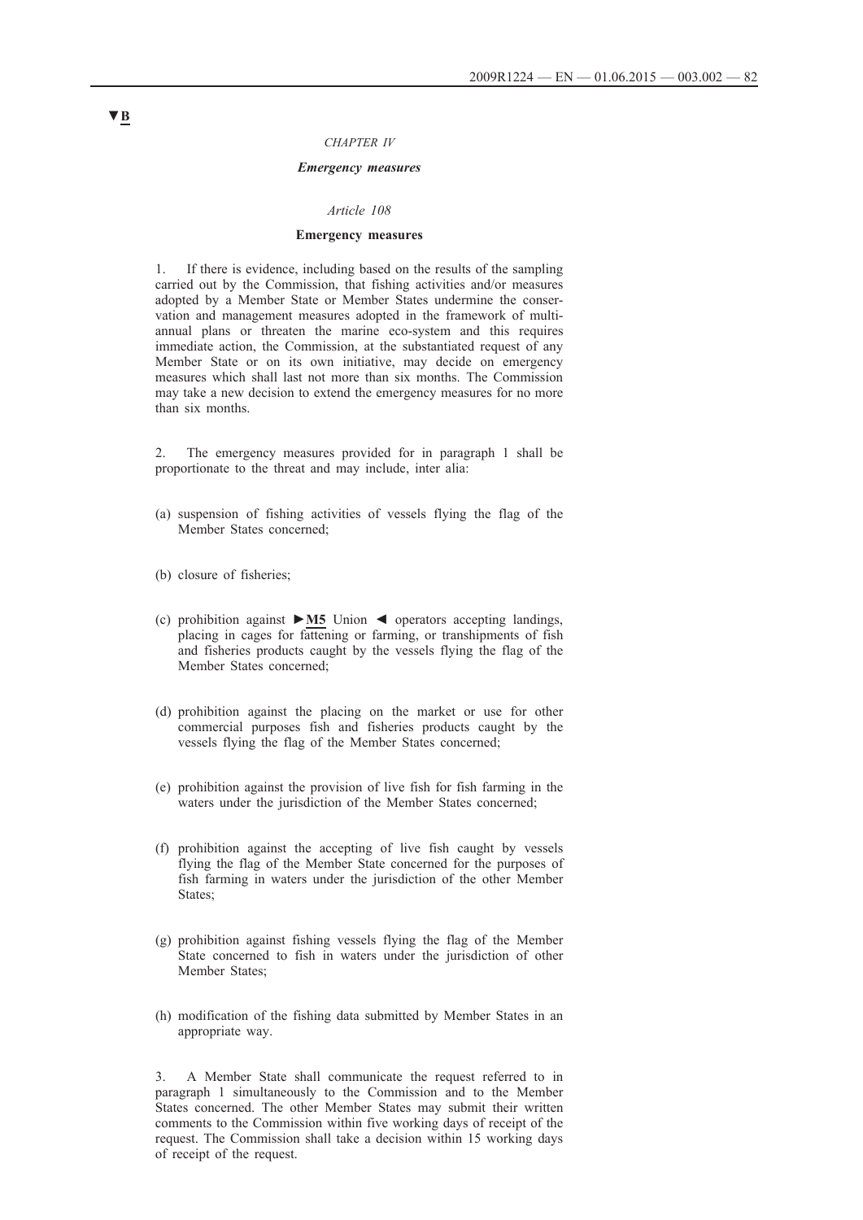▼B

*CHAPTER IV*

***Emergency measures***

*Article 108*

**Emergency measures**

1. If there is evidence, including based on the results of the sampling carried out by the Commission, that fishing activities and/or measures adopted by a Member State or Member States undermine the conservation and management measures adopted in the framework of multi-annual plans or threaten the marine eco-system and this requires immediate action, the Commission, at the substantiated request of any Member State or on its own initiative, may decide on emergency measures which shall last not more than six months. The Commission may take a new decision to extend the emergency measures for no more than six months.

2. The emergency measures provided for in paragraph 1 shall be proportionate to the threat and may include, inter alia:

(a) suspension of fishing activities of vessels flying the flag of the Member States concerned;

(b) closure of fisheries;

(c) prohibition against ►M5 Union ◄ operators accepting landings, placing in cages for fattening or farming, or transhipments of fish and fisheries products caught by the vessels flying the flag of the Member States concerned;

(d) prohibition against the placing on the market or use for other commercial purposes fish and fisheries products caught by the vessels flying the flag of the Member States concerned;

(e) prohibition against the provision of live fish for fish farming in the waters under the jurisdiction of the Member States concerned;

(f) prohibition against the accepting of live fish caught by vessels flying the flag of the Member State concerned for the purposes of fish farming in waters under the jurisdiction of the other Member States;

(g) prohibition against fishing vessels flying the flag of the Member State concerned to fish in waters under the jurisdiction of other Member States;

(h) modification of the fishing data submitted by Member States in an appropriate way.

3. A Member State shall communicate the request referred to in paragraph 1 simultaneously to the Commission and to the Member States concerned. The other Member States may submit their written comments to the Commission within five working days of receipt of the request. The Commission shall take a decision within 15 working days of receipt of the request.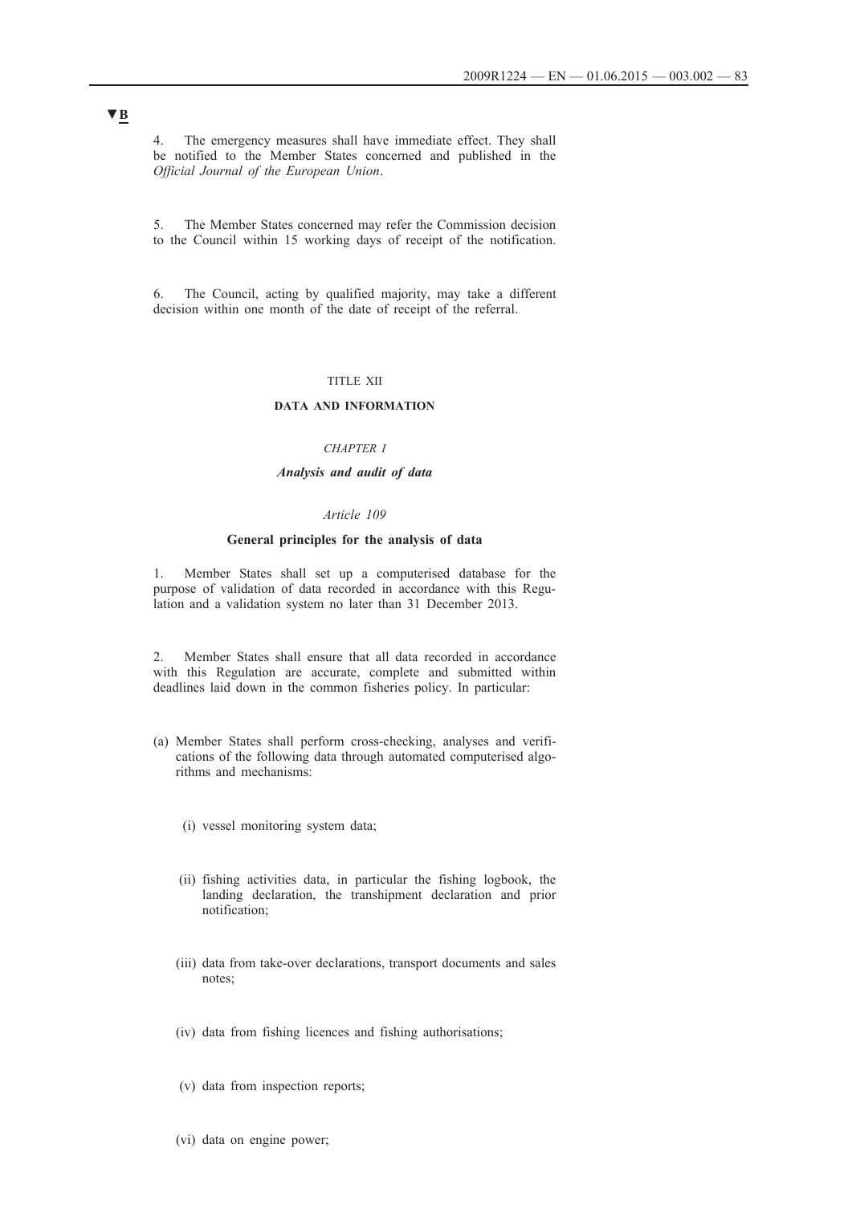▼B

4. The emergency measures shall have immediate effect. They shall be notified to the Member States concerned and published in the *Official Journal of the European Union*.

5. The Member States concerned may refer the Commission decision to the Council within 15 working days of receipt of the notification.

6. The Council, acting by qualified majority, may take a different decision within one month of the date of receipt of the referral.

## TITLE XII

## DATA AND INFORMATION

### *CHAPTER I*

### ***Analysis and audit of data***

#### *Article 109*

#### **General principles for the analysis of data**

1. Member States shall set up a computerised database for the purpose of validation of data recorded in accordance with this Regulation and a validation system no later than 31 December 2013.

2. Member States shall ensure that all data recorded in accordance with this Regulation are accurate, complete and submitted within deadlines laid down in the common fisheries policy. In particular:

(a) Member States shall perform cross-checking, analyses and verifications of the following data through automated computerised algorithms and mechanisms:

   (i) vessel monitoring system data;

   (ii) fishing activities data, in particular the fishing logbook, the landing declaration, the transhipment declaration and prior notification;

   (iii) data from take-over declarations, transport documents and sales notes;

   (iv) data from fishing licences and fishing authorisations;

   (v) data from inspection reports;

   (vi) data on engine power;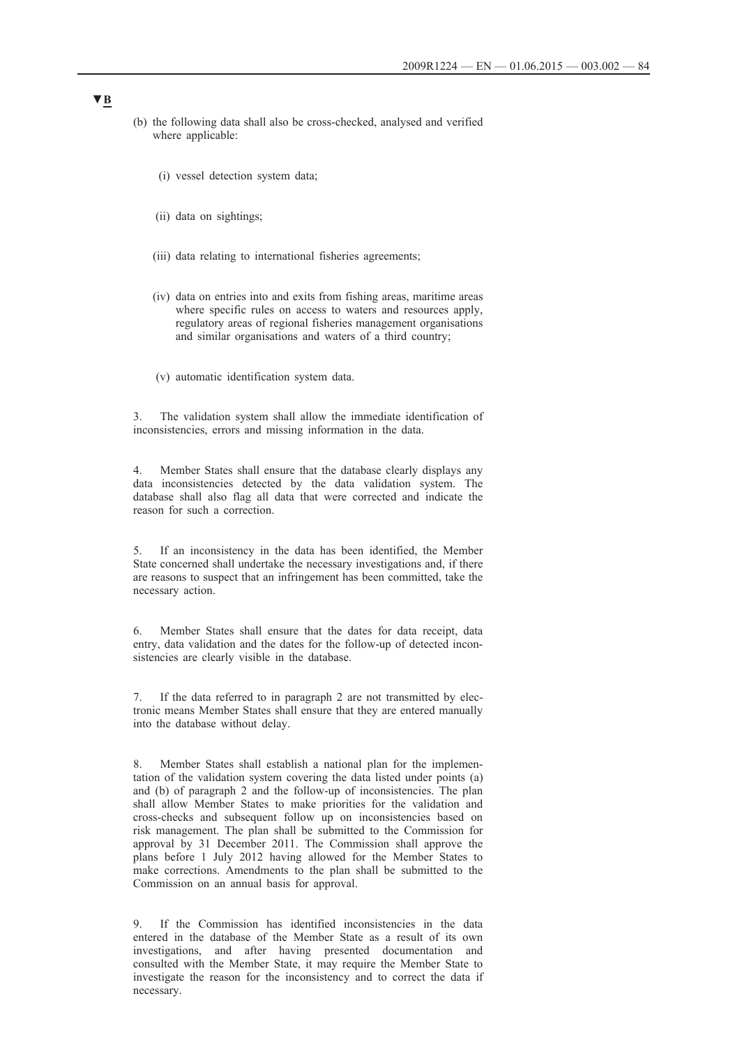▼B

(b) the following data shall also be cross-checked, analysed and verified where applicable:

(i) vessel detection system data;

(ii) data on sightings;

(iii) data relating to international fisheries agreements;

(iv) data on entries into and exits from fishing areas, maritime areas where specific rules on access to waters and resources apply, regulatory areas of regional fisheries management organisations and similar organisations and waters of a third country;

(v) automatic identification system data.

3. The validation system shall allow the immediate identification of inconsistencies, errors and missing information in the data.

4. Member States shall ensure that the database clearly displays any data inconsistencies detected by the data validation system. The database shall also flag all data that were corrected and indicate the reason for such a correction.

5. If an inconsistency in the data has been identified, the Member State concerned shall undertake the necessary investigations and, if there are reasons to suspect that an infringement has been committed, take the necessary action.

6. Member States shall ensure that the dates for data receipt, data entry, data validation and the dates for the follow-up of detected inconsistencies are clearly visible in the database.

7. If the data referred to in paragraph 2 are not transmitted by electronic means Member States shall ensure that they are entered manually into the database without delay.

8. Member States shall establish a national plan for the implementation of the validation system covering the data listed under points (a) and (b) of paragraph 2 and the follow-up of inconsistencies. The plan shall allow Member States to make priorities for the validation and cross-checks and subsequent follow up on inconsistencies based on risk management. The plan shall be submitted to the Commission for approval by 31 December 2011. The Commission shall approve the plans before 1 July 2012 having allowed for the Member States to make corrections. Amendments to the plan shall be submitted to the Commission on an annual basis for approval.

9. If the Commission has identified inconsistencies in the data entered in the database of the Member State as a result of its own investigations, and after having presented documentation and consulted with the Member State, it may require the Member State to investigate the reason for the inconsistency and to correct the data if necessary.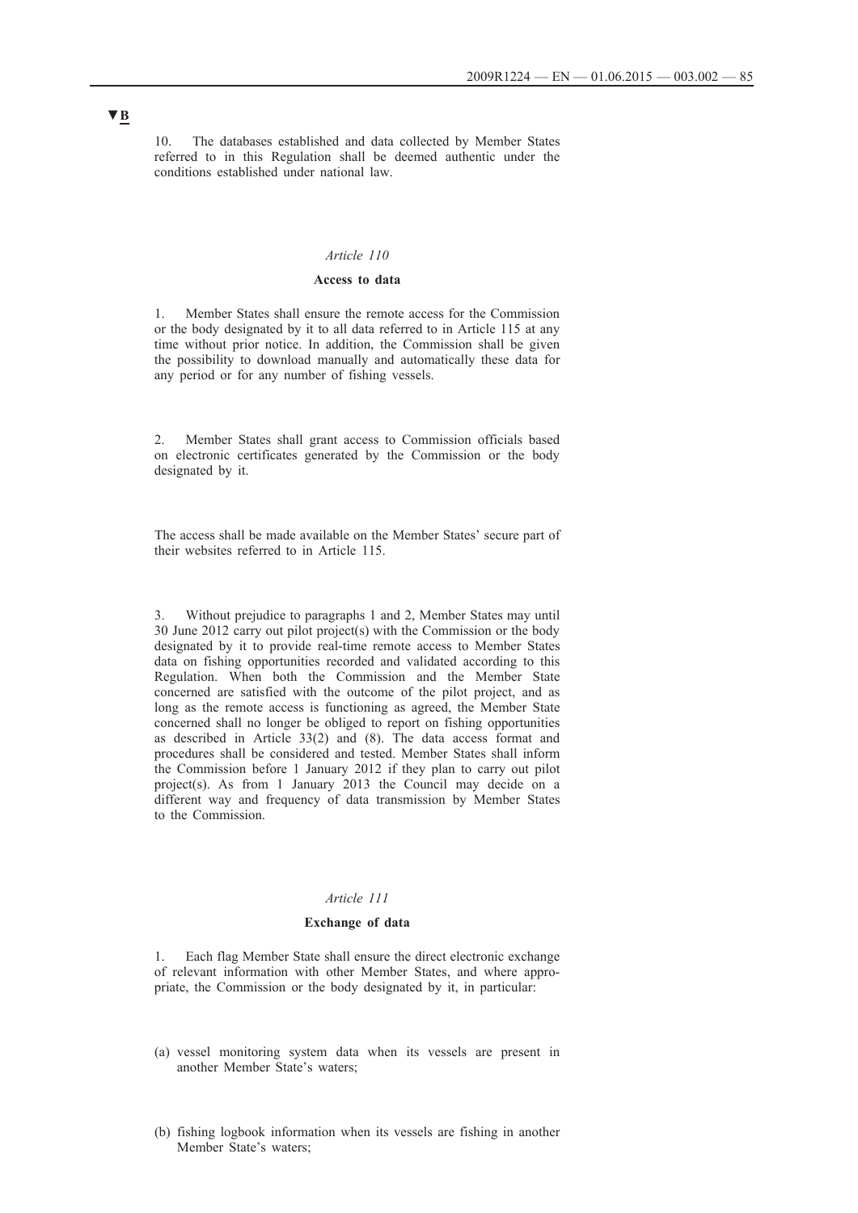▼B

10. The databases established and data collected by Member States referred to in this Regulation shall be deemed authentic under the conditions established under national law.

*Article 110*

**Access to data**

1. Member States shall ensure the remote access for the Commission or the body designated by it to all data referred to in Article 115 at any time without prior notice. In addition, the Commission shall be given the possibility to download manually and automatically these data for any period or for any number of fishing vessels.

2. Member States shall grant access to Commission officials based on electronic certificates generated by the Commission or the body designated by it.

The access shall be made available on the Member States' secure part of their websites referred to in Article 115.

3. Without prejudice to paragraphs 1 and 2, Member States may until 30 June 2012 carry out pilot project(s) with the Commission or the body designated by it to provide real-time remote access to Member States data on fishing opportunities recorded and validated according to this Regulation. When both the Commission and the Member State concerned are satisfied with the outcome of the pilot project, and as long as the remote access is functioning as agreed, the Member State concerned shall no longer be obliged to report on fishing opportunities as described in Article 33(2) and (8). The data access format and procedures shall be considered and tested. Member States shall inform the Commission before 1 January 2012 if they plan to carry out pilot project(s). As from 1 January 2013 the Council may decide on a different way and frequency of data transmission by Member States to the Commission.

*Article 111*

**Exchange of data**

1. Each flag Member State shall ensure the direct electronic exchange of relevant information with other Member States, and where appropriate, the Commission or the body designated by it, in particular:

(a) vessel monitoring system data when its vessels are present in another Member State's waters;

(b) fishing logbook information when its vessels are fishing in another Member State's waters;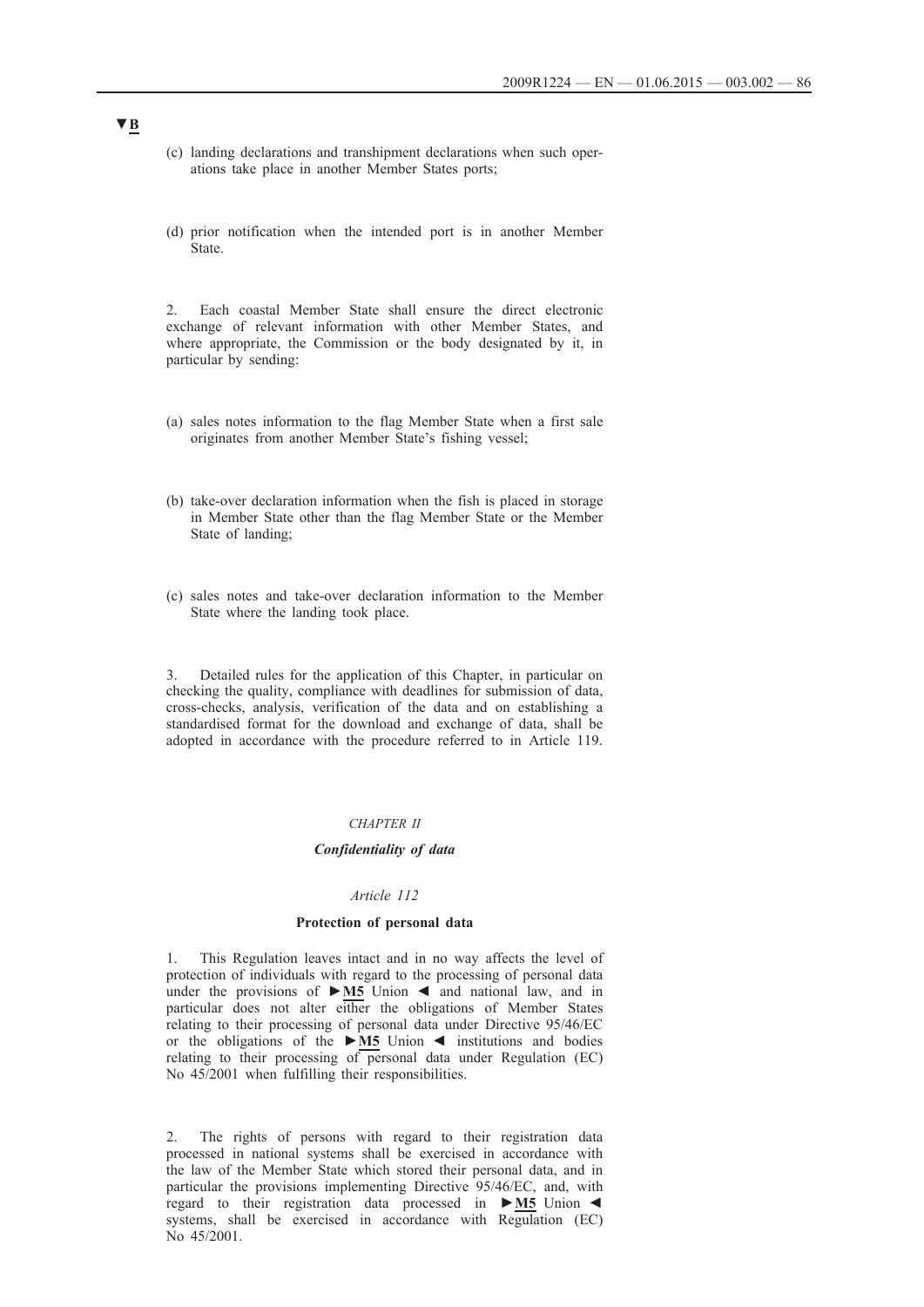▼B

(c) landing declarations and transhipment declarations when such operations take place in another Member States ports;

(d) prior notification when the intended port is in another Member State.

2. Each coastal Member State shall ensure the direct electronic exchange of relevant information with other Member States, and where appropriate, the Commission or the body designated by it, in particular by sending:

(a) sales notes information to the flag Member State when a first sale originates from another Member State's fishing vessel;

(b) take-over declaration information when the fish is placed in storage in Member State other than the flag Member State or the Member State of landing;

(c) sales notes and take-over declaration information to the Member State where the landing took place.

3. Detailed rules for the application of this Chapter, in particular on checking the quality, compliance with deadlines for submission of data, cross-checks, analysis, verification of the data and on establishing a standardised format for the download and exchange of data, shall be adopted in accordance with the procedure referred to in Article 119.

*CHAPTER II*

***Confidentiality of data***

*Article 112*

**Protection of personal data**

1. This Regulation leaves intact and in no way affects the level of protection of individuals with regard to the processing of personal data under the provisions of ►M5 Union ◄ and national law, and in particular does not alter either the obligations of Member States relating to their processing of personal data under Directive 95/46/EC or the obligations of the ►M5 Union ◄ institutions and bodies relating to their processing of personal data under Regulation (EC) No 45/2001 when fulfilling their responsibilities.

2. The rights of persons with regard to their registration data processed in national systems shall be exercised in accordance with the law of the Member State which stored their personal data, and in particular the provisions implementing Directive 95/46/EC, and, with regard to their registration data processed in ►M5 Union ◄ systems, shall be exercised in accordance with Regulation (EC) No 45/2001.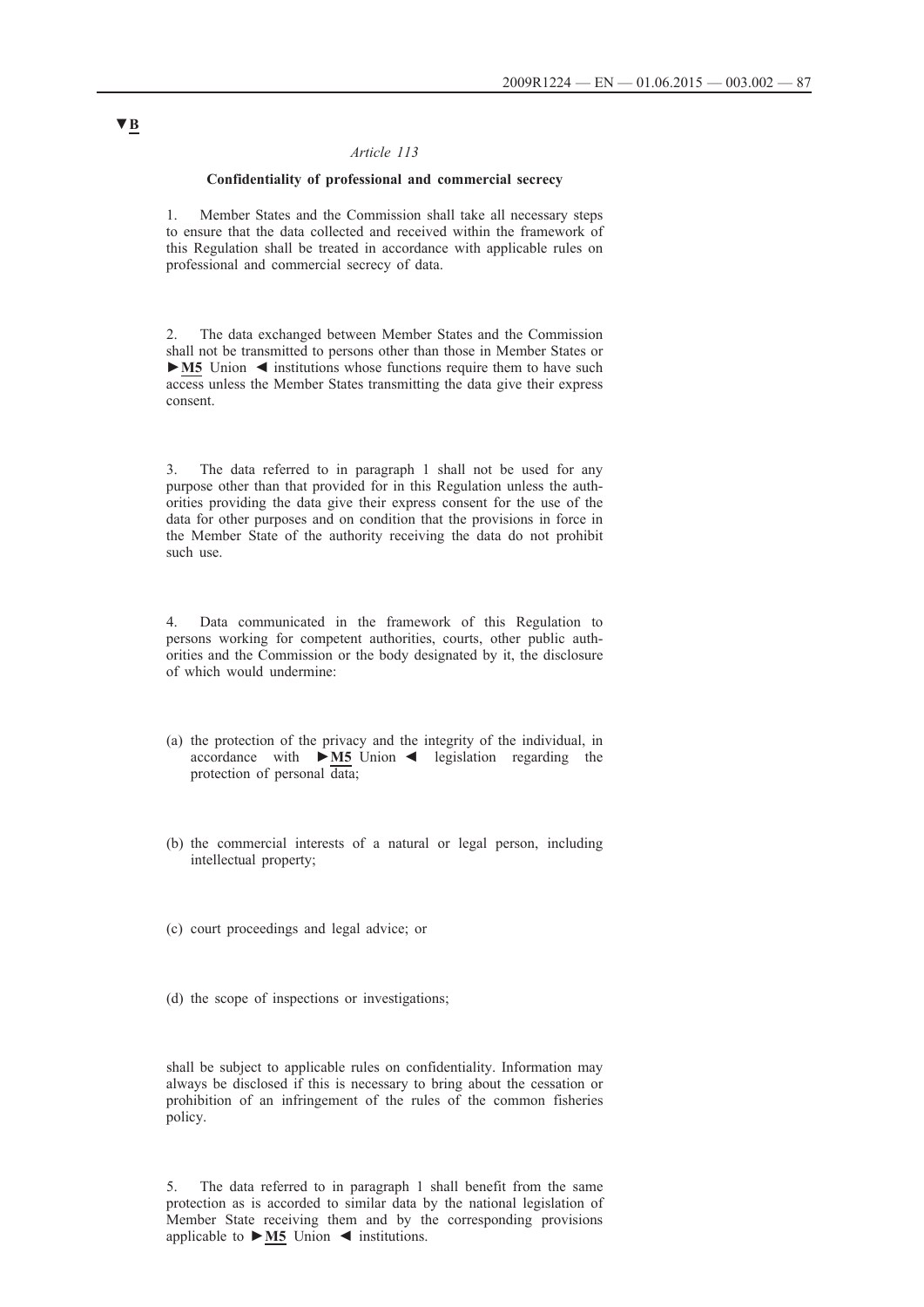▼B

*Article 113*

**Confidentiality of professional and commercial secrecy**

1. Member States and the Commission shall take all necessary steps to ensure that the data collected and received within the framework of this Regulation shall be treated in accordance with applicable rules on professional and commercial secrecy of data.

2. The data exchanged between Member States and the Commission shall not be transmitted to persons other than those in Member States or ►M5 Union ◄ institutions whose functions require them to have such access unless the Member States transmitting the data give their express consent.

3. The data referred to in paragraph 1 shall not be used for any purpose other than that provided for in this Regulation unless the authorities providing the data give their express consent for the use of the data for other purposes and on condition that the provisions in force in the Member State of the authority receiving the data do not prohibit such use.

4. Data communicated in the framework of this Regulation to persons working for competent authorities, courts, other public authorities and the Commission or the body designated by it, the disclosure of which would undermine:

(a) the protection of the privacy and the integrity of the individual, in accordance with ►M5 Union ◄ legislation regarding the protection of personal data;

(b) the commercial interests of a natural or legal person, including intellectual property;

(c) court proceedings and legal advice; or

(d) the scope of inspections or investigations;

shall be subject to applicable rules on confidentiality. Information may always be disclosed if this is necessary to bring about the cessation or prohibition of an infringement of the rules of the common fisheries policy.

5. The data referred to in paragraph 1 shall benefit from the same protection as is accorded to similar data by the national legislation of Member State receiving them and by the corresponding provisions applicable to ►M5 Union ◄ institutions.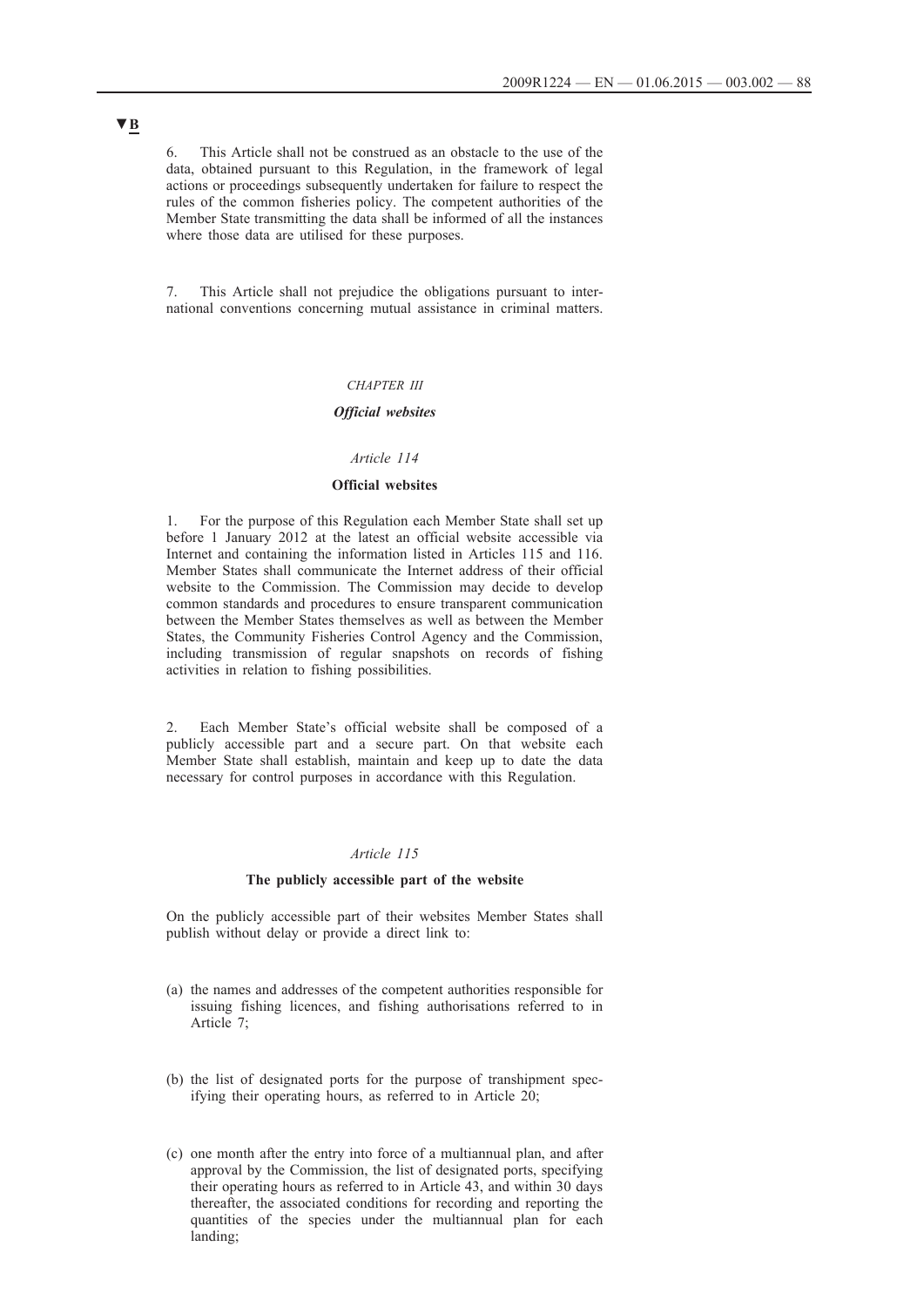▼B

6. This Article shall not be construed as an obstacle to the use of the data, obtained pursuant to this Regulation, in the framework of legal actions or proceedings subsequently undertaken for failure to respect the rules of the common fisheries policy. The competent authorities of the Member State transmitting the data shall be informed of all the instances where those data are utilised for these purposes.

7. This Article shall not prejudice the obligations pursuant to international conventions concerning mutual assistance in criminal matters.

*CHAPTER III*

***Official websites***

*Article 114*

**Official websites**

1. For the purpose of this Regulation each Member State shall set up before 1 January 2012 at the latest an official website accessible via Internet and containing the information listed in Articles 115 and 116. Member States shall communicate the Internet address of their official website to the Commission. The Commission may decide to develop common standards and procedures to ensure transparent communication between the Member States themselves as well as between the Member States, the Community Fisheries Control Agency and the Commission, including transmission of regular snapshots on records of fishing activities in relation to fishing possibilities.

2. Each Member State's official website shall be composed of a publicly accessible part and a secure part. On that website each Member State shall establish, maintain and keep up to date the data necessary for control purposes in accordance with this Regulation.

*Article 115*

**The publicly accessible part of the website**

On the publicly accessible part of their websites Member States shall publish without delay or provide a direct link to:

(a) the names and addresses of the competent authorities responsible for issuing fishing licences, and fishing authorisations referred to in Article 7;

(b) the list of designated ports for the purpose of transhipment specifying their operating hours, as referred to in Article 20;

(c) one month after the entry into force of a multiannual plan, and after approval by the Commission, the list of designated ports, specifying their operating hours as referred to in Article 43, and within 30 days thereafter, the associated conditions for recording and reporting the quantities of the species under the multiannual plan for each landing;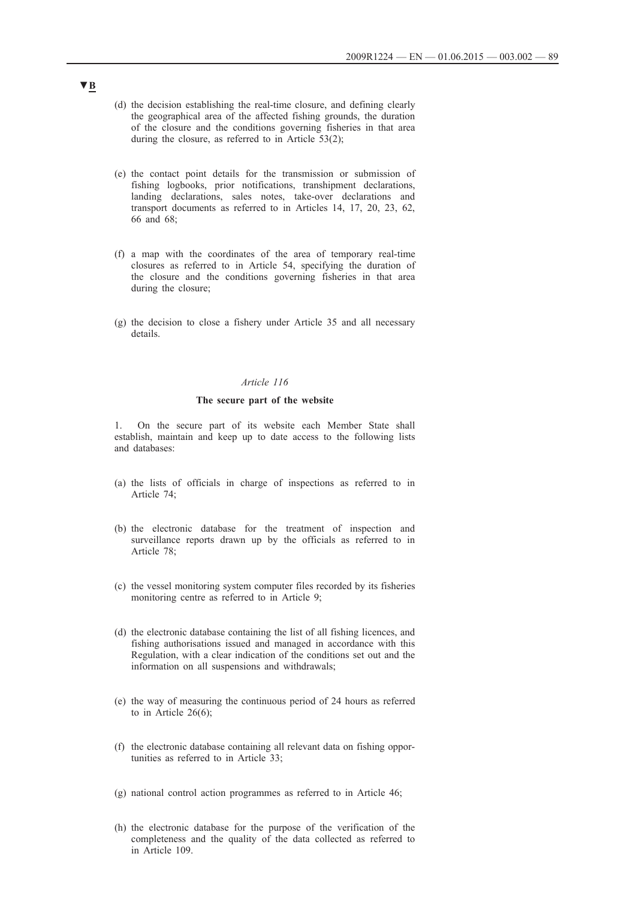▼B

(d) the decision establishing the real-time closure, and defining clearly the geographical area of the affected fishing grounds, the duration of the closure and the conditions governing fisheries in that area during the closure, as referred to in Article 53(2);

(e) the contact point details for the transmission or submission of fishing logbooks, prior notifications, transhipment declarations, landing declarations, sales notes, take-over declarations and transport documents as referred to in Articles 14, 17, 20, 23, 62, 66 and 68;

(f) a map with the coordinates of the area of temporary real-time closures as referred to in Article 54, specifying the duration of the closure and the conditions governing fisheries in that area during the closure;

(g) the decision to close a fishery under Article 35 and all necessary details.

*Article 116*

**The secure part of the website**

1. On the secure part of its website each Member State shall establish, maintain and keep up to date access to the following lists and databases:

(a) the lists of officials in charge of inspections as referred to in Article 74;

(b) the electronic database for the treatment of inspection and surveillance reports drawn up by the officials as referred to in Article 78;

(c) the vessel monitoring system computer files recorded by its fisheries monitoring centre as referred to in Article 9;

(d) the electronic database containing the list of all fishing licences, and fishing authorisations issued and managed in accordance with this Regulation, with a clear indication of the conditions set out and the information on all suspensions and withdrawals;

(e) the way of measuring the continuous period of 24 hours as referred to in Article 26(6);

(f) the electronic database containing all relevant data on fishing opportunities as referred to in Article 33;

(g) national control action programmes as referred to in Article 46;

(h) the electronic database for the purpose of the verification of the completeness and the quality of the data collected as referred to in Article 109.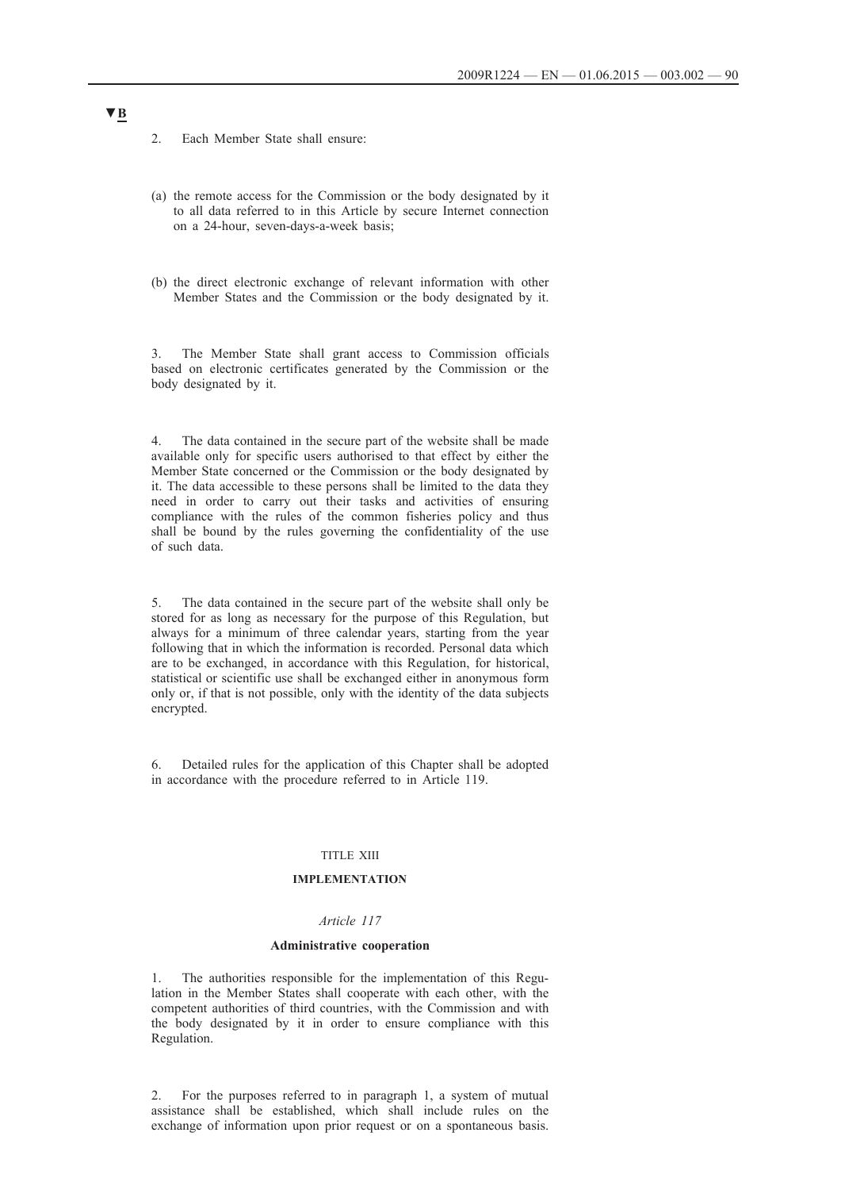▼B

2. Each Member State shall ensure:

(a) the remote access for the Commission or the body designated by it to all data referred to in this Article by secure Internet connection on a 24-hour, seven-days-a-week basis;

(b) the direct electronic exchange of relevant information with other Member States and the Commission or the body designated by it.

3. The Member State shall grant access to Commission officials based on electronic certificates generated by the Commission or the body designated by it.

4. The data contained in the secure part of the website shall be made available only for specific users authorised to that effect by either the Member State concerned or the Commission or the body designated by it. The data accessible to these persons shall be limited to the data they need in order to carry out their tasks and activities of ensuring compliance with the rules of the common fisheries policy and thus shall be bound by the rules governing the confidentiality of the use of such data.

5. The data contained in the secure part of the website shall only be stored for as long as necessary for the purpose of this Regulation, but always for a minimum of three calendar years, starting from the year following that in which the information is recorded. Personal data which are to be exchanged, in accordance with this Regulation, for historical, statistical or scientific use shall be exchanged either in anonymous form only or, if that is not possible, only with the identity of the data subjects encrypted.

6. Detailed rules for the application of this Chapter shall be adopted in accordance with the procedure referred to in Article 119.

## TITLE XIII

## IMPLEMENTATION

### *Article 117*

### Administrative cooperation

1. The authorities responsible for the implementation of this Regulation in the Member States shall cooperate with each other, with the competent authorities of third countries, with the Commission and with the body designated by it in order to ensure compliance with this Regulation.

2. For the purposes referred to in paragraph 1, a system of mutual assistance shall be established, which shall include rules on the exchange of information upon prior request or on a spontaneous basis.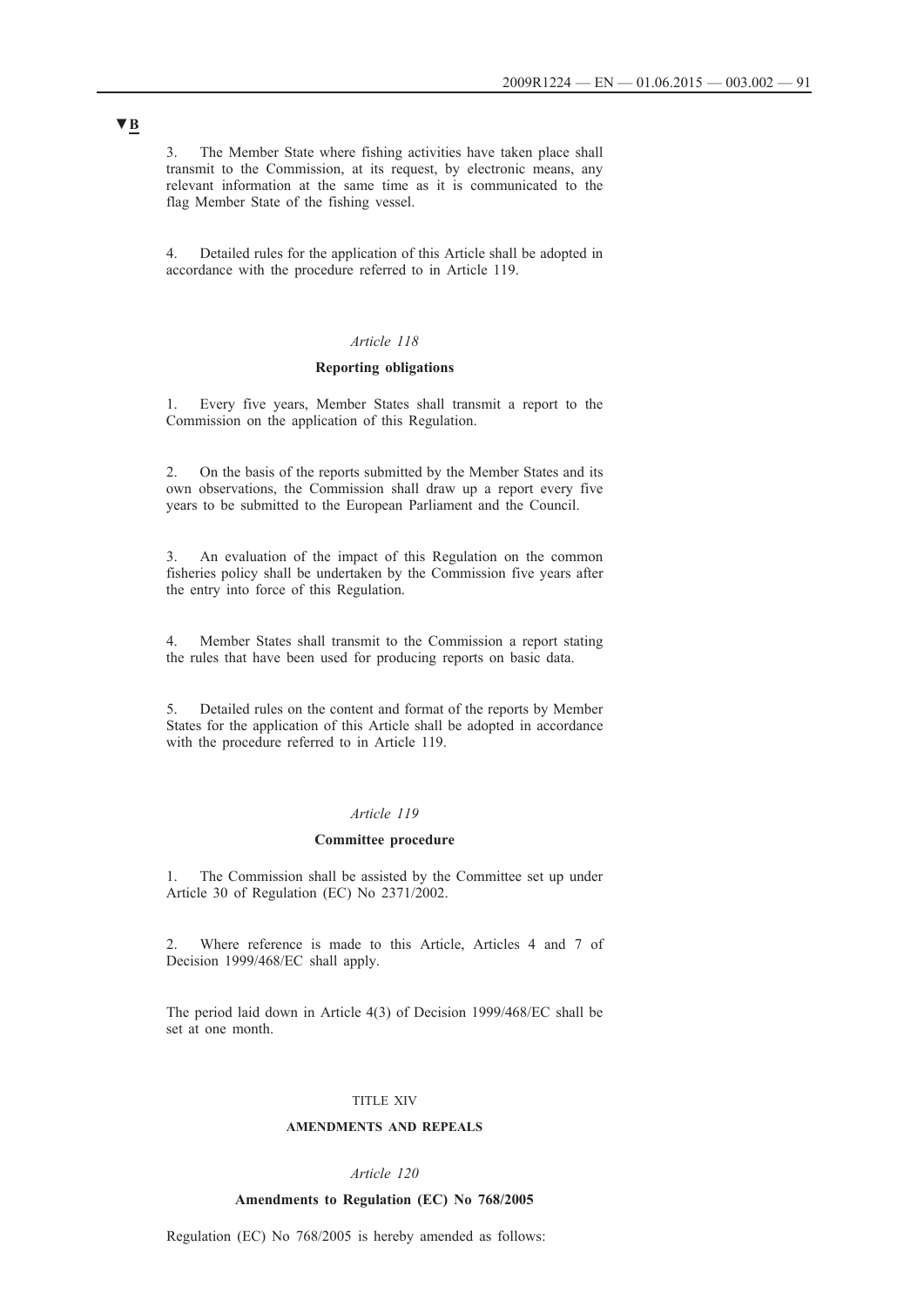▼B

3. The Member State where fishing activities have taken place shall transmit to the Commission, at its request, by electronic means, any relevant information at the same time as it is communicated to the flag Member State of the fishing vessel.

4. Detailed rules for the application of this Article shall be adopted in accordance with the procedure referred to in Article 119.

*Article 118*

**Reporting obligations**

1. Every five years, Member States shall transmit a report to the Commission on the application of this Regulation.

2. On the basis of the reports submitted by the Member States and its own observations, the Commission shall draw up a report every five years to be submitted to the European Parliament and the Council.

3. An evaluation of the impact of this Regulation on the common fisheries policy shall be undertaken by the Commission five years after the entry into force of this Regulation.

4. Member States shall transmit to the Commission a report stating the rules that have been used for producing reports on basic data.

5. Detailed rules on the content and format of the reports by Member States for the application of this Article shall be adopted in accordance with the procedure referred to in Article 119.

*Article 119*

**Committee procedure**

1. The Commission shall be assisted by the Committee set up under Article 30 of Regulation (EC) No 2371/2002.

2. Where reference is made to this Article, Articles 4 and 7 of Decision 1999/468/EC shall apply.

The period laid down in Article 4(3) of Decision 1999/468/EC shall be set at one month.

TITLE XIV

**AMENDMENTS AND REPEALS**

*Article 120*

**Amendments to Regulation (EC) No 768/2005**

Regulation (EC) No 768/2005 is hereby amended as follows: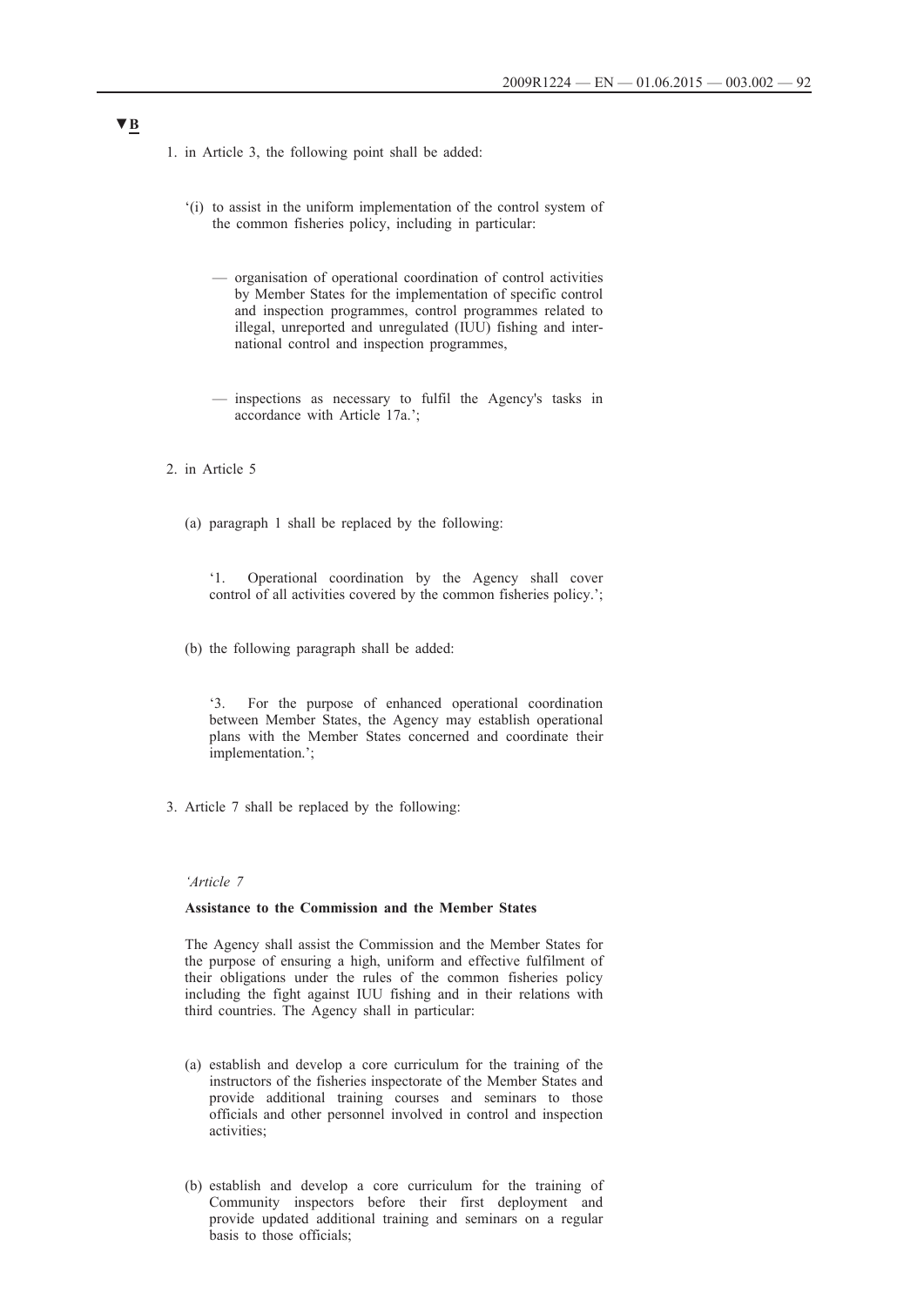▼B

1. in Article 3, the following point shall be added:

   '(i) to assist in the uniform implementation of the control system of the common fisheries policy, including in particular:

   — organisation of operational coordination of control activities by Member States for the implementation of specific control and inspection programmes, control programmes related to illegal, unreported and unregulated (IUU) fishing and international control and inspection programmes,

   — inspections as necessary to fulfil the Agency's tasks in accordance with Article 17a.';

2. in Article 5

   (a) paragraph 1 shall be replaced by the following:

   '1. Operational coordination by the Agency shall cover control of all activities covered by the common fisheries policy.';

   (b) the following paragraph shall be added:

   '3. For the purpose of enhanced operational coordination between Member States, the Agency may establish operational plans with the Member States concerned and coordinate their implementation.';

3. Article 7 shall be replaced by the following:

*'Article 7*

**Assistance to the Commission and the Member States**

The Agency shall assist the Commission and the Member States for the purpose of ensuring a high, uniform and effective fulfilment of their obligations under the rules of the common fisheries policy including the fight against IUU fishing and in their relations with third countries. The Agency shall in particular:

(a) establish and develop a core curriculum for the training of the instructors of the fisheries inspectorate of the Member States and provide additional training courses and seminars to those officials and other personnel involved in control and inspection activities;

(b) establish and develop a core curriculum for the training of Community inspectors before their first deployment and provide updated additional training and seminars on a regular basis to those officials;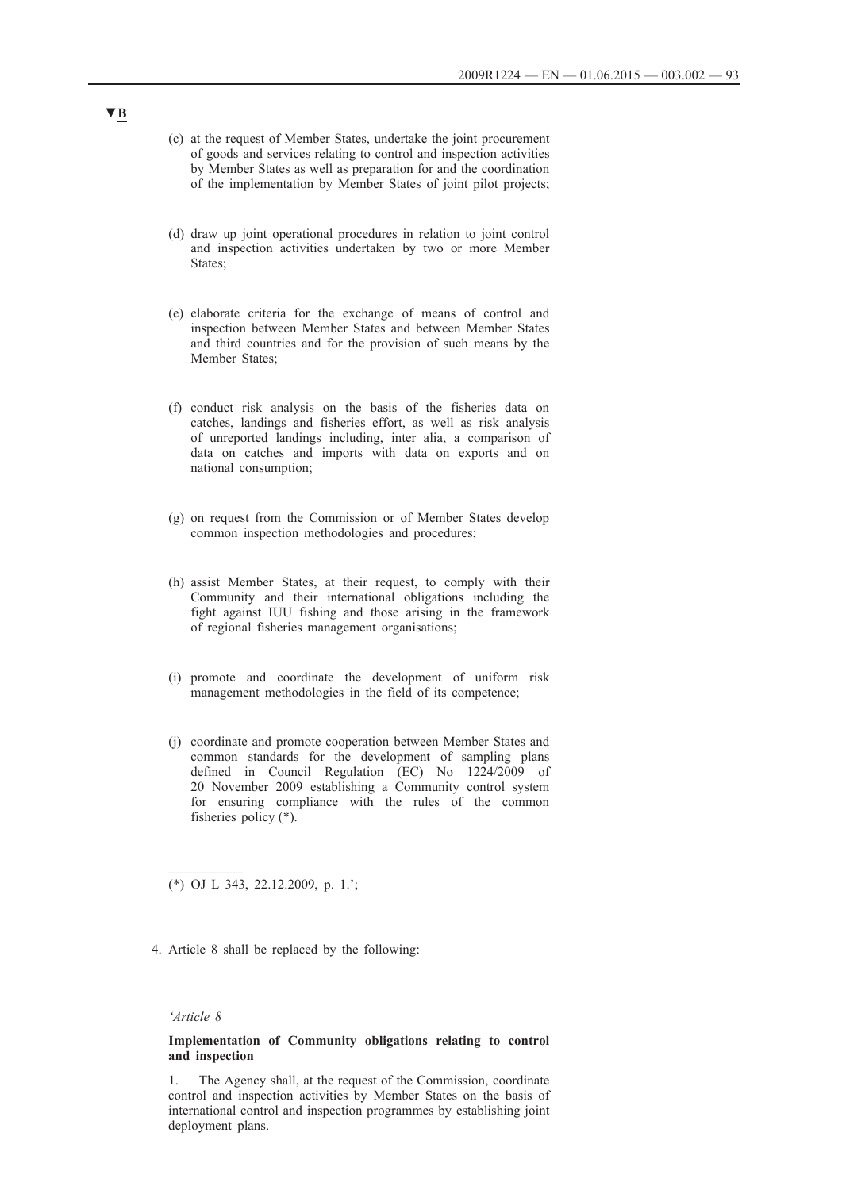▼B

(c) at the request of Member States, undertake the joint procurement of goods and services relating to control and inspection activities by Member States as well as preparation for and the coordination of the implementation by Member States of joint pilot projects;

(d) draw up joint operational procedures in relation to joint control and inspection activities undertaken by two or more Member States;

(e) elaborate criteria for the exchange of means of control and inspection between Member States and between Member States and third countries and for the provision of such means by the Member States;

(f) conduct risk analysis on the basis of the fisheries data on catches, landings and fisheries effort, as well as risk analysis of unreported landings including, inter alia, a comparison of data on catches and imports with data on exports and on national consumption;

(g) on request from the Commission or of Member States develop common inspection methodologies and procedures;

(h) assist Member States, at their request, to comply with their Community and their international obligations including the fight against IUU fishing and those arising in the framework of regional fisheries management organisations;

(i) promote and coordinate the development of uniform risk management methodologies in the field of its competence;

(j) coordinate and promote cooperation between Member States and common standards for the development of sampling plans defined in Council Regulation (EC) No 1224/2009 of 20 November 2009 establishing a Community control system for ensuring compliance with the rules of the common fisheries policy (*).

---

(*) OJ L 343, 22.12.2009, p. 1.';

4. Article 8 shall be replaced by the following:

*'Article 8*

**Implementation of Community obligations relating to control and inspection**

1. The Agency shall, at the request of the Commission, coordinate control and inspection activities by Member States on the basis of international control and inspection programmes by establishing joint deployment plans.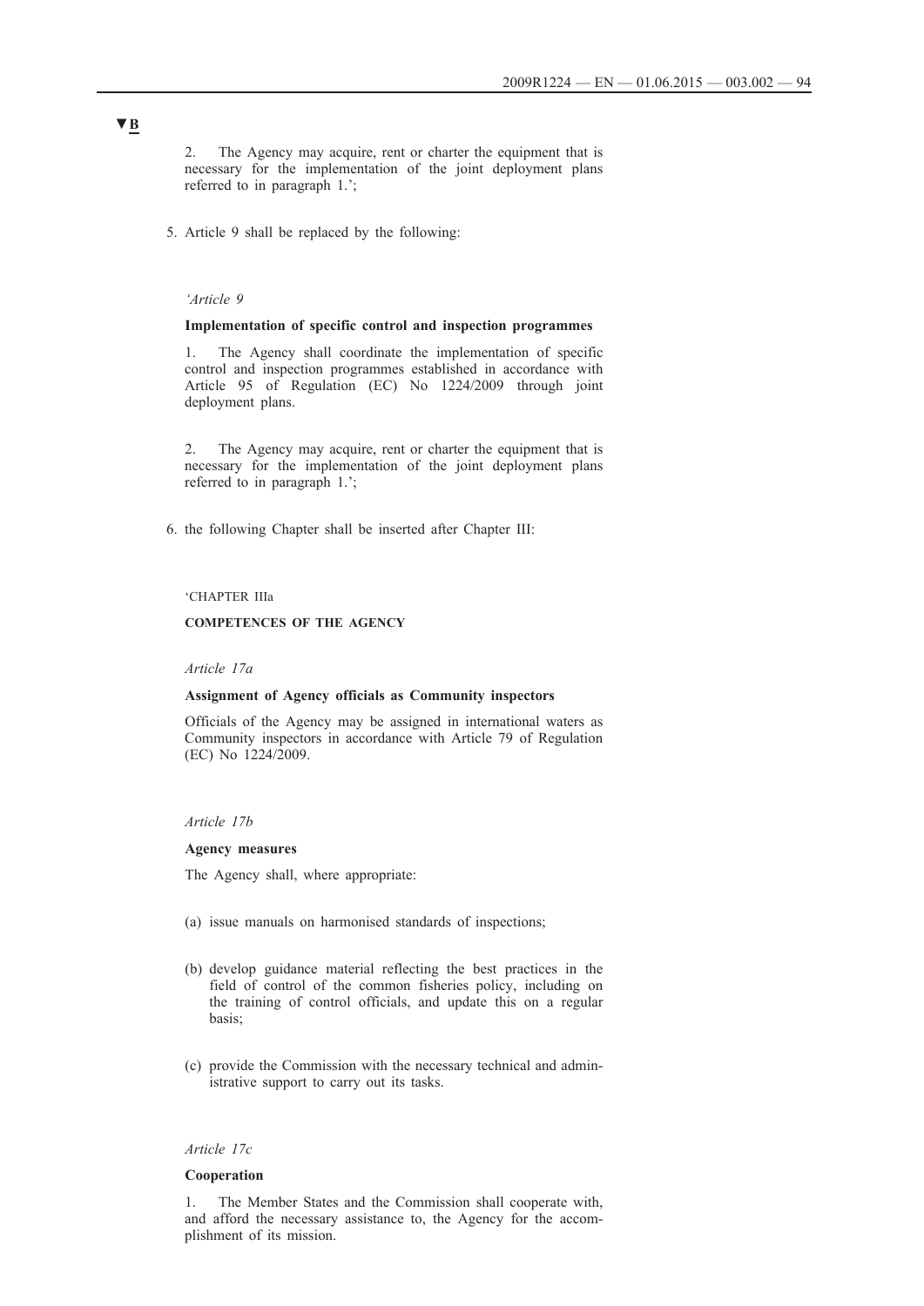▼B

2. The Agency may acquire, rent or charter the equipment that is necessary for the implementation of the joint deployment plans referred to in paragraph 1.';

5. Article 9 shall be replaced by the following:

*'Article 9*

**Implementation of specific control and inspection programmes**

1. The Agency shall coordinate the implementation of specific control and inspection programmes established in accordance with Article 95 of Regulation (EC) No 1224/2009 through joint deployment plans.

2. The Agency may acquire, rent or charter the equipment that is necessary for the implementation of the joint deployment plans referred to in paragraph 1.';

6. the following Chapter shall be inserted after Chapter III:

'CHAPTER IIIa

**COMPETENCES OF THE AGENCY**

*Article 17a*

**Assignment of Agency officials as Community inspectors**

Officials of the Agency may be assigned in international waters as Community inspectors in accordance with Article 79 of Regulation (EC) No 1224/2009.

*Article 17b*

**Agency measures**

The Agency shall, where appropriate:

(a) issue manuals on harmonised standards of inspections;

(b) develop guidance material reflecting the best practices in the field of control of the common fisheries policy, including on the training of control officials, and update this on a regular basis;

(c) provide the Commission with the necessary technical and administrative support to carry out its tasks.

*Article 17c*

**Cooperation**

1. The Member States and the Commission shall cooperate with, and afford the necessary assistance to, the Agency for the accomplishment of its mission.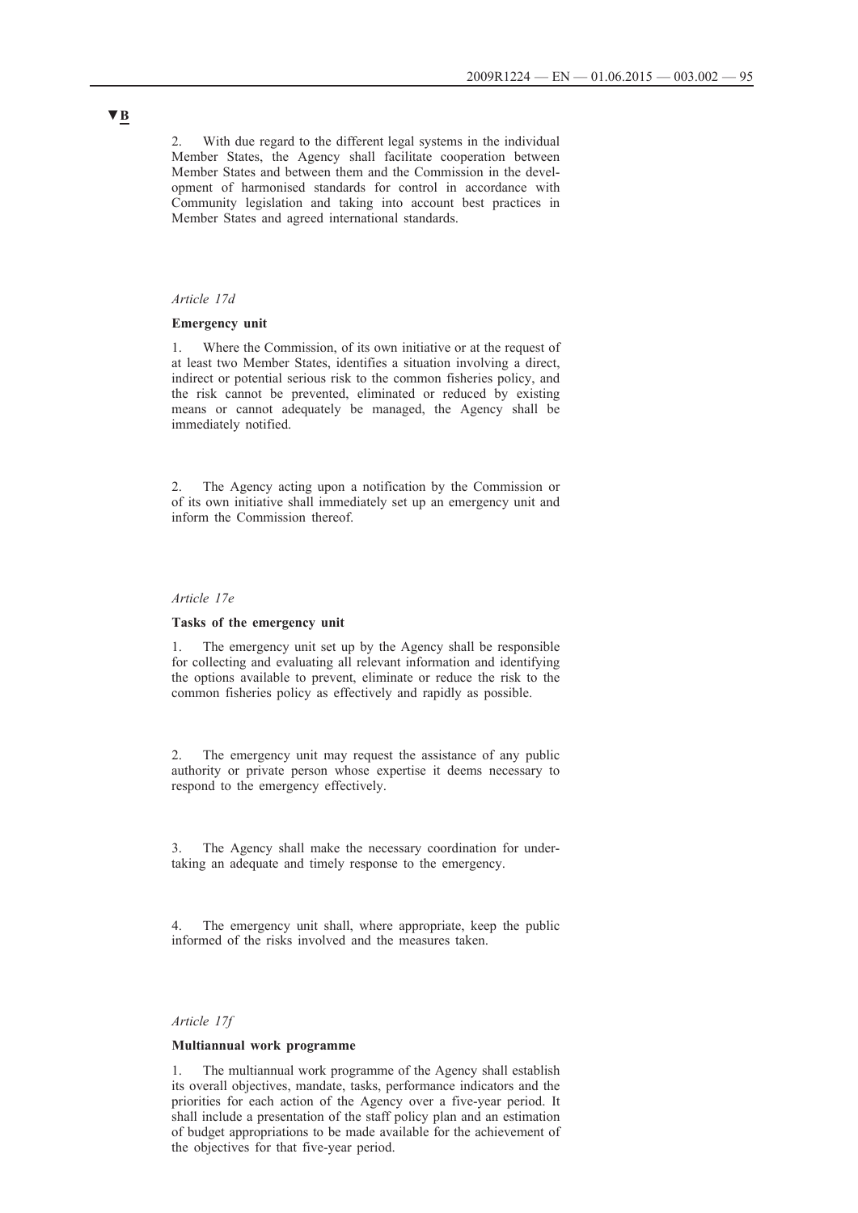▼B

2. With due regard to the different legal systems in the individual Member States, the Agency shall facilitate cooperation between Member States and between them and the Commission in the development of harmonised standards for control in accordance with Community legislation and taking into account best practices in Member States and agreed international standards.

*Article 17d*

**Emergency unit**

1. Where the Commission, of its own initiative or at the request of at least two Member States, identifies a situation involving a direct, indirect or potential serious risk to the common fisheries policy, and the risk cannot be prevented, eliminated or reduced by existing means or cannot adequately be managed, the Agency shall be immediately notified.

2. The Agency acting upon a notification by the Commission or of its own initiative shall immediately set up an emergency unit and inform the Commission thereof.

*Article 17e*

**Tasks of the emergency unit**

1. The emergency unit set up by the Agency shall be responsible for collecting and evaluating all relevant information and identifying the options available to prevent, eliminate or reduce the risk to the common fisheries policy as effectively and rapidly as possible.

2. The emergency unit may request the assistance of any public authority or private person whose expertise it deems necessary to respond to the emergency effectively.

3. The Agency shall make the necessary coordination for undertaking an adequate and timely response to the emergency.

4. The emergency unit shall, where appropriate, keep the public informed of the risks involved and the measures taken.

*Article 17f*

**Multiannual work programme**

1. The multiannual work programme of the Agency shall establish its overall objectives, mandate, tasks, performance indicators and the priorities for each action of the Agency over a five-year period. It shall include a presentation of the staff policy plan and an estimation of budget appropriations to be made available for the achievement of the objectives for that five-year period.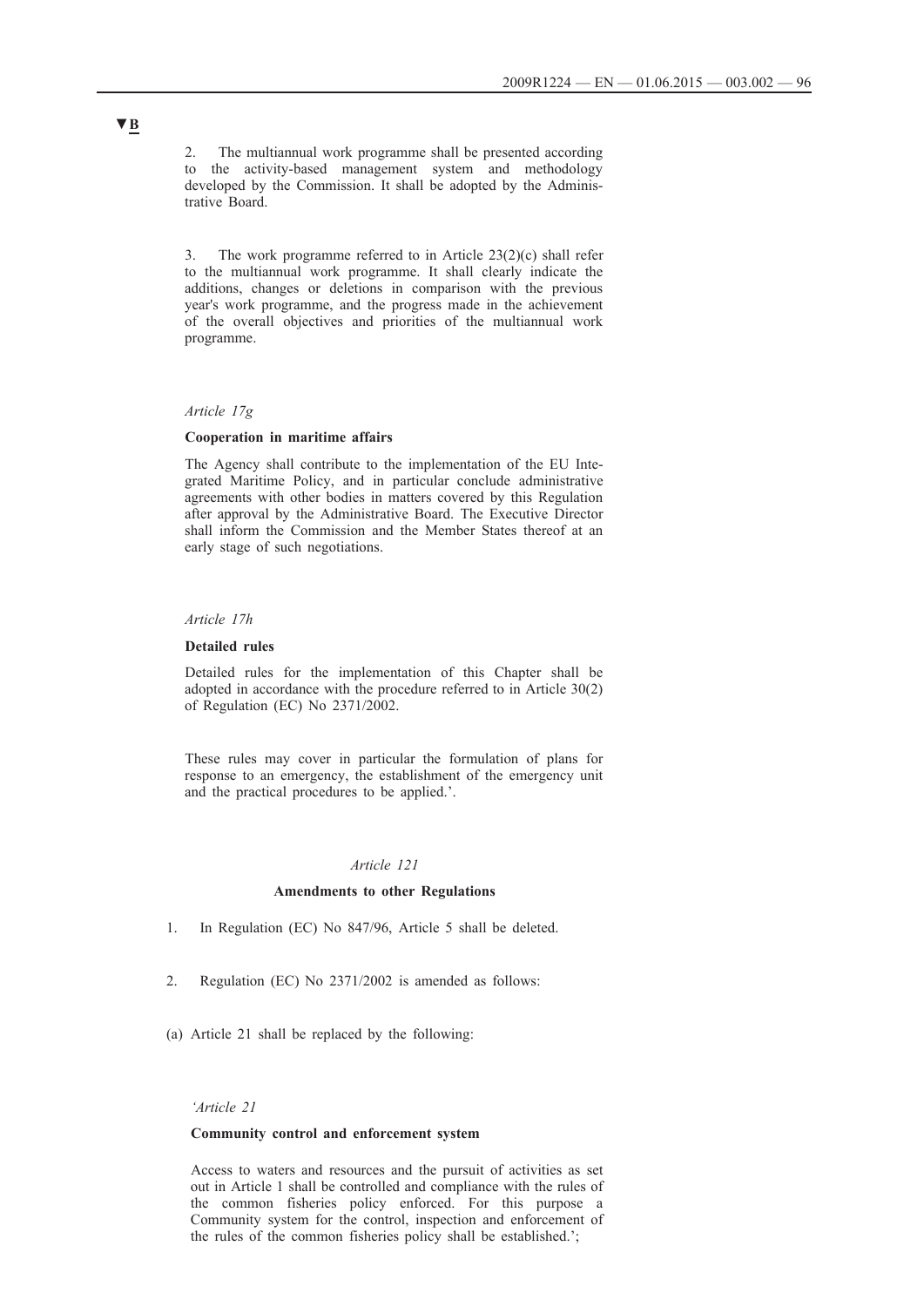▼B

2. The multiannual work programme shall be presented according to the activity-based management system and methodology developed by the Commission. It shall be adopted by the Administrative Board.

3. The work programme referred to in Article 23(2)(c) shall refer to the multiannual work programme. It shall clearly indicate the additions, changes or deletions in comparison with the previous year's work programme, and the progress made in the achievement of the overall objectives and priorities of the multiannual work programme.

*Article 17g*

**Cooperation in maritime affairs**

The Agency shall contribute to the implementation of the EU Integrated Maritime Policy, and in particular conclude administrative agreements with other bodies in matters covered by this Regulation after approval by the Administrative Board. The Executive Director shall inform the Commission and the Member States thereof at an early stage of such negotiations.

*Article 17h*

**Detailed rules**

Detailed rules for the implementation of this Chapter shall be adopted in accordance with the procedure referred to in Article 30(2) of Regulation (EC) No 2371/2002.

These rules may cover in particular the formulation of plans for response to an emergency, the establishment of the emergency unit and the practical procedures to be applied.'.

*Article 121*

**Amendments to other Regulations**

1. In Regulation (EC) No 847/96, Article 5 shall be deleted.

2. Regulation (EC) No 2371/2002 is amended as follows:

(a) Article 21 shall be replaced by the following:

*'Article 21*

**Community control and enforcement system**

Access to waters and resources and the pursuit of activities as set out in Article 1 shall be controlled and compliance with the rules of the common fisheries policy enforced. For this purpose a Community system for the control, inspection and enforcement of the rules of the common fisheries policy shall be established.';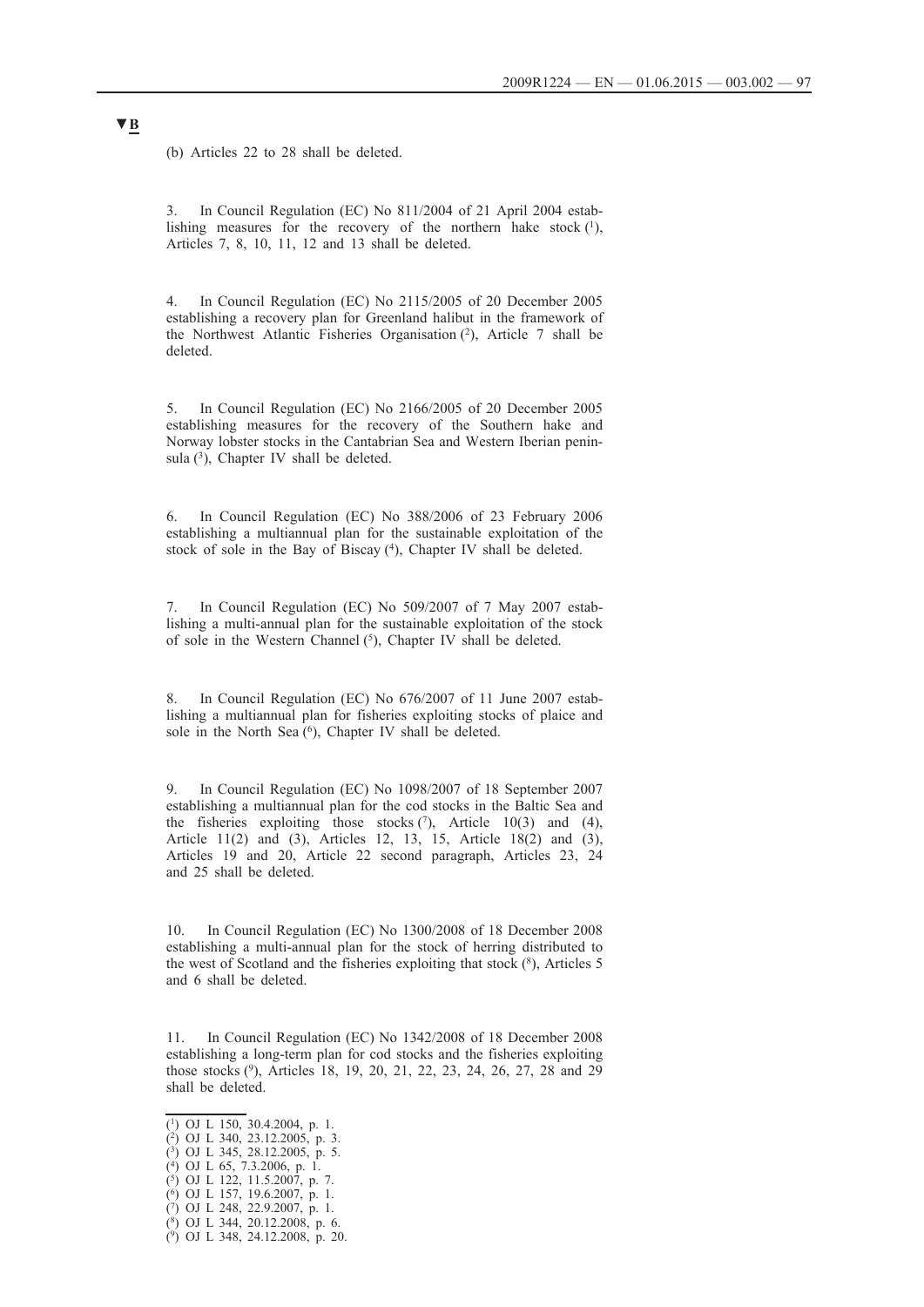▼B

(b) Articles 22 to 28 shall be deleted.

3. In Council Regulation (EC) No 811/2004 of 21 April 2004 establishing measures for the recovery of the northern hake stock [1], Articles 7, 8, 10, 11, 12 and 13 shall be deleted.

4. In Council Regulation (EC) No 2115/2005 of 20 December 2005 establishing a recovery plan for Greenland halibut in the framework of the Northwest Atlantic Fisheries Organisation [2], Article 7 shall be deleted.

5. In Council Regulation (EC) No 2166/2005 of 20 December 2005 establishing measures for the recovery of the Southern hake and Norway lobster stocks in the Cantabrian Sea and Western Iberian peninsula [3], Chapter IV shall be deleted.

6. In Council Regulation (EC) No 388/2006 of 23 February 2006 establishing a multiannual plan for the sustainable exploitation of the stock of sole in the Bay of Biscay [4], Chapter IV shall be deleted.

7. In Council Regulation (EC) No 509/2007 of 7 May 2007 establishing a multi-annual plan for the sustainable exploitation of the stock of sole in the Western Channel [5], Chapter IV shall be deleted.

8. In Council Regulation (EC) No 676/2007 of 11 June 2007 establishing a multiannual plan for fisheries exploiting stocks of plaice and sole in the North Sea [6], Chapter IV shall be deleted.

9. In Council Regulation (EC) No 1098/2007 of 18 September 2007 establishing a multiannual plan for the cod stocks in the Baltic Sea and the fisheries exploiting those stocks [7], Article 10(3) and (4), Article 11(2) and (3), Articles 12, 13, 15, Article 18(2) and (3), Articles 19 and 20, Article 22 second paragraph, Articles 23, 24 and 25 shall be deleted.

10. In Council Regulation (EC) No 1300/2008 of 18 December 2008 establishing a multi-annual plan for the stock of herring distributed to the west of Scotland and the fisheries exploiting that stock [8], Articles 5 and 6 shall be deleted.

11. In Council Regulation (EC) No 1342/2008 of 18 December 2008 establishing a long-term plan for cod stocks and the fisheries exploiting those stocks [9], Articles 18, 19, 20, 21, 22, 23, 24, 26, 27, 28 and 29 shall be deleted.

---

[1] OJ L 150, 30.4.2004, p. 1.
[2] OJ L 340, 23.12.2005, p. 3.
[3] OJ L 345, 28.12.2005, p. 5.
[4] OJ L 65, 7.3.2006, p. 1.
[5] OJ L 122, 11.5.2007, p. 7.
[6] OJ L 157, 19.6.2007, p. 1.
[7] OJ L 248, 22.9.2007, p. 1.
[8] OJ L 344, 20.12.2008, p. 6.
[9] OJ L 348, 24.12.2008, p. 20.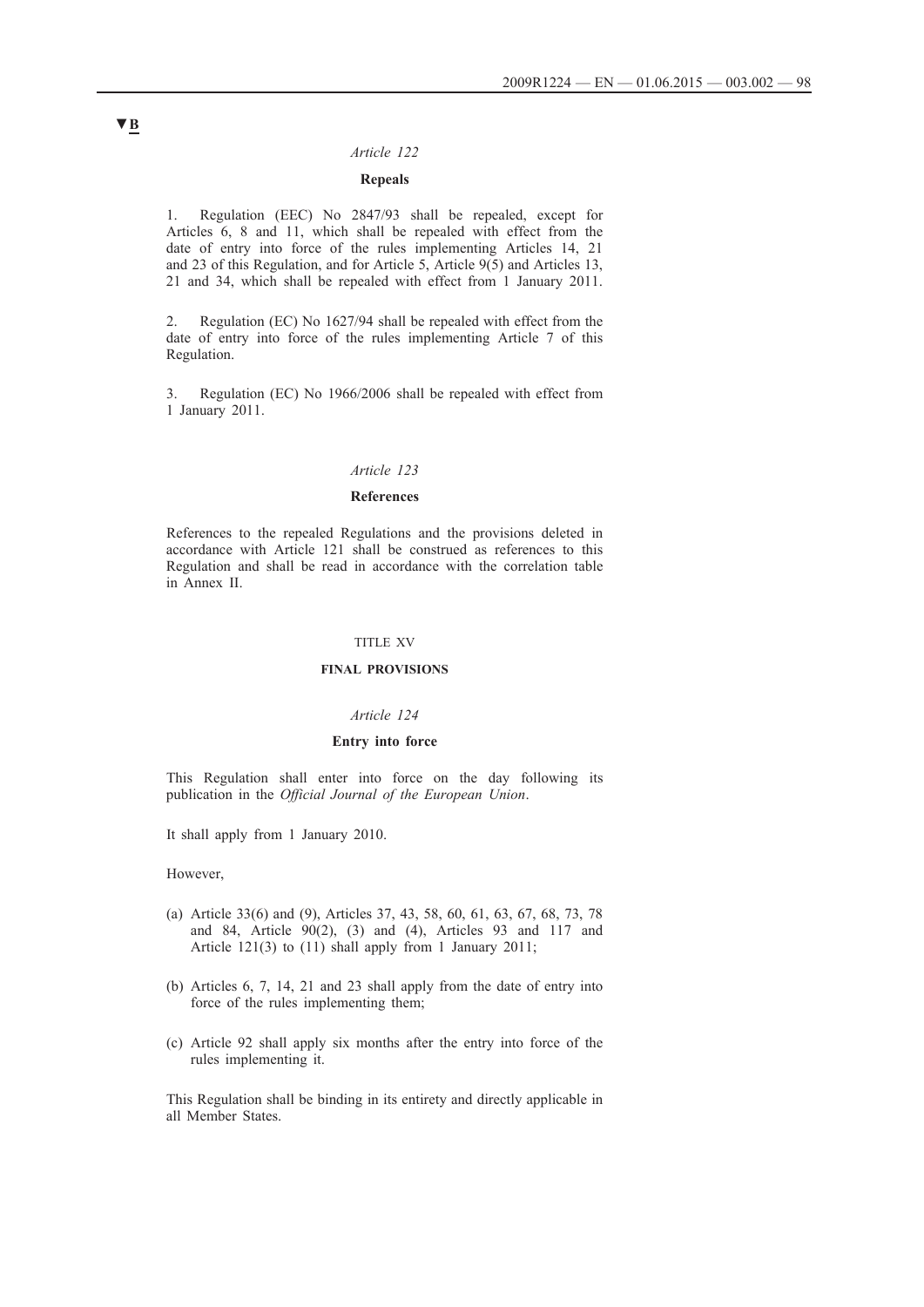▼B

*Article 122*

**Repeals**

1. Regulation (EEC) No 2847/93 shall be repealed, except for Articles 6, 8 and 11, which shall be repealed with effect from the date of entry into force of the rules implementing Articles 14, 21 and 23 of this Regulation, and for Article 5, Article 9(5) and Articles 13, 21 and 34, which shall be repealed with effect from 1 January 2011.

2. Regulation (EC) No 1627/94 shall be repealed with effect from the date of entry into force of the rules implementing Article 7 of this Regulation.

3. Regulation (EC) No 1966/2006 shall be repealed with effect from 1 January 2011.

*Article 123*

**References**

References to the repealed Regulations and the provisions deleted in accordance with Article 121 shall be construed as references to this Regulation and shall be read in accordance with the correlation table in Annex II.

TITLE XV

**FINAL PROVISIONS**

*Article 124*

**Entry into force**

This Regulation shall enter into force on the day following its publication in the *Official Journal of the European Union*.

It shall apply from 1 January 2010.

However,

(a) Article 33(6) and (9), Articles 37, 43, 58, 60, 61, 63, 67, 68, 73, 78 and 84, Article 90(2), (3) and (4), Articles 93 and 117 and Article 121(3) to (11) shall apply from 1 January 2011;

(b) Articles 6, 7, 14, 21 and 23 shall apply from the date of entry into force of the rules implementing them;

(c) Article 92 shall apply six months after the entry into force of the rules implementing it.

This Regulation shall be binding in its entirety and directly applicable in all Member States.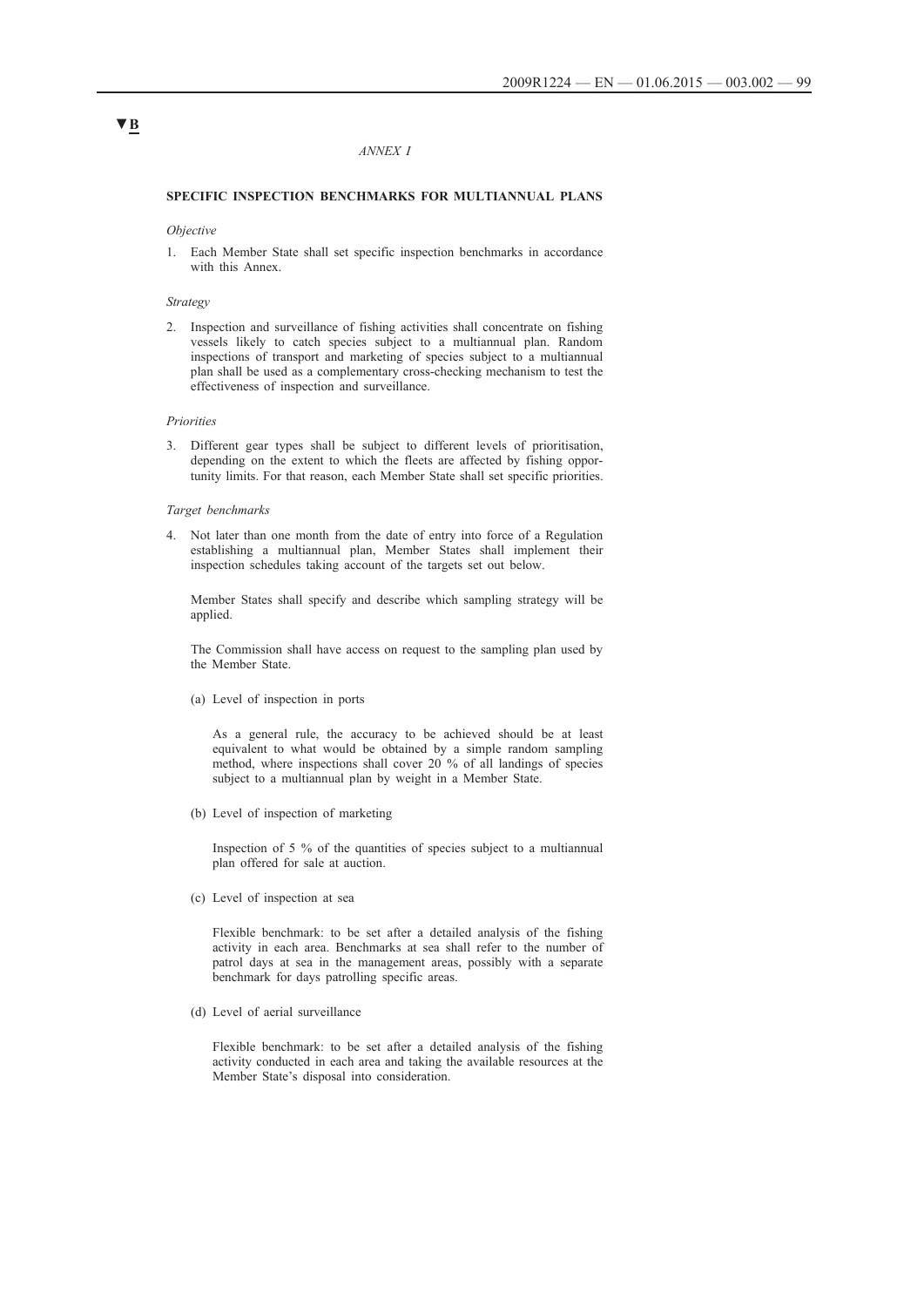▼B

*ANNEX I*

**SPECIFIC INSPECTION BENCHMARKS FOR MULTIANNUAL PLANS**

*Objective*

1. Each Member State shall set specific inspection benchmarks in accordance with this Annex.

*Strategy*

2. Inspection and surveillance of fishing activities shall concentrate on fishing vessels likely to catch species subject to a multiannual plan. Random inspections of transport and marketing of species subject to a multiannual plan shall be used as a complementary cross-checking mechanism to test the effectiveness of inspection and surveillance.

*Priorities*

3. Different gear types shall be subject to different levels of prioritisation, depending on the extent to which the fleets are affected by fishing opportunity limits. For that reason, each Member State shall set specific priorities.

*Target benchmarks*

4. Not later than one month from the date of entry into force of a Regulation establishing a multiannual plan, Member States shall implement their inspection schedules taking account of the targets set out below.

   Member States shall specify and describe which sampling strategy will be applied.

   The Commission shall have access on request to the sampling plan used by the Member State.

   (a) Level of inspection in ports

   As a general rule, the accuracy to be achieved should be at least equivalent to what would be obtained by a simple random sampling method, where inspections shall cover 20 % of all landings of species subject to a multiannual plan by weight in a Member State.

   (b) Level of inspection of marketing

   Inspection of 5 % of the quantities of species subject to a multiannual plan offered for sale at auction.

   (c) Level of inspection at sea

   Flexible benchmark: to be set after a detailed analysis of the fishing activity in each area. Benchmarks at sea shall refer to the number of patrol days at sea in the management areas, possibly with a separate benchmark for days patrolling specific areas.

   (d) Level of aerial surveillance

   Flexible benchmark: to be set after a detailed analysis of the fishing activity conducted in each area and taking the available resources at the Member State's disposal into consideration.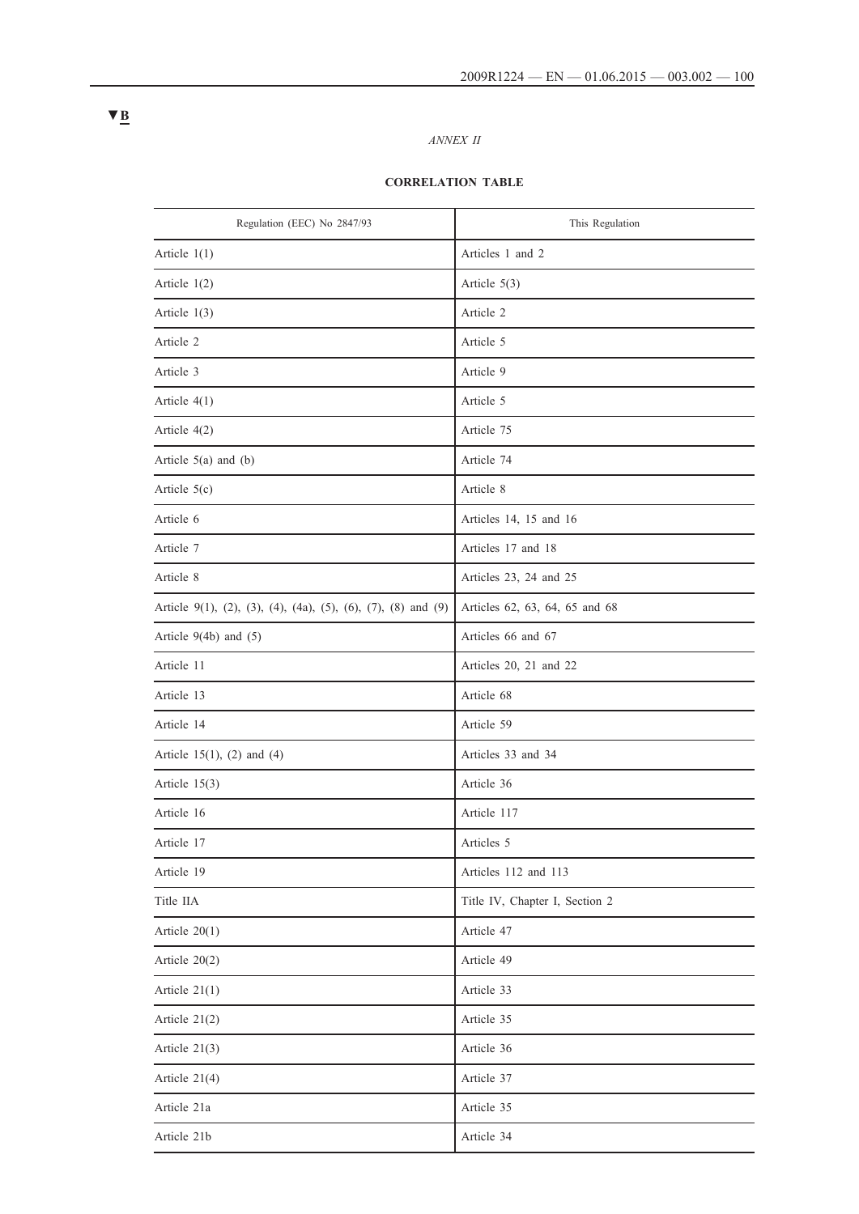▼B

*ANNEX II*

**CORRELATION TABLE**

| Regulation (EEC) No 2847/93 | This Regulation |
|---|---|
| Article 1(1) | Articles 1 and 2 |
| Article 1(2) | Article 5(3) |
| Article 1(3) | Article 2 |
| Article 2 | Article 5 |
| Article 3 | Article 9 |
| Article 4(1) | Article 5 |
| Article 4(2) | Article 75 |
| Article 5(a) and (b) | Article 74 |
| Article 5(c) | Article 8 |
| Article 6 | Articles 14, 15 and 16 |
| Article 7 | Articles 17 and 18 |
| Article 8 | Articles 23, 24 and 25 |
| Article 9(1), (2), (3), (4), (4a), (5), (6), (7), (8) and (9) | Articles 62, 63, 64, 65 and 68 |
| Article 9(4b) and (5) | Articles 66 and 67 |
| Article 11 | Articles 20, 21 and 22 |
| Article 13 | Article 68 |
| Article 14 | Article 59 |
| Article 15(1), (2) and (4) | Articles 33 and 34 |
| Article 15(3) | Article 36 |
| Article 16 | Article 117 |
| Article 17 | Articles 5 |
| Article 19 | Articles 112 and 113 |
| Title IIA | Title IV, Chapter I, Section 2 |
| Article 20(1) | Article 47 |
| Article 20(2) | Article 49 |
| Article 21(1) | Article 33 |
| Article 21(2) | Article 35 |
| Article 21(3) | Article 36 |
| Article 21(4) | Article 37 |
| Article 21a | Article 35 |
| Article 21b | Article 34 |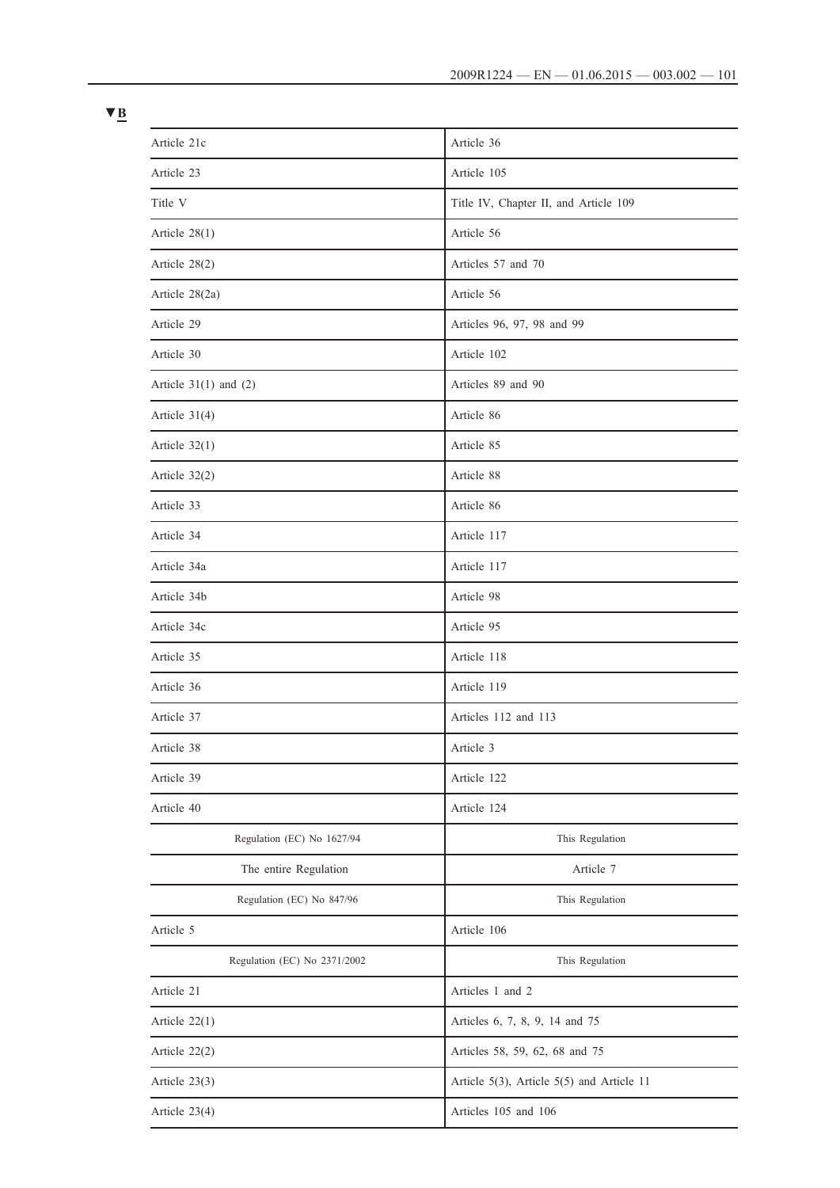▼B

| | |
|---|---|
| Article 21c | Article 36 |
| Article 23 | Article 105 |
| Title V | Title IV, Chapter II, and Article 109 |
| Article 28(1) | Article 56 |
| Article 28(2) | Articles 57 and 70 |
| Article 28(2a) | Article 56 |
| Article 29 | Articles 96, 97, 98 and 99 |
| Article 30 | Article 102 |
| Article 31(1) and (2) | Articles 89 and 90 |
| Article 31(4) | Article 86 |
| Article 32(1) | Article 85 |
| Article 32(2) | Article 88 |
| Article 33 | Article 86 |
| Article 34 | Article 117 |
| Article 34a | Article 117 |
| Article 34b | Article 98 |
| Article 34c | Article 95 |
| Article 35 | Article 118 |
| Article 36 | Article 119 |
| Article 37 | Articles 112 and 113 |
| Article 38 | Article 3 |
| Article 39 | Article 122 |
| Article 40 | Article 124 |
| Regulation (EC) No 1627/94 | This Regulation |
| The entire Regulation | Article 7 |
| Regulation (EC) No 847/96 | This Regulation |
| Article 5 | Article 106 |
| Regulation (EC) No 2371/2002 | This Regulation |
| Article 21 | Articles 1 and 2 |
| Article 22(1) | Articles 6, 7, 8, 9, 14 and 75 |
| Article 22(2) | Articles 58, 59, 62, 68 and 75 |
| Article 23(3) | Article 5(3), Article 5(5) and Article 11 |
| Article 23(4) | Articles 105 and 106 |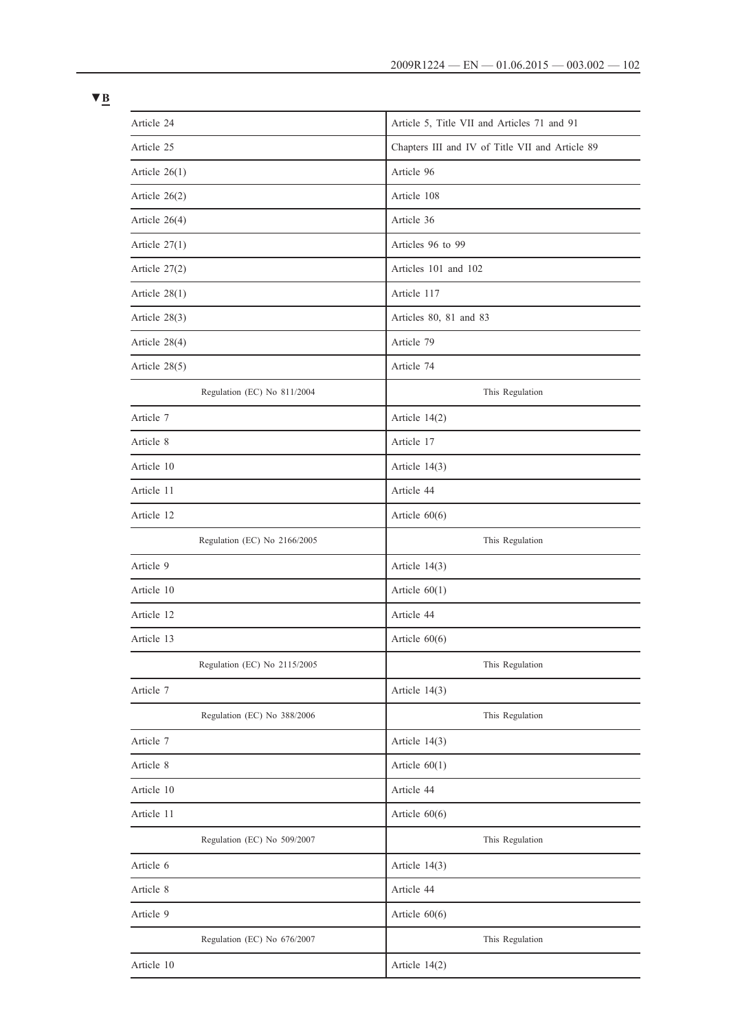▼B

| | |
|---|---|
| Article 24 | Article 5, Title VII and Articles 71 and 91 |
| Article 25 | Chapters III and IV of Title VII and Article 89 |
| Article 26(1) | Article 96 |
| Article 26(2) | Article 108 |
| Article 26(4) | Article 36 |
| Article 27(1) | Articles 96 to 99 |
| Article 27(2) | Articles 101 and 102 |
| Article 28(1) | Article 117 |
| Article 28(3) | Articles 80, 81 and 83 |
| Article 28(4) | Article 79 |
| Article 28(5) | Article 74 |
| Regulation (EC) No 811/2004 | This Regulation |
| Article 7 | Article 14(2) |
| Article 8 | Article 17 |
| Article 10 | Article 14(3) |
| Article 11 | Article 44 |
| Article 12 | Article 60(6) |
| Regulation (EC) No 2166/2005 | This Regulation |
| Article 9 | Article 14(3) |
| Article 10 | Article 60(1) |
| Article 12 | Article 44 |
| Article 13 | Article 60(6) |
| Regulation (EC) No 2115/2005 | This Regulation |
| Article 7 | Article 14(3) |
| Regulation (EC) No 388/2006 | This Regulation |
| Article 7 | Article 14(3) |
| Article 8 | Article 60(1) |
| Article 10 | Article 44 |
| Article 11 | Article 60(6) |
| Regulation (EC) No 509/2007 | This Regulation |
| Article 6 | Article 14(3) |
| Article 8 | Article 44 |
| Article 9 | Article 60(6) |
| Regulation (EC) No 676/2007 | This Regulation |
| Article 10 | Article 14(2) |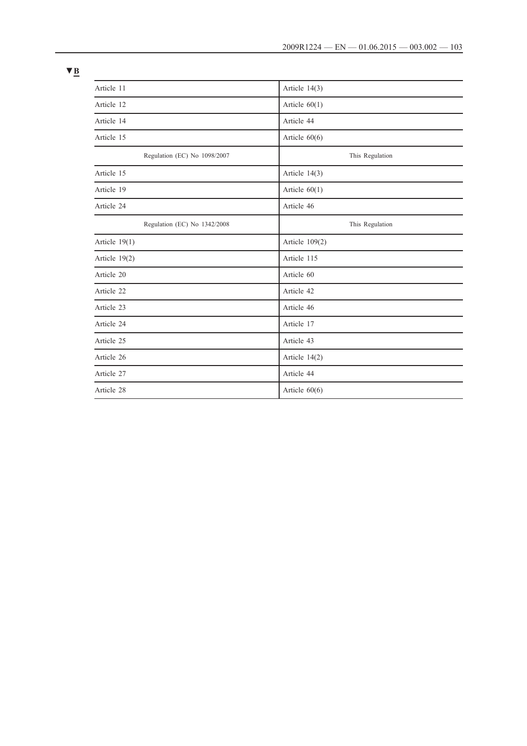▼B

| | |
|---|---|
| Article 11 | Article 14(3) |
| Article 12 | Article 60(1) |
| Article 14 | Article 44 |
| Article 15 | Article 60(6) |
| Regulation (EC) No 1098/2007 | This Regulation |
| Article 15 | Article 14(3) |
| Article 19 | Article 60(1) |
| Article 24 | Article 46 |
| Regulation (EC) No 1342/2008 | This Regulation |
| Article 19(1) | Article 109(2) |
| Article 19(2) | Article 115 |
| Article 20 | Article 60 |
| Article 22 | Article 42 |
| Article 23 | Article 46 |
| Article 24 | Article 17 |
| Article 25 | Article 43 |
| Article 26 | Article 14(2) |
| Article 27 | Article 44 |
| Article 28 | Article 60(6) |